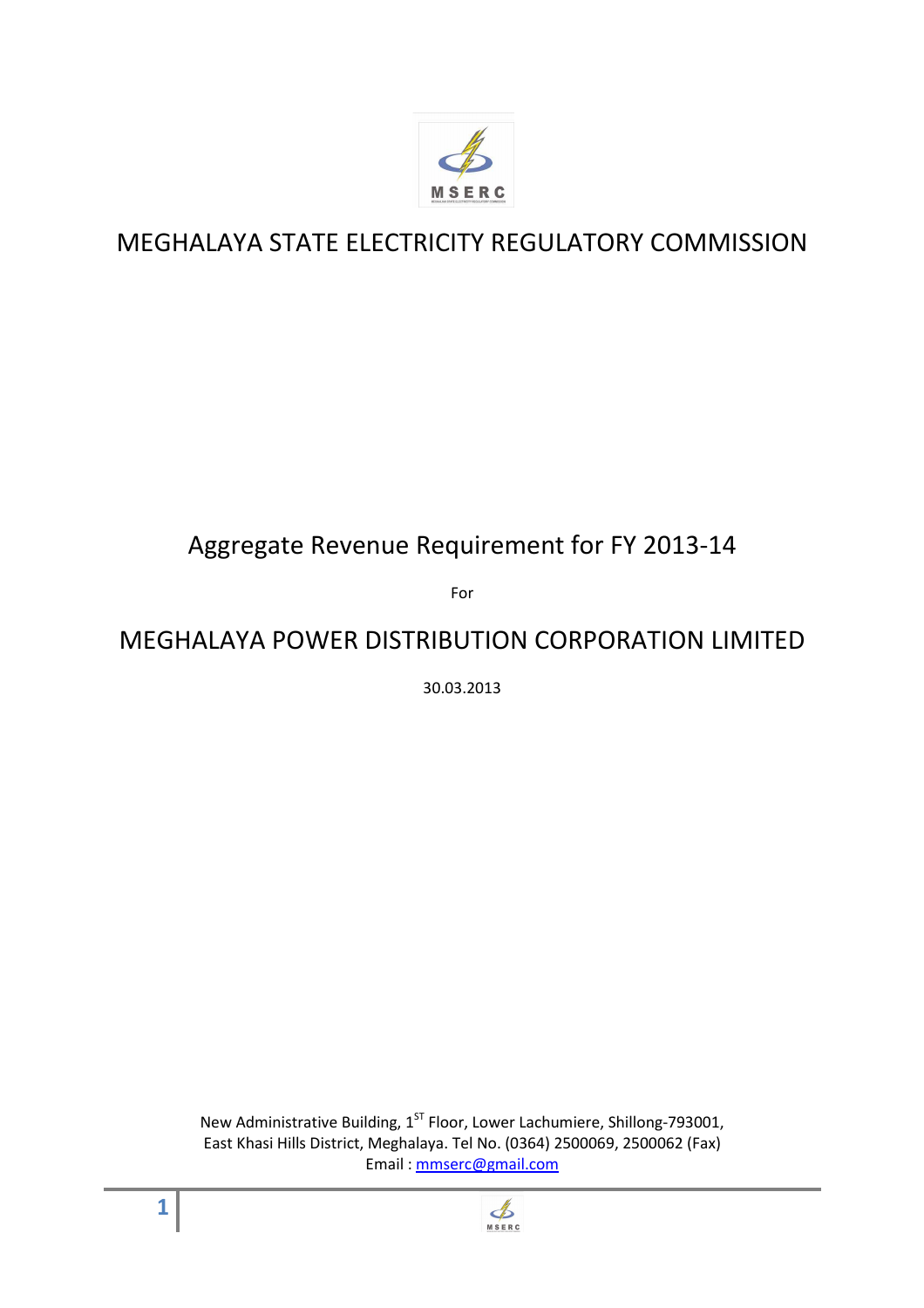# MEGHALAYA STATE ELECTRICITY REGULATORY COMMISSION

## Aggregate Revenue Requirement for FY 2013-14

For

## MEGHALAYA POWER DISTRIBUTION CORPORATION LIMITED

30.03.2013

New Administrative Building, 1[ST] Floor, Lower Lachumiere, Shillong-793001,
East Khasi Hills District, Meghalaya. Tel No. (0364) 2500069, 2500062 (Fax)
Email : mmserc@gmail.com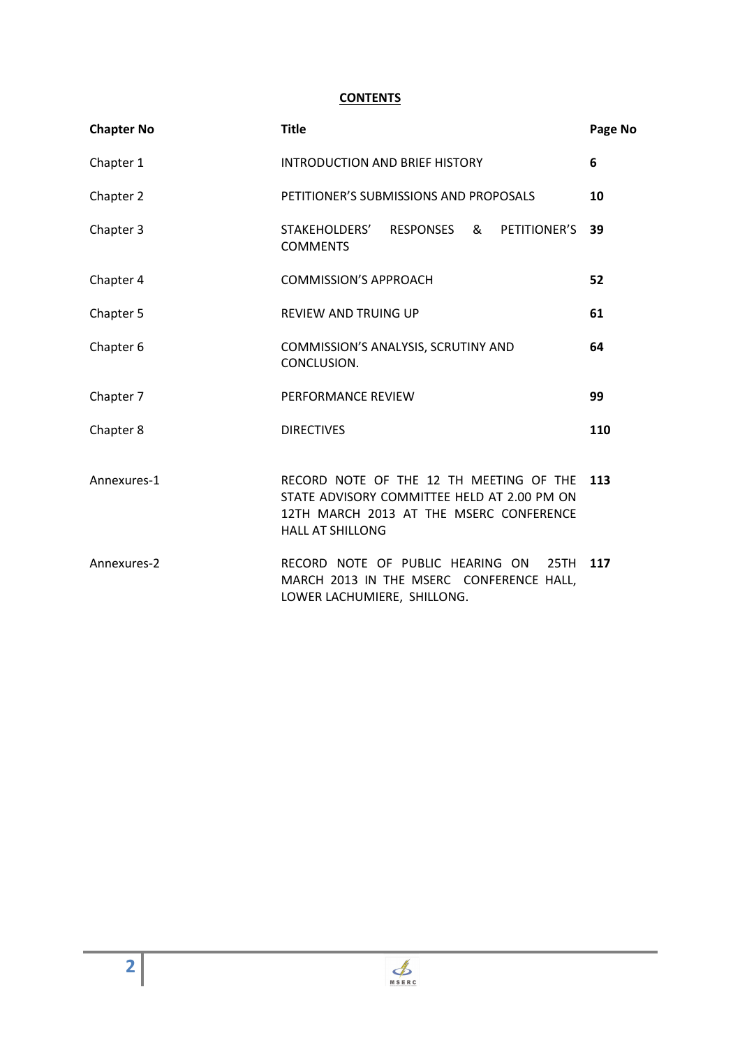**CONTENTS**

| **Chapter No** | **Title** | **Page No** |
|---|---|---|
| Chapter 1 | INTRODUCTION AND BRIEF HISTORY | **6** |
| Chapter 2 | PETITIONER'S SUBMISSIONS AND PROPOSALS | **10** |
| Chapter 3 | STAKEHOLDERS' RESPONSES & PETITIONER'S COMMENTS | **39** |
| Chapter 4 | COMMISSION'S APPROACH | **52** |
| Chapter 5 | REVIEW AND TRUING UP | **61** |
| Chapter 6 | COMMISSION'S ANALYSIS, SCRUTINY AND CONCLUSION. | **64** |
| Chapter 7 | PERFORMANCE REVIEW | **99** |
| Chapter 8 | DIRECTIVES | **110** |
| Annexures-1 | RECORD NOTE OF THE 12 TH MEETING OF THE STATE ADVISORY COMMITTEE HELD AT 2.00 PM ON 12TH MARCH 2013 AT THE MSERC CONFERENCE HALL AT SHILLONG | **113** |
| Annexures-2 | RECORD NOTE OF PUBLIC HEARING ON 25TH MARCH 2013 IN THE MSERC CONFERENCE HALL, LOWER LACHUMIERE, SHILLONG. | **117** |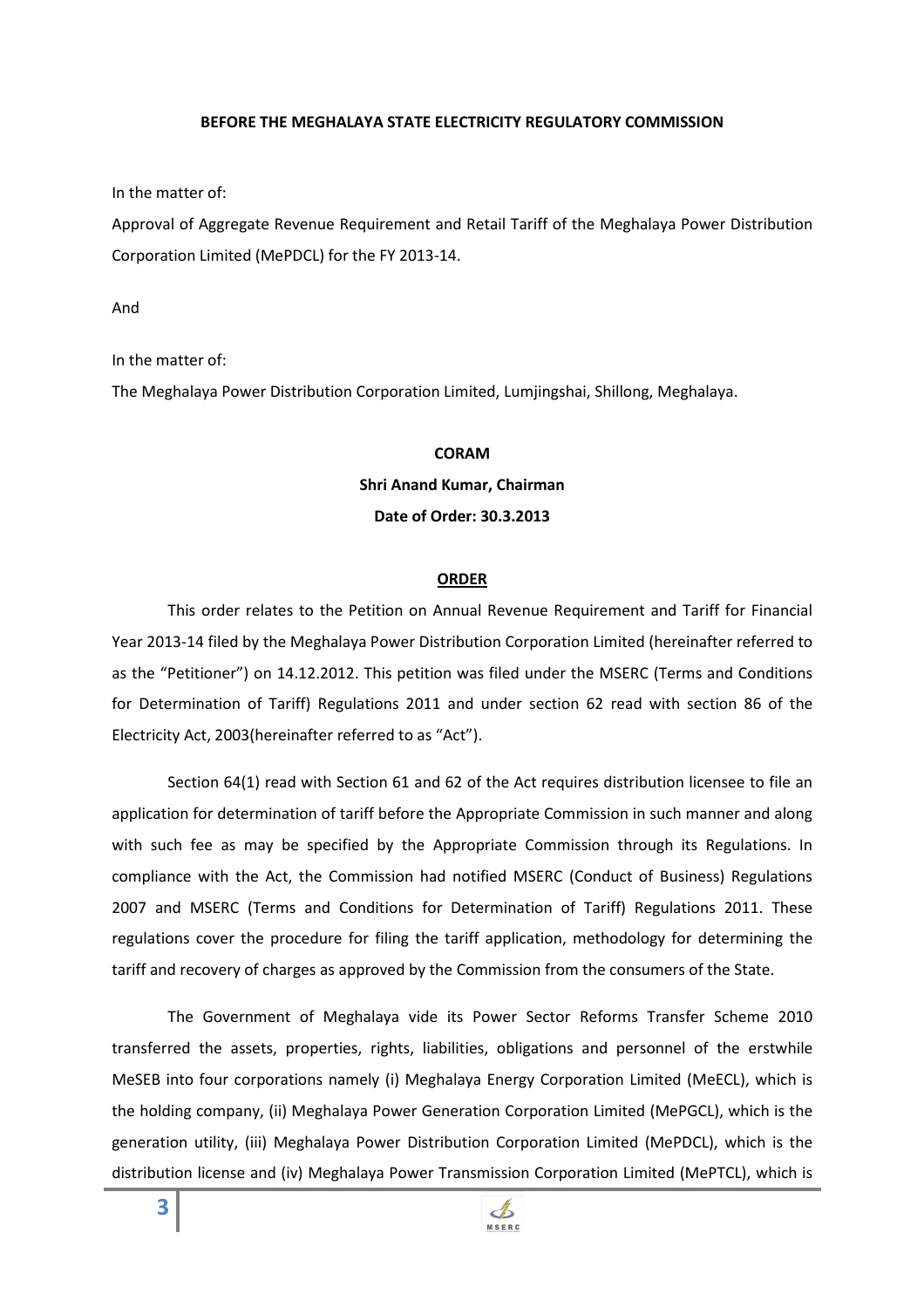**BEFORE THE MEGHALAYA STATE ELECTRICITY REGULATORY COMMISSION**

In the matter of:

Approval of Aggregate Revenue Requirement and Retail Tariff of the Meghalaya Power Distribution Corporation Limited (MePDCL) for the FY 2013-14.

And

In the matter of:

The Meghalaya Power Distribution Corporation Limited, Lumjingshai, Shillong, Meghalaya.

**CORAM**

**Shri Anand Kumar, Chairman**

**Date of Order: 30.3.2013**

**ORDER**

This order relates to the Petition on Annual Revenue Requirement and Tariff for Financial Year 2013-14 filed by the Meghalaya Power Distribution Corporation Limited (hereinafter referred to as the "Petitioner") on 14.12.2012. This petition was filed under the MSERC (Terms and Conditions for Determination of Tariff) Regulations 2011 and under section 62 read with section 86 of the Electricity Act, 2003(hereinafter referred to as "Act").

Section 64(1) read with Section 61 and 62 of the Act requires distribution licensee to file an application for determination of tariff before the Appropriate Commission in such manner and along with such fee as may be specified by the Appropriate Commission through its Regulations. In compliance with the Act, the Commission had notified MSERC (Conduct of Business) Regulations 2007 and MSERC (Terms and Conditions for Determination of Tariff) Regulations 2011. These regulations cover the procedure for filing the tariff application, methodology for determining the tariff and recovery of charges as approved by the Commission from the consumers of the State.

The Government of Meghalaya vide its Power Sector Reforms Transfer Scheme 2010 transferred the assets, properties, rights, liabilities, obligations and personnel of the erstwhile MeSEB into four corporations namely (i) Meghalaya Energy Corporation Limited (MeECL), which is the holding company, (ii) Meghalaya Power Generation Corporation Limited (MePGCL), which is the generation utility, (iii) Meghalaya Power Distribution Corporation Limited (MePDCL), which is the distribution license and (iv) Meghalaya Power Transmission Corporation Limited (MePTCL), which is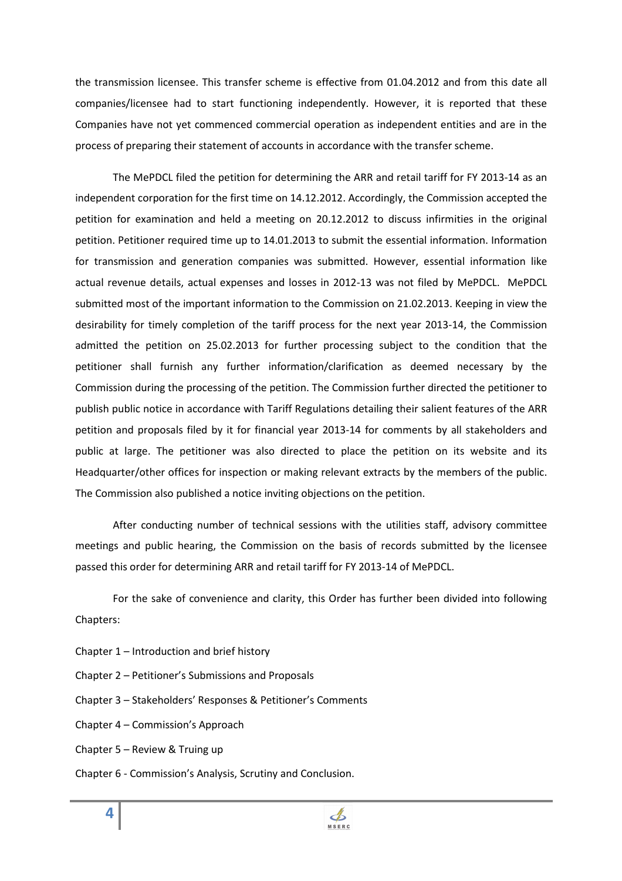the transmission licensee. This transfer scheme is effective from 01.04.2012 and from this date all companies/licensee had to start functioning independently. However, it is reported that these Companies have not yet commenced commercial operation as independent entities and are in the process of preparing their statement of accounts in accordance with the transfer scheme.

The MePDCL filed the petition for determining the ARR and retail tariff for FY 2013-14 as an independent corporation for the first time on 14.12.2012. Accordingly, the Commission accepted the petition for examination and held a meeting on 20.12.2012 to discuss infirmities in the original petition. Petitioner required time up to 14.01.2013 to submit the essential information. Information for transmission and generation companies was submitted. However, essential information like actual revenue details, actual expenses and losses in 2012-13 was not filed by MePDCL. MePDCL submitted most of the important information to the Commission on 21.02.2013. Keeping in view the desirability for timely completion of the tariff process for the next year 2013-14, the Commission admitted the petition on 25.02.2013 for further processing subject to the condition that the petitioner shall furnish any further information/clarification as deemed necessary by the Commission during the processing of the petition. The Commission further directed the petitioner to publish public notice in accordance with Tariff Regulations detailing their salient features of the ARR petition and proposals filed by it for financial year 2013-14 for comments by all stakeholders and public at large. The petitioner was also directed to place the petition on its website and its Headquarter/other offices for inspection or making relevant extracts by the members of the public. The Commission also published a notice inviting objections on the petition.

After conducting number of technical sessions with the utilities staff, advisory committee meetings and public hearing, the Commission on the basis of records submitted by the licensee passed this order for determining ARR and retail tariff for FY 2013-14 of MePDCL.

For the sake of convenience and clarity, this Order has further been divided into following Chapters:

Chapter 1 – Introduction and brief history

Chapter 2 – Petitioner's Submissions and Proposals

Chapter 3 – Stakeholders' Responses & Petitioner's Comments

Chapter 4 – Commission's Approach

Chapter 5 – Review & Truing up

Chapter 6 - Commission's Analysis, Scrutiny and Conclusion.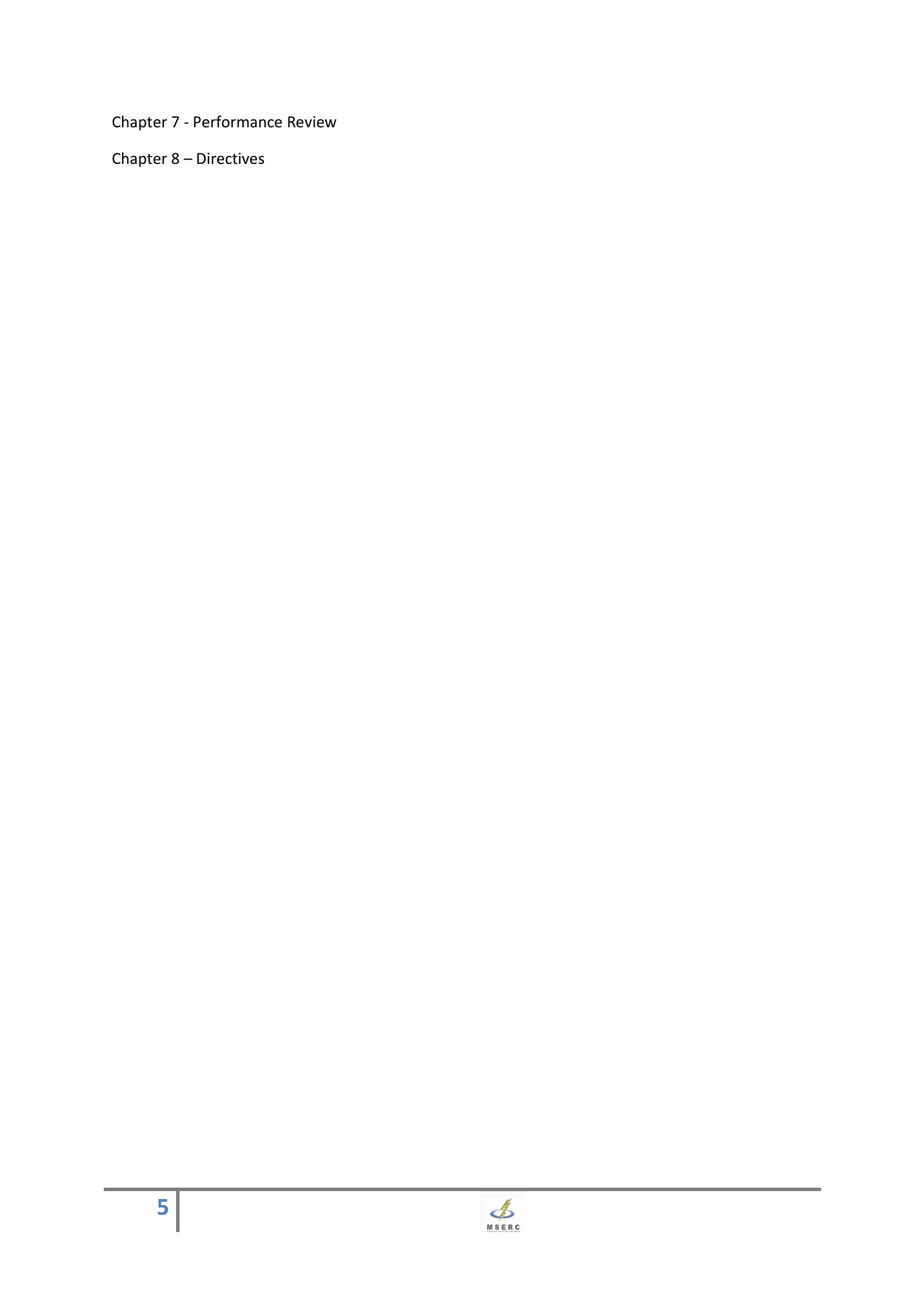Chapter 7 - Performance Review

Chapter 8 – Directives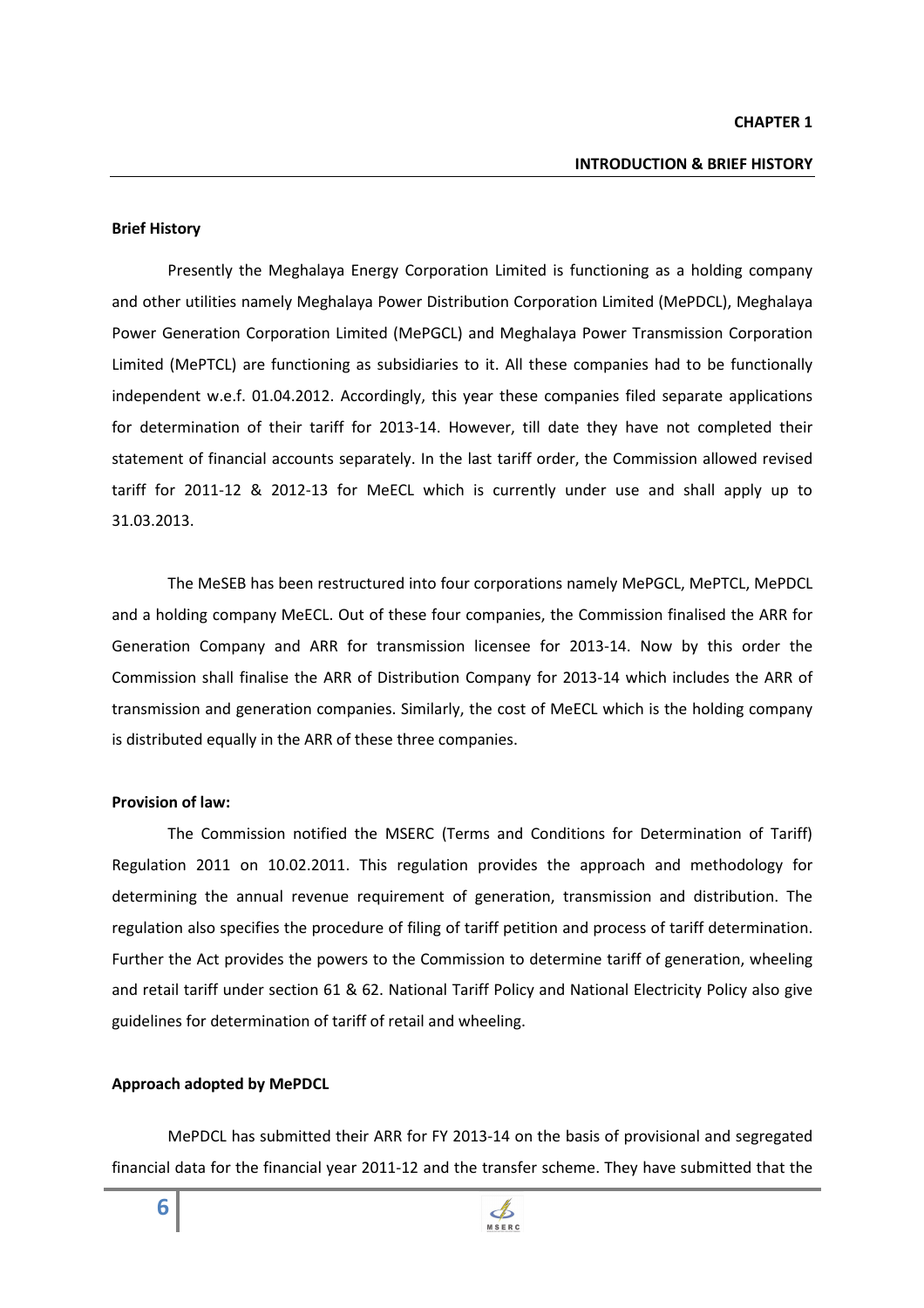# CHAPTER 1

## INTRODUCTION & BRIEF HISTORY

**Brief History**

Presently the Meghalaya Energy Corporation Limited is functioning as a holding company and other utilities namely Meghalaya Power Distribution Corporation Limited (MePDCL), Meghalaya Power Generation Corporation Limited (MePGCL) and Meghalaya Power Transmission Corporation Limited (MePTCL) are functioning as subsidiaries to it. All these companies had to be functionally independent w.e.f. 01.04.2012. Accordingly, this year these companies filed separate applications for determination of their tariff for 2013-14. However, till date they have not completed their statement of financial accounts separately. In the last tariff order, the Commission allowed revised tariff for 2011-12 & 2012-13 for MeECL which is currently under use and shall apply up to 31.03.2013.

The MeSEB has been restructured into four corporations namely MePGCL, MePTCL, MePDCL and a holding company MeECL. Out of these four companies, the Commission finalised the ARR for Generation Company and ARR for transmission licensee for 2013-14. Now by this order the Commission shall finalise the ARR of Distribution Company for 2013-14 which includes the ARR of transmission and generation companies. Similarly, the cost of MeECL which is the holding company is distributed equally in the ARR of these three companies.

**Provision of law:**

The Commission notified the MSERC (Terms and Conditions for Determination of Tariff) Regulation 2011 on 10.02.2011. This regulation provides the approach and methodology for determining the annual revenue requirement of generation, transmission and distribution. The regulation also specifies the procedure of filing of tariff petition and process of tariff determination. Further the Act provides the powers to the Commission to determine tariff of generation, wheeling and retail tariff under section 61 & 62. National Tariff Policy and National Electricity Policy also give guidelines for determination of tariff of retail and wheeling.

**Approach adopted by MePDCL**

MePDCL has submitted their ARR for FY 2013-14 on the basis of provisional and segregated financial data for the financial year 2011-12 and the transfer scheme. They have submitted that the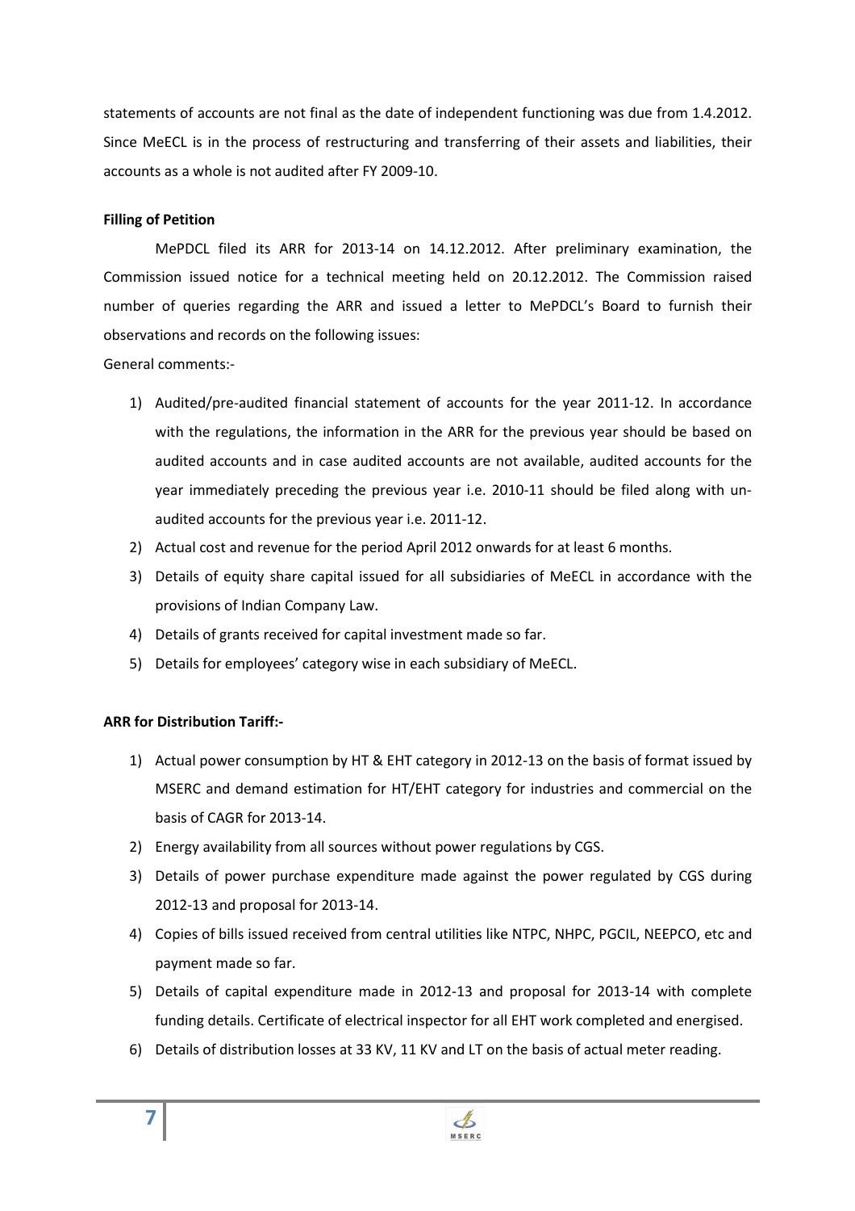statements of accounts are not final as the date of independent functioning was due from 1.4.2012. Since MeECL is in the process of restructuring and transferring of their assets and liabilities, their accounts as a whole is not audited after FY 2009-10.

**Filling of Petition**

MePDCL filed its ARR for 2013-14 on 14.12.2012. After preliminary examination, the Commission issued notice for a technical meeting held on 20.12.2012. The Commission raised number of queries regarding the ARR and issued a letter to MePDCL's Board to furnish their observations and records on the following issues:

General comments:-

1) Audited/pre-audited financial statement of accounts for the year 2011-12. In accordance with the regulations, the information in the ARR for the previous year should be based on audited accounts and in case audited accounts are not available, audited accounts for the year immediately preceding the previous year i.e. 2010-11 should be filed along with un-audited accounts for the previous year i.e. 2011-12.
2) Actual cost and revenue for the period April 2012 onwards for at least 6 months.
3) Details of equity share capital issued for all subsidiaries of MeECL in accordance with the provisions of Indian Company Law.
4) Details of grants received for capital investment made so far.
5) Details for employees' category wise in each subsidiary of MeECL.

**ARR for Distribution Tariff:-**

1) Actual power consumption by HT & EHT category in 2012-13 on the basis of format issued by MSERC and demand estimation for HT/EHT category for industries and commercial on the basis of CAGR for 2013-14.
2) Energy availability from all sources without power regulations by CGS.
3) Details of power purchase expenditure made against the power regulated by CGS during 2012-13 and proposal for 2013-14.
4) Copies of bills issued received from central utilities like NTPC, NHPC, PGCIL, NEEPCO, etc and payment made so far.
5) Details of capital expenditure made in 2012-13 and proposal for 2013-14 with complete funding details. Certificate of electrical inspector for all EHT work completed and energised.
6) Details of distribution losses at 33 KV, 11 KV and LT on the basis of actual meter reading.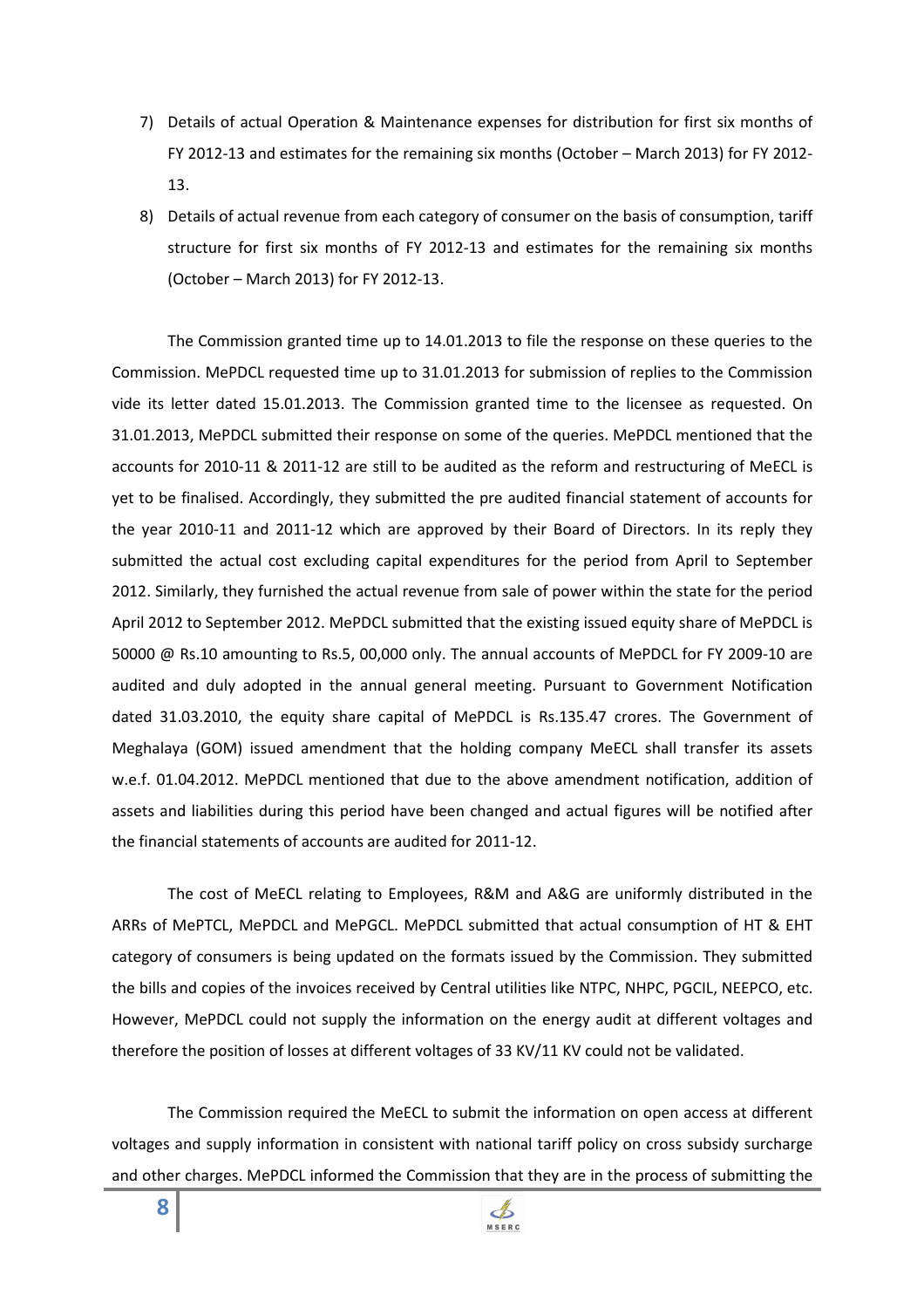7) Details of actual Operation & Maintenance expenses for distribution for first six months of FY 2012-13 and estimates for the remaining six months (October – March 2013) for FY 2012-13.

8) Details of actual revenue from each category of consumer on the basis of consumption, tariff structure for first six months of FY 2012-13 and estimates for the remaining six months (October – March 2013) for FY 2012-13.

The Commission granted time up to 14.01.2013 to file the response on these queries to the Commission. MePDCL requested time up to 31.01.2013 for submission of replies to the Commission vide its letter dated 15.01.2013. The Commission granted time to the licensee as requested. On 31.01.2013, MePDCL submitted their response on some of the queries. MePDCL mentioned that the accounts for 2010-11 & 2011-12 are still to be audited as the reform and restructuring of MeECL is yet to be finalised. Accordingly, they submitted the pre audited financial statement of accounts for the year 2010-11 and 2011-12 which are approved by their Board of Directors. In its reply they submitted the actual cost excluding capital expenditures for the period from April to September 2012. Similarly, they furnished the actual revenue from sale of power within the state for the period April 2012 to September 2012. MePDCL submitted that the existing issued equity share of MePDCL is 50000 @ Rs.10 amounting to Rs.5, 00,000 only. The annual accounts of MePDCL for FY 2009-10 are audited and duly adopted in the annual general meeting. Pursuant to Government Notification dated 31.03.2010, the equity share capital of MePDCL is Rs.135.47 crores. The Government of Meghalaya (GOM) issued amendment that the holding company MeECL shall transfer its assets w.e.f. 01.04.2012. MePDCL mentioned that due to the above amendment notification, addition of assets and liabilities during this period have been changed and actual figures will be notified after the financial statements of accounts are audited for 2011-12.

The cost of MeECL relating to Employees, R&M and A&G are uniformly distributed in the ARRs of MePTCL, MePDCL and MePGCL. MePDCL submitted that actual consumption of HT & EHT category of consumers is being updated on the formats issued by the Commission. They submitted the bills and copies of the invoices received by Central utilities like NTPC, NHPC, PGCIL, NEEPCO, etc. However, MePDCL could not supply the information on the energy audit at different voltages and therefore the position of losses at different voltages of 33 KV/11 KV could not be validated.

The Commission required the MeECL to submit the information on open access at different voltages and supply information in consistent with national tariff policy on cross subsidy surcharge and other charges. MePDCL informed the Commission that they are in the process of submitting the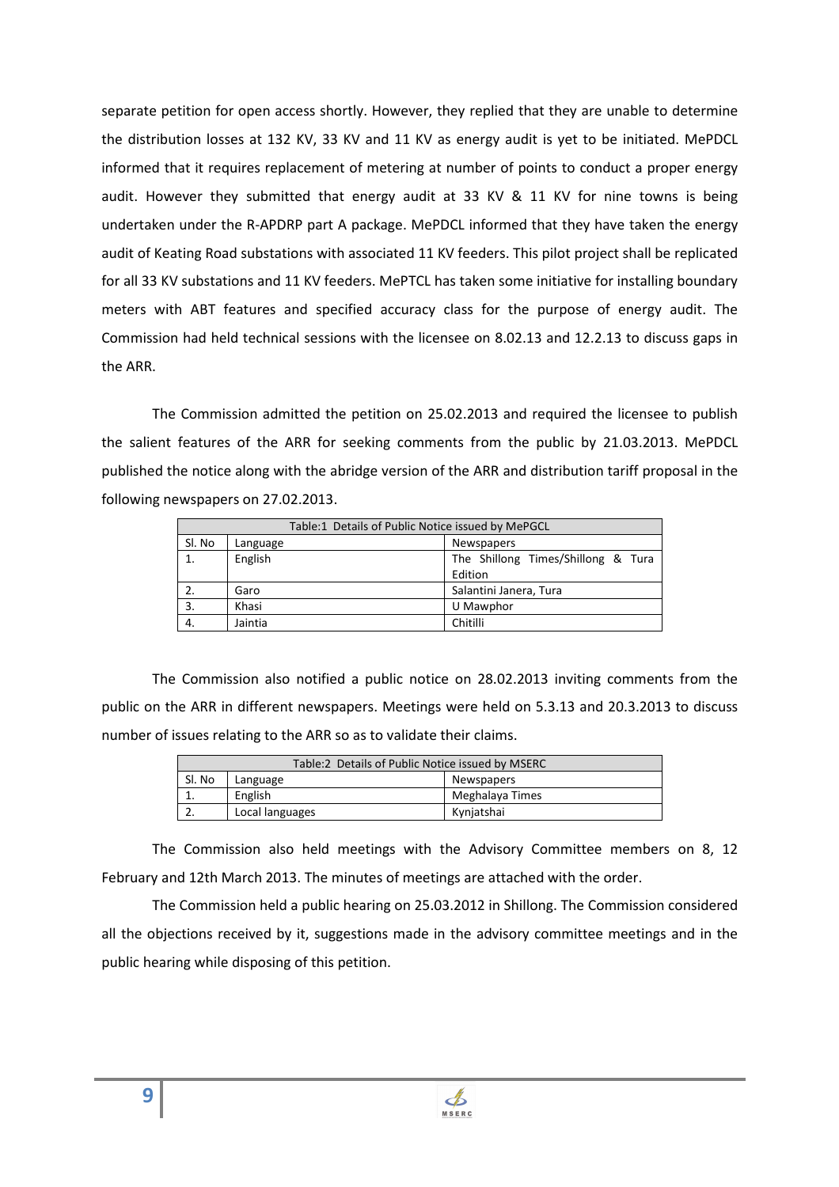separate petition for open access shortly. However, they replied that they are unable to determine the distribution losses at 132 KV, 33 KV and 11 KV as energy audit is yet to be initiated. MePDCL informed that it requires replacement of metering at number of points to conduct a proper energy audit. However they submitted that energy audit at 33 KV & 11 KV for nine towns is being undertaken under the R-APDRP part A package. MePDCL informed that they have taken the energy audit of Keating Road substations with associated 11 KV feeders. This pilot project shall be replicated for all 33 KV substations and 11 KV feeders. MePTCL has taken some initiative for installing boundary meters with ABT features and specified accuracy class for the purpose of energy audit. The Commission had held technical sessions with the licensee on 8.02.13 and 12.2.13 to discuss gaps in the ARR.

The Commission admitted the petition on 25.02.2013 and required the licensee to publish the salient features of the ARR for seeking comments from the public by 21.03.2013. MePDCL published the notice along with the abridge version of the ARR and distribution tariff proposal in the following newspapers on 27.02.2013.

| Table:1 Details of Public Notice issued by MePGCL | | |
|---|---|---|
| Sl. No | Language | Newspapers |
| 1. | English | The Shillong Times/Shillong & Tura Edition |
| 2. | Garo | Salantini Janera, Tura |
| 3. | Khasi | U Mawphor |
| 4. | Jaintia | Chitilli |

The Commission also notified a public notice on 28.02.2013 inviting comments from the public on the ARR in different newspapers. Meetings were held on 5.3.13 and 20.3.2013 to discuss number of issues relating to the ARR so as to validate their claims.

| Table:2 Details of Public Notice issued by MSERC | | |
|---|---|---|
| Sl. No | Language | Newspapers |
| 1. | English | Meghalaya Times |
| 2. | Local languages | Kynjatshai |

The Commission also held meetings with the Advisory Committee members on 8, 12 February and 12th March 2013. The minutes of meetings are attached with the order.

The Commission held a public hearing on 25.03.2012 in Shillong. The Commission considered all the objections received by it, suggestions made in the advisory committee meetings and in the public hearing while disposing of this petition.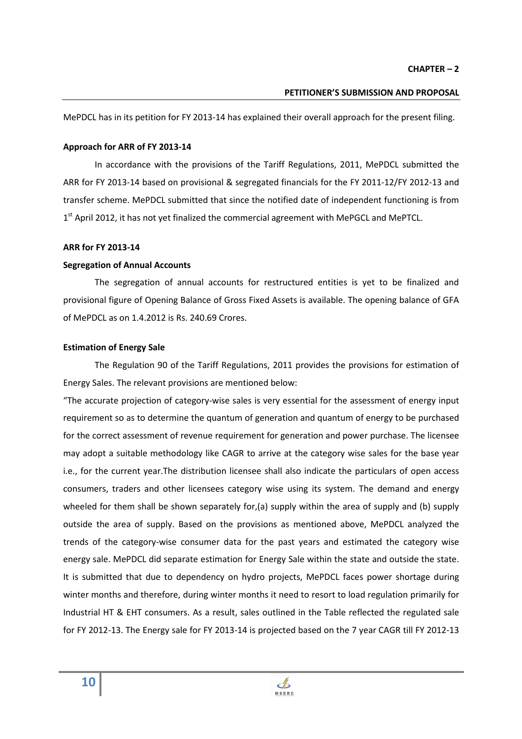## CHAPTER – 2

## PETITIONER'S SUBMISSION AND PROPOSAL

MePDCL has in its petition for FY 2013-14 has explained their overall approach for the present filing.

**Approach for ARR of FY 2013-14**

In accordance with the provisions of the Tariff Regulations, 2011, MePDCL submitted the ARR for FY 2013-14 based on provisional & segregated financials for the FY 2011-12/FY 2012-13 and transfer scheme. MePDCL submitted that since the notified date of independent functioning is from 1st April 2012, it has not yet finalized the commercial agreement with MePGCL and MePTCL.

**ARR for FY 2013-14**

**Segregation of Annual Accounts**

The segregation of annual accounts for restructured entities is yet to be finalized and provisional figure of Opening Balance of Gross Fixed Assets is available. The opening balance of GFA of MePDCL as on 1.4.2012 is Rs. 240.69 Crores.

**Estimation of Energy Sale**

The Regulation 90 of the Tariff Regulations, 2011 provides the provisions for estimation of Energy Sales. The relevant provisions are mentioned below:

"The accurate projection of category-wise sales is very essential for the assessment of energy input requirement so as to determine the quantum of generation and quantum of energy to be purchased for the correct assessment of revenue requirement for generation and power purchase. The licensee may adopt a suitable methodology like CAGR to arrive at the category wise sales for the base year i.e., for the current year.The distribution licensee shall also indicate the particulars of open access consumers, traders and other licensees category wise using its system. The demand and energy wheeled for them shall be shown separately for,(a) supply within the area of supply and (b) supply outside the area of supply. Based on the provisions as mentioned above, MePDCL analyzed the trends of the category-wise consumer data for the past years and estimated the category wise energy sale. MePDCL did separate estimation for Energy Sale within the state and outside the state. It is submitted that due to dependency on hydro projects, MePDCL faces power shortage during winter months and therefore, during winter months it need to resort to load regulation primarily for Industrial HT & EHT consumers. As a result, sales outlined in the Table reflected the regulated sale for FY 2012-13. The Energy sale for FY 2013-14 is projected based on the 7 year CAGR till FY 2012-13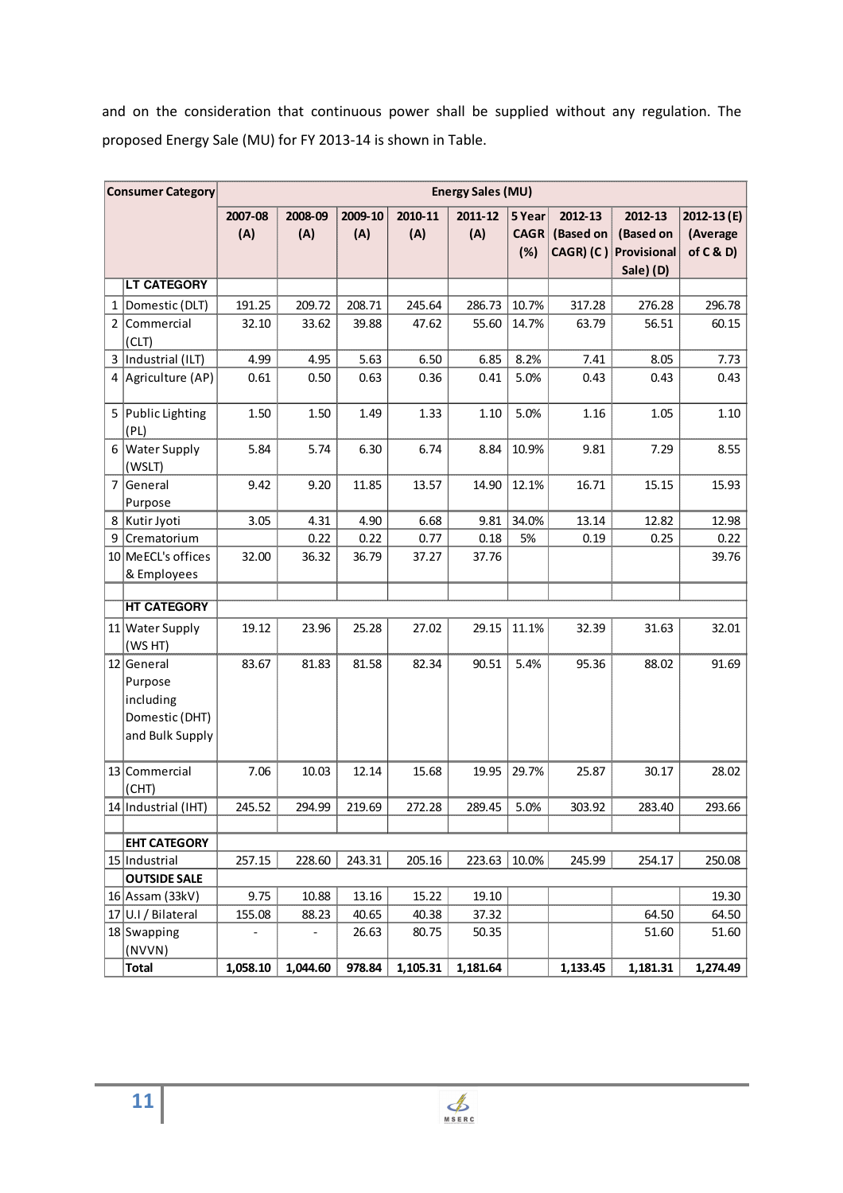and on the consideration that continuous power shall be supplied without any regulation. The proposed Energy Sale (MU) for FY 2013-14 is shown in Table.

| | Consumer Category | Energy Sales (MU) | | | | | | | | |
|---|---|---|---|---|---|---|---|---|---|---|
| | | 2007-08 (A) | 2008-09 (A) | 2009-10 (A) | 2010-11 (A) | 2011-12 (A) | 5 Year CAGR (%) | 2012-13 (Based on CAGR) (C) | 2012-13 (Based on Provisional Sale) (D) | 2012-13 (E) (Average of C & D) |
| | **LT CATEGORY** | | | | | | | | | |
| 1 | Domestic (DLT) | 191.25 | 209.72 | 208.71 | 245.64 | 286.73 | 10.7% | 317.28 | 276.28 | 296.78 |
| 2 | Commercial (CLT) | 32.10 | 33.62 | 39.88 | 47.62 | 55.60 | 14.7% | 63.79 | 56.51 | 60.15 |
| 3 | Industrial (ILT) | 4.99 | 4.95 | 5.63 | 6.50 | 6.85 | 8.2% | 7.41 | 8.05 | 7.73 |
| 4 | Agriculture (AP) | 0.61 | 0.50 | 0.63 | 0.36 | 0.41 | 5.0% | 0.43 | 0.43 | 0.43 |
| 5 | Public Lighting (PL) | 1.50 | 1.50 | 1.49 | 1.33 | 1.10 | 5.0% | 1.16 | 1.05 | 1.10 |
| 6 | Water Supply (WSLT) | 5.84 | 5.74 | 6.30 | 6.74 | 8.84 | 10.9% | 9.81 | 7.29 | 8.55 |
| 7 | General Purpose | 9.42 | 9.20 | 11.85 | 13.57 | 14.90 | 12.1% | 16.71 | 15.15 | 15.93 |
| 8 | Kutir Jyoti | 3.05 | 4.31 | 4.90 | 6.68 | 9.81 | 34.0% | 13.14 | 12.82 | 12.98 |
| 9 | Crematorium | | 0.22 | 0.22 | 0.77 | 0.18 | 5% | 0.19 | 0.25 | 0.22 |
| 10 | MeECL's offices & Employees | 32.00 | 36.32 | 36.79 | 37.27 | 37.76 | | | | 39.76 |
| | | | | | | | | | | |
| | **HT CATEGORY** | | | | | | | | | |
| 11 | Water Supply (WS HT) | 19.12 | 23.96 | 25.28 | 27.02 | 29.15 | 11.1% | 32.39 | 31.63 | 32.01 |
| 12 | General Purpose including Domestic (DHT) and Bulk Supply | 83.67 | 81.83 | 81.58 | 82.34 | 90.51 | 5.4% | 95.36 | 88.02 | 91.69 |
| 13 | Commercial (CHT) | 7.06 | 10.03 | 12.14 | 15.68 | 19.95 | 29.7% | 25.87 | 30.17 | 28.02 |
| 14 | Industrial (IHT) | 245.52 | 294.99 | 219.69 | 272.28 | 289.45 | 5.0% | 303.92 | 283.40 | 293.66 |
| | | | | | | | | | | |
| | **EHT CATEGORY** | | | | | | | | | |
| 15 | Industrial | 257.15 | 228.60 | 243.31 | 205.16 | 223.63 | 10.0% | 245.99 | 254.17 | 250.08 |
| | **OUTSIDE SALE** | | | | | | | | | |
| 16 | Assam (33kV) | 9.75 | 10.88 | 13.16 | 15.22 | 19.10 | | | | 19.30 |
| 17 | U.I / Bilateral | 155.08 | 88.23 | 40.65 | 40.38 | 37.32 | | | 64.50 | 64.50 |
| 18 | Swapping (NVVN) | - | - | 26.63 | 80.75 | 50.35 | | | 51.60 | 51.60 |
| | **Total** | **1,058.10** | **1,044.60** | **978.84** | **1,105.31** | **1,181.64** | | **1,133.45** | **1,181.31** | **1,274.49** |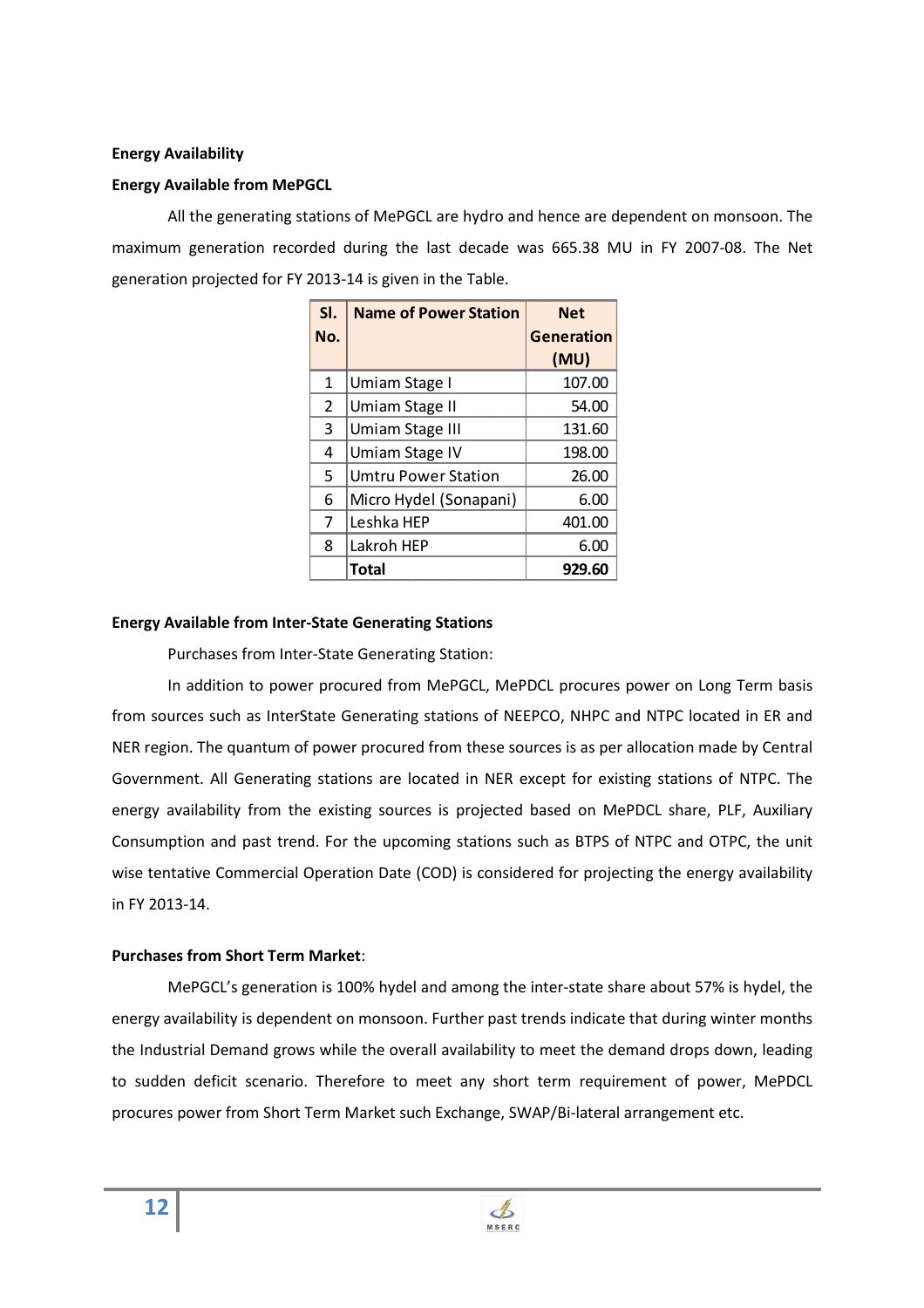**Energy Availability**

**Energy Available from MePGCL**

All the generating stations of MePGCL are hydro and hence are dependent on monsoon. The maximum generation recorded during the last decade was 665.38 MU in FY 2007-08. The Net generation projected for FY 2013-14 is given in the Table.

| Sl. No. | Name of Power Station | Net Generation (MU) |
|---|---|---|
| 1 | Umiam Stage I | 107.00 |
| 2 | Umiam Stage II | 54.00 |
| 3 | Umiam Stage III | 131.60 |
| 4 | Umiam Stage IV | 198.00 |
| 5 | Umtru Power Station | 26.00 |
| 6 | Micro Hydel (Sonapani) | 6.00 |
| 7 | Leshka HEP | 401.00 |
| 8 | Lakroh HEP | 6.00 |
| | **Total** | **929.60** |

**Energy Available from Inter-State Generating Stations**

Purchases from Inter-State Generating Station:

In addition to power procured from MePGCL, MePDCL procures power on Long Term basis from sources such as InterState Generating stations of NEEPCO, NHPC and NTPC located in ER and NER region. The quantum of power procured from these sources is as per allocation made by Central Government. All Generating stations are located in NER except for existing stations of NTPC. The energy availability from the existing sources is projected based on MePDCL share, PLF, Auxiliary Consumption and past trend. For the upcoming stations such as BTPS of NTPC and OTPC, the unit wise tentative Commercial Operation Date (COD) is considered for projecting the energy availability in FY 2013-14.

**Purchases from Short Term Market**:

MePGCL's generation is 100% hydel and among the inter-state share about 57% is hydel, the energy availability is dependent on monsoon. Further past trends indicate that during winter months the Industrial Demand grows while the overall availability to meet the demand drops down, leading to sudden deficit scenario. Therefore to meet any short term requirement of power, MePDCL procures power from Short Term Market such Exchange, SWAP/Bi-lateral arrangement etc.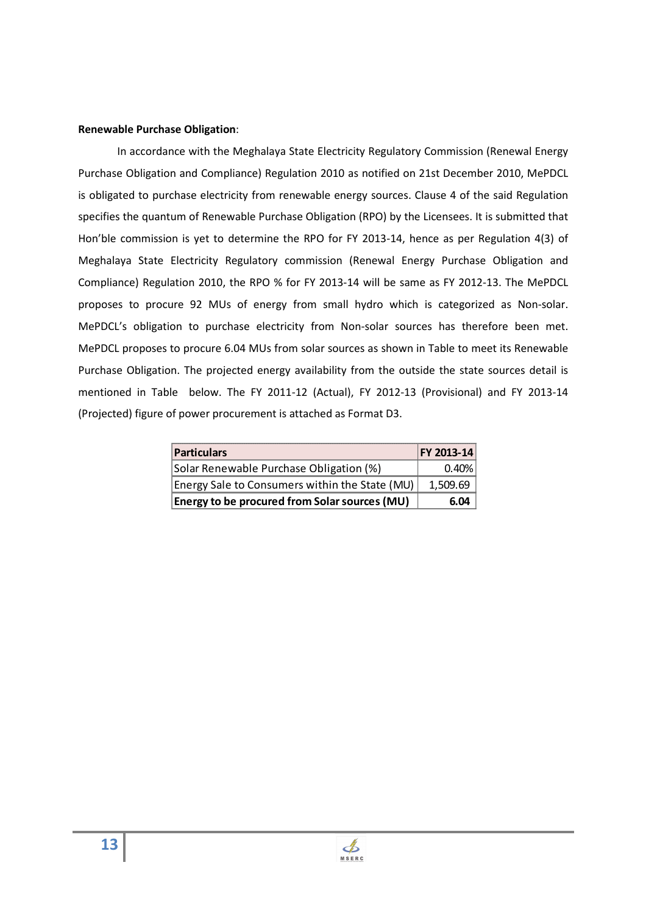**Renewable Purchase Obligation**:

In accordance with the Meghalaya State Electricity Regulatory Commission (Renewal Energy Purchase Obligation and Compliance) Regulation 2010 as notified on 21st December 2010, MePDCL is obligated to purchase electricity from renewable energy sources. Clause 4 of the said Regulation specifies the quantum of Renewable Purchase Obligation (RPO) by the Licensees. It is submitted that Hon'ble commission is yet to determine the RPO for FY 2013-14, hence as per Regulation 4(3) of Meghalaya State Electricity Regulatory commission (Renewal Energy Purchase Obligation and Compliance) Regulation 2010, the RPO % for FY 2013-14 will be same as FY 2012-13. The MePDCL proposes to procure 92 MUs of energy from small hydro which is categorized as Non-solar. MePDCL's obligation to purchase electricity from Non-solar sources has therefore been met. MePDCL proposes to procure 6.04 MUs from solar sources as shown in Table to meet its Renewable Purchase Obligation. The projected energy availability from the outside the state sources detail is mentioned in Table below. The FY 2011-12 (Actual), FY 2012-13 (Provisional) and FY 2013-14 (Projected) figure of power procurement is attached as Format D3.

| Particulars | FY 2013-14 |
|---|---|
| Solar Renewable Purchase Obligation (%) | 0.40% |
| Energy Sale to Consumers within the State (MU) | 1,509.69 |
| **Energy to be procured from Solar sources (MU)** | **6.04** |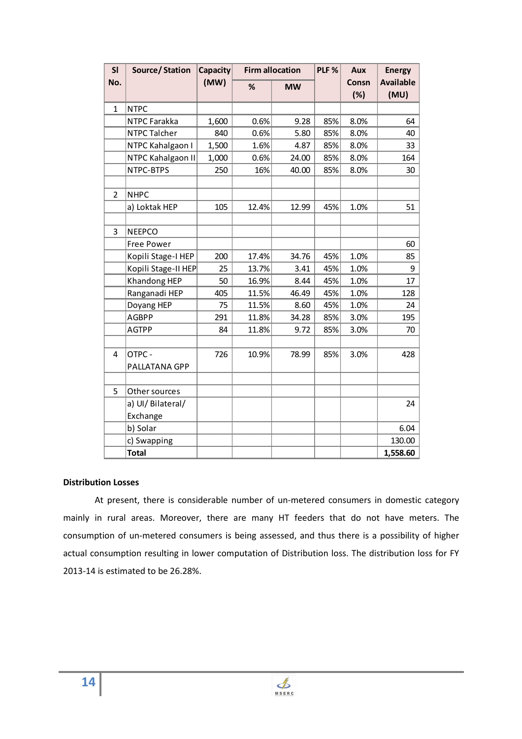| Sl No. | Source/ Station | Capacity (MW) | Firm allocation | | PLF % | Aux Consn (%) | Energy Available (MU) |
|---|---|---|---|---|---|---|---|
| | | | % | MW | | | |
| 1 | NTPC | | | | | | |
| | NTPC Farakka | 1,600 | 0.6% | 9.28 | 85% | 8.0% | 64 |
| | NTPC Talcher | 840 | 0.6% | 5.80 | 85% | 8.0% | 40 |
| | NTPC Kahalgaon I | 1,500 | 1.6% | 4.87 | 85% | 8.0% | 33 |
| | NTPC Kahalgaon II | 1,000 | 0.6% | 24.00 | 85% | 8.0% | 164 |
| | NTPC-BTPS | 250 | 16% | 40.00 | 85% | 8.0% | 30 |
| | | | | | | | |
| 2 | NHPC | | | | | | |
| | a) Loktak HEP | 105 | 12.4% | 12.99 | 45% | 1.0% | 51 |
| | | | | | | | |
| 3 | NEEPCO | | | | | | |
| | Free Power | | | | | | 60 |
| | Kopili Stage-I HEP | 200 | 17.4% | 34.76 | 45% | 1.0% | 85 |
| | Kopili Stage-II HEP | 25 | 13.7% | 3.41 | 45% | 1.0% | 9 |
| | Khandong HEP | 50 | 16.9% | 8.44 | 45% | 1.0% | 17 |
| | Ranganadi HEP | 405 | 11.5% | 46.49 | 45% | 1.0% | 128 |
| | Doyang HEP | 75 | 11.5% | 8.60 | 45% | 1.0% | 24 |
| | AGBPP | 291 | 11.8% | 34.28 | 85% | 3.0% | 195 |
| | AGTPP | 84 | 11.8% | 9.72 | 85% | 3.0% | 70 |
| | | | | | | | |
| 4 | OTPC - PALLATANA GPP | 726 | 10.9% | 78.99 | 85% | 3.0% | 428 |
| | | | | | | | |
| 5 | Other sources | | | | | | |
| | a) UI/ Bilateral/ Exchange | | | | | | 24 |
| | b) Solar | | | | | | 6.04 |
| | c) Swapping | | | | | | 130.00 |
| | **Total** | | | | | | **1,558.60** |

**Distribution Losses**

At present, there is considerable number of un-metered consumers in domestic category mainly in rural areas. Moreover, there are many HT feeders that do not have meters. The consumption of un-metered consumers is being assessed, and thus there is a possibility of higher actual consumption resulting in lower computation of Distribution loss. The distribution loss for FY 2013-14 is estimated to be 26.28%.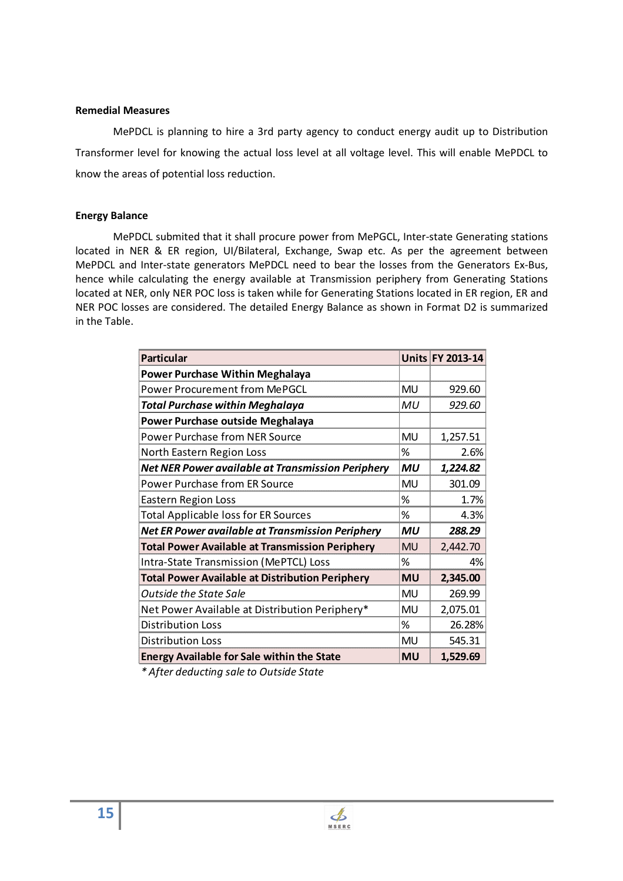**Remedial Measures**

MePDCL is planning to hire a 3rd party agency to conduct energy audit up to Distribution Transformer level for knowing the actual loss level at all voltage level. This will enable MePDCL to know the areas of potential loss reduction.

**Energy Balance**

MePDCL submited that it shall procure power from MePGCL, Inter-state Generating stations located in NER & ER region, UI/Bilateral, Exchange, Swap etc. As per the agreement between MePDCL and Inter-state generators MePDCL need to bear the losses from the Generators Ex-Bus, hence while calculating the energy available at Transmission periphery from Generating Stations located at NER, only NER POC loss is taken while for Generating Stations located in ER region, ER and NER POC losses are considered. The detailed Energy Balance as shown in Format D2 is summarized in the Table.

| Particular | Units | FY 2013-14 |
|---|---|---|
| **Power Purchase Within Meghalaya** | | |
| Power Procurement from MePGCL | MU | 929.60 |
| ***Total Purchase within Meghalaya*** | *MU* | *929.60* |
| **Power Purchase outside Meghalaya** | | |
| Power Purchase from NER Source | MU | 1,257.51 |
| North Eastern Region Loss | % | 2.6% |
| ***Net NER Power available at Transmission Periphery*** | ***MU*** | ***1,224.82*** |
| Power Purchase from ER Source | MU | 301.09 |
| Eastern Region Loss | % | 1.7% |
| Total Applicable loss for ER Sources | % | 4.3% |
| ***Net ER Power available at Transmission Periphery*** | ***MU*** | ***288.29*** |
| **Total Power Available at Transmission Periphery** | MU | 2,442.70 |
| Intra-State Transmission (MePTCL) Loss | % | 4% |
| **Total Power Available at Distribution Periphery** | **MU** | **2,345.00** |
| *Outside the State Sale* | MU | 269.99 |
| Net Power Available at Distribution Periphery* | MU | 2,075.01 |
| Distribution Loss | % | 26.28% |
| Distribution Loss | MU | 545.31 |
| **Energy Available for Sale within the State** | **MU** | **1,529.69** |

*\* After deducting sale to Outside State*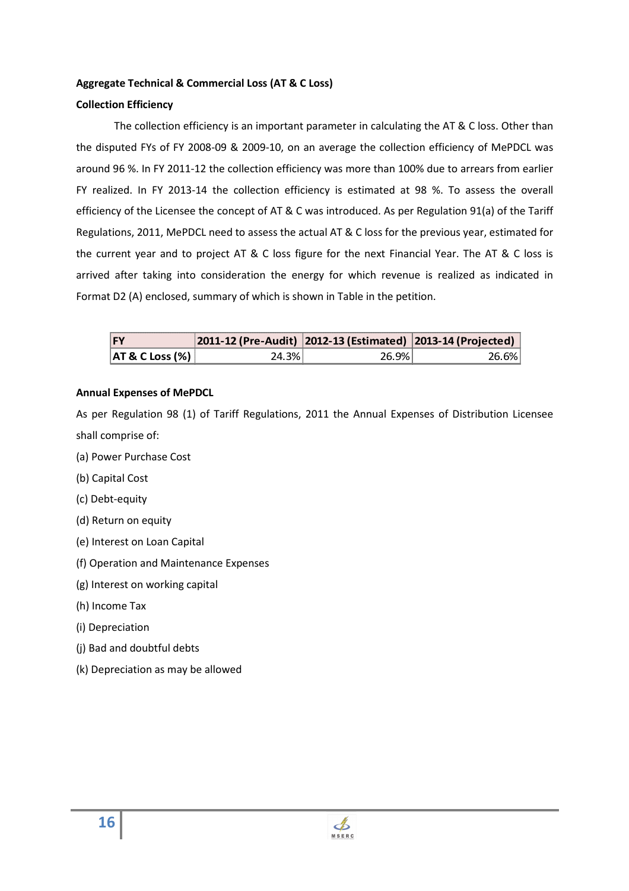**Aggregate Technical & Commercial Loss (AT & C Loss)**

**Collection Efficiency**

The collection efficiency is an important parameter in calculating the AT & C loss. Other than the disputed FYs of FY 2008-09 & 2009-10, on an average the collection efficiency of MePDCL was around 96 %. In FY 2011-12 the collection efficiency was more than 100% due to arrears from earlier FY realized. In FY 2013-14 the collection efficiency is estimated at 98 %. To assess the overall efficiency of the Licensee the concept of AT & C was introduced. As per Regulation 91(a) of the Tariff Regulations, 2011, MePDCL need to assess the actual AT & C loss for the previous year, estimated for the current year and to project AT & C loss figure for the next Financial Year. The AT & C loss is arrived after taking into consideration the energy for which revenue is realized as indicated in Format D2 (A) enclosed, summary of which is shown in Table in the petition.

| FY | 2011-12 (Pre-Audit) | 2012-13 (Estimated) | 2013-14 (Projected) |
|---|---|---|---|
| AT & C Loss (%) | 24.3% | 26.9% | 26.6% |

**Annual Expenses of MePDCL**

As per Regulation 98 (1) of Tariff Regulations, 2011 the Annual Expenses of Distribution Licensee shall comprise of:

(a) Power Purchase Cost

(b) Capital Cost

(c) Debt-equity

(d) Return on equity

(e) Interest on Loan Capital

(f) Operation and Maintenance Expenses

(g) Interest on working capital

(h) Income Tax

(i) Depreciation

(j) Bad and doubtful debts

(k) Depreciation as may be allowed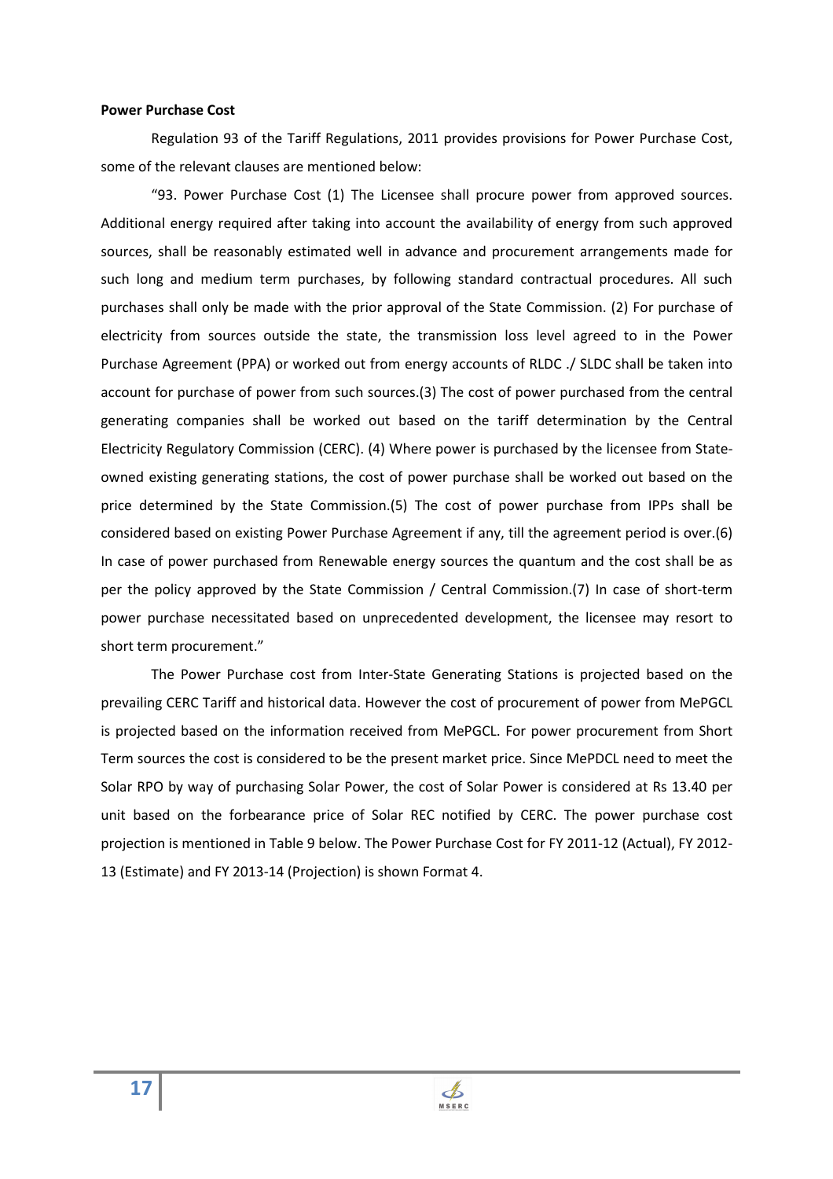**Power Purchase Cost**

Regulation 93 of the Tariff Regulations, 2011 provides provisions for Power Purchase Cost, some of the relevant clauses are mentioned below:

"93. Power Purchase Cost (1) The Licensee shall procure power from approved sources. Additional energy required after taking into account the availability of energy from such approved sources, shall be reasonably estimated well in advance and procurement arrangements made for such long and medium term purchases, by following standard contractual procedures. All such purchases shall only be made with the prior approval of the State Commission. (2) For purchase of electricity from sources outside the state, the transmission loss level agreed to in the Power Purchase Agreement (PPA) or worked out from energy accounts of RLDC ./ SLDC shall be taken into account for purchase of power from such sources.(3) The cost of power purchased from the central generating companies shall be worked out based on the tariff determination by the Central Electricity Regulatory Commission (CERC). (4) Where power is purchased by the licensee from State-owned existing generating stations, the cost of power purchase shall be worked out based on the price determined by the State Commission.(5) The cost of power purchase from IPPs shall be considered based on existing Power Purchase Agreement if any, till the agreement period is over.(6) In case of power purchased from Renewable energy sources the quantum and the cost shall be as per the policy approved by the State Commission / Central Commission.(7) In case of short-term power purchase necessitated based on unprecedented development, the licensee may resort to short term procurement."

The Power Purchase cost from Inter-State Generating Stations is projected based on the prevailing CERC Tariff and historical data. However the cost of procurement of power from MePGCL is projected based on the information received from MePGCL. For power procurement from Short Term sources the cost is considered to be the present market price. Since MePDCL need to meet the Solar RPO by way of purchasing Solar Power, the cost of Solar Power is considered at Rs 13.40 per unit based on the forbearance price of Solar REC notified by CERC. The power purchase cost projection is mentioned in Table 9 below. The Power Purchase Cost for FY 2011-12 (Actual), FY 2012-13 (Estimate) and FY 2013-14 (Projection) is shown Format 4.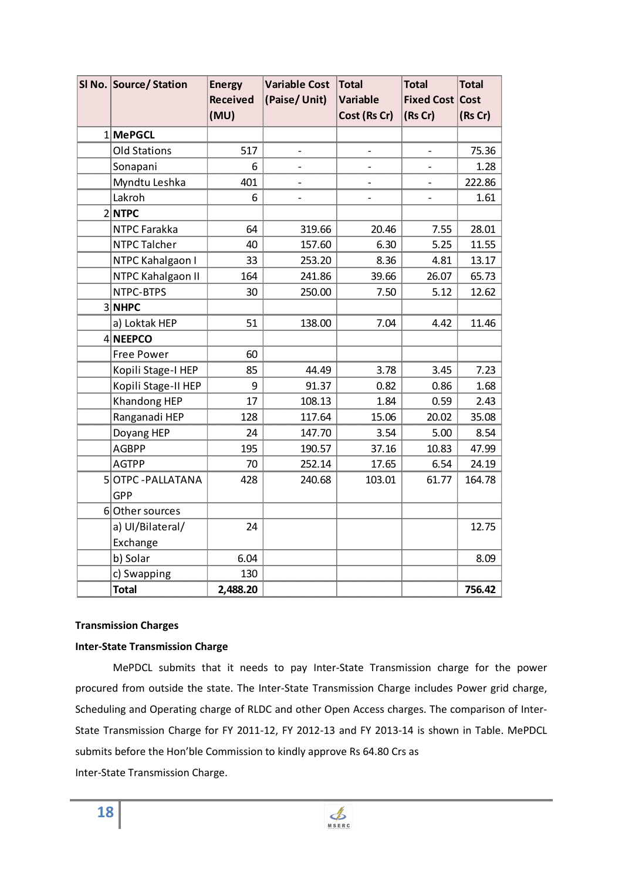| Sl No. | Source/ Station | Energy Received (MU) | Variable Cost (Paise/ Unit) | Total Variable Cost (Rs Cr) | Total Fixed Cost (Rs Cr) | Total Cost (Rs Cr) |
|---|---|---|---|---|---|---|
| 1 | **MePGCL** | | | | | |
| | Old Stations | 517 | - | - | - | 75.36 |
| | Sonapani | 6 | - | - | - | 1.28 |
| | Myndtu Leshka | 401 | - | - | - | 222.86 |
| | Lakroh | 6 | - | - | - | 1.61 |
| 2 | **NTPC** | | | | | |
| | NTPC Farakka | 64 | 319.66 | 20.46 | 7.55 | 28.01 |
| | NTPC Talcher | 40 | 157.60 | 6.30 | 5.25 | 11.55 |
| | NTPC Kahalgaon I | 33 | 253.20 | 8.36 | 4.81 | 13.17 |
| | NTPC Kahalgaon II | 164 | 241.86 | 39.66 | 26.07 | 65.73 |
| | NTPC-BTPS | 30 | 250.00 | 7.50 | 5.12 | 12.62 |
| 3 | **NHPC** | | | | | |
| | a) Loktak HEP | 51 | 138.00 | 7.04 | 4.42 | 11.46 |
| 4 | **NEEPCO** | | | | | |
| | Free Power | 60 | | | | |
| | Kopili Stage-I HEP | 85 | 44.49 | 3.78 | 3.45 | 7.23 |
| | Kopili Stage-II HEP | 9 | 91.37 | 0.82 | 0.86 | 1.68 |
| | Khandong HEP | 17 | 108.13 | 1.84 | 0.59 | 2.43 |
| | Ranganadi HEP | 128 | 117.64 | 15.06 | 20.02 | 35.08 |
| | Doyang HEP | 24 | 147.70 | 3.54 | 5.00 | 8.54 |
| | AGBPP | 195 | 190.57 | 37.16 | 10.83 | 47.99 |
| | AGTPP | 70 | 252.14 | 17.65 | 6.54 | 24.19 |
| 5 | OTPC -PALLATANA GPP | 428 | 240.68 | 103.01 | 61.77 | 164.78 |
| 6 | Other sources | | | | | |
| | a) UI/Bilateral/ Exchange | 24 | | | | 12.75 |
| | b) Solar | 6.04 | | | | 8.09 |
| | c) Swapping | 130 | | | | |
| | **Total** | **2,488.20** | | | | **756.42** |

**Transmission Charges**

**Inter-State Transmission Charge**

MePDCL submits that it needs to pay Inter-State Transmission charge for the power procured from outside the state. The Inter-State Transmission Charge includes Power grid charge, Scheduling and Operating charge of RLDC and other Open Access charges. The comparison of Inter-State Transmission Charge for FY 2011-12, FY 2012-13 and FY 2013-14 is shown in Table. MePDCL submits before the Hon'ble Commission to kindly approve Rs 64.80 Crs as Inter-State Transmission Charge.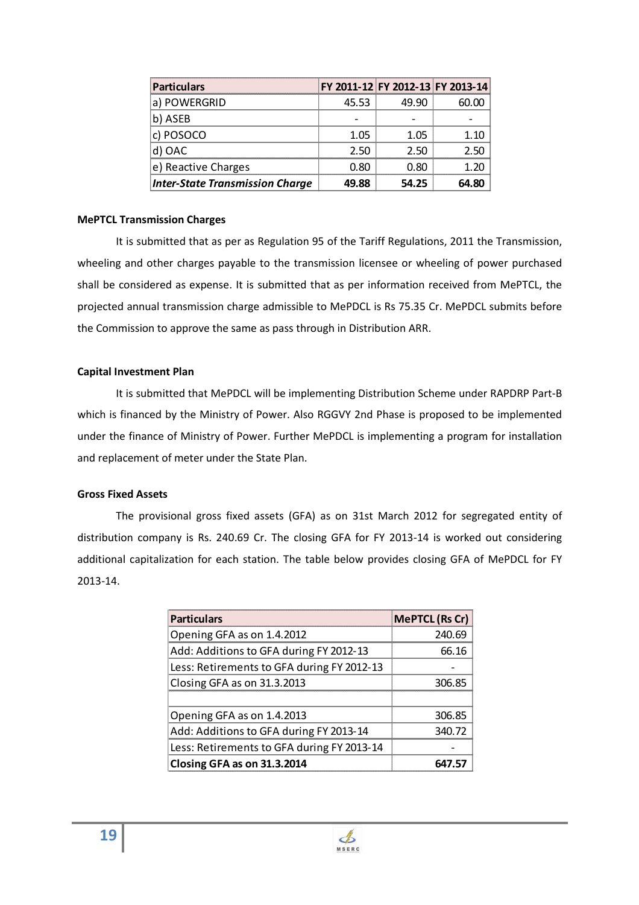| Particulars | FY 2011-12 | FY 2012-13 | FY 2013-14 |
|---|---|---|---|
| a) POWERGRID | 45.53 | 49.90 | 60.00 |
| b) ASEB | - | - | - |
| c) POSOCO | 1.05 | 1.05 | 1.10 |
| d) OAC | 2.50 | 2.50 | 2.50 |
| e) Reactive Charges | 0.80 | 0.80 | 1.20 |
| ***Inter-State Transmission Charge*** | **49.88** | **54.25** | **64.80** |

**MePTCL Transmission Charges**

It is submitted that as per as Regulation 95 of the Tariff Regulations, 2011 the Transmission, wheeling and other charges payable to the transmission licensee or wheeling of power purchased shall be considered as expense. It is submitted that as per information received from MePTCL, the projected annual transmission charge admissible to MePDCL is Rs 75.35 Cr. MePDCL submits before the Commission to approve the same as pass through in Distribution ARR.

**Capital Investment Plan**

It is submitted that MePDCL will be implementing Distribution Scheme under RAPDRP Part-B which is financed by the Ministry of Power. Also RGGVY 2nd Phase is proposed to be implemented under the finance of Ministry of Power. Further MePDCL is implementing a program for installation and replacement of meter under the State Plan.

**Gross Fixed Assets**

The provisional gross fixed assets (GFA) as on 31st March 2012 for segregated entity of distribution company is Rs. 240.69 Cr. The closing GFA for FY 2013-14 is worked out considering additional capitalization for each station. The table below provides closing GFA of MePDCL for FY 2013-14.

| Particulars | MePTCL (Rs Cr) |
|---|---|
| Opening GFA as on 1.4.2012 | 240.69 |
| Add: Additions to GFA during FY 2012-13 | 66.16 |
| Less: Retirements to GFA during FY 2012-13 | - |
| Closing GFA as on 31.3.2013 | 306.85 |
| | |
| Opening GFA as on 1.4.2013 | 306.85 |
| Add: Additions to GFA during FY 2013-14 | 340.72 |
| Less: Retirements to GFA during FY 2013-14 | - |
| **Closing GFA as on 31.3.2014** | **647.57** |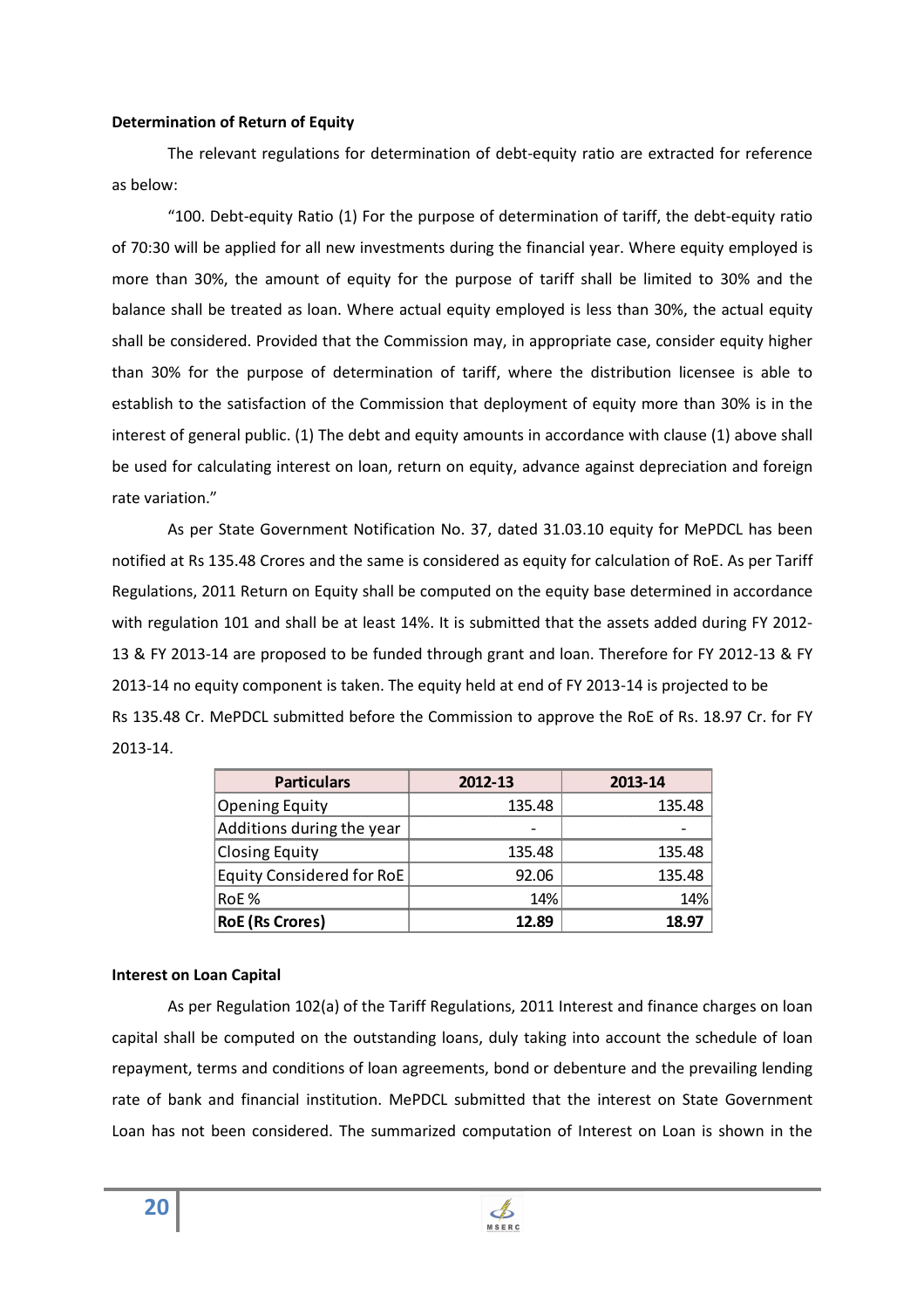**Determination of Return of Equity**

The relevant regulations for determination of debt-equity ratio are extracted for reference as below:

"100. Debt-equity Ratio (1) For the purpose of determination of tariff, the debt-equity ratio of 70:30 will be applied for all new investments during the financial year. Where equity employed is more than 30%, the amount of equity for the purpose of tariff shall be limited to 30% and the balance shall be treated as loan. Where actual equity employed is less than 30%, the actual equity shall be considered. Provided that the Commission may, in appropriate case, consider equity higher than 30% for the purpose of determination of tariff, where the distribution licensee is able to establish to the satisfaction of the Commission that deployment of equity more than 30% is in the interest of general public. (1) The debt and equity amounts in accordance with clause (1) above shall be used for calculating interest on loan, return on equity, advance against depreciation and foreign rate variation."

As per State Government Notification No. 37, dated 31.03.10 equity for MePDCL has been notified at Rs 135.48 Crores and the same is considered as equity for calculation of RoE. As per Tariff Regulations, 2011 Return on Equity shall be computed on the equity base determined in accordance with regulation 101 and shall be at least 14%. It is submitted that the assets added during FY 2012-13 & FY 2013-14 are proposed to be funded through grant and loan. Therefore for FY 2012-13 & FY 2013-14 no equity component is taken. The equity held at end of FY 2013-14 is projected to be Rs 135.48 Cr. MePDCL submitted before the Commission to approve the RoE of Rs. 18.97 Cr. for FY 2013-14.

| Particulars | 2012-13 | 2013-14 |
|---|---|---|
| Opening Equity | 135.48 | 135.48 |
| Additions during the year | - | - |
| Closing Equity | 135.48 | 135.48 |
| Equity Considered for RoE | 92.06 | 135.48 |
| RoE % | 14% | 14% |
| **RoE (Rs Crores)** | **12.89** | **18.97** |

**Interest on Loan Capital**

As per Regulation 102(a) of the Tariff Regulations, 2011 Interest and finance charges on loan capital shall be computed on the outstanding loans, duly taking into account the schedule of loan repayment, terms and conditions of loan agreements, bond or debenture and the prevailing lending rate of bank and financial institution. MePDCL submitted that the interest on State Government Loan has not been considered. The summarized computation of Interest on Loan is shown in the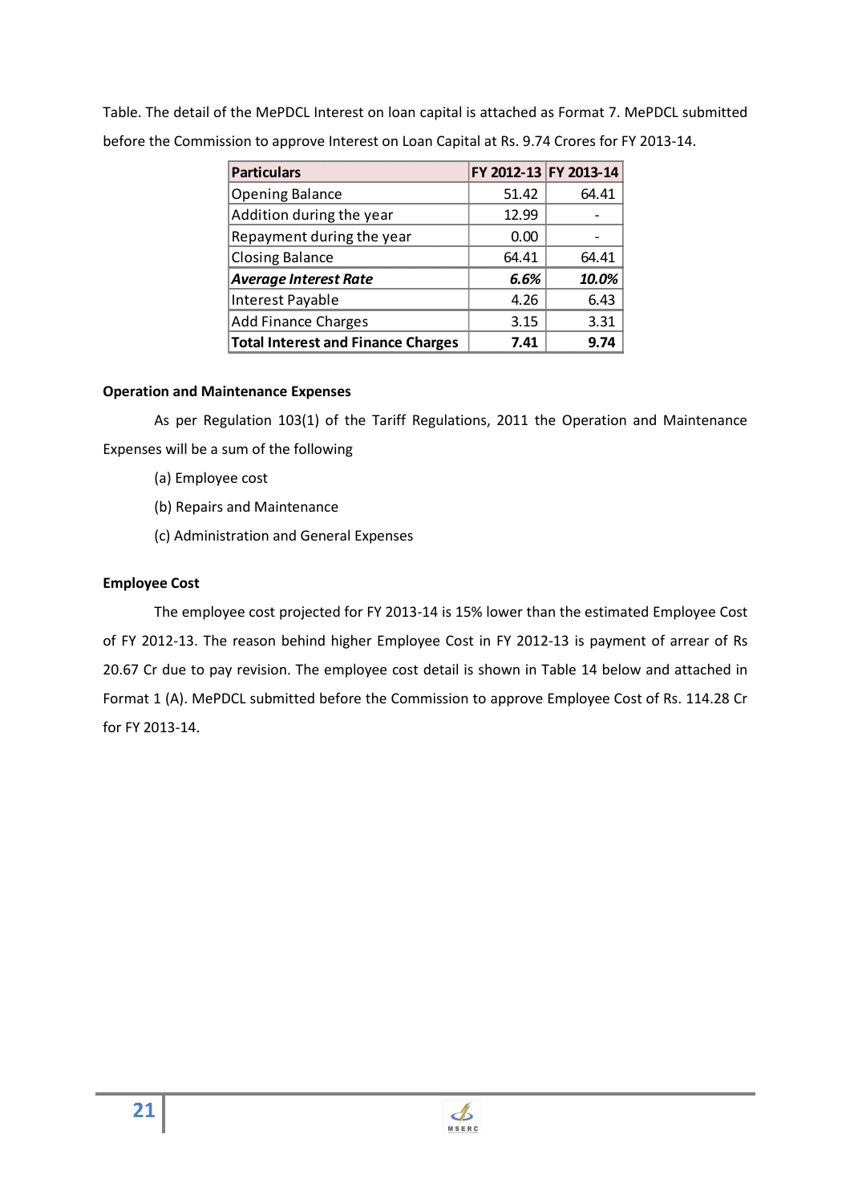Table. The detail of the MePDCL Interest on loan capital is attached as Format 7. MePDCL submitted before the Commission to approve Interest on Loan Capital at Rs. 9.74 Crores for FY 2013-14.

| Particulars | FY 2012-13 | FY 2013-14 |
|---|---|---|
| Opening Balance | 51.42 | 64.41 |
| Addition during the year | 12.99 | - |
| Repayment during the year | 0.00 | - |
| Closing Balance | 64.41 | 64.41 |
| ***Average Interest Rate*** | ***6.6%*** | ***10.0%*** |
| Interest Payable | 4.26 | 6.43 |
| Add Finance Charges | 3.15 | 3.31 |
| **Total Interest and Finance Charges** | **7.41** | **9.74** |

**Operation and Maintenance Expenses**

As per Regulation 103(1) of the Tariff Regulations, 2011 the Operation and Maintenance Expenses will be a sum of the following

(a) Employee cost

(b) Repairs and Maintenance

(c) Administration and General Expenses

**Employee Cost**

The employee cost projected for FY 2013-14 is 15% lower than the estimated Employee Cost of FY 2012-13. The reason behind higher Employee Cost in FY 2012-13 is payment of arrear of Rs 20.67 Cr due to pay revision. The employee cost detail is shown in Table 14 below and attached in Format 1 (A). MePDCL submitted before the Commission to approve Employee Cost of Rs. 114.28 Cr for FY 2013-14.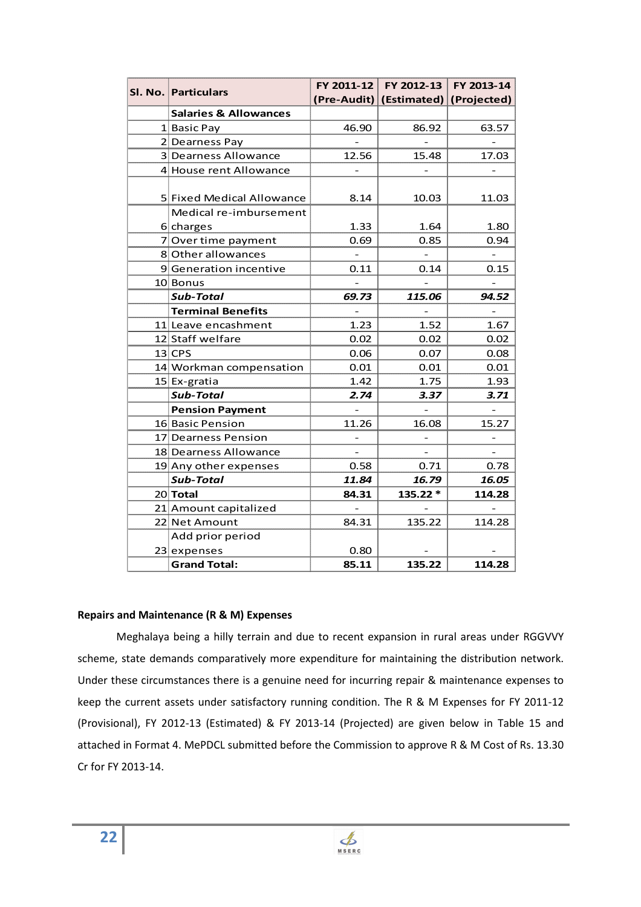| Sl. No. | Particulars | FY 2011-12 (Pre-Audit) | FY 2012-13 (Estimated) | FY 2013-14 (Projected) |
|---|---|---|---|---|
| | **Salaries & Allowances** | | | |
| 1 | Basic Pay | 46.90 | 86.92 | 63.57 |
| 2 | Dearness Pay | - | - | - |
| 3 | Dearness Allowance | 12.56 | 15.48 | 17.03 |
| 4 | House rent Allowance | - | - | - |
| 5 | Fixed Medical Allowance | 8.14 | 10.03 | 11.03 |
| 6 | Medical re-imbursement charges | 1.33 | 1.64 | 1.80 |
| 7 | Over time payment | 0.69 | 0.85 | 0.94 |
| 8 | Other allowances | - | - | - |
| 9 | Generation incentive | 0.11 | 0.14 | 0.15 |
| 10 | Bonus | - | - | - |
| | ***Sub-Total*** | ***69.73*** | ***115.06*** | ***94.52*** |
| | **Terminal Benefits** | - | - | - |
| 11 | Leave encashment | 1.23 | 1.52 | 1.67 |
| 12 | Staff welfare | 0.02 | 0.02 | 0.02 |
| 13 | CPS | 0.06 | 0.07 | 0.08 |
| 14 | Workman compensation | 0.01 | 0.01 | 0.01 |
| 15 | Ex-gratia | 1.42 | 1.75 | 1.93 |
| | ***Sub-Total*** | ***2.74*** | ***3.37*** | ***3.71*** |
| | **Pension Payment** | - | - | - |
| 16 | Basic Pension | 11.26 | 16.08 | 15.27 |
| 17 | Dearness Pension | - | - | - |
| 18 | Dearness Allowance | - | - | - |
| 19 | Any other expenses | 0.58 | 0.71 | 0.78 |
| | ***Sub-Total*** | ***11.84*** | ***16.79*** | ***16.05*** |
| 20 | **Total** | **84.31** | **135.22 *** | **114.28** |
| 21 | Amount capitalized | - | - | - |
| 22 | Net Amount | 84.31 | 135.22 | 114.28 |
| 23 | Add prior period expenses | 0.80 | - | - |
| | **Grand Total:** | **85.11** | **135.22** | **114.28** |

**Repairs and Maintenance (R & M) Expenses**

Meghalaya being a hilly terrain and due to recent expansion in rural areas under RGGVVY scheme, state demands comparatively more expenditure for maintaining the distribution network. Under these circumstances there is a genuine need for incurring repair & maintenance expenses to keep the current assets under satisfactory running condition. The R & M Expenses for FY 2011-12 (Provisional), FY 2012-13 (Estimated) & FY 2013-14 (Projected) are given below in Table 15 and attached in Format 4. MePDCL submitted before the Commission to approve R & M Cost of Rs. 13.30 Cr for FY 2013-14.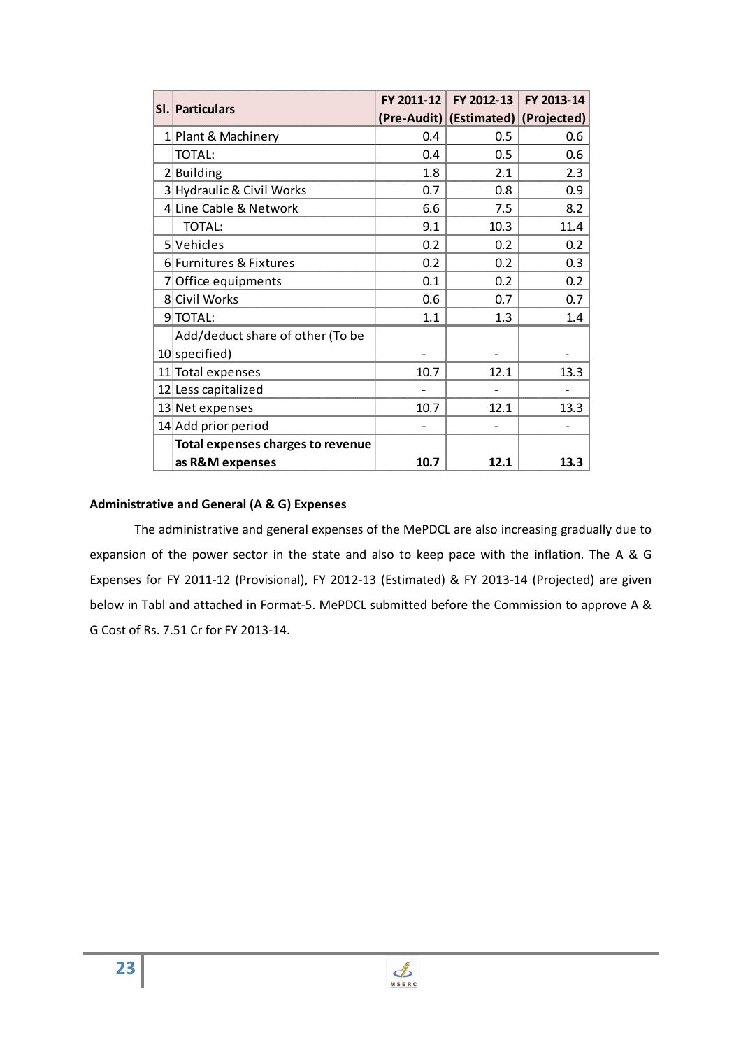| Sl. | Particulars | FY 2011-12 (Pre-Audit) | FY 2012-13 (Estimated) | FY 2013-14 (Projected) |
|---|---|---|---|---|
| 1 | Plant & Machinery | 0.4 | 0.5 | 0.6 |
| | TOTAL: | 0.4 | 0.5 | 0.6 |
| 2 | Building | 1.8 | 2.1 | 2.3 |
| 3 | Hydraulic & Civil Works | 0.7 | 0.8 | 0.9 |
| 4 | Line Cable & Network | 6.6 | 7.5 | 8.2 |
| | TOTAL: | 9.1 | 10.3 | 11.4 |
| 5 | Vehicles | 0.2 | 0.2 | 0.2 |
| 6 | Furnitures & Fixtures | 0.2 | 0.2 | 0.3 |
| 7 | Office equipments | 0.1 | 0.2 | 0.2 |
| 8 | Civil Works | 0.6 | 0.7 | 0.7 |
| 9 | TOTAL: | 1.1 | 1.3 | 1.4 |
| 10 | Add/deduct share of other (To be specified) | - | - | - |
| 11 | Total expenses | 10.7 | 12.1 | 13.3 |
| 12 | Less capitalized | - | - | - |
| 13 | Net expenses | 10.7 | 12.1 | 13.3 |
| 14 | Add prior period | - | - | - |
| | **Total expenses charges to revenue as R&M expenses** | **10.7** | **12.1** | **13.3** |

**Administrative and General (A & G) Expenses**

The administrative and general expenses of the MePDCL are also increasing gradually due to expansion of the power sector in the state and also to keep pace with the inflation. The A & G Expenses for FY 2011-12 (Provisional), FY 2012-13 (Estimated) & FY 2013-14 (Projected) are given below in Tabl and attached in Format-5. MePDCL submitted before the Commission to approve A & G Cost of Rs. 7.51 Cr for FY 2013-14.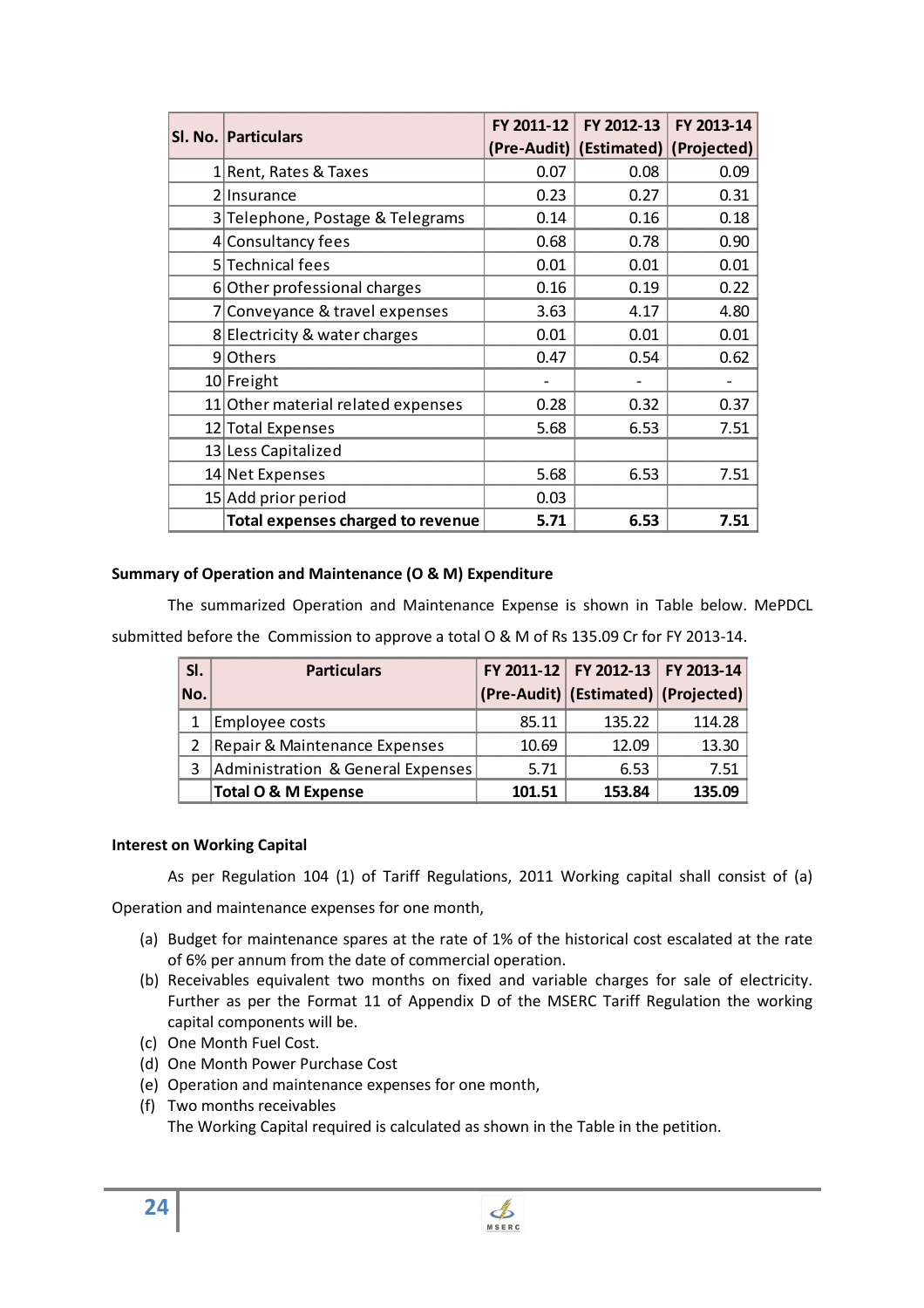| Sl. No. | Particulars | FY 2011-12 (Pre-Audit) | FY 2012-13 (Estimated) | FY 2013-14 (Projected) |
|---|---|---|---|---|
| 1 | Rent, Rates & Taxes | 0.07 | 0.08 | 0.09 |
| 2 | Insurance | 0.23 | 0.27 | 0.31 |
| 3 | Telephone, Postage & Telegrams | 0.14 | 0.16 | 0.18 |
| 4 | Consultancy fees | 0.68 | 0.78 | 0.90 |
| 5 | Technical fees | 0.01 | 0.01 | 0.01 |
| 6 | Other professional charges | 0.16 | 0.19 | 0.22 |
| 7 | Conveyance & travel expenses | 3.63 | 4.17 | 4.80 |
| 8 | Electricity & water charges | 0.01 | 0.01 | 0.01 |
| 9 | Others | 0.47 | 0.54 | 0.62 |
| 10 | Freight | - | - | - |
| 11 | Other material related expenses | 0.28 | 0.32 | 0.37 |
| 12 | Total Expenses | 5.68 | 6.53 | 7.51 |
| 13 | Less Capitalized | | | |
| 14 | Net Expenses | 5.68 | 6.53 | 7.51 |
| 15 | Add prior period | 0.03 | | |
| | **Total expenses charged to revenue** | **5.71** | **6.53** | **7.51** |

**Summary of Operation and Maintenance (O & M) Expenditure**

The summarized Operation and Maintenance Expense is shown in Table below. MePDCL submitted before the Commission to approve a total O & M of Rs 135.09 Cr for FY 2013-14.

| Sl. No. | Particulars | FY 2011-12 (Pre-Audit) | FY 2012-13 (Estimated) | FY 2013-14 (Projected) |
|---|---|---|---|---|
| 1 | Employee costs | 85.11 | 135.22 | 114.28 |
| 2 | Repair & Maintenance Expenses | 10.69 | 12.09 | 13.30 |
| 3 | Administration & General Expenses | 5.71 | 6.53 | 7.51 |
| | **Total O & M Expense** | **101.51** | **153.84** | **135.09** |

**Interest on Working Capital**

As per Regulation 104 (1) of Tariff Regulations, 2011 Working capital shall consist of (a) Operation and maintenance expenses for one month,

(a) Budget for maintenance spares at the rate of 1% of the historical cost escalated at the rate of 6% per annum from the date of commercial operation.
(b) Receivables equivalent two months on fixed and variable charges for sale of electricity. Further as per the Format 11 of Appendix D of the MSERC Tariff Regulation the working capital components will be.
(c) One Month Fuel Cost.
(d) One Month Power Purchase Cost
(e) Operation and maintenance expenses for one month,
(f) Two months receivables

The Working Capital required is calculated as shown in the Table in the petition.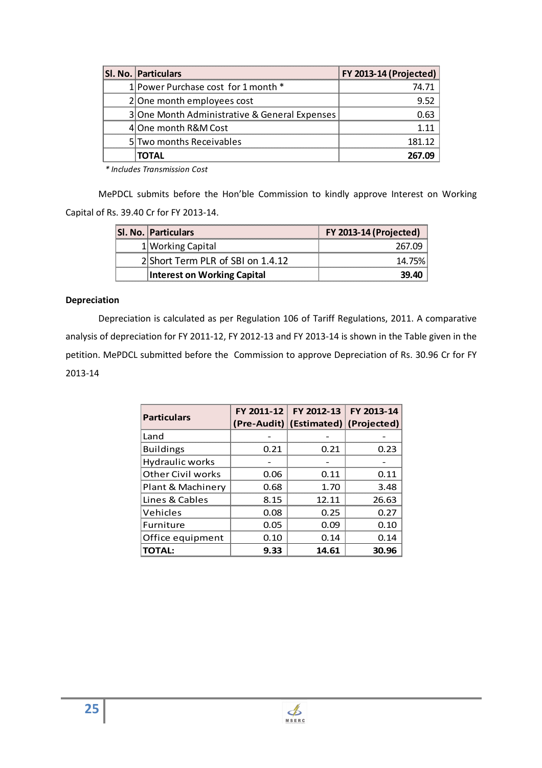| Sl. No. | Particulars | FY 2013-14 (Projected) |
|---|---|---|
| 1 | Power Purchase cost for 1 month * | 74.71 |
| 2 | One month employees cost | 9.52 |
| 3 | One Month Administrative & General Expenses | 0.63 |
| 4 | One month R&M Cost | 1.11 |
| 5 | Two months Receivables | 181.12 |
| | **TOTAL** | **267.09** |

*\* Includes Transmission Cost*

MePDCL submits before the Hon'ble Commission to kindly approve Interest on Working Capital of Rs. 39.40 Cr for FY 2013-14.

| Sl. No. | Particulars | FY 2013-14 (Projected) |
|---|---|---|
| 1 | Working Capital | 267.09 |
| 2 | Short Term PLR of SBI on 1.4.12 | 14.75% |
| | **Interest on Working Capital** | **39.40** |

**Depreciation**

Depreciation is calculated as per Regulation 106 of Tariff Regulations, 2011. A comparative analysis of depreciation for FY 2011-12, FY 2012-13 and FY 2013-14 is shown in the Table given in the petition. MePDCL submitted before the Commission to approve Depreciation of Rs. 30.96 Cr for FY 2013-14

| Particulars | FY 2011-12 (Pre-Audit) | FY 2012-13 (Estimated) | FY 2013-14 (Projected) |
|---|---|---|---|
| Land | - | - | - |
| Buildings | 0.21 | 0.21 | 0.23 |
| Hydraulic works | - | - | - |
| Other Civil works | 0.06 | 0.11 | 0.11 |
| Plant & Machinery | 0.68 | 1.70 | 3.48 |
| Lines & Cables | 8.15 | 12.11 | 26.63 |
| Vehicles | 0.08 | 0.25 | 0.27 |
| Furniture | 0.05 | 0.09 | 0.10 |
| Office equipment | 0.10 | 0.14 | 0.14 |
| **TOTAL:** | **9.33** | **14.61** | **30.96** |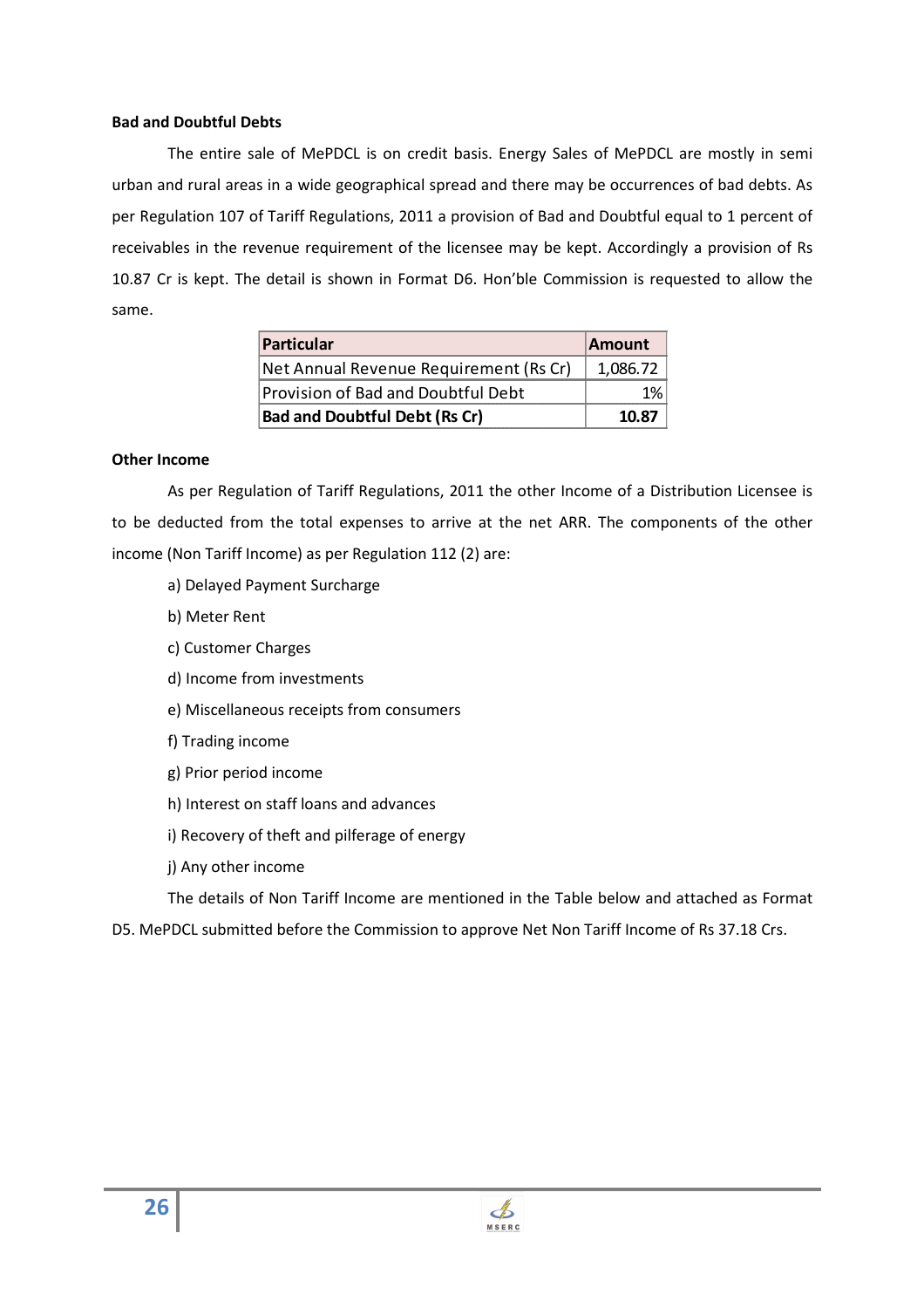**Bad and Doubtful Debts**

The entire sale of MePDCL is on credit basis. Energy Sales of MePDCL are mostly in semi urban and rural areas in a wide geographical spread and there may be occurrences of bad debts. As per Regulation 107 of Tariff Regulations, 2011 a provision of Bad and Doubtful equal to 1 percent of receivables in the revenue requirement of the licensee may be kept. Accordingly a provision of Rs 10.87 Cr is kept. The detail is shown in Format D6. Hon'ble Commission is requested to allow the same.

| Particular | Amount |
|---|---|
| Net Annual Revenue Requirement (Rs Cr) | 1,086.72 |
| Provision of Bad and Doubtful Debt | 1% |
| **Bad and Doubtful Debt (Rs Cr)** | **10.87** |

**Other Income**

As per Regulation of Tariff Regulations, 2011 the other Income of a Distribution Licensee is to be deducted from the total expenses to arrive at the net ARR. The components of the other income (Non Tariff Income) as per Regulation 112 (2) are:

a) Delayed Payment Surcharge

b) Meter Rent

c) Customer Charges

d) Income from investments

e) Miscellaneous receipts from consumers

f) Trading income

g) Prior period income

h) Interest on staff loans and advances

i) Recovery of theft and pilferage of energy

j) Any other income

The details of Non Tariff Income are mentioned in the Table below and attached as Format D5. MePDCL submitted before the Commission to approve Net Non Tariff Income of Rs 37.18 Crs.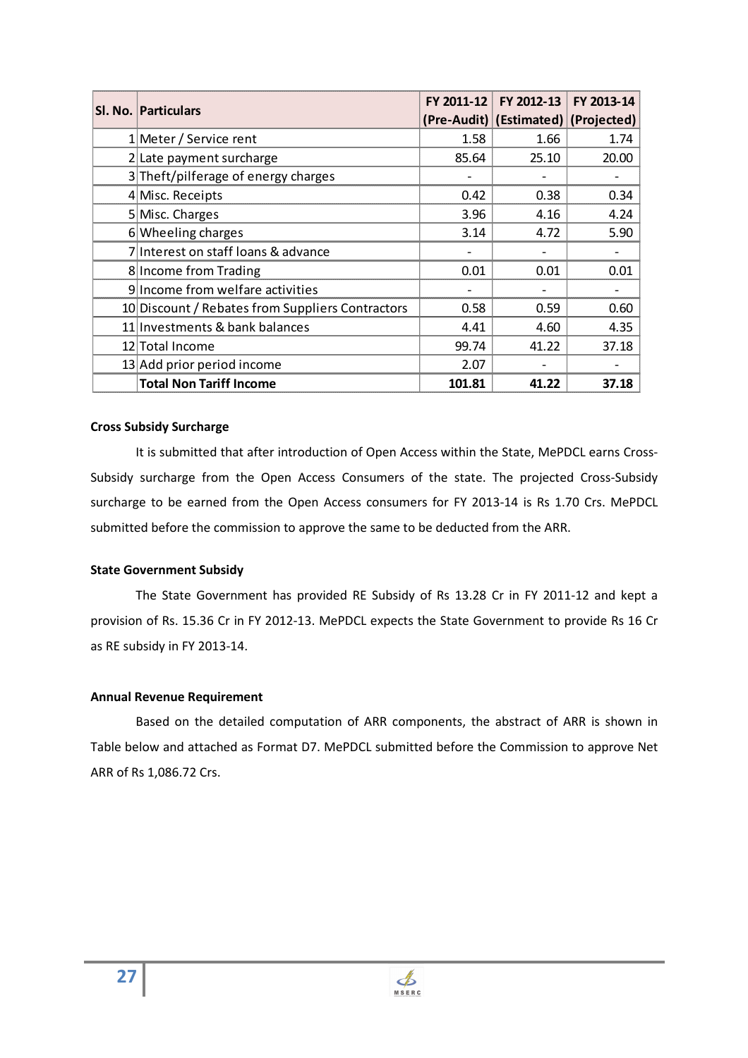| Sl. No. | Particulars | FY 2011-12 (Pre-Audit) | FY 2012-13 (Estimated) | FY 2013-14 (Projected) |
|---|---|---|---|---|
| 1 | Meter / Service rent | 1.58 | 1.66 | 1.74 |
| 2 | Late payment surcharge | 85.64 | 25.10 | 20.00 |
| 3 | Theft/pilferage of energy charges | - | - | - |
| 4 | Misc. Receipts | 0.42 | 0.38 | 0.34 |
| 5 | Misc. Charges | 3.96 | 4.16 | 4.24 |
| 6 | Wheeling charges | 3.14 | 4.72 | 5.90 |
| 7 | Interest on staff loans & advance | - | - | - |
| 8 | Income from Trading | 0.01 | 0.01 | 0.01 |
| 9 | Income from welfare activities | - | - | - |
| 10 | Discount / Rebates from Suppliers Contractors | 0.58 | 0.59 | 0.60 |
| 11 | Investments & bank balances | 4.41 | 4.60 | 4.35 |
| 12 | Total Income | 99.74 | 41.22 | 37.18 |
| 13 | Add prior period income | 2.07 | - | - |
| | **Total Non Tariff Income** | **101.81** | **41.22** | **37.18** |

**Cross Subsidy Surcharge**

It is submitted that after introduction of Open Access within the State, MePDCL earns Cross-Subsidy surcharge from the Open Access Consumers of the state. The projected Cross-Subsidy surcharge to be earned from the Open Access consumers for FY 2013-14 is Rs 1.70 Crs. MePDCL submitted before the commission to approve the same to be deducted from the ARR.

**State Government Subsidy**

The State Government has provided RE Subsidy of Rs 13.28 Cr in FY 2011-12 and kept a provision of Rs. 15.36 Cr in FY 2012-13. MePDCL expects the State Government to provide Rs 16 Cr as RE subsidy in FY 2013-14.

**Annual Revenue Requirement**

Based on the detailed computation of ARR components, the abstract of ARR is shown in Table below and attached as Format D7. MePDCL submitted before the Commission to approve Net ARR of Rs 1,086.72 Crs.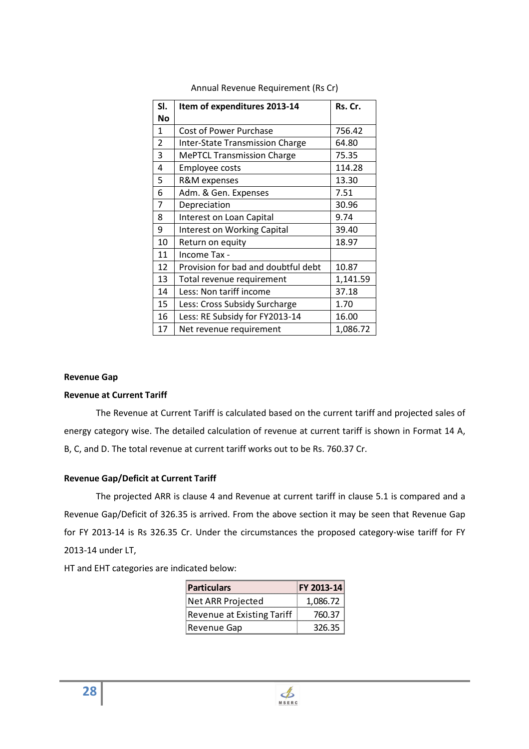Annual Revenue Requirement (Rs Cr)

| Sl. No | Item of expenditures 2013-14 | Rs. Cr. |
|---|---|---|
| 1 | Cost of Power Purchase | 756.42 |
| 2 | Inter-State Transmission Charge | 64.80 |
| 3 | MePTCL Transmission Charge | 75.35 |
| 4 | Employee costs | 114.28 |
| 5 | R&M expenses | 13.30 |
| 6 | Adm. & Gen. Expenses | 7.51 |
| 7 | Depreciation | 30.96 |
| 8 | Interest on Loan Capital | 9.74 |
| 9 | Interest on Working Capital | 39.40 |
| 10 | Return on equity | 18.97 |
| 11 | Income Tax - | |
| 12 | Provision for bad and doubtful debt | 10.87 |
| 13 | Total revenue requirement | 1,141.59 |
| 14 | Less: Non tariff income | 37.18 |
| 15 | Less: Cross Subsidy Surcharge | 1.70 |
| 16 | Less: RE Subsidy for FY2013-14 | 16.00 |
| 17 | Net revenue requirement | 1,086.72 |

**Revenue Gap**

**Revenue at Current Tariff**

The Revenue at Current Tariff is calculated based on the current tariff and projected sales of energy category wise. The detailed calculation of revenue at current tariff is shown in Format 14 A, B, C, and D. The total revenue at current tariff works out to be Rs. 760.37 Cr.

**Revenue Gap/Deficit at Current Tariff**

The projected ARR is clause 4 and Revenue at current tariff in clause 5.1 is compared and a Revenue Gap/Deficit of 326.35 is arrived. From the above section it may be seen that Revenue Gap for FY 2013-14 is Rs 326.35 Cr. Under the circumstances the proposed category-wise tariff for FY 2013-14 under LT,

HT and EHT categories are indicated below:

| Particulars | FY 2013-14 |
|---|---|
| Net ARR Projected | 1,086.72 |
| Revenue at Existing Tariff | 760.37 |
| Revenue Gap | 326.35 |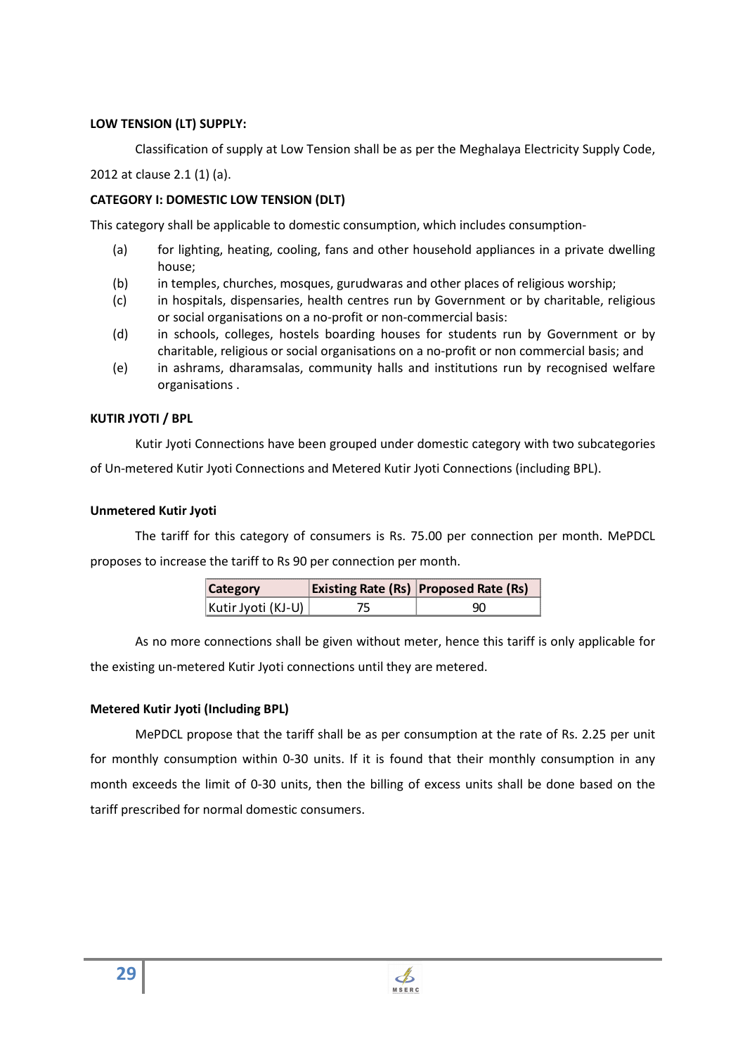**LOW TENSION (LT) SUPPLY:**

Classification of supply at Low Tension shall be as per the Meghalaya Electricity Supply Code, 2012 at clause 2.1 (1) (a).

**CATEGORY I: DOMESTIC LOW TENSION (DLT)**

This category shall be applicable to domestic consumption, which includes consumption-

(a) for lighting, heating, cooling, fans and other household appliances in a private dwelling house;

(b) in temples, churches, mosques, gurudwaras and other places of religious worship;

(c) in hospitals, dispensaries, health centres run by Government or by charitable, religious or social organisations on a no-profit or non-commercial basis:

(d) in schools, colleges, hostels boarding houses for students run by Government or by charitable, religious or social organisations on a no-profit or non commercial basis; and

(e) in ashrams, dharamsalas, community halls and institutions run by recognised welfare organisations .

**KUTIR JYOTI / BPL**

Kutir Jyoti Connections have been grouped under domestic category with two subcategories of Un-metered Kutir Jyoti Connections and Metered Kutir Jyoti Connections (including BPL).

**Unmetered Kutir Jyoti**

The tariff for this category of consumers is Rs. 75.00 per connection per month. MePDCL proposes to increase the tariff to Rs 90 per connection per month.

| Category | Existing Rate (Rs) | Proposed Rate (Rs) |
|---|---|---|
| Kutir Jyoti (KJ-U) | 75 | 90 |

As no more connections shall be given without meter, hence this tariff is only applicable for the existing un-metered Kutir Jyoti connections until they are metered.

**Metered Kutir Jyoti (Including BPL)**

MePDCL propose that the tariff shall be as per consumption at the rate of Rs. 2.25 per unit for monthly consumption within 0-30 units. If it is found that their monthly consumption in any month exceeds the limit of 0-30 units, then the billing of excess units shall be done based on the tariff prescribed for normal domestic consumers.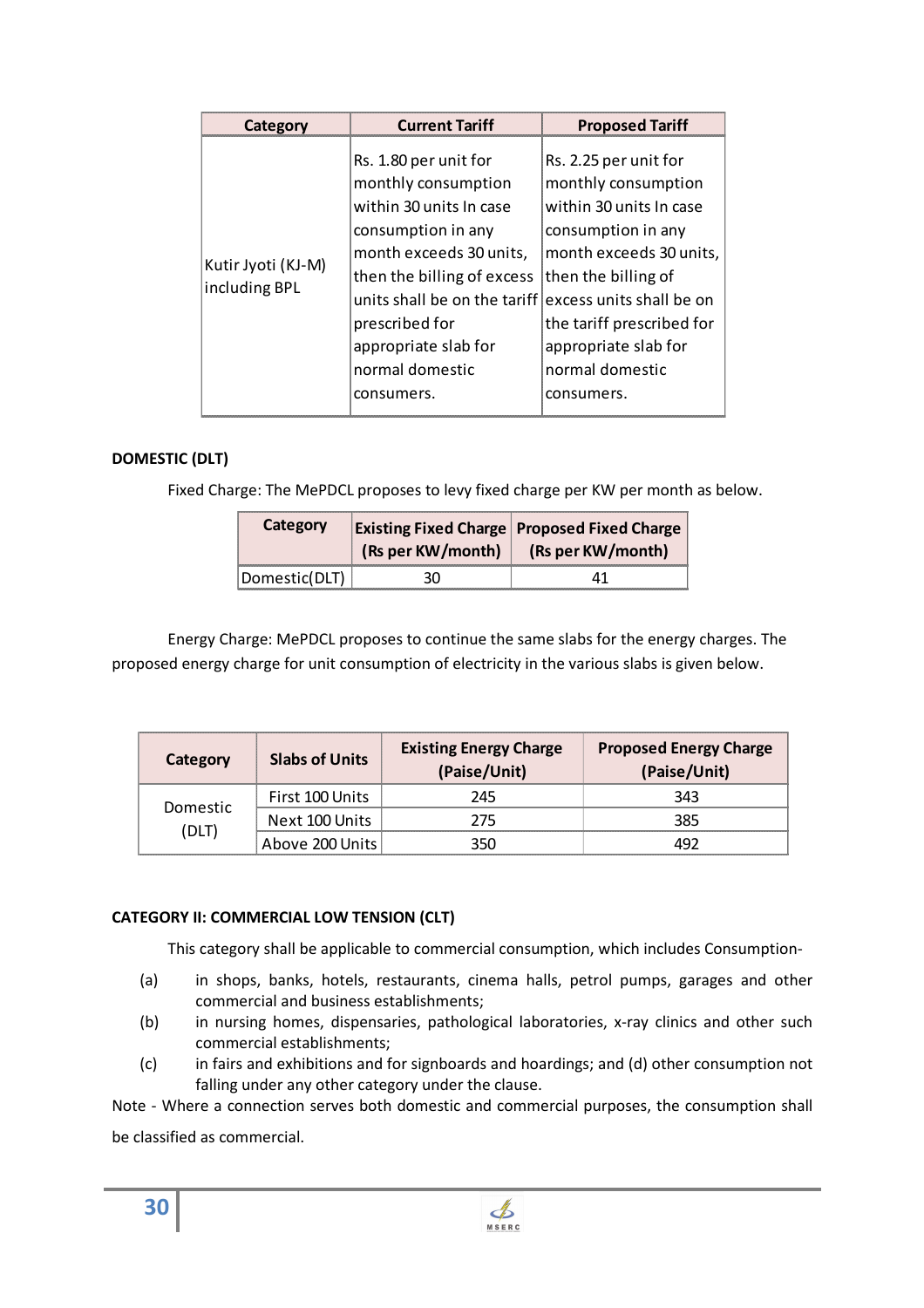| Category | Current Tariff | Proposed Tariff |
|---|---|---|
| Kutir Jyoti (KJ-M) including BPL | Rs. 1.80 per unit for monthly consumption within 30 units In case consumption in any month exceeds 30 units, then the billing of excess units shall be on the tariff prescribed for appropriate slab for normal domestic consumers. | Rs. 2.25 per unit for monthly consumption within 30 units In case consumption in any month exceeds 30 units, then the billing of excess units shall be on the tariff prescribed for appropriate slab for normal domestic consumers. |

**DOMESTIC (DLT)**

Fixed Charge: The MePDCL proposes to levy fixed charge per KW per month as below.

| Category | Existing Fixed Charge (Rs per KW/month) | Proposed Fixed Charge (Rs per KW/month) |
|---|---|---|
| Domestic(DLT) | 30 | 41 |

Energy Charge: MePDCL proposes to continue the same slabs for the energy charges. The proposed energy charge for unit consumption of electricity in the various slabs is given below.

| Category | Slabs of Units | Existing Energy Charge (Paise/Unit) | Proposed Energy Charge (Paise/Unit) |
|---|---|---|---|
| Domestic (DLT) | First 100 Units | 245 | 343 |
| | Next 100 Units | 275 | 385 |
| | Above 200 Units | 350 | 492 |

**CATEGORY II: COMMERCIAL LOW TENSION (CLT)**

This category shall be applicable to commercial consumption, which includes Consumption-

(a) in shops, banks, hotels, restaurants, cinema halls, petrol pumps, garages and other commercial and business establishments;

(b) in nursing homes, dispensaries, pathological laboratories, x-ray clinics and other such commercial establishments;

(c) in fairs and exhibitions and for signboards and hoardings; and (d) other consumption not falling under any other category under the clause.

Note - Where a connection serves both domestic and commercial purposes, the consumption shall be classified as commercial.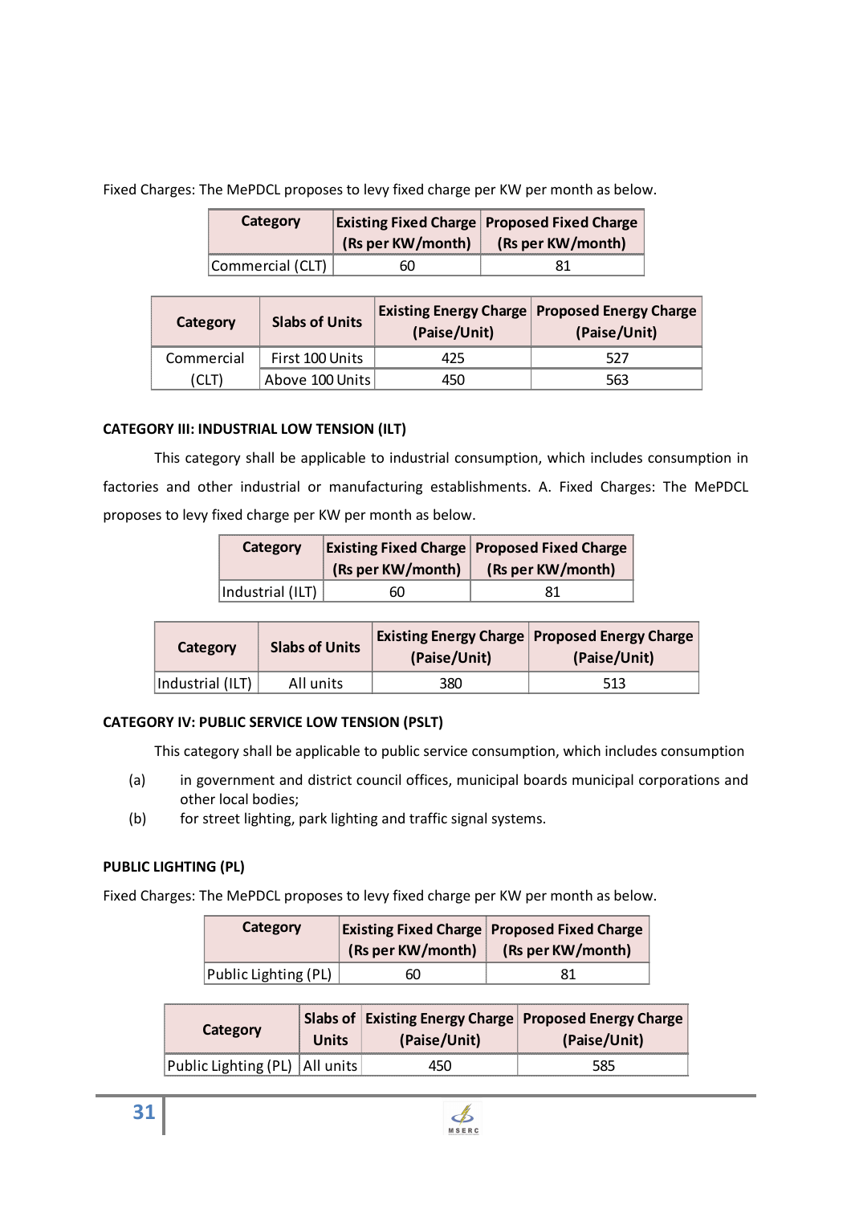Fixed Charges: The MePDCL proposes to levy fixed charge per KW per month as below.

| Category | Existing Fixed Charge (Rs per KW/month) | Proposed Fixed Charge (Rs per KW/month) |
|---|---|---|
| Commercial (CLT) | 60 | 81 |

| Category | Slabs of Units | Existing Energy Charge (Paise/Unit) | Proposed Energy Charge (Paise/Unit) |
|---|---|---|---|
| Commercial (CLT) | First 100 Units | 425 | 527 |
| | Above 100 Units | 450 | 563 |

**CATEGORY III: INDUSTRIAL LOW TENSION (ILT)**

This category shall be applicable to industrial consumption, which includes consumption in factories and other industrial or manufacturing establishments. A. Fixed Charges: The MePDCL proposes to levy fixed charge per KW per month as below.

| Category | Existing Fixed Charge (Rs per KW/month) | Proposed Fixed Charge (Rs per KW/month) |
|---|---|---|
| Industrial (ILT) | 60 | 81 |

| Category | Slabs of Units | Existing Energy Charge (Paise/Unit) | Proposed Energy Charge (Paise/Unit) |
|---|---|---|---|
| Industrial (ILT) | All units | 380 | 513 |

**CATEGORY IV: PUBLIC SERVICE LOW TENSION (PSLT)**

This category shall be applicable to public service consumption, which includes consumption

(a) in government and district council offices, municipal boards municipal corporations and other local bodies;

(b) for street lighting, park lighting and traffic signal systems.

**PUBLIC LIGHTING (PL)**

Fixed Charges: The MePDCL proposes to levy fixed charge per KW per month as below.

| Category | Existing Fixed Charge (Rs per KW/month) | Proposed Fixed Charge (Rs per KW/month) |
|---|---|---|
| Public Lighting (PL) | 60 | 81 |

| Category | Slabs of Units | Existing Energy Charge (Paise/Unit) | Proposed Energy Charge (Paise/Unit) |
|---|---|---|---|
| Public Lighting (PL) | All units | 450 | 585 |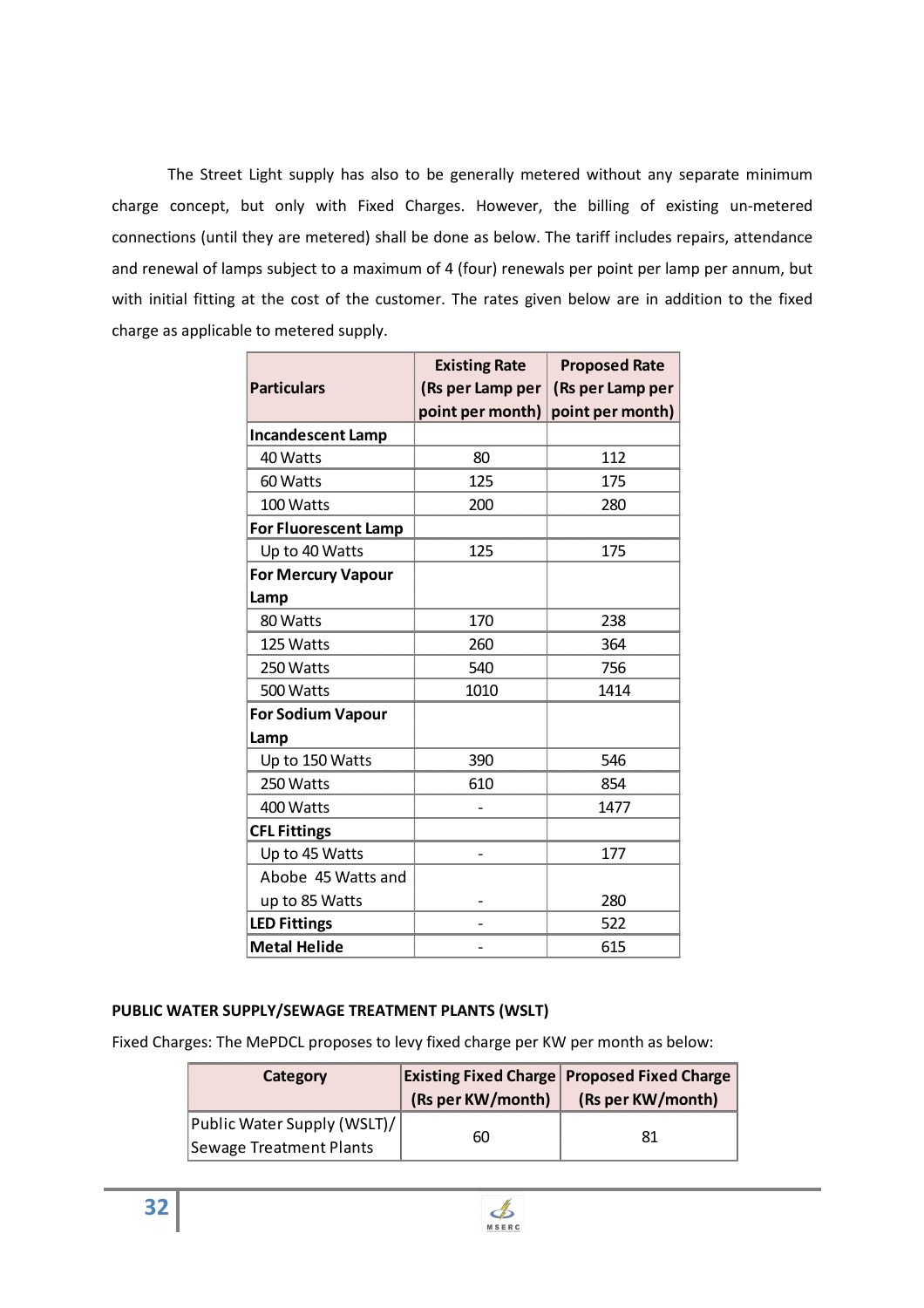The Street Light supply has also to be generally metered without any separate minimum charge concept, but only with Fixed Charges. However, the billing of existing un-metered connections (until they are metered) shall be done as below. The tariff includes repairs, attendance and renewal of lamps subject to a maximum of 4 (four) renewals per point per lamp per annum, but with initial fitting at the cost of the customer. The rates given below are in addition to the fixed charge as applicable to metered supply.

| Particulars | Existing Rate (Rs per Lamp per point per month) | Proposed Rate (Rs per Lamp per point per month) |
|---|---|---|
| **Incandescent Lamp** | | |
| 40 Watts | 80 | 112 |
| 60 Watts | 125 | 175 |
| 100 Watts | 200 | 280 |
| **For Fluorescent Lamp** | | |
| Up to 40 Watts | 125 | 175 |
| **For Mercury Vapour Lamp** | | |
| 80 Watts | 170 | 238 |
| 125 Watts | 260 | 364 |
| 250 Watts | 540 | 756 |
| 500 Watts | 1010 | 1414 |
| **For Sodium Vapour Lamp** | | |
| Up to 150 Watts | 390 | 546 |
| 250 Watts | 610 | 854 |
| 400 Watts | - | 1477 |
| **CFL Fittings** | | |
| Up to 45 Watts | - | 177 |
| Abobe 45 Watts and up to 85 Watts | - | 280 |
| **LED Fittings** | - | 522 |
| **Metal Helide** | - | 615 |

**PUBLIC WATER SUPPLY/SEWAGE TREATMENT PLANTS (WSLT)**

Fixed Charges: The MePDCL proposes to levy fixed charge per KW per month as below:

| Category | Existing Fixed Charge (Rs per KW/month) | Proposed Fixed Charge (Rs per KW/month) |
|---|---|---|
| Public Water Supply (WSLT)/ Sewage Treatment Plants | 60 | 81 |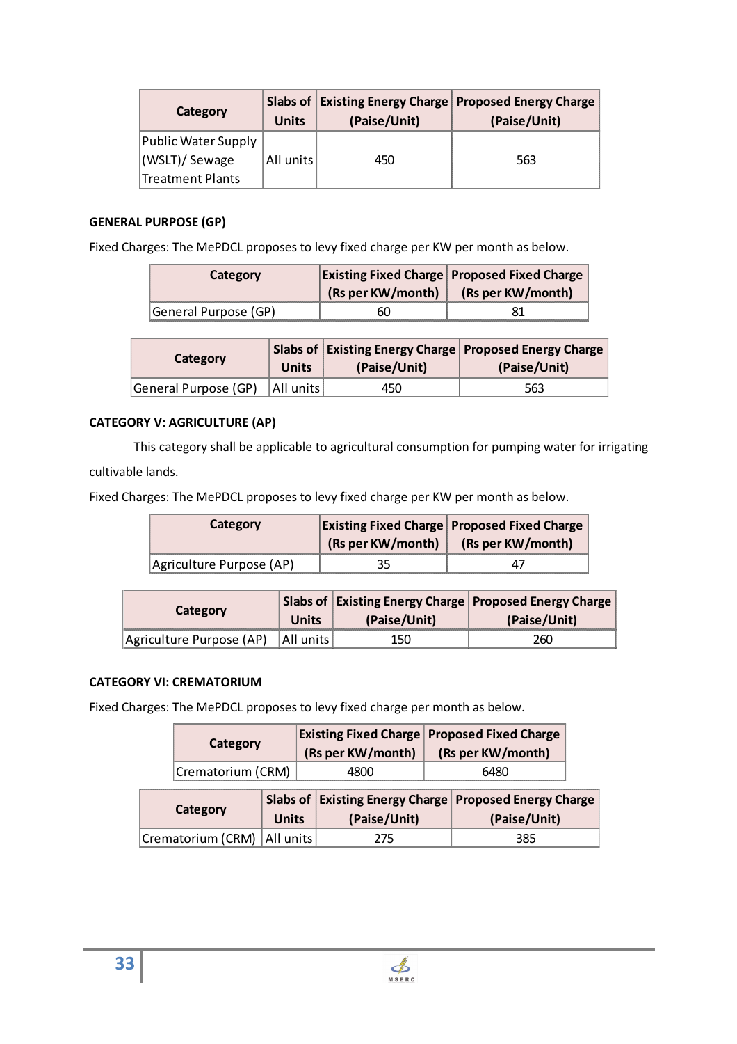| Category | Slabs of Units | Existing Energy Charge (Paise/Unit) | Proposed Energy Charge (Paise/Unit) |
|---|---|---|---|
| Public Water Supply (WSLT)/ Sewage Treatment Plants | All units | 450 | 563 |

**GENERAL PURPOSE (GP)**

Fixed Charges: The MePDCL proposes to levy fixed charge per KW per month as below.

| Category | Existing Fixed Charge (Rs per KW/month) | Proposed Fixed Charge (Rs per KW/month) |
|---|---|---|
| General Purpose (GP) | 60 | 81 |

| Category | Slabs of Units | Existing Energy Charge (Paise/Unit) | Proposed Energy Charge (Paise/Unit) |
|---|---|---|---|
| General Purpose (GP) | All units | 450 | 563 |

**CATEGORY V: AGRICULTURE (AP)**

This category shall be applicable to agricultural consumption for pumping water for irrigating cultivable lands.

Fixed Charges: The MePDCL proposes to levy fixed charge per KW per month as below.

| Category | Existing Fixed Charge (Rs per KW/month) | Proposed Fixed Charge (Rs per KW/month) |
|---|---|---|
| Agriculture Purpose (AP) | 35 | 47 |

| Category | Slabs of Units | Existing Energy Charge (Paise/Unit) | Proposed Energy Charge (Paise/Unit) |
|---|---|---|---|
| Agriculture Purpose (AP) | All units | 150 | 260 |

**CATEGORY VI: CREMATORIUM**

Fixed Charges: The MePDCL proposes to levy fixed charge per month as below.

| Category | Existing Fixed Charge (Rs per KW/month) | Proposed Fixed Charge (Rs per KW/month) |
|---|---|---|
| Crematorium (CRM) | 4800 | 6480 |

| Category | Slabs of Units | Existing Energy Charge (Paise/Unit) | Proposed Energy Charge (Paise/Unit) |
|---|---|---|---|
| Crematorium (CRM) | All units | 275 | 385 |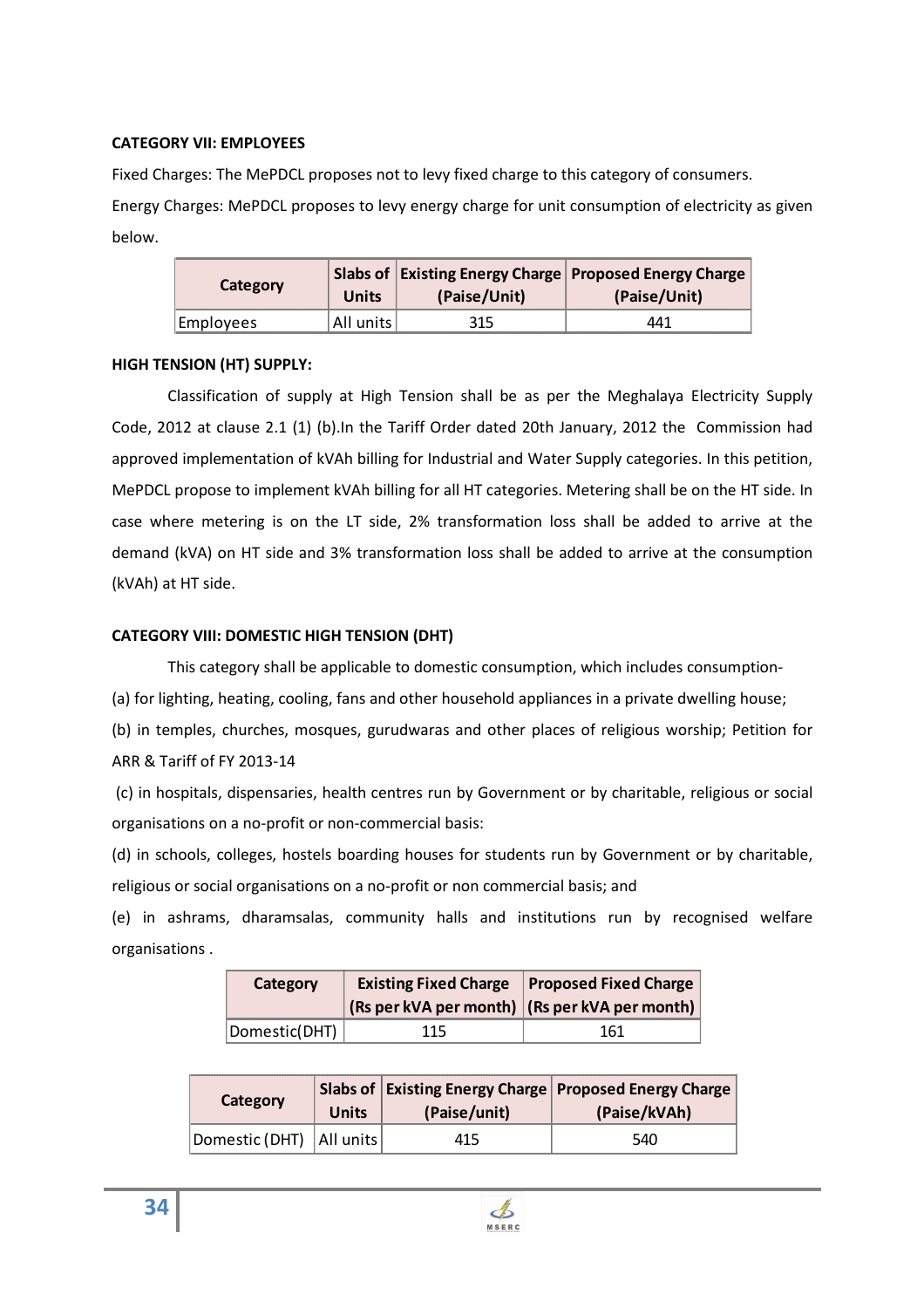**CATEGORY VII: EMPLOYEES**

Fixed Charges: The MePDCL proposes not to levy fixed charge to this category of consumers.

Energy Charges: MePDCL proposes to levy energy charge for unit consumption of electricity as given below.

| Category | Slabs of Units | Existing Energy Charge (Paise/Unit) | Proposed Energy Charge (Paise/Unit) |
|---|---|---|---|
| Employees | All units | 315 | 441 |

**HIGH TENSION (HT) SUPPLY:**

Classification of supply at High Tension shall be as per the Meghalaya Electricity Supply Code, 2012 at clause 2.1 (1) (b).In the Tariff Order dated 20th January, 2012 the Commission had approved implementation of kVAh billing for Industrial and Water Supply categories. In this petition, MePDCL propose to implement kVAh billing for all HT categories. Metering shall be on the HT side. In case where metering is on the LT side, 2% transformation loss shall be added to arrive at the demand (kVA) on HT side and 3% transformation loss shall be added to arrive at the consumption (kVAh) at HT side.

**CATEGORY VIII: DOMESTIC HIGH TENSION (DHT)**

This category shall be applicable to domestic consumption, which includes consumption-

(a) for lighting, heating, cooling, fans and other household appliances in a private dwelling house;

(b) in temples, churches, mosques, gurudwaras and other places of religious worship; Petition for ARR & Tariff of FY 2013-14

(c) in hospitals, dispensaries, health centres run by Government or by charitable, religious or social organisations on a no-profit or non-commercial basis:

(d) in schools, colleges, hostels boarding houses for students run by Government or by charitable, religious or social organisations on a no-profit or non commercial basis; and

(e) in ashrams, dharamsalas, community halls and institutions run by recognised welfare organisations .

| Category | Existing Fixed Charge (Rs per kVA per month) | Proposed Fixed Charge (Rs per kVA per month) |
|---|---|---|
| Domestic(DHT) | 115 | 161 |

| Category | Slabs of Units | Existing Energy Charge (Paise/unit) | Proposed Energy Charge (Paise/kVAh) |
|---|---|---|---|
| Domestic (DHT) | All units | 415 | 540 |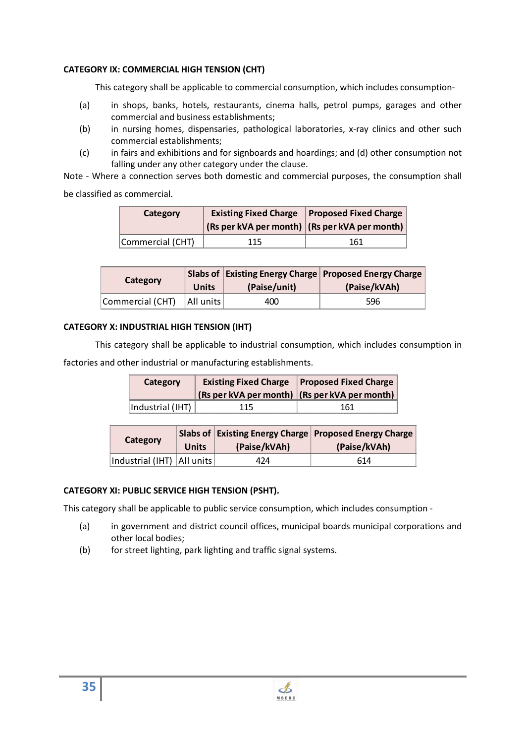**CATEGORY IX: COMMERCIAL HIGH TENSION (CHT)**

This category shall be applicable to commercial consumption, which includes consumption-

(a) in shops, banks, hotels, restaurants, cinema halls, petrol pumps, garages and other commercial and business establishments;

(b) in nursing homes, dispensaries, pathological laboratories, x-ray clinics and other such commercial establishments;

(c) in fairs and exhibitions and for signboards and hoardings; and (d) other consumption not falling under any other category under the clause.

Note - Where a connection serves both domestic and commercial purposes, the consumption shall be classified as commercial.

| Category | Existing Fixed Charge (Rs per kVA per month) | Proposed Fixed Charge (Rs per kVA per month) |
|---|---|---|
| Commercial (CHT) | 115 | 161 |

| Category | Slabs of Units | Existing Energy Charge (Paise/unit) | Proposed Energy Charge (Paise/kVAh) |
|---|---|---|---|
| Commercial (CHT) | All units | 400 | 596 |

**CATEGORY X: INDUSTRIAL HIGH TENSION (IHT)**

This category shall be applicable to industrial consumption, which includes consumption in factories and other industrial or manufacturing establishments.

| Category | Existing Fixed Charge (Rs per kVA per month) | Proposed Fixed Charge (Rs per kVA per month) |
|---|---|---|
| Industrial (IHT) | 115 | 161 |

| Category | Slabs of Units | Existing Energy Charge (Paise/kVAh) | Proposed Energy Charge (Paise/kVAh) |
|---|---|---|---|
| Industrial (IHT) | All units | 424 | 614 |

**CATEGORY XI: PUBLIC SERVICE HIGH TENSION (PSHT).**

This category shall be applicable to public service consumption, which includes consumption -

(a) in government and district council offices, municipal boards municipal corporations and other local bodies;

(b) for street lighting, park lighting and traffic signal systems.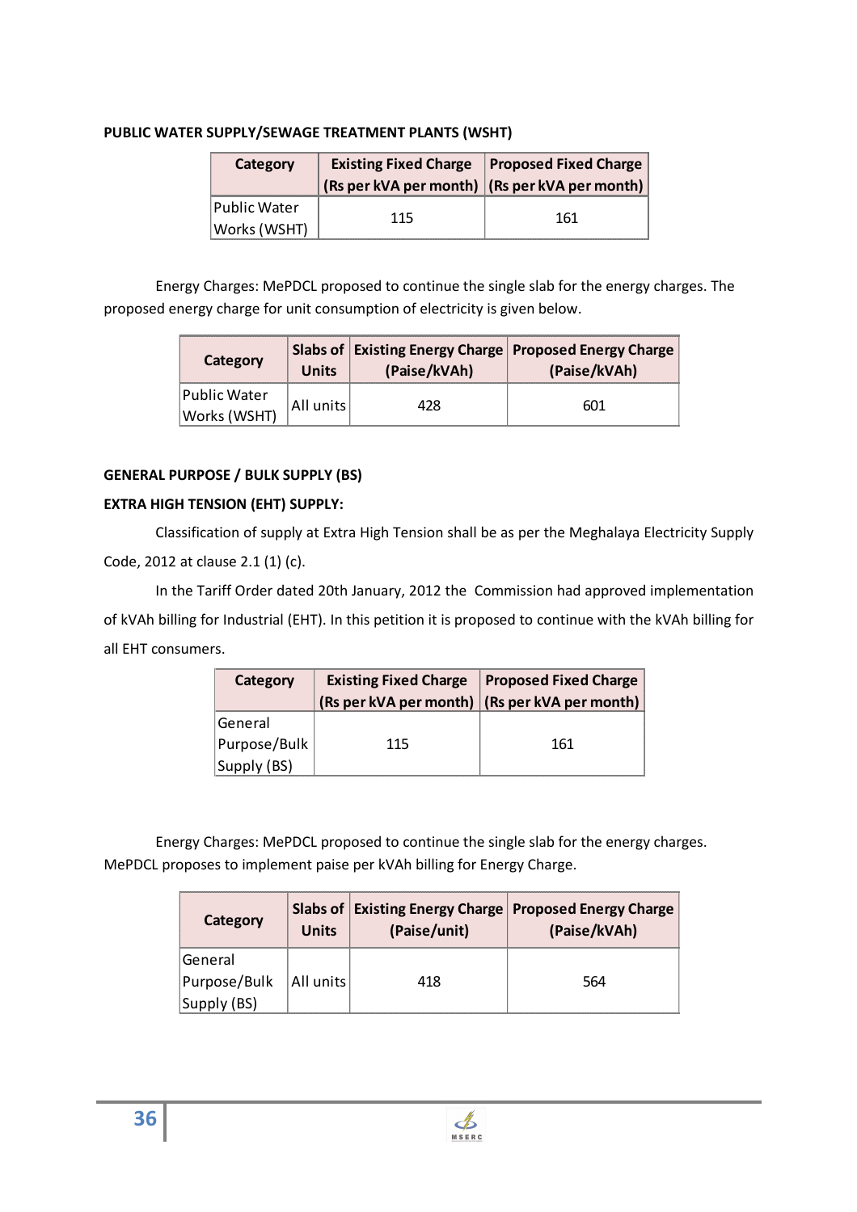**PUBLIC WATER SUPPLY/SEWAGE TREATMENT PLANTS (WSHT)**

| Category | Existing Fixed Charge (Rs per kVA per month) | Proposed Fixed Charge (Rs per kVA per month) |
|---|---|---|
| Public Water Works (WSHT) | 115 | 161 |

Energy Charges: MePDCL proposed to continue the single slab for the energy charges. The proposed energy charge for unit consumption of electricity is given below.

| Category | Slabs of Units | Existing Energy Charge (Paise/kVAh) | Proposed Energy Charge (Paise/kVAh) |
|---|---|---|---|
| Public Water Works (WSHT) | All units | 428 | 601 |

**GENERAL PURPOSE / BULK SUPPLY (BS)**

**EXTRA HIGH TENSION (EHT) SUPPLY:**

Classification of supply at Extra High Tension shall be as per the Meghalaya Electricity Supply Code, 2012 at clause 2.1 (1) (c).

In the Tariff Order dated 20th January, 2012 the Commission had approved implementation of kVAh billing for Industrial (EHT). In this petition it is proposed to continue with the kVAh billing for all EHT consumers.

| Category | Existing Fixed Charge (Rs per kVA per month) | Proposed Fixed Charge (Rs per kVA per month) |
|---|---|---|
| General Purpose/Bulk Supply (BS) | 115 | 161 |

Energy Charges: MePDCL proposed to continue the single slab for the energy charges. MePDCL proposes to implement paise per kVAh billing for Energy Charge.

| Category | Slabs of Units | Existing Energy Charge (Paise/unit) | Proposed Energy Charge (Paise/kVAh) |
|---|---|---|---|
| General Purpose/Bulk Supply (BS) | All units | 418 | 564 |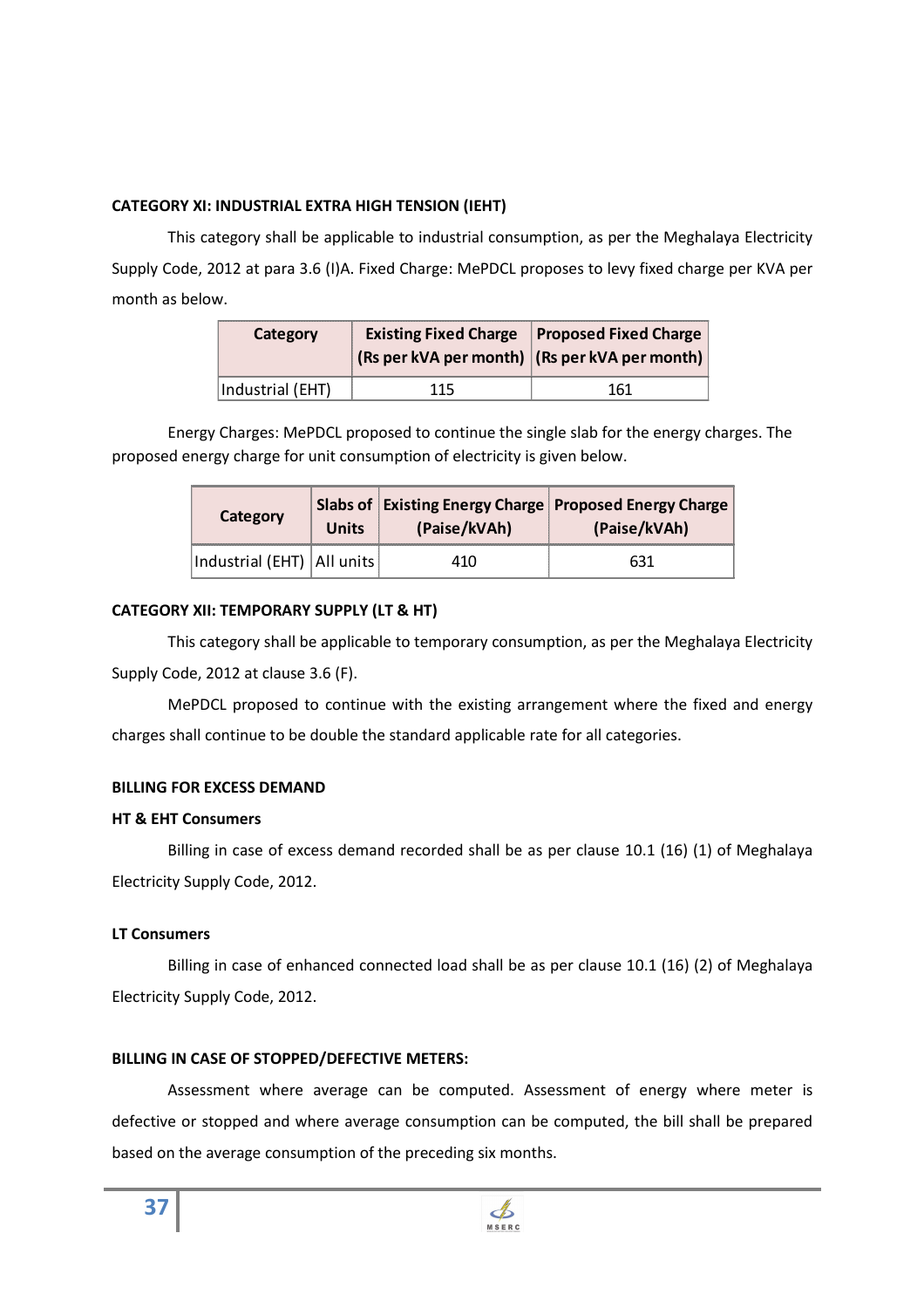**CATEGORY XI: INDUSTRIAL EXTRA HIGH TENSION (IEHT)**

This category shall be applicable to industrial consumption, as per the Meghalaya Electricity Supply Code, 2012 at para 3.6 (I)A. Fixed Charge: MePDCL proposes to levy fixed charge per KVA per month as below.

| Category | Existing Fixed Charge (Rs per kVA per month) | Proposed Fixed Charge (Rs per kVA per month) |
|---|---|---|
| Industrial (EHT) | 115 | 161 |

Energy Charges: MePDCL proposed to continue the single slab for the energy charges. The proposed energy charge for unit consumption of electricity is given below.

| Category | Slabs of Units | Existing Energy Charge (Paise/kVAh) | Proposed Energy Charge (Paise/kVAh) |
|---|---|---|---|
| Industrial (EHT) | All units | 410 | 631 |

**CATEGORY XII: TEMPORARY SUPPLY (LT & HT)**

This category shall be applicable to temporary consumption, as per the Meghalaya Electricity Supply Code, 2012 at clause 3.6 (F).

MePDCL proposed to continue with the existing arrangement where the fixed and energy charges shall continue to be double the standard applicable rate for all categories.

**BILLING FOR EXCESS DEMAND**

**HT & EHT Consumers**

Billing in case of excess demand recorded shall be as per clause 10.1 (16) (1) of Meghalaya Electricity Supply Code, 2012.

**LT Consumers**

Billing in case of enhanced connected load shall be as per clause 10.1 (16) (2) of Meghalaya Electricity Supply Code, 2012.

**BILLING IN CASE OF STOPPED/DEFECTIVE METERS:**

Assessment where average can be computed. Assessment of energy where meter is defective or stopped and where average consumption can be computed, the bill shall be prepared based on the average consumption of the preceding six months.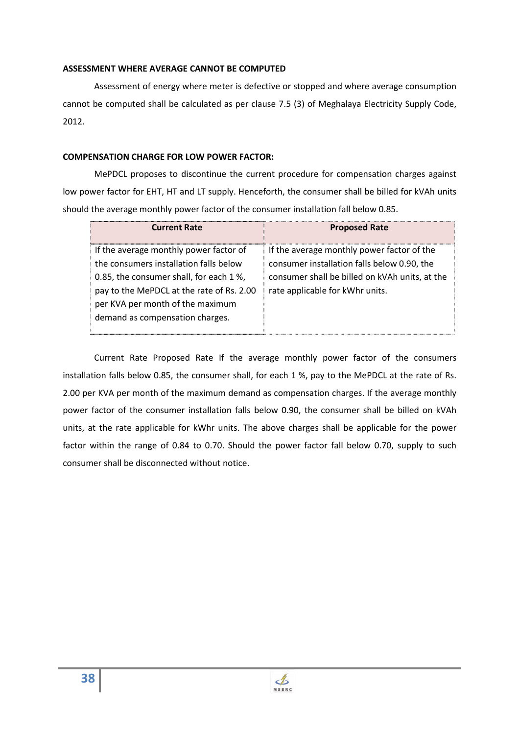**ASSESSMENT WHERE AVERAGE CANNOT BE COMPUTED**

Assessment of energy where meter is defective or stopped and where average consumption cannot be computed shall be calculated as per clause 7.5 (3) of Meghalaya Electricity Supply Code, 2012.

**COMPENSATION CHARGE FOR LOW POWER FACTOR:**

MePDCL proposes to discontinue the current procedure for compensation charges against low power factor for EHT, HT and LT supply. Henceforth, the consumer shall be billed for kVAh units should the average monthly power factor of the consumer installation fall below 0.85.

| Current Rate | Proposed Rate |
|---|---|
| If the average monthly power factor of the consumers installation falls below 0.85, the consumer shall, for each 1 %, pay to the MePDCL at the rate of Rs. 2.00 per KVA per month of the maximum demand as compensation charges. | If the average monthly power factor of the consumer installation falls below 0.90, the consumer shall be billed on kVAh units, at the rate applicable for kWhr units. |

Current Rate Proposed Rate If the average monthly power factor of the consumers installation falls below 0.85, the consumer shall, for each 1 %, pay to the MePDCL at the rate of Rs. 2.00 per KVA per month of the maximum demand as compensation charges. If the average monthly power factor of the consumer installation falls below 0.90, the consumer shall be billed on kVAh units, at the rate applicable for kWhr units. The above charges shall be applicable for the power factor within the range of 0.84 to 0.70. Should the power factor fall below 0.70, supply to such consumer shall be disconnected without notice.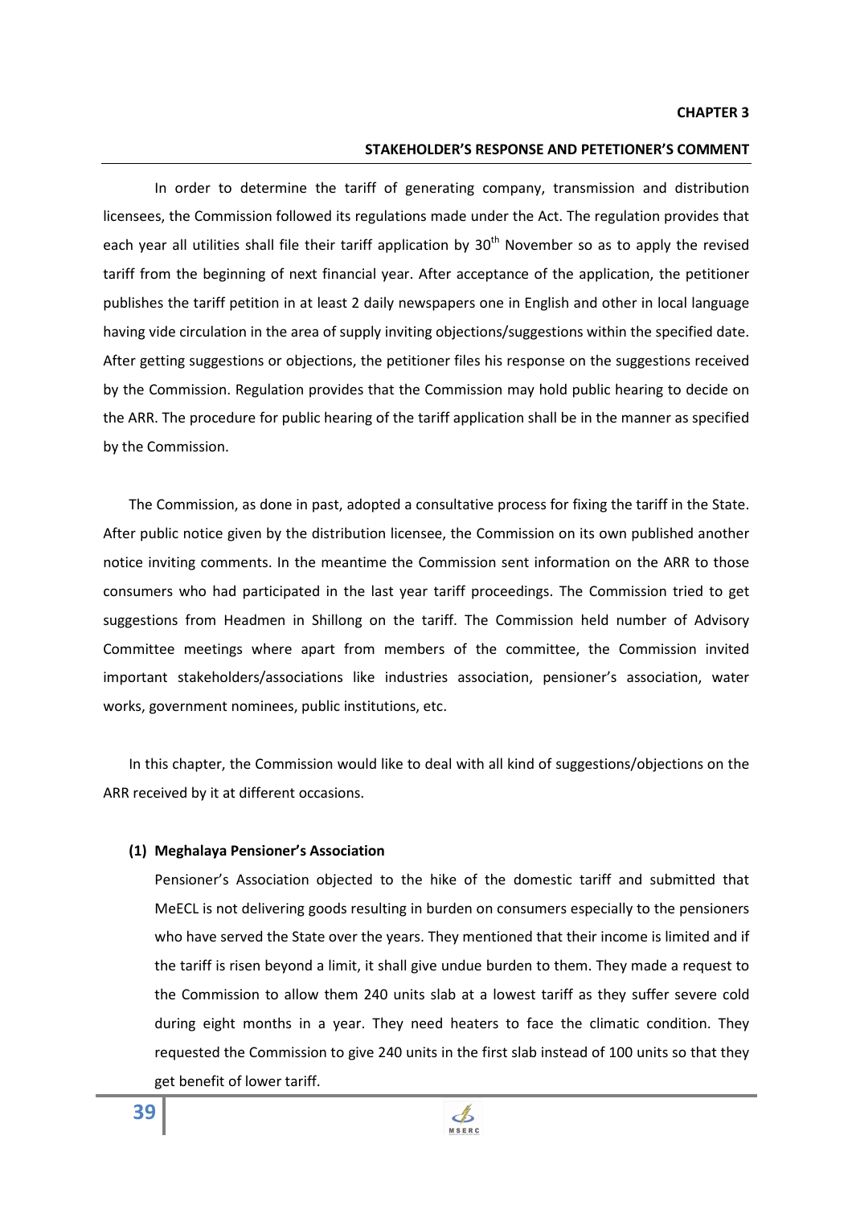**CHAPTER 3**

## STAKEHOLDER'S RESPONSE AND PETETIONER'S COMMENT

In order to determine the tariff of generating company, transmission and distribution licensees, the Commission followed its regulations made under the Act. The regulation provides that each year all utilities shall file their tariff application by 30th November so as to apply the revised tariff from the beginning of next financial year. After acceptance of the application, the petitioner publishes the tariff petition in at least 2 daily newspapers one in English and other in local language having vide circulation in the area of supply inviting objections/suggestions within the specified date. After getting suggestions or objections, the petitioner files his response on the suggestions received by the Commission. Regulation provides that the Commission may hold public hearing to decide on the ARR. The procedure for public hearing of the tariff application shall be in the manner as specified by the Commission.

The Commission, as done in past, adopted a consultative process for fixing the tariff in the State. After public notice given by the distribution licensee, the Commission on its own published another notice inviting comments. In the meantime the Commission sent information on the ARR to those consumers who had participated in the last year tariff proceedings. The Commission tried to get suggestions from Headmen in Shillong on the tariff. The Commission held number of Advisory Committee meetings where apart from members of the committee, the Commission invited important stakeholders/associations like industries association, pensioner's association, water works, government nominees, public institutions, etc.

In this chapter, the Commission would like to deal with all kind of suggestions/objections on the ARR received by it at different occasions.

**(1) Meghalaya Pensioner's Association**

Pensioner's Association objected to the hike of the domestic tariff and submitted that MeECL is not delivering goods resulting in burden on consumers especially to the pensioners who have served the State over the years. They mentioned that their income is limited and if the tariff is risen beyond a limit, it shall give undue burden to them. They made a request to the Commission to allow them 240 units slab at a lowest tariff as they suffer severe cold during eight months in a year. They need heaters to face the climatic condition. They requested the Commission to give 240 units in the first slab instead of 100 units so that they get benefit of lower tariff.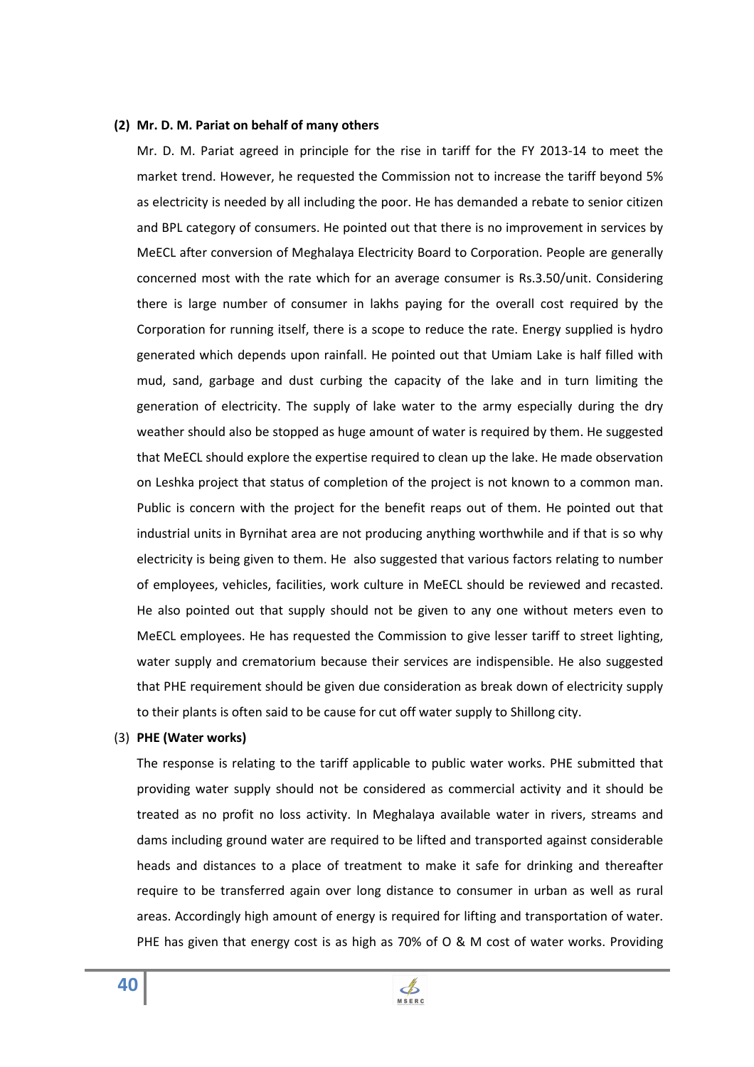**(2) Mr. D. M. Pariat on behalf of many others**

Mr. D. M. Pariat agreed in principle for the rise in tariff for the FY 2013-14 to meet the market trend. However, he requested the Commission not to increase the tariff beyond 5% as electricity is needed by all including the poor. He has demanded a rebate to senior citizen and BPL category of consumers. He pointed out that there is no improvement in services by MeECL after conversion of Meghalaya Electricity Board to Corporation. People are generally concerned most with the rate which for an average consumer is Rs.3.50/unit. Considering there is large number of consumer in lakhs paying for the overall cost required by the Corporation for running itself, there is a scope to reduce the rate. Energy supplied is hydro generated which depends upon rainfall. He pointed out that Umiam Lake is half filled with mud, sand, garbage and dust curbing the capacity of the lake and in turn limiting the generation of electricity. The supply of lake water to the army especially during the dry weather should also be stopped as huge amount of water is required by them. He suggested that MeECL should explore the expertise required to clean up the lake. He made observation on Leshka project that status of completion of the project is not known to a common man. Public is concern with the project for the benefit reaps out of them. He pointed out that industrial units in Byrnihat area are not producing anything worthwhile and if that is so why electricity is being given to them. He also suggested that various factors relating to number of employees, vehicles, facilities, work culture in MeECL should be reviewed and recasted. He also pointed out that supply should not be given to any one without meters even to MeECL employees. He has requested the Commission to give lesser tariff to street lighting, water supply and crematorium because their services are indispensible. He also suggested that PHE requirement should be given due consideration as break down of electricity supply to their plants is often said to be cause for cut off water supply to Shillong city.

(3) **PHE (Water works)**

The response is relating to the tariff applicable to public water works. PHE submitted that providing water supply should not be considered as commercial activity and it should be treated as no profit no loss activity. In Meghalaya available water in rivers, streams and dams including ground water are required to be lifted and transported against considerable heads and distances to a place of treatment to make it safe for drinking and thereafter require to be transferred again over long distance to consumer in urban as well as rural areas. Accordingly high amount of energy is required for lifting and transportation of water. PHE has given that energy cost is as high as 70% of O & M cost of water works. Providing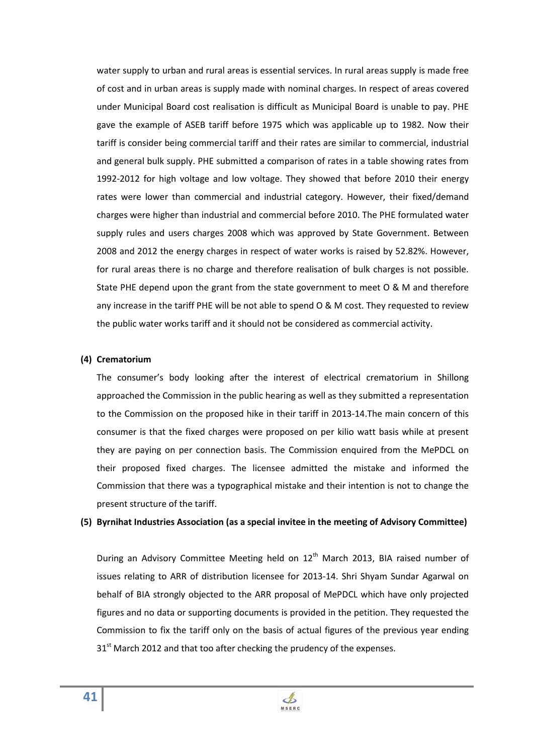water supply to urban and rural areas is essential services. In rural areas supply is made free of cost and in urban areas is supply made with nominal charges. In respect of areas covered under Municipal Board cost realisation is difficult as Municipal Board is unable to pay. PHE gave the example of ASEB tariff before 1975 which was applicable up to 1982. Now their tariff is consider being commercial tariff and their rates are similar to commercial, industrial and general bulk supply. PHE submitted a comparison of rates in a table showing rates from 1992-2012 for high voltage and low voltage. They showed that before 2010 their energy rates were lower than commercial and industrial category. However, their fixed/demand charges were higher than industrial and commercial before 2010. The PHE formulated water supply rules and users charges 2008 which was approved by State Government. Between 2008 and 2012 the energy charges in respect of water works is raised by 52.82%. However, for rural areas there is no charge and therefore realisation of bulk charges is not possible. State PHE depend upon the grant from the state government to meet O & M and therefore any increase in the tariff PHE will be not able to spend O & M cost. They requested to review the public water works tariff and it should not be considered as commercial activity.

**(4) Crematorium**

The consumer's body looking after the interest of electrical crematorium in Shillong approached the Commission in the public hearing as well as they submitted a representation to the Commission on the proposed hike in their tariff in 2013-14.The main concern of this consumer is that the fixed charges were proposed on per kilio watt basis while at present they are paying on per connection basis. The Commission enquired from the MePDCL on their proposed fixed charges. The licensee admitted the mistake and informed the Commission that there was a typographical mistake and their intention is not to change the present structure of the tariff.

**(5) Byrnihat Industries Association (as a special invitee in the meeting of Advisory Committee)**

During an Advisory Committee Meeting held on 12th March 2013, BIA raised number of issues relating to ARR of distribution licensee for 2013-14. Shri Shyam Sundar Agarwal on behalf of BIA strongly objected to the ARR proposal of MePDCL which have only projected figures and no data or supporting documents is provided in the petition. They requested the Commission to fix the tariff only on the basis of actual figures of the previous year ending 31st March 2012 and that too after checking the prudency of the expenses.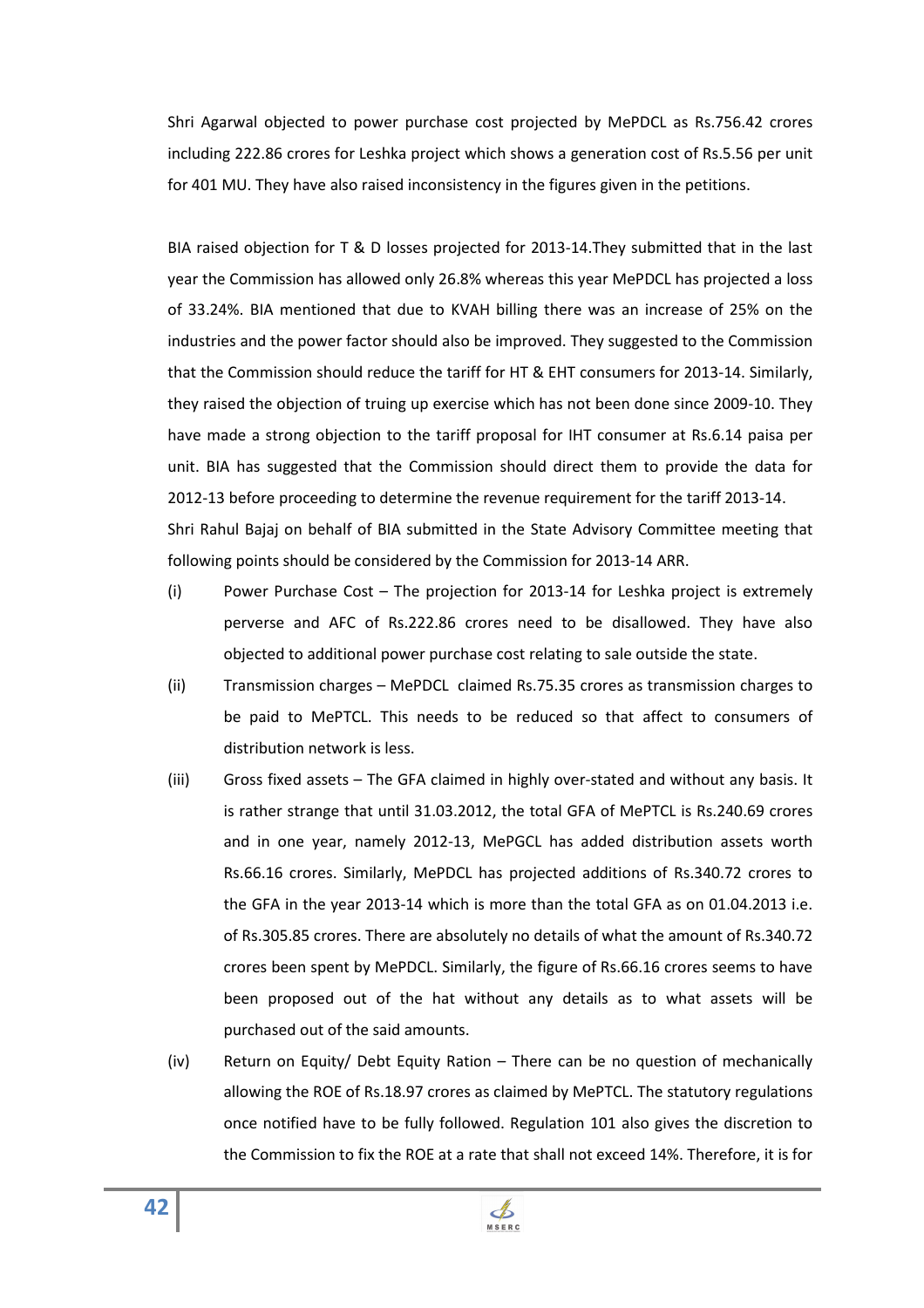Shri Agarwal objected to power purchase cost projected by MePDCL as Rs.756.42 crores including 222.86 crores for Leshka project which shows a generation cost of Rs.5.56 per unit for 401 MU. They have also raised inconsistency in the figures given in the petitions.

BIA raised objection for T & D losses projected for 2013-14.They submitted that in the last year the Commission has allowed only 26.8% whereas this year MePDCL has projected a loss of 33.24%. BIA mentioned that due to KVAH billing there was an increase of 25% on the industries and the power factor should also be improved. They suggested to the Commission that the Commission should reduce the tariff for HT & EHT consumers for 2013-14. Similarly, they raised the objection of truing up exercise which has not been done since 2009-10. They have made a strong objection to the tariff proposal for IHT consumer at Rs.6.14 paisa per unit. BIA has suggested that the Commission should direct them to provide the data for 2012-13 before proceeding to determine the revenue requirement for the tariff 2013-14.

Shri Rahul Bajaj on behalf of BIA submitted in the State Advisory Committee meeting that following points should be considered by the Commission for 2013-14 ARR.

(i) Power Purchase Cost – The projection for 2013-14 for Leshka project is extremely perverse and AFC of Rs.222.86 crores need to be disallowed. They have also objected to additional power purchase cost relating to sale outside the state.

(ii) Transmission charges – MePDCL claimed Rs.75.35 crores as transmission charges to be paid to MePTCL. This needs to be reduced so that affect to consumers of distribution network is less.

(iii) Gross fixed assets – The GFA claimed in highly over-stated and without any basis. It is rather strange that until 31.03.2012, the total GFA of MePTCL is Rs.240.69 crores and in one year, namely 2012-13, MePGCL has added distribution assets worth Rs.66.16 crores. Similarly, MePDCL has projected additions of Rs.340.72 crores to the GFA in the year 2013-14 which is more than the total GFA as on 01.04.2013 i.e. of Rs.305.85 crores. There are absolutely no details of what the amount of Rs.340.72 crores been spent by MePDCL. Similarly, the figure of Rs.66.16 crores seems to have been proposed out of the hat without any details as to what assets will be purchased out of the said amounts.

(iv) Return on Equity/ Debt Equity Ratio – There can be no question of mechanically allowing the ROE of Rs.18.97 crores as claimed by MePTCL. The statutory regulations once notified have to be fully followed. Regulation 101 also gives the discretion to the Commission to fix the ROE at a rate that shall not exceed 14%. Therefore, it is for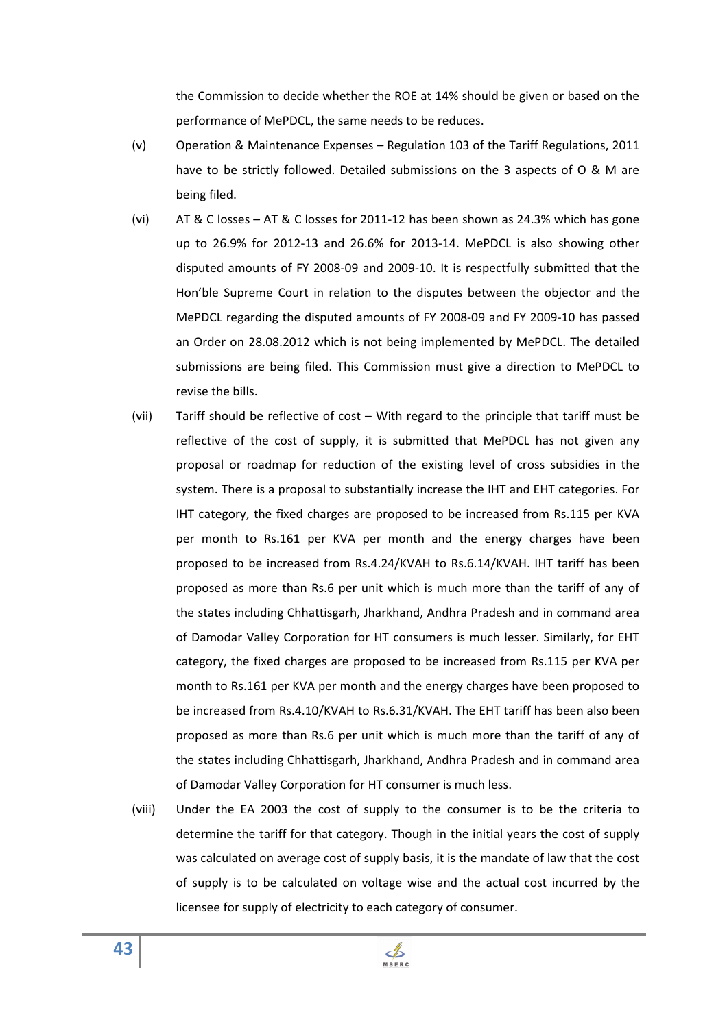the Commission to decide whether the ROE at 14% should be given or based on the performance of MePDCL, the same needs to be reduces.

(v) Operation & Maintenance Expenses – Regulation 103 of the Tariff Regulations, 2011 have to be strictly followed. Detailed submissions on the 3 aspects of O & M are being filed.

(vi) AT & C losses – AT & C losses for 2011-12 has been shown as 24.3% which has gone up to 26.9% for 2012-13 and 26.6% for 2013-14. MePDCL is also showing other disputed amounts of FY 2008-09 and 2009-10. It is respectfully submitted that the Hon'ble Supreme Court in relation to the disputes between the objector and the MePDCL regarding the disputed amounts of FY 2008-09 and FY 2009-10 has passed an Order on 28.08.2012 which is not being implemented by MePDCL. The detailed submissions are being filed. This Commission must give a direction to MePDCL to revise the bills.

(vii) Tariff should be reflective of cost – With regard to the principle that tariff must be reflective of the cost of supply, it is submitted that MePDCL has not given any proposal or roadmap for reduction of the existing level of cross subsidies in the system. There is a proposal to substantially increase the IHT and EHT categories. For IHT category, the fixed charges are proposed to be increased from Rs.115 per KVA per month to Rs.161 per KVA per month and the energy charges have been proposed to be increased from Rs.4.24/KVAH to Rs.6.14/KVAH. IHT tariff has been proposed as more than Rs.6 per unit which is much more than the tariff of any of the states including Chhattisgarh, Jharkhand, Andhra Pradesh and in command area of Damodar Valley Corporation for HT consumers is much lesser. Similarly, for EHT category, the fixed charges are proposed to be increased from Rs.115 per KVA per month to Rs.161 per KVA per month and the energy charges have been proposed to be increased from Rs.4.10/KVAH to Rs.6.31/KVAH. The EHT tariff has been also been proposed as more than Rs.6 per unit which is much more than the tariff of any of the states including Chhattisgarh, Jharkhand, Andhra Pradesh and in command area of Damodar Valley Corporation for HT consumer is much less.

(viii) Under the EA 2003 the cost of supply to the consumer is to be the criteria to determine the tariff for that category. Though in the initial years the cost of supply was calculated on average cost of supply basis, it is the mandate of law that the cost of supply is to be calculated on voltage wise and the actual cost incurred by the licensee for supply of electricity to each category of consumer.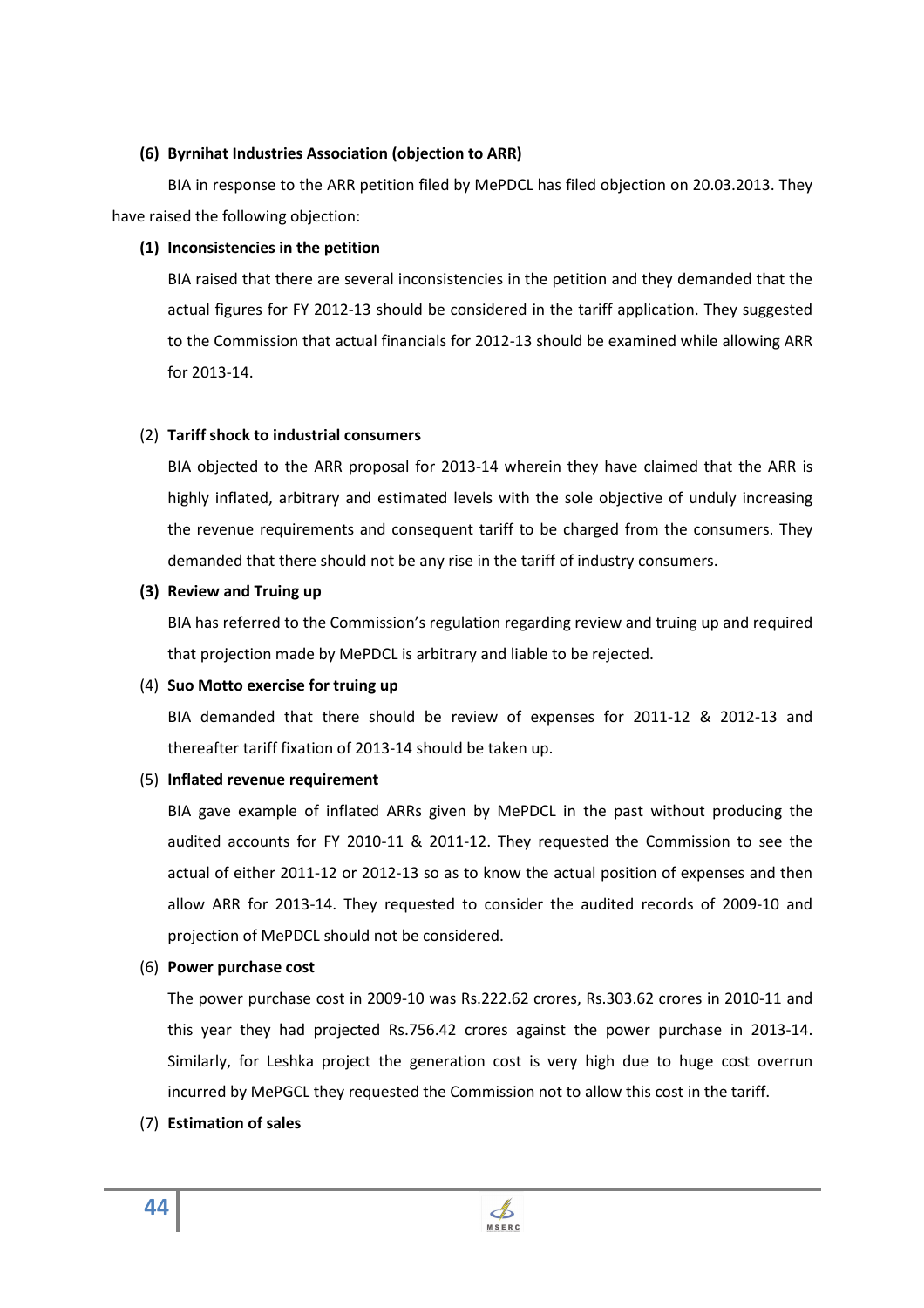**(6) Byrnihat Industries Association (objection to ARR)**

BIA in response to the ARR petition filed by MePDCL has filed objection on 20.03.2013. They have raised the following objection:

**(1) Inconsistencies in the petition**

BIA raised that there are several inconsistencies in the petition and they demanded that the actual figures for FY 2012-13 should be considered in the tariff application. They suggested to the Commission that actual financials for 2012-13 should be examined while allowing ARR for 2013-14.

(2) **Tariff shock to industrial consumers**

BIA objected to the ARR proposal for 2013-14 wherein they have claimed that the ARR is highly inflated, arbitrary and estimated levels with the sole objective of unduly increasing the revenue requirements and consequent tariff to be charged from the consumers. They demanded that there should not be any rise in the tariff of industry consumers.

**(3) Review and Truing up**

BIA has referred to the Commission's regulation regarding review and truing up and required that projection made by MePDCL is arbitrary and liable to be rejected.

(4) **Suo Motto exercise for truing up**

BIA demanded that there should be review of expenses for 2011-12 & 2012-13 and thereafter tariff fixation of 2013-14 should be taken up.

(5) **Inflated revenue requirement**

BIA gave example of inflated ARRs given by MePDCL in the past without producing the audited accounts for FY 2010-11 & 2011-12. They requested the Commission to see the actual of either 2011-12 or 2012-13 so as to know the actual position of expenses and then allow ARR for 2013-14. They requested to consider the audited records of 2009-10 and projection of MePDCL should not be considered.

(6) **Power purchase cost**

The power purchase cost in 2009-10 was Rs.222.62 crores, Rs.303.62 crores in 2010-11 and this year they had projected Rs.756.42 crores against the power purchase in 2013-14. Similarly, for Leshka project the generation cost is very high due to huge cost overrun incurred by MePGCL they requested the Commission not to allow this cost in the tariff.

(7) **Estimation of sales**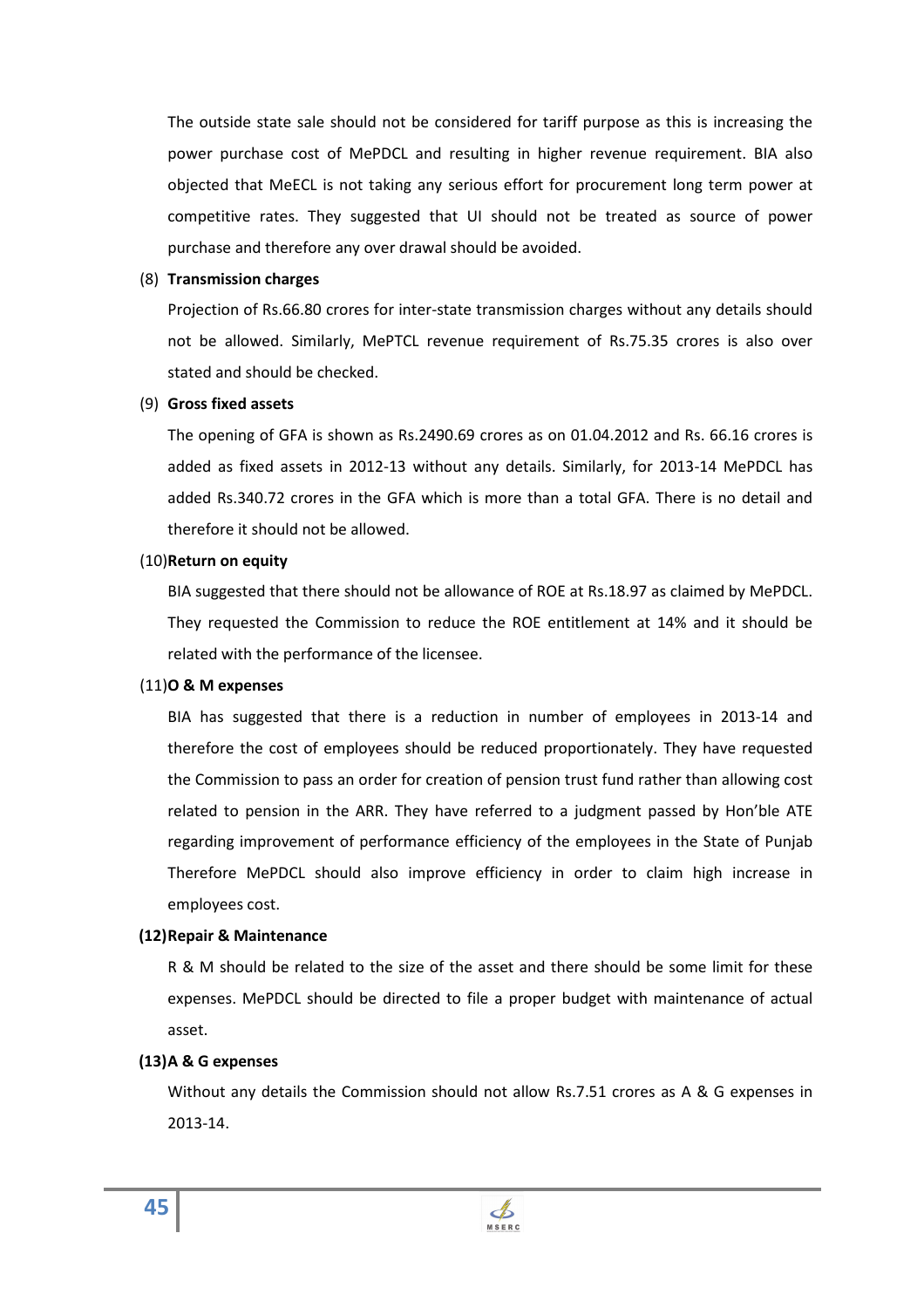The outside state sale should not be considered for tariff purpose as this is increasing the power purchase cost of MePDCL and resulting in higher revenue requirement. BIA also objected that MeECL is not taking any serious effort for procurement long term power at competitive rates. They suggested that UI should not be treated as source of power purchase and therefore any over drawal should be avoided.

(8) **Transmission charges**

Projection of Rs.66.80 crores for inter-state transmission charges without any details should not be allowed. Similarly, MePTCL revenue requirement of Rs.75.35 crores is also over stated and should be checked.

(9) **Gross fixed assets**

The opening of GFA is shown as Rs.2490.69 crores as on 01.04.2012 and Rs. 66.16 crores is added as fixed assets in 2012-13 without any details. Similarly, for 2013-14 MePDCL has added Rs.340.72 crores in the GFA which is more than a total GFA. There is no detail and therefore it should not be allowed.

(10) **Return on equity**

BIA suggested that there should not be allowance of ROE at Rs.18.97 as claimed by MePDCL. They requested the Commission to reduce the ROE entitlement at 14% and it should be related with the performance of the licensee.

(11) **O & M expenses**

BIA has suggested that there is a reduction in number of employees in 2013-14 and therefore the cost of employees should be reduced proportionately. They have requested the Commission to pass an order for creation of pension trust fund rather than allowing cost related to pension in the ARR. They have referred to a judgment passed by Hon'ble ATE regarding improvement of performance efficiency of the employees in the State of Punjab Therefore MePDCL should also improve efficiency in order to claim high increase in employees cost.

**(12) Repair & Maintenance**

R & M should be related to the size of the asset and there should be some limit for these expenses. MePDCL should be directed to file a proper budget with maintenance of actual asset.

**(13) A & G expenses**

Without any details the Commission should not allow Rs.7.51 crores as A & G expenses in 2013-14.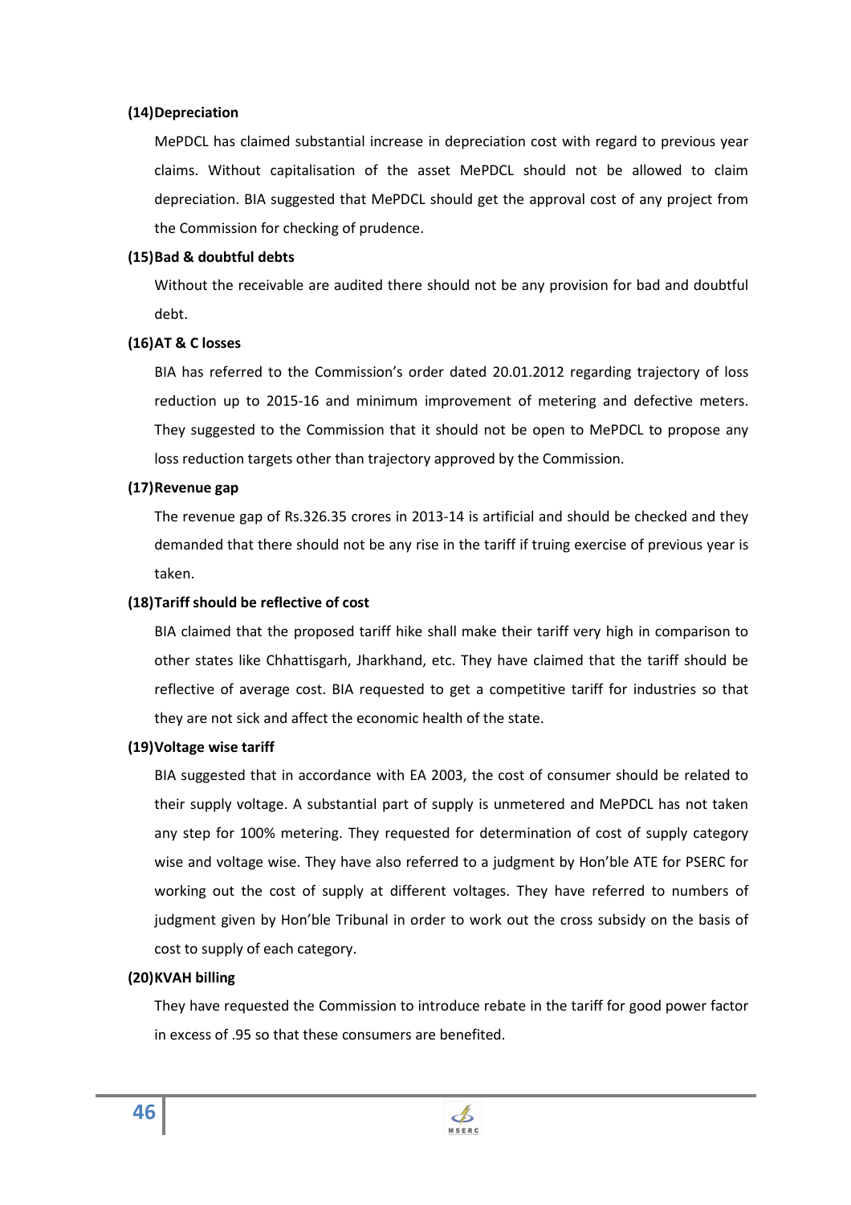**(14) Depreciation**

MePDCL has claimed substantial increase in depreciation cost with regard to previous year claims. Without capitalisation of the asset MePDCL should not be allowed to claim depreciation. BIA suggested that MePDCL should get the approval cost of any project from the Commission for checking of prudence.

**(15) Bad & doubtful debts**

Without the receivable are audited there should not be any provision for bad and doubtful debt.

**(16) AT & C losses**

BIA has referred to the Commission's order dated 20.01.2012 regarding trajectory of loss reduction up to 2015-16 and minimum improvement of metering and defective meters. They suggested to the Commission that it should not be open to MePDCL to propose any loss reduction targets other than trajectory approved by the Commission.

**(17) Revenue gap**

The revenue gap of Rs.326.35 crores in 2013-14 is artificial and should be checked and they demanded that there should not be any rise in the tariff if truing exercise of previous year is taken.

**(18) Tariff should be reflective of cost**

BIA claimed that the proposed tariff hike shall make their tariff very high in comparison to other states like Chhattisgarh, Jharkhand, etc. They have claimed that the tariff should be reflective of average cost. BIA requested to get a competitive tariff for industries so that they are not sick and affect the economic health of the state.

**(19) Voltage wise tariff**

BIA suggested that in accordance with EA 2003, the cost of consumer should be related to their supply voltage. A substantial part of supply is unmetered and MePDCL has not taken any step for 100% metering. They requested for determination of cost of supply category wise and voltage wise. They have also referred to a judgment by Hon'ble ATE for PSERC for working out the cost of supply at different voltages. They have referred to numbers of judgment given by Hon'ble Tribunal in order to work out the cross subsidy on the basis of cost to supply of each category.

**(20) KVAH billing**

They have requested the Commission to introduce rebate in the tariff for good power factor in excess of .95 so that these consumers are benefited.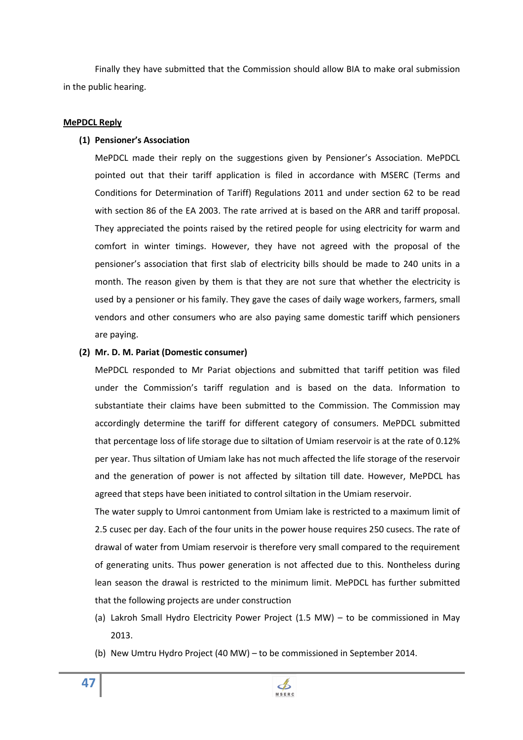Finally they have submitted that the Commission should allow BIA to make oral submission in the public hearing.

**MePDCL Reply**

**(1) Pensioner's Association**

MePDCL made their reply on the suggestions given by Pensioner's Association. MePDCL pointed out that their tariff application is filed in accordance with MSERC (Terms and Conditions for Determination of Tariff) Regulations 2011 and under section 62 to be read with section 86 of the EA 2003. The rate arrived at is based on the ARR and tariff proposal. They appreciated the points raised by the retired people for using electricity for warm and comfort in winter timings. However, they have not agreed with the proposal of the pensioner's association that first slab of electricity bills should be made to 240 units in a month. The reason given by them is that they are not sure that whether the electricity is used by a pensioner or his family. They gave the cases of daily wage workers, farmers, small vendors and other consumers who are also paying same domestic tariff which pensioners are paying.

**(2) Mr. D. M. Pariat (Domestic consumer)**

MePDCL responded to Mr Pariat objections and submitted that tariff petition was filed under the Commission's tariff regulation and is based on the data. Information to substantiate their claims have been submitted to the Commission. The Commission may accordingly determine the tariff for different category of consumers. MePDCL submitted that percentage loss of life storage due to siltation of Umiam reservoir is at the rate of 0.12% per year. Thus siltation of Umiam lake has not much affected the life storage of the reservoir and the generation of power is not affected by siltation till date. However, MePDCL has agreed that steps have been initiated to control siltation in the Umiam reservoir.

The water supply to Umroi cantonment from Umiam lake is restricted to a maximum limit of 2.5 cusec per day. Each of the four units in the power house requires 250 cusecs. The rate of drawal of water from Umiam reservoir is therefore very small compared to the requirement of generating units. Thus power generation is not affected due to this. Nontheless during lean season the drawal is restricted to the minimum limit. MePDCL has further submitted that the following projects are under construction

(a) Lakroh Small Hydro Electricity Power Project (1.5 MW) – to be commissioned in May 2013.

(b) New Umtru Hydro Project (40 MW) – to be commissioned in September 2014.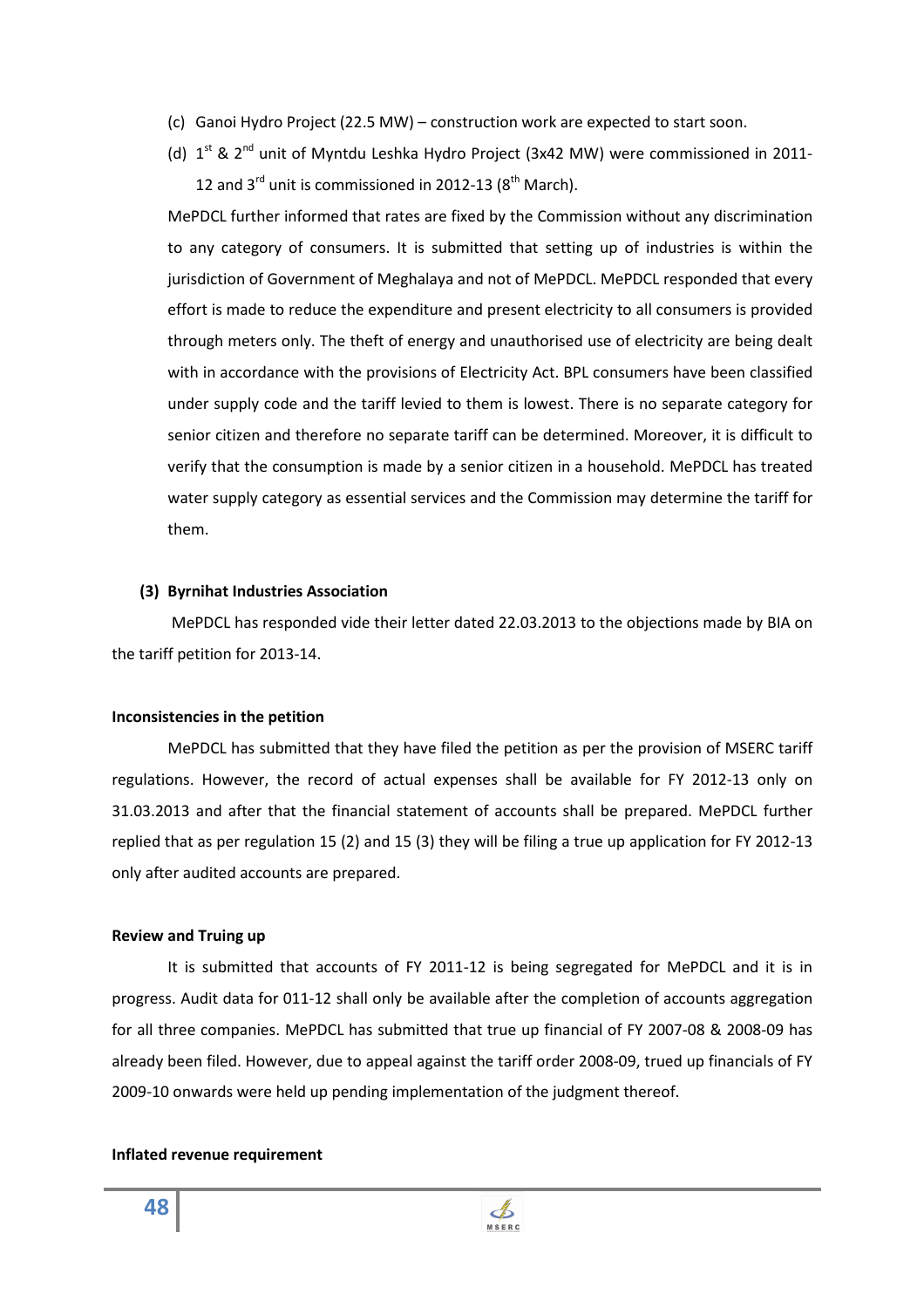(c) Ganoi Hydro Project (22.5 MW) – construction work are expected to start soon.

(d) 1st & 2nd unit of Myntdu Leshka Hydro Project (3x42 MW) were commissioned in 2011-12 and 3rd unit is commissioned in 2012-13 (8th March).

MePDCL further informed that rates are fixed by the Commission without any discrimination to any category of consumers. It is submitted that setting up of industries is within the jurisdiction of Government of Meghalaya and not of MePDCL. MePDCL responded that every effort is made to reduce the expenditure and present electricity to all consumers is provided through meters only. The theft of energy and unauthorised use of electricity are being dealt with in accordance with the provisions of Electricity Act. BPL consumers have been classified under supply code and the tariff levied to them is lowest. There is no separate category for senior citizen and therefore no separate tariff can be determined. Moreover, it is difficult to verify that the consumption is made by a senior citizen in a household. MePDCL has treated water supply category as essential services and the Commission may determine the tariff for them.

**(3) Byrnihat Industries Association**

MePDCL has responded vide their letter dated 22.03.2013 to the objections made by BIA on the tariff petition for 2013-14.

**Inconsistencies in the petition**

MePDCL has submitted that they have filed the petition as per the provision of MSERC tariff regulations. However, the record of actual expenses shall be available for FY 2012-13 only on 31.03.2013 and after that the financial statement of accounts shall be prepared. MePDCL further replied that as per regulation 15 (2) and 15 (3) they will be filing a true up application for FY 2012-13 only after audited accounts are prepared.

**Review and Truing up**

It is submitted that accounts of FY 2011-12 is being segregated for MePDCL and it is in progress. Audit data for 011-12 shall only be available after the completion of accounts aggregation for all three companies. MePDCL has submitted that true up financial of FY 2007-08 & 2008-09 has already been filed. However, due to appeal against the tariff order 2008-09, trued up financials of FY 2009-10 onwards were held up pending implementation of the judgment thereof.

**Inflated revenue requirement**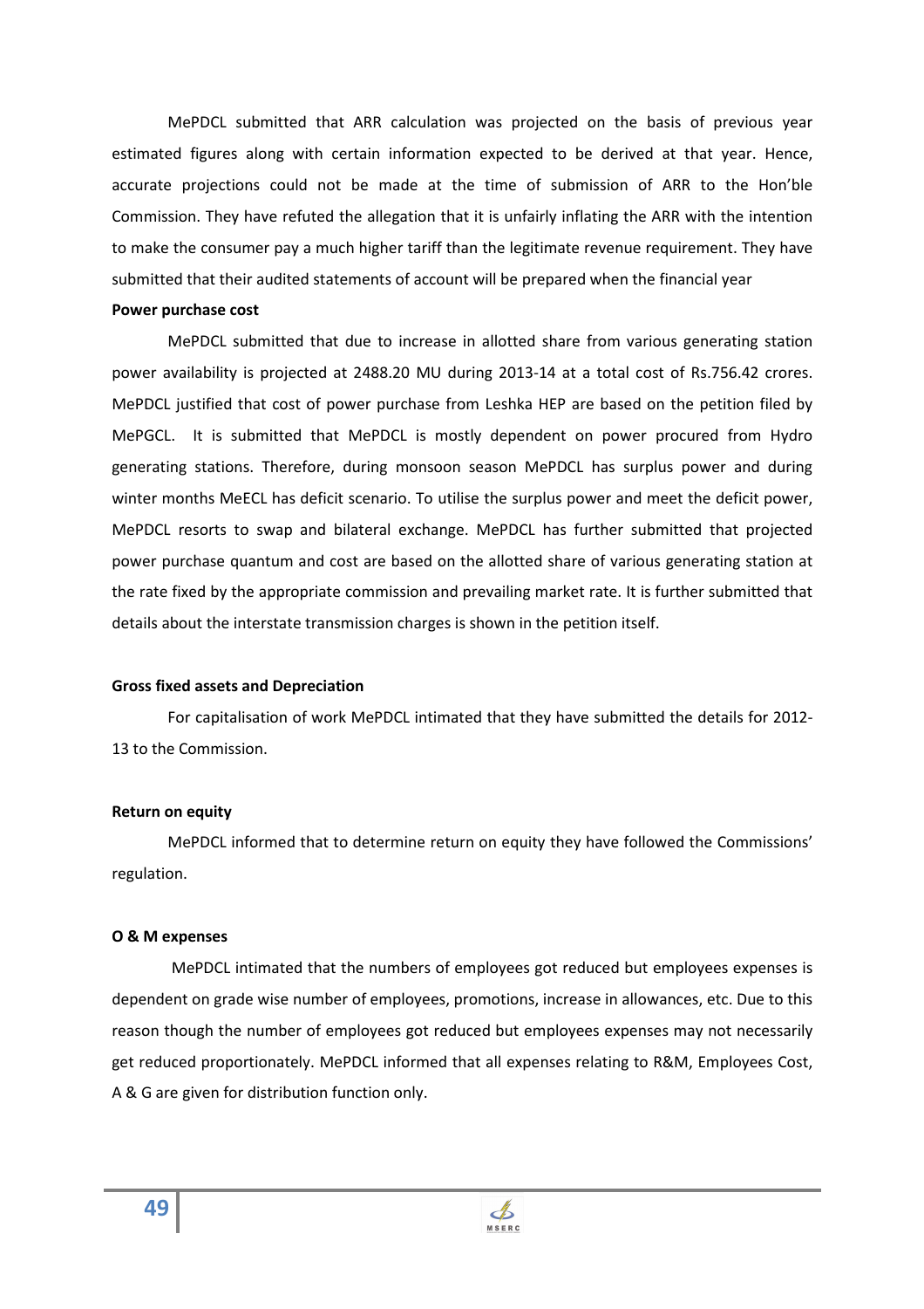MePDCL submitted that ARR calculation was projected on the basis of previous year estimated figures along with certain information expected to be derived at that year. Hence, accurate projections could not be made at the time of submission of ARR to the Hon'ble Commission. They have refuted the allegation that it is unfairly inflating the ARR with the intention to make the consumer pay a much higher tariff than the legitimate revenue requirement. They have submitted that their audited statements of account will be prepared when the financial year

**Power purchase cost**

MePDCL submitted that due to increase in allotted share from various generating station power availability is projected at 2488.20 MU during 2013-14 at a total cost of Rs.756.42 crores. MePDCL justified that cost of power purchase from Leshka HEP are based on the petition filed by MePGCL. It is submitted that MePDCL is mostly dependent on power procured from Hydro generating stations. Therefore, during monsoon season MePDCL has surplus power and during winter months MeECL has deficit scenario. To utilise the surplus power and meet the deficit power, MePDCL resorts to swap and bilateral exchange. MePDCL has further submitted that projected power purchase quantum and cost are based on the allotted share of various generating station at the rate fixed by the appropriate commission and prevailing market rate. It is further submitted that details about the interstate transmission charges is shown in the petition itself.

**Gross fixed assets and Depreciation**

For capitalisation of work MePDCL intimated that they have submitted the details for 2012-13 to the Commission.

**Return on equity**

MePDCL informed that to determine return on equity they have followed the Commissions' regulation.

**O & M expenses**

MePDCL intimated that the numbers of employees got reduced but employees expenses is dependent on grade wise number of employees, promotions, increase in allowances, etc. Due to this reason though the number of employees got reduced but employees expenses may not necessarily get reduced proportionately. MePDCL informed that all expenses relating to R&M, Employees Cost, A & G are given for distribution function only.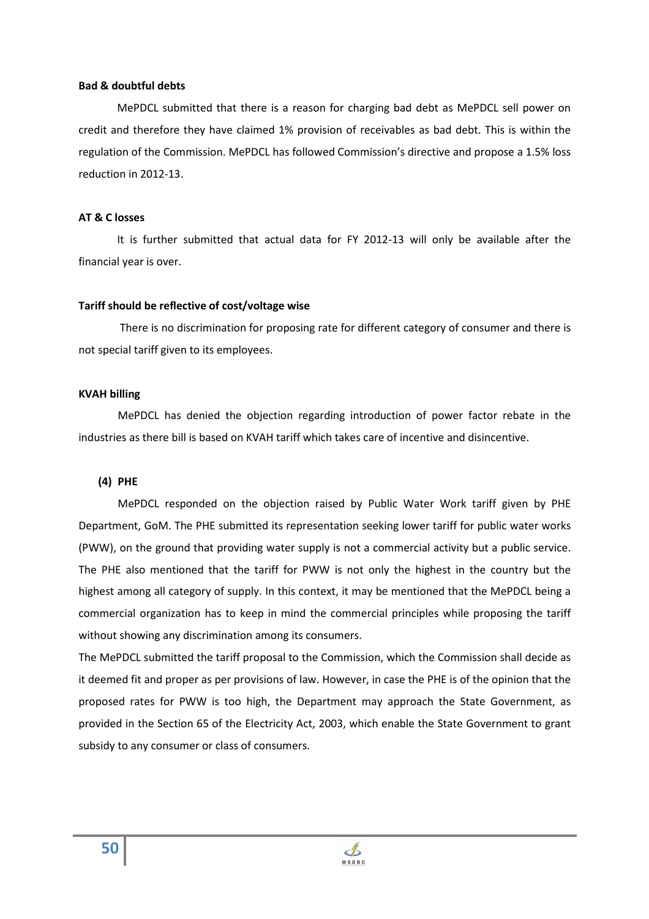**Bad & doubtful debts**

MePDCL submitted that there is a reason for charging bad debt as MePDCL sell power on credit and therefore they have claimed 1% provision of receivables as bad debt. This is within the regulation of the Commission. MePDCL has followed Commission's directive and propose a 1.5% loss reduction in 2012-13.

**AT & C losses**

It is further submitted that actual data for FY 2012-13 will only be available after the financial year is over.

**Tariff should be reflective of cost/voltage wise**

There is no discrimination for proposing rate for different category of consumer and there is not special tariff given to its employees.

**KVAH billing**

MePDCL has denied the objection regarding introduction of power factor rebate in the industries as there bill is based on KVAH tariff which takes care of incentive and disincentive.

**(4) PHE**

MePDCL responded on the objection raised by Public Water Work tariff given by PHE Department, GoM. The PHE submitted its representation seeking lower tariff for public water works (PWW), on the ground that providing water supply is not a commercial activity but a public service. The PHE also mentioned that the tariff for PWW is not only the highest in the country but the highest among all category of supply. In this context, it may be mentioned that the MePDCL being a commercial organization has to keep in mind the commercial principles while proposing the tariff without showing any discrimination among its consumers.

The MePDCL submitted the tariff proposal to the Commission, which the Commission shall decide as it deemed fit and proper as per provisions of law. However, in case the PHE is of the opinion that the proposed rates for PWW is too high, the Department may approach the State Government, as provided in the Section 65 of the Electricity Act, 2003, which enable the State Government to grant subsidy to any consumer or class of consumers.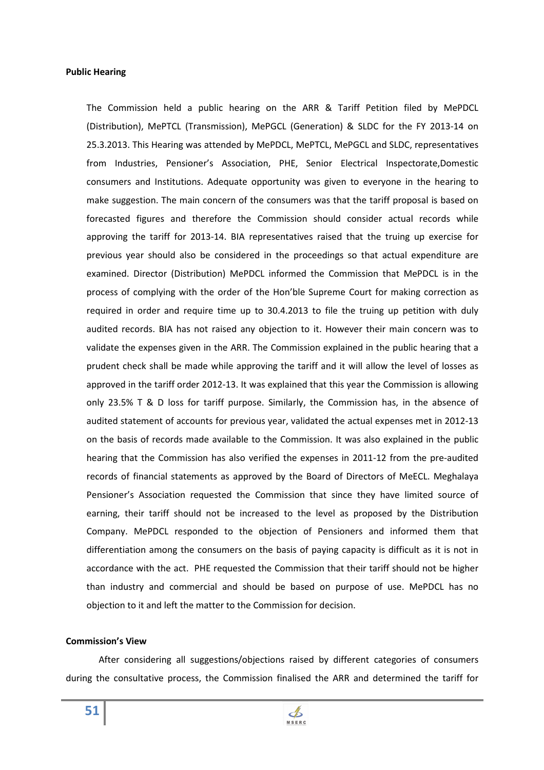**Public Hearing**

The Commission held a public hearing on the ARR & Tariff Petition filed by MePDCL (Distribution), MePTCL (Transmission), MePGCL (Generation) & SLDC for the FY 2013-14 on 25.3.2013. This Hearing was attended by MePDCL, MePTCL, MePGCL and SLDC, representatives from Industries, Pensioner's Association, PHE, Senior Electrical Inspectorate,Domestic consumers and Institutions. Adequate opportunity was given to everyone in the hearing to make suggestion. The main concern of the consumers was that the tariff proposal is based on forecasted figures and therefore the Commission should consider actual records while approving the tariff for 2013-14. BIA representatives raised that the truing up exercise for previous year should also be considered in the proceedings so that actual expenditure are examined. Director (Distribution) MePDCL informed the Commission that MePDCL is in the process of complying with the order of the Hon'ble Supreme Court for making correction as required in order and require time up to 30.4.2013 to file the truing up petition with duly audited records. BIA has not raised any objection to it. However their main concern was to validate the expenses given in the ARR. The Commission explained in the public hearing that a prudent check shall be made while approving the tariff and it will allow the level of losses as approved in the tariff order 2012-13. It was explained that this year the Commission is allowing only 23.5% T & D loss for tariff purpose. Similarly, the Commission has, in the absence of audited statement of accounts for previous year, validated the actual expenses met in 2012-13 on the basis of records made available to the Commission. It was also explained in the public hearing that the Commission has also verified the expenses in 2011-12 from the pre-audited records of financial statements as approved by the Board of Directors of MeECL. Meghalaya Pensioner's Association requested the Commission that since they have limited source of earning, their tariff should not be increased to the level as proposed by the Distribution Company. MePDCL responded to the objection of Pensioners and informed them that differentiation among the consumers on the basis of paying capacity is difficult as it is not in accordance with the act. PHE requested the Commission that their tariff should not be higher than industry and commercial and should be based on purpose of use. MePDCL has no objection to it and left the matter to the Commission for decision.

**Commission's View**

After considering all suggestions/objections raised by different categories of consumers during the consultative process, the Commission finalised the ARR and determined the tariff for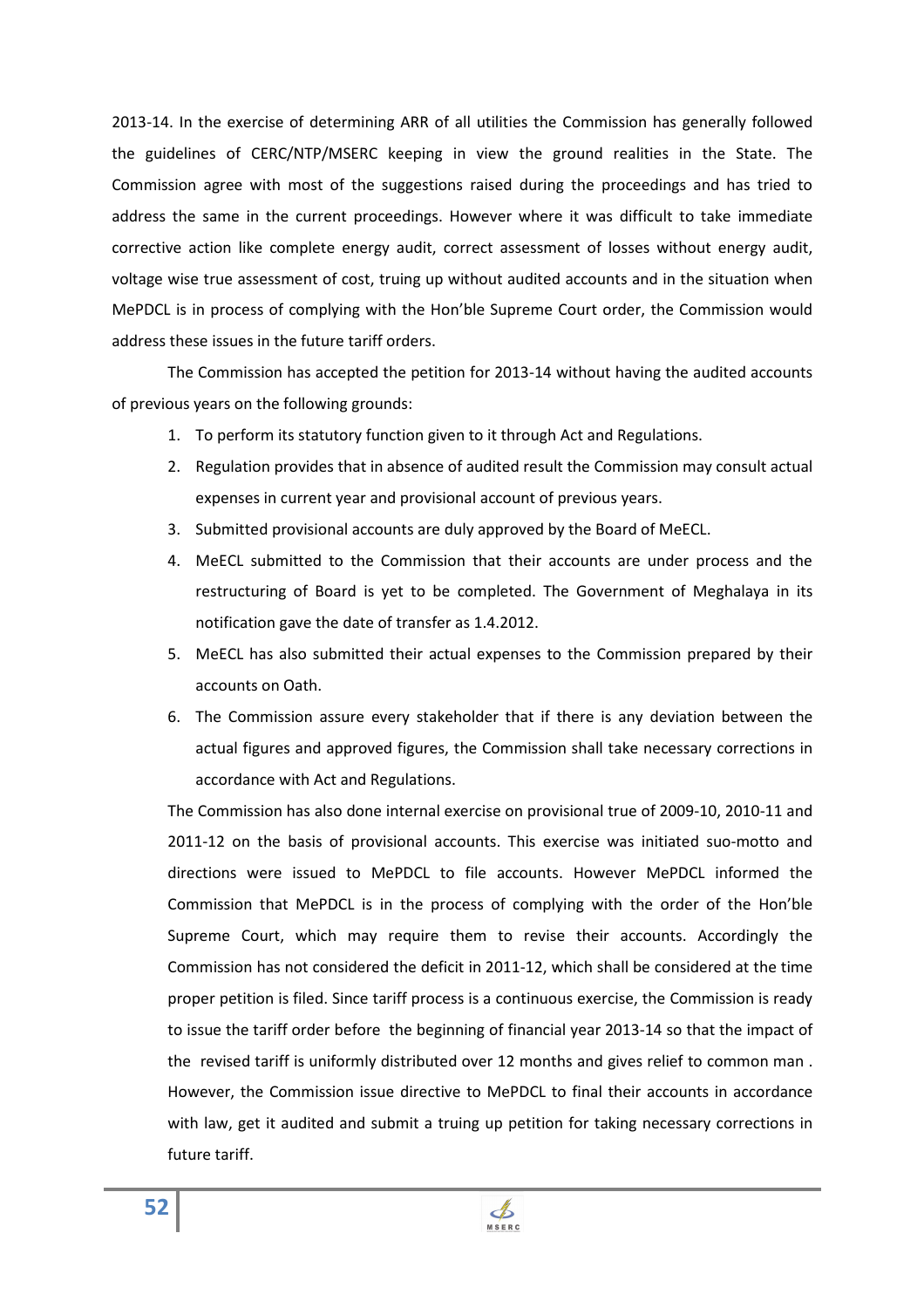2013-14. In the exercise of determining ARR of all utilities the Commission has generally followed the guidelines of CERC/NTP/MSERC keeping in view the ground realities in the State. The Commission agree with most of the suggestions raised during the proceedings and has tried to address the same in the current proceedings. However where it was difficult to take immediate corrective action like complete energy audit, correct assessment of losses without energy audit, voltage wise true assessment of cost, truing up without audited accounts and in the situation when MePDCL is in process of complying with the Hon'ble Supreme Court order, the Commission would address these issues in the future tariff orders.

The Commission has accepted the petition for 2013-14 without having the audited accounts of previous years on the following grounds:

1. To perform its statutory function given to it through Act and Regulations.
2. Regulation provides that in absence of audited result the Commission may consult actual expenses in current year and provisional account of previous years.
3. Submitted provisional accounts are duly approved by the Board of MeECL.
4. MeECL submitted to the Commission that their accounts are under process and the restructuring of Board is yet to be completed. The Government of Meghalaya in its notification gave the date of transfer as 1.4.2012.
5. MeECL has also submitted their actual expenses to the Commission prepared by their accounts on Oath.
6. The Commission assure every stakeholder that if there is any deviation between the actual figures and approved figures, the Commission shall take necessary corrections in accordance with Act and Regulations.

The Commission has also done internal exercise on provisional true of 2009-10, 2010-11 and 2011-12 on the basis of provisional accounts. This exercise was initiated suo-motto and directions were issued to MePDCL to file accounts. However MePDCL informed the Commission that MePDCL is in the process of complying with the order of the Hon'ble Supreme Court, which may require them to revise their accounts. Accordingly the Commission has not considered the deficit in 2011-12, which shall be considered at the time proper petition is filed. Since tariff process is a continuous exercise, the Commission is ready to issue the tariff order before the beginning of financial year 2013-14 so that the impact of the revised tariff is uniformly distributed over 12 months and gives relief to common man . However, the Commission issue directive to MePDCL to final their accounts in accordance with law, get it audited and submit a truing up petition for taking necessary corrections in future tariff.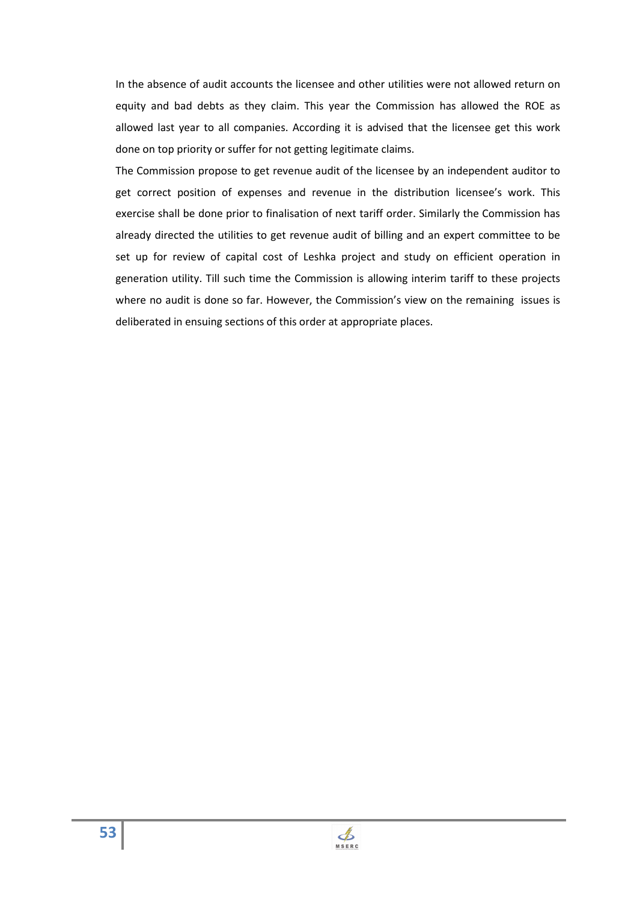In the absence of audit accounts the licensee and other utilities were not allowed return on equity and bad debts as they claim. This year the Commission has allowed the ROE as allowed last year to all companies. According it is advised that the licensee get this work done on top priority or suffer for not getting legitimate claims.

The Commission propose to get revenue audit of the licensee by an independent auditor to get correct position of expenses and revenue in the distribution licensee's work. This exercise shall be done prior to finalisation of next tariff order. Similarly the Commission has already directed the utilities to get revenue audit of billing and an expert committee to be set up for review of capital cost of Leshka project and study on efficient operation in generation utility. Till such time the Commission is allowing interim tariff to these projects where no audit is done so far. However, the Commission's view on the remaining issues is deliberated in ensuing sections of this order at appropriate places.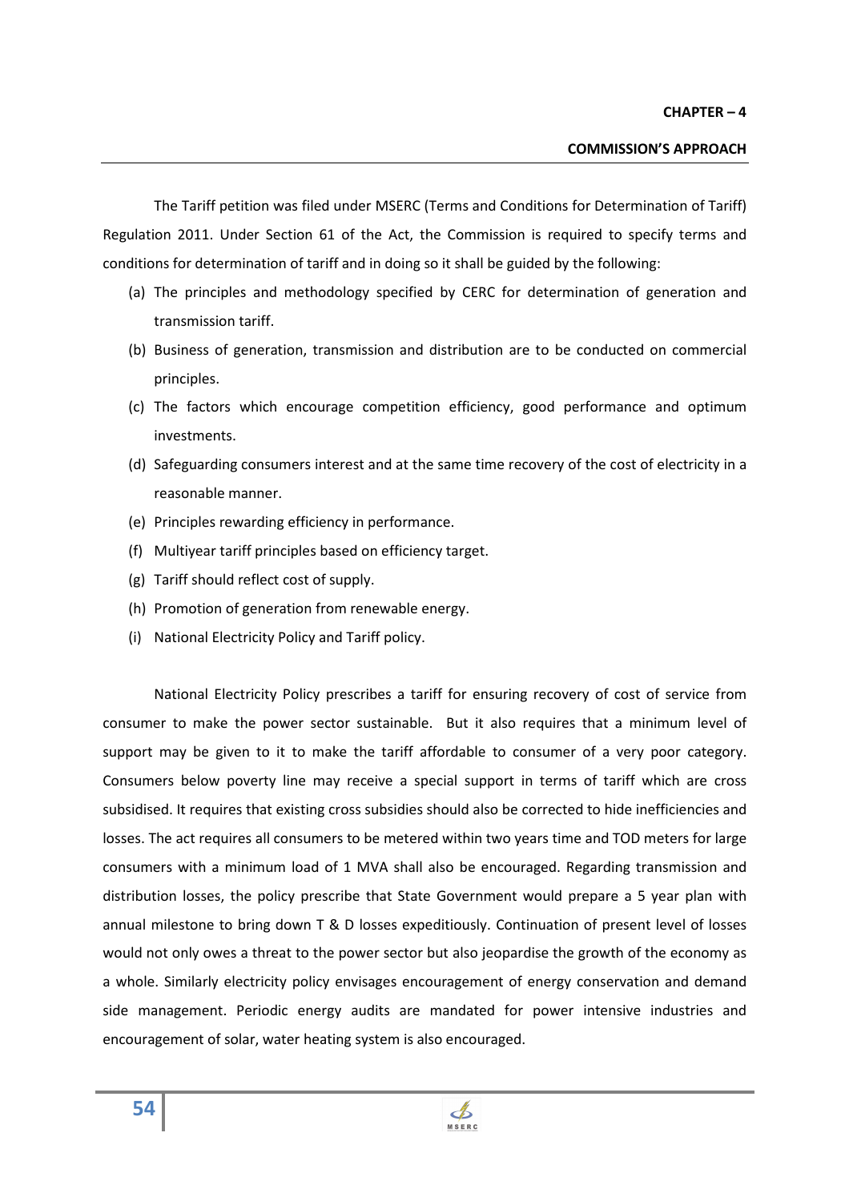**CHAPTER – 4**

## COMMISSION'S APPROACH

The Tariff petition was filed under MSERC (Terms and Conditions for Determination of Tariff) Regulation 2011. Under Section 61 of the Act, the Commission is required to specify terms and conditions for determination of tariff and in doing so it shall be guided by the following:

(a) The principles and methodology specified by CERC for determination of generation and transmission tariff.
(b) Business of generation, transmission and distribution are to be conducted on commercial principles.
(c) The factors which encourage competition efficiency, good performance and optimum investments.
(d) Safeguarding consumers interest and at the same time recovery of the cost of electricity in a reasonable manner.
(e) Principles rewarding efficiency in performance.
(f) Multiyear tariff principles based on efficiency target.
(g) Tariff should reflect cost of supply.
(h) Promotion of generation from renewable energy.
(i) National Electricity Policy and Tariff policy.

National Electricity Policy prescribes a tariff for ensuring recovery of cost of service from consumer to make the power sector sustainable. But it also requires that a minimum level of support may be given to it to make the tariff affordable to consumer of a very poor category. Consumers below poverty line may receive a special support in terms of tariff which are cross subsidised. It requires that existing cross subsidies should also be corrected to hide inefficiencies and losses. The act requires all consumers to be metered within two years time and TOD meters for large consumers with a minimum load of 1 MVA shall also be encouraged. Regarding transmission and distribution losses, the policy prescribe that State Government would prepare a 5 year plan with annual milestone to bring down T & D losses expeditiously. Continuation of present level of losses would not only owes a threat to the power sector but also jeopardise the growth of the economy as a whole. Similarly electricity policy envisages encouragement of energy conservation and demand side management. Periodic energy audits are mandated for power intensive industries and encouragement of solar, water heating system is also encouraged.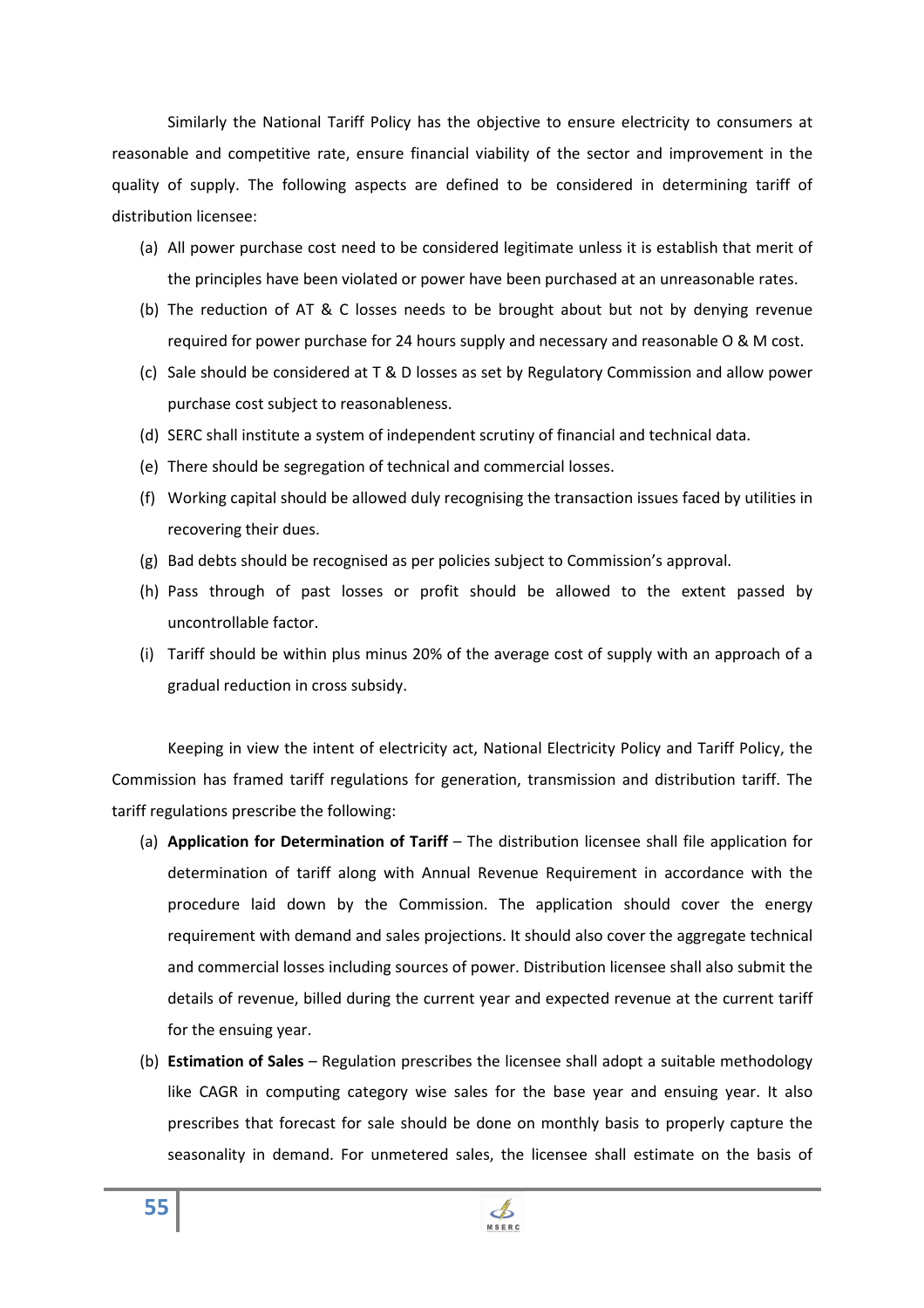Similarly the National Tariff Policy has the objective to ensure electricity to consumers at reasonable and competitive rate, ensure financial viability of the sector and improvement in the quality of supply. The following aspects are defined to be considered in determining tariff of distribution licensee:

(a) All power purchase cost need to be considered legitimate unless it is establish that merit of the principles have been violated or power have been purchased at an unreasonable rates.
(b) The reduction of AT & C losses needs to be brought about but not by denying revenue required for power purchase for 24 hours supply and necessary and reasonable O & M cost.
(c) Sale should be considered at T & D losses as set by Regulatory Commission and allow power purchase cost subject to reasonableness.
(d) SERC shall institute a system of independent scrutiny of financial and technical data.
(e) There should be segregation of technical and commercial losses.
(f) Working capital should be allowed duly recognising the transaction issues faced by utilities in recovering their dues.
(g) Bad debts should be recognised as per policies subject to Commission's approval.
(h) Pass through of past losses or profit should be allowed to the extent passed by uncontrollable factor.
(i) Tariff should be within plus minus 20% of the average cost of supply with an approach of a gradual reduction in cross subsidy.

Keeping in view the intent of electricity act, National Electricity Policy and Tariff Policy, the Commission has framed tariff regulations for generation, transmission and distribution tariff. The tariff regulations prescribe the following:

(a) **Application for Determination of Tariff** – The distribution licensee shall file application for determination of tariff along with Annual Revenue Requirement in accordance with the procedure laid down by the Commission. The application should cover the energy requirement with demand and sales projections. It should also cover the aggregate technical and commercial losses including sources of power. Distribution licensee shall also submit the details of revenue, billed during the current year and expected revenue at the current tariff for the ensuing year.
(b) **Estimation of Sales** – Regulation prescribes the licensee shall adopt a suitable methodology like CAGR in computing category wise sales for the base year and ensuing year. It also prescribes that forecast for sale should be done on monthly basis to properly capture the seasonality in demand. For unmetered sales, the licensee shall estimate on the basis of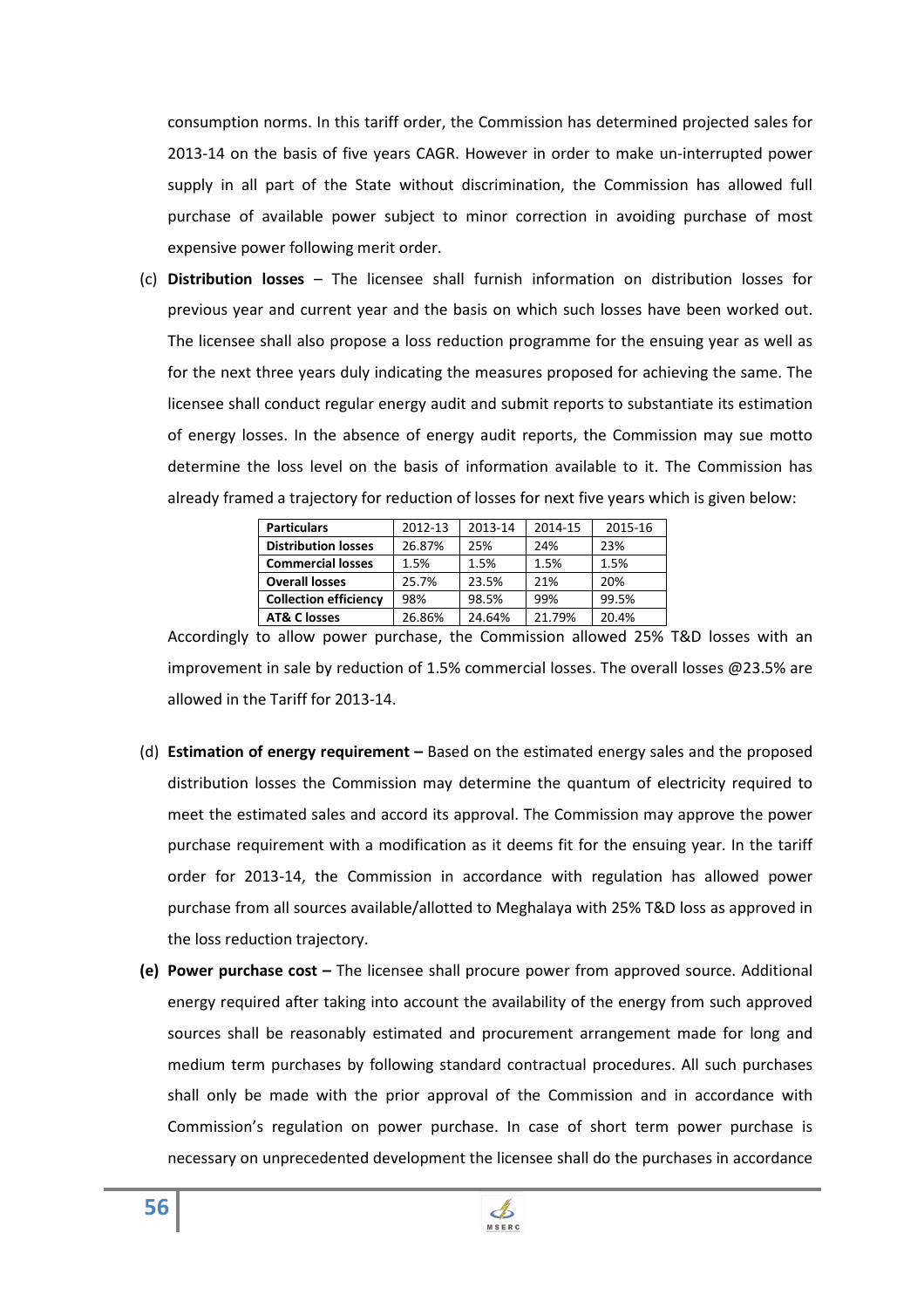consumption norms. In this tariff order, the Commission has determined projected sales for 2013-14 on the basis of five years CAGR. However in order to make un-interrupted power supply in all part of the State without discrimination, the Commission has allowed full purchase of available power subject to minor correction in avoiding purchase of most expensive power following merit order.

(c) **Distribution losses** – The licensee shall furnish information on distribution losses for previous year and current year and the basis on which such losses have been worked out. The licensee shall also propose a loss reduction programme for the ensuing year as well as for the next three years duly indicating the measures proposed for achieving the same. The licensee shall conduct regular energy audit and submit reports to substantiate its estimation of energy losses. In the absence of energy audit reports, the Commission may sue motto determine the loss level on the basis of information available to it. The Commission has already framed a trajectory for reduction of losses for next five years which is given below:

| **Particulars** | 2012-13 | 2013-14 | 2014-15 | 2015-16 |
|---|---|---|---|---|
| **Distribution losses** | 26.87% | 25% | 24% | 23% |
| **Commercial losses** | 1.5% | 1.5% | 1.5% | 1.5% |
| **Overall losses** | 25.7% | 23.5% | 21% | 20% |
| **Collection efficiency** | 98% | 98.5% | 99% | 99.5% |
| **AT& C losses** | 26.86% | 24.64% | 21.79% | 20.4% |

Accordingly to allow power purchase, the Commission allowed 25% T&D losses with an improvement in sale by reduction of 1.5% commercial losses. The overall losses @23.5% are allowed in the Tariff for 2013-14.

(d) **Estimation of energy requirement –** Based on the estimated energy sales and the proposed distribution losses the Commission may determine the quantum of electricity required to meet the estimated sales and accord its approval. The Commission may approve the power purchase requirement with a modification as it deems fit for the ensuing year. In the tariff order for 2013-14, the Commission in accordance with regulation has allowed power purchase from all sources available/allotted to Meghalaya with 25% T&D loss as approved in the loss reduction trajectory.

**(e) Power purchase cost –** The licensee shall procure power from approved source. Additional energy required after taking into account the availability of the energy from such approved sources shall be reasonably estimated and procurement arrangement made for long and medium term purchases by following standard contractual procedures. All such purchases shall only be made with the prior approval of the Commission and in accordance with Commission's regulation on power purchase. In case of short term power purchase is necessary on unprecedented development the licensee shall do the purchases in accordance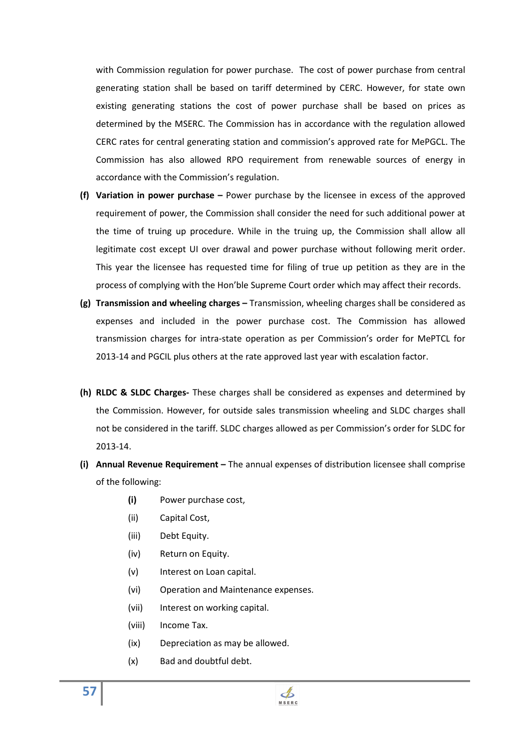with Commission regulation for power purchase. The cost of power purchase from central generating station shall be based on tariff determined by CERC. However, for state own existing generating stations the cost of power purchase shall be based on prices as determined by the MSERC. The Commission has in accordance with the regulation allowed CERC rates for central generating station and commission's approved rate for MePGCL. The Commission has also allowed RPO requirement from renewable sources of energy in accordance with the Commission's regulation.

**(f) Variation in power purchase –** Power purchase by the licensee in excess of the approved requirement of power, the Commission shall consider the need for such additional power at the time of truing up procedure. While in the truing up, the Commission shall allow all legitimate cost except UI over drawal and power purchase without following merit order. This year the licensee has requested time for filing of true up petition as they are in the process of complying with the Hon'ble Supreme Court order which may affect their records.

**(g) Transmission and wheeling charges –** Transmission, wheeling charges shall be considered as expenses and included in the power purchase cost. The Commission has allowed transmission charges for intra-state operation as per Commission's order for MePTCL for 2013-14 and PGCIL plus others at the rate approved last year with escalation factor.

**(h) RLDC & SLDC Charges-** These charges shall be considered as expenses and determined by the Commission. However, for outside sales transmission wheeling and SLDC charges shall not be considered in the tariff. SLDC charges allowed as per Commission's order for SLDC for 2013-14.

**(i) Annual Revenue Requirement –** The annual expenses of distribution licensee shall comprise of the following:

- **(i)** Power purchase cost,
- (ii) Capital Cost,
- (iii) Debt Equity.
- (iv) Return on Equity.
- (v) Interest on Loan capital.
- (vi) Operation and Maintenance expenses.
- (vii) Interest on working capital.
- (viii) Income Tax.
- (ix) Depreciation as may be allowed.
- (x) Bad and doubtful debt.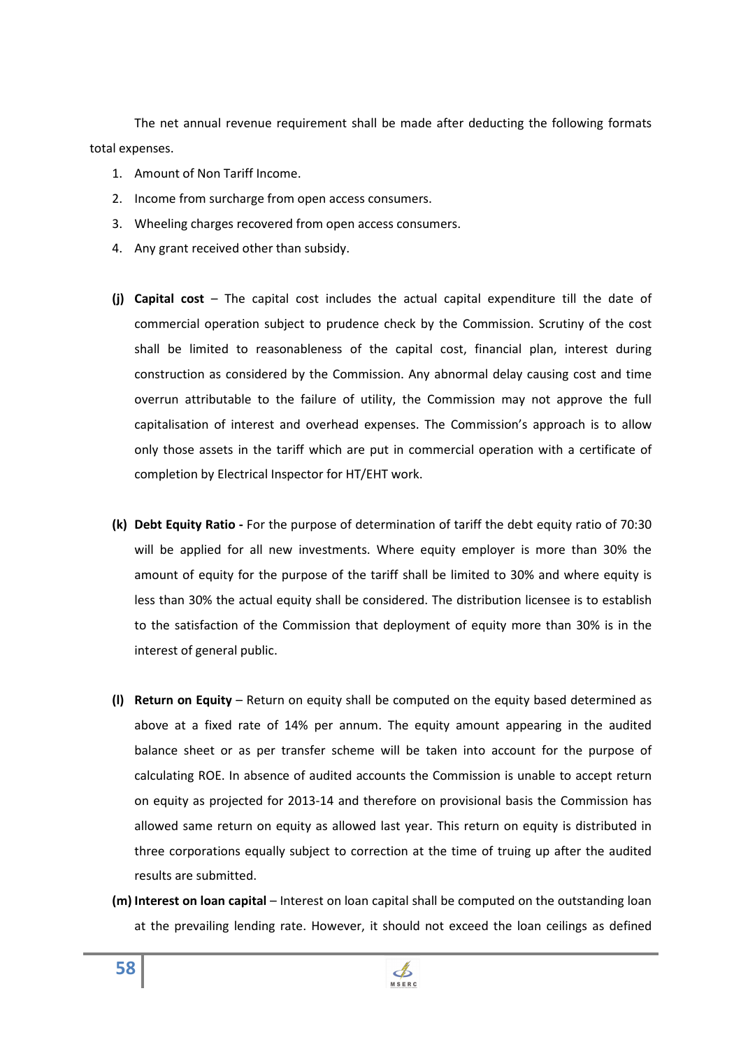The net annual revenue requirement shall be made after deducting the following formats total expenses.

1. Amount of Non Tariff Income.
2. Income from surcharge from open access consumers.
3. Wheeling charges recovered from open access consumers.
4. Any grant received other than subsidy.

**(j) Capital cost** – The capital cost includes the actual capital expenditure till the date of commercial operation subject to prudence check by the Commission. Scrutiny of the cost shall be limited to reasonableness of the capital cost, financial plan, interest during construction as considered by the Commission. Any abnormal delay causing cost and time overrun attributable to the failure of utility, the Commission may not approve the full capitalisation of interest and overhead expenses. The Commission's approach is to allow only those assets in the tariff which are put in commercial operation with a certificate of completion by Electrical Inspector for HT/EHT work.

**(k) Debt Equity Ratio -** For the purpose of determination of tariff the debt equity ratio of 70:30 will be applied for all new investments. Where equity employer is more than 30% the amount of equity for the purpose of the tariff shall be limited to 30% and where equity is less than 30% the actual equity shall be considered. The distribution licensee is to establish to the satisfaction of the Commission that deployment of equity more than 30% is in the interest of general public.

**(l) Return on Equity** – Return on equity shall be computed on the equity based determined as above at a fixed rate of 14% per annum. The equity amount appearing in the audited balance sheet or as per transfer scheme will be taken into account for the purpose of calculating ROE. In absence of audited accounts the Commission is unable to accept return on equity as projected for 2013-14 and therefore on provisional basis the Commission has allowed same return on equity as allowed last year. This return on equity is distributed in three corporations equally subject to correction at the time of truing up after the audited results are submitted.

**(m) Interest on loan capital** – Interest on loan capital shall be computed on the outstanding loan at the prevailing lending rate. However, it should not exceed the loan ceilings as defined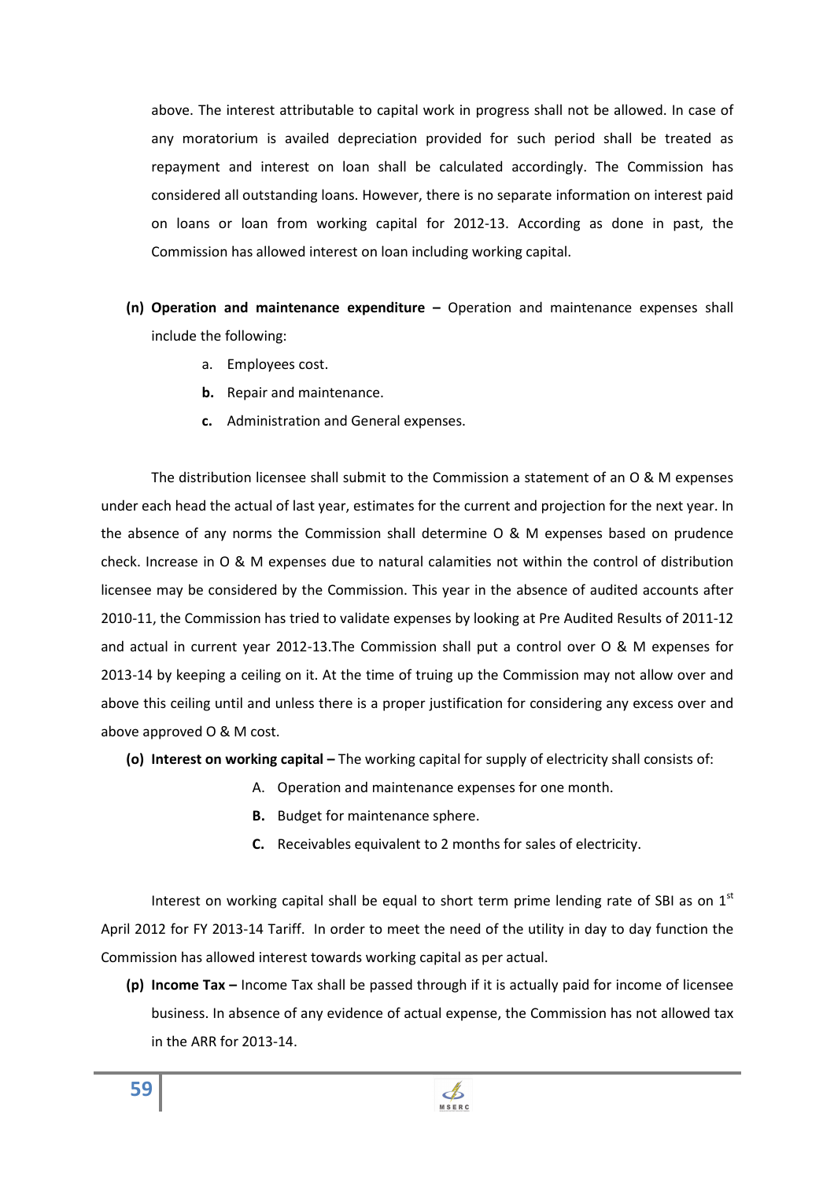above. The interest attributable to capital work in progress shall not be allowed. In case of any moratorium is availed depreciation provided for such period shall be treated as repayment and interest on loan shall be calculated accordingly. The Commission has considered all outstanding loans. However, there is no separate information on interest paid on loans or loan from working capital for 2012-13. According as done in past, the Commission has allowed interest on loan including working capital.

**(n) Operation and maintenance expenditure –** Operation and maintenance expenses shall include the following:

a. Employees cost.

**b.** Repair and maintenance.

**c.** Administration and General expenses.

The distribution licensee shall submit to the Commission a statement of an O & M expenses under each head the actual of last year, estimates for the current and projection for the next year. In the absence of any norms the Commission shall determine O & M expenses based on prudence check. Increase in O & M expenses due to natural calamities not within the control of distribution licensee may be considered by the Commission. This year in the absence of audited accounts after 2010-11, the Commission has tried to validate expenses by looking at Pre Audited Results of 2011-12 and actual in current year 2012-13.The Commission shall put a control over O & M expenses for 2013-14 by keeping a ceiling on it. At the time of truing up the Commission may not allow over and above this ceiling until and unless there is a proper justification for considering any excess over and above approved O & M cost.

**(o) Interest on working capital –** The working capital for supply of electricity shall consists of:

A. Operation and maintenance expenses for one month.

**B.** Budget for maintenance sphere.

**C.** Receivables equivalent to 2 months for sales of electricity.

Interest on working capital shall be equal to short term prime lending rate of SBI as on 1st April 2012 for FY 2013-14 Tariff. In order to meet the need of the utility in day to day function the Commission has allowed interest towards working capital as per actual.

**(p) Income Tax –** Income Tax shall be passed through if it is actually paid for income of licensee business. In absence of any evidence of actual expense, the Commission has not allowed tax in the ARR for 2013-14.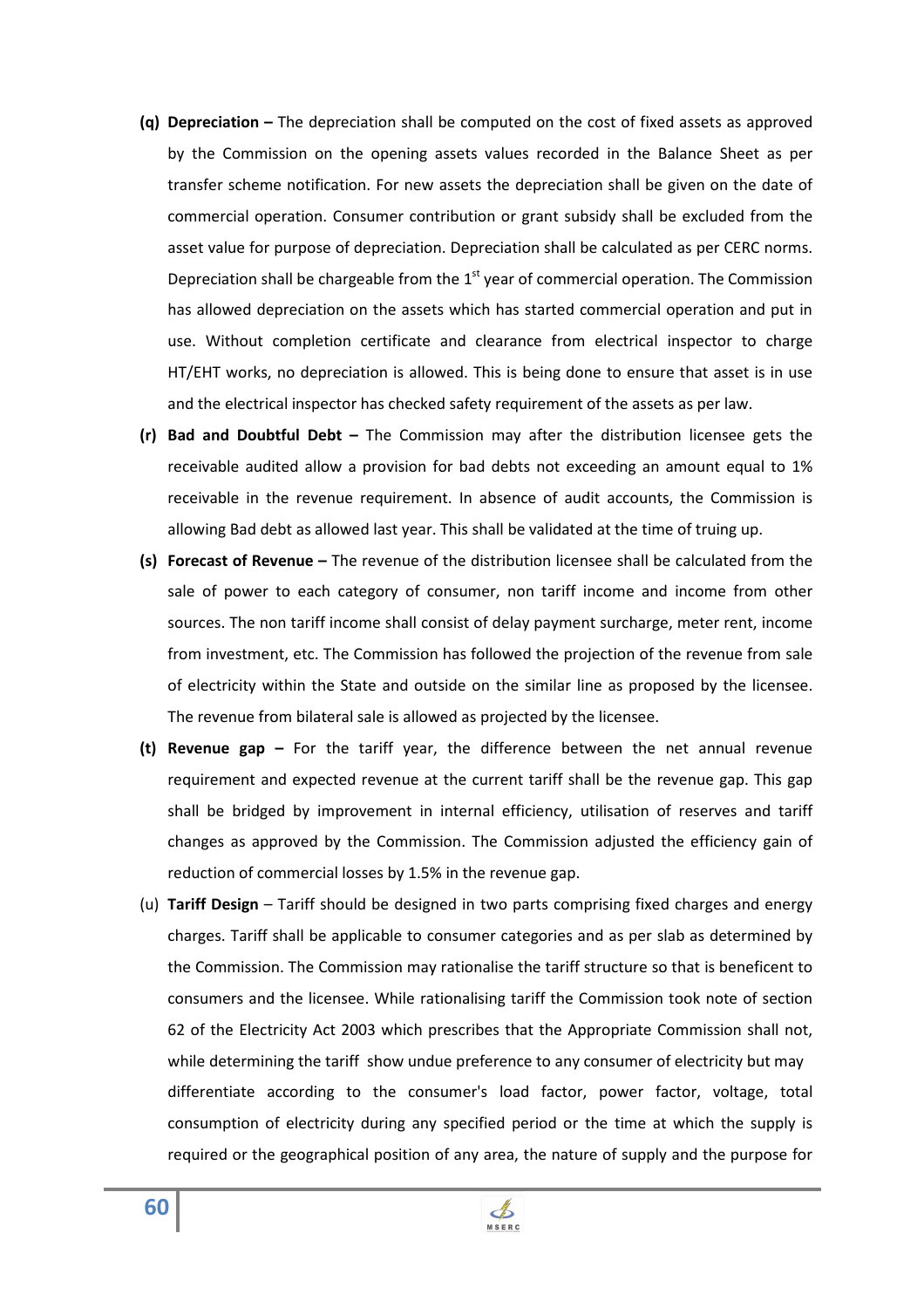- **(q) Depreciation –** The depreciation shall be computed on the cost of fixed assets as approved by the Commission on the opening assets values recorded in the Balance Sheet as per transfer scheme notification. For new assets the depreciation shall be given on the date of commercial operation. Consumer contribution or grant subsidy shall be excluded from the asset value for purpose of depreciation. Depreciation shall be calculated as per CERC norms. Depreciation shall be chargeable from the 1st year of commercial operation. The Commission has allowed depreciation on the assets which has started commercial operation and put in use. Without completion certificate and clearance from electrical inspector to charge HT/EHT works, no depreciation is allowed. This is being done to ensure that asset is in use and the electrical inspector has checked safety requirement of the assets as per law.
- **(r) Bad and Doubtful Debt –** The Commission may after the distribution licensee gets the receivable audited allow a provision for bad debts not exceeding an amount equal to 1% receivable in the revenue requirement. In absence of audit accounts, the Commission is allowing Bad debt as allowed last year. This shall be validated at the time of truing up.
- **(s) Forecast of Revenue –** The revenue of the distribution licensee shall be calculated from the sale of power to each category of consumer, non tariff income and income from other sources. The non tariff income shall consist of delay payment surcharge, meter rent, income from investment, etc. The Commission has followed the projection of the revenue from sale of electricity within the State and outside on the similar line as proposed by the licensee. The revenue from bilateral sale is allowed as projected by the licensee.
- **(t) Revenue gap –** For the tariff year, the difference between the net annual revenue requirement and expected revenue at the current tariff shall be the revenue gap. This gap shall be bridged by improvement in internal efficiency, utilisation of reserves and tariff changes as approved by the Commission. The Commission adjusted the efficiency gain of reduction of commercial losses by 1.5% in the revenue gap.
- (u) **Tariff Design** – Tariff should be designed in two parts comprising fixed charges and energy charges. Tariff shall be applicable to consumer categories and as per slab as determined by the Commission. The Commission may rationalise the tariff structure so that is beneficent to consumers and the licensee. While rationalising tariff the Commission took note of section 62 of the Electricity Act 2003 which prescribes that the Appropriate Commission shall not, while determining the tariff show undue preference to any consumer of electricity but may differentiate according to the consumer's load factor, power factor, voltage, total consumption of electricity during any specified period or the time at which the supply is required or the geographical position of any area, the nature of supply and the purpose for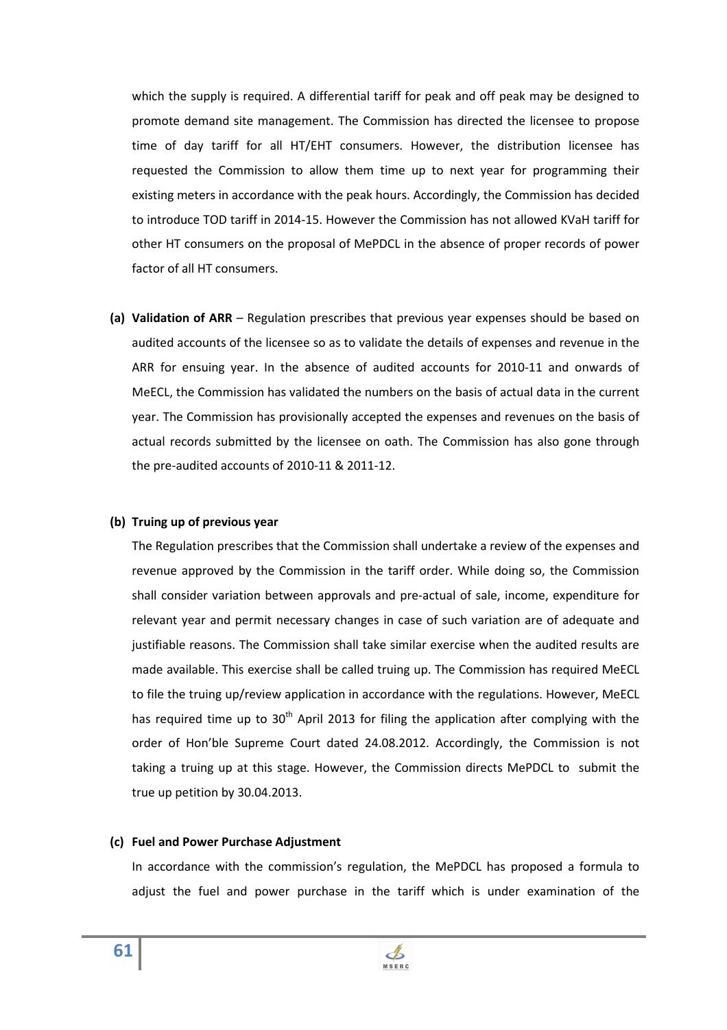which the supply is required. A differential tariff for peak and off peak may be designed to promote demand site management. The Commission has directed the licensee to propose time of day tariff for all HT/EHT consumers. However, the distribution licensee has requested the Commission to allow them time up to next year for programming their existing meters in accordance with the peak hours. Accordingly, the Commission has decided to introduce TOD tariff in 2014-15. However the Commission has not allowed KVaH tariff for other HT consumers on the proposal of MePDCL in the absence of proper records of power factor of all HT consumers.

**(a) Validation of ARR** – Regulation prescribes that previous year expenses should be based on audited accounts of the licensee so as to validate the details of expenses and revenue in the ARR for ensuing year. In the absence of audited accounts for 2010-11 and onwards of MeECL, the Commission has validated the numbers on the basis of actual data in the current year. The Commission has provisionally accepted the expenses and revenues on the basis of actual records submitted by the licensee on oath. The Commission has also gone through the pre-audited accounts of 2010-11 & 2011-12.

**(b) Truing up of previous year**

The Regulation prescribes that the Commission shall undertake a review of the expenses and revenue approved by the Commission in the tariff order. While doing so, the Commission shall consider variation between approvals and pre-actual of sale, income, expenditure for relevant year and permit necessary changes in case of such variation are of adequate and justifiable reasons. The Commission shall take similar exercise when the audited results are made available. This exercise shall be called truing up. The Commission has required MeECL to file the truing up/review application in accordance with the regulations. However, MeECL has required time up to 30th April 2013 for filing the application after complying with the order of Hon'ble Supreme Court dated 24.08.2012. Accordingly, the Commission is not taking a truing up at this stage. However, the Commission directs MePDCL to submit the true up petition by 30.04.2013.

**(c) Fuel and Power Purchase Adjustment**

In accordance with the commission's regulation, the MePDCL has proposed a formula to adjust the fuel and power purchase in the tariff which is under examination of the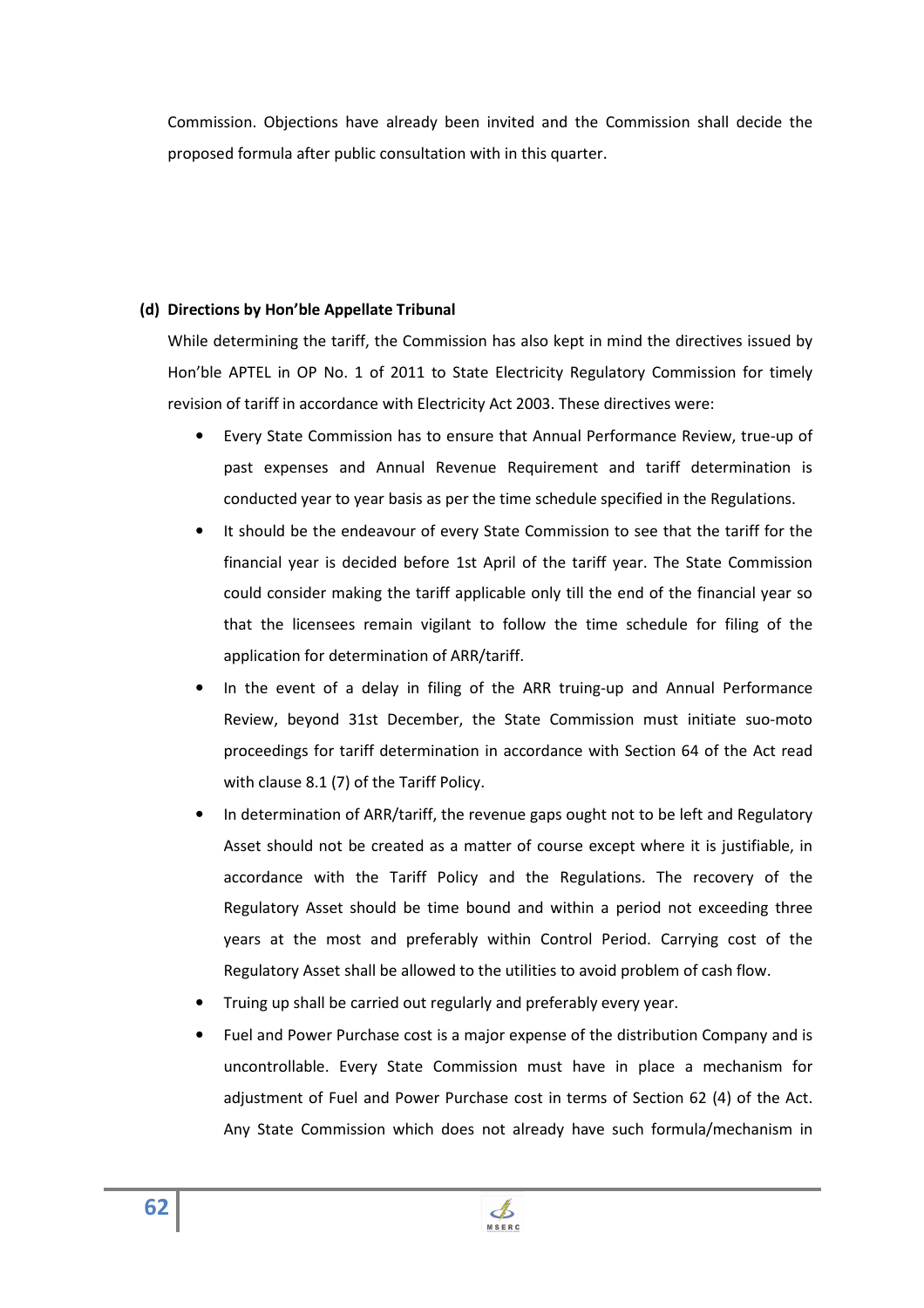Commission. Objections have already been invited and the Commission shall decide the proposed formula after public consultation with in this quarter.

**(d) Directions by Hon'ble Appellate Tribunal**

While determining the tariff, the Commission has also kept in mind the directives issued by Hon'ble APTEL in OP No. 1 of 2011 to State Electricity Regulatory Commission for timely revision of tariff in accordance with Electricity Act 2003. These directives were:

- Every State Commission has to ensure that Annual Performance Review, true-up of past expenses and Annual Revenue Requirement and tariff determination is conducted year to year basis as per the time schedule specified in the Regulations.
- It should be the endeavour of every State Commission to see that the tariff for the financial year is decided before 1st April of the tariff year. The State Commission could consider making the tariff applicable only till the end of the financial year so that the licensees remain vigilant to follow the time schedule for filing of the application for determination of ARR/tariff.
- In the event of a delay in filing of the ARR truing-up and Annual Performance Review, beyond 31st December, the State Commission must initiate suo-moto proceedings for tariff determination in accordance with Section 64 of the Act read with clause 8.1 (7) of the Tariff Policy.
- In determination of ARR/tariff, the revenue gaps ought not to be left and Regulatory Asset should not be created as a matter of course except where it is justifiable, in accordance with the Tariff Policy and the Regulations. The recovery of the Regulatory Asset should be time bound and within a period not exceeding three years at the most and preferably within Control Period. Carrying cost of the Regulatory Asset shall be allowed to the utilities to avoid problem of cash flow.
- Truing up shall be carried out regularly and preferably every year.
- Fuel and Power Purchase cost is a major expense of the distribution Company and is uncontrollable. Every State Commission must have in place a mechanism for adjustment of Fuel and Power Purchase cost in terms of Section 62 (4) of the Act. Any State Commission which does not already have such formula/mechanism in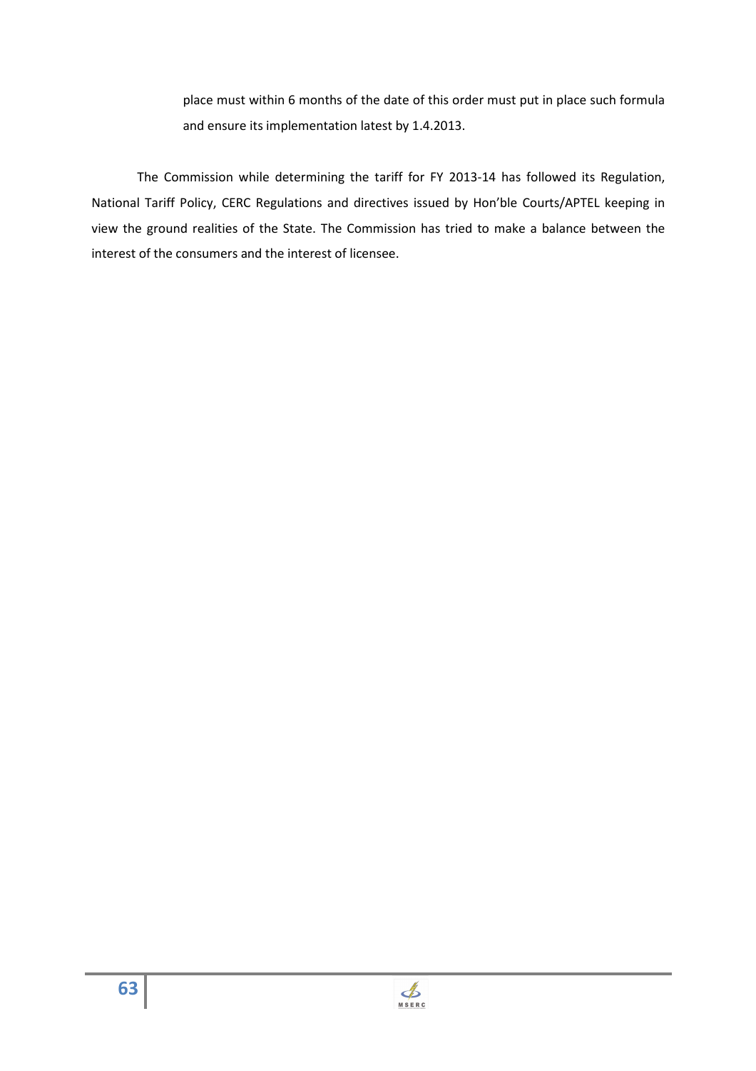place must within 6 months of the date of this order must put in place such formula and ensure its implementation latest by 1.4.2013.

The Commission while determining the tariff for FY 2013-14 has followed its Regulation, National Tariff Policy, CERC Regulations and directives issued by Hon'ble Courts/APTEL keeping in view the ground realities of the State. The Commission has tried to make a balance between the interest of the consumers and the interest of licensee.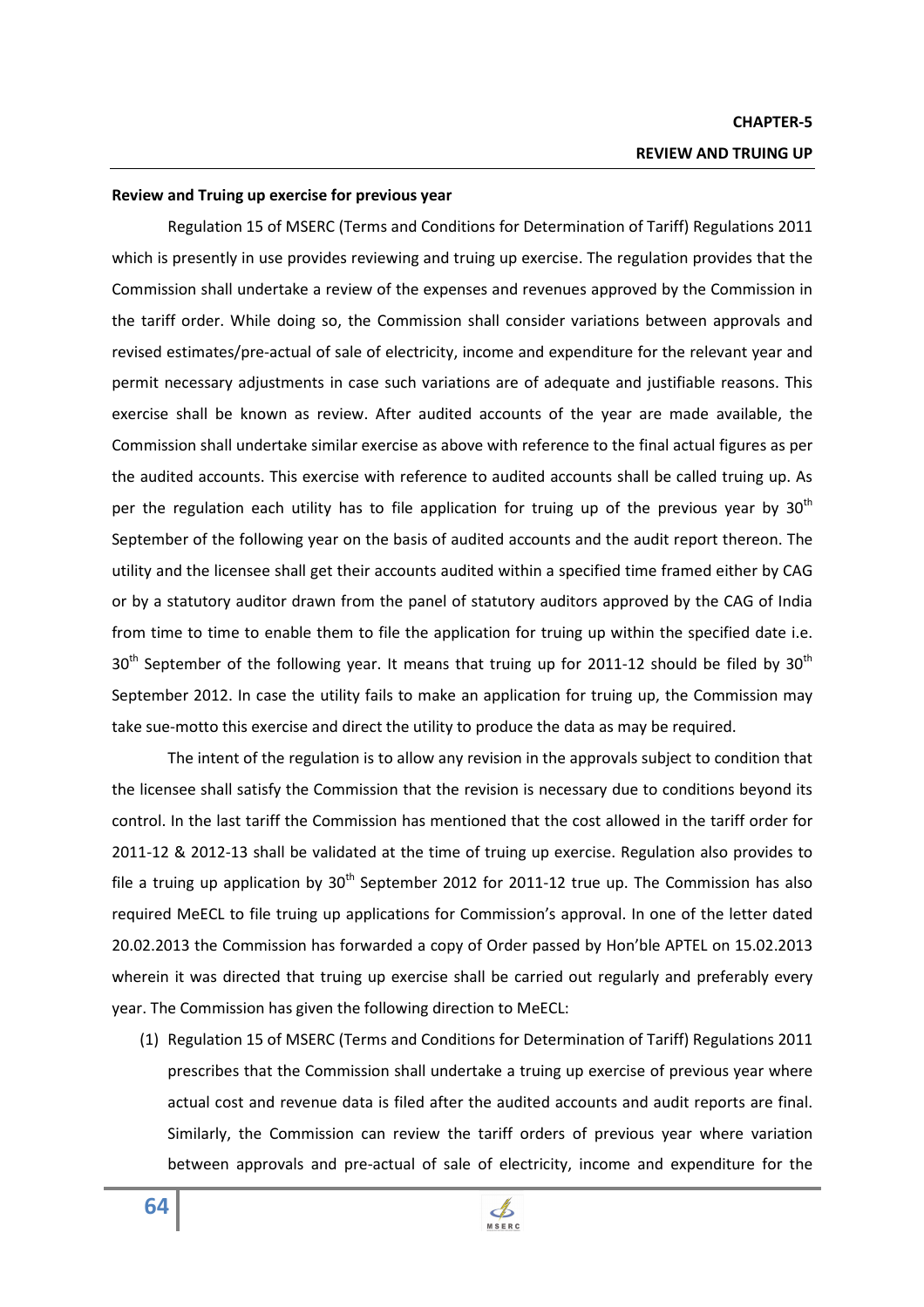# CHAPTER-5

## REVIEW AND TRUING UP

**Review and Truing up exercise for previous year**

Regulation 15 of MSERC (Terms and Conditions for Determination of Tariff) Regulations 2011 which is presently in use provides reviewing and truing up exercise. The regulation provides that the Commission shall undertake a review of the expenses and revenues approved by the Commission in the tariff order. While doing so, the Commission shall consider variations between approvals and revised estimates/pre-actual of sale of electricity, income and expenditure for the relevant year and permit necessary adjustments in case such variations are of adequate and justifiable reasons. This exercise shall be known as review. After audited accounts of the year are made available, the Commission shall undertake similar exercise as above with reference to the final actual figures as per the audited accounts. This exercise with reference to audited accounts shall be called truing up. As per the regulation each utility has to file application for truing up of the previous year by 30th September of the following year on the basis of audited accounts and the audit report thereon. The utility and the licensee shall get their accounts audited within a specified time framed either by CAG or by a statutory auditor drawn from the panel of statutory auditors approved by the CAG of India from time to time to enable them to file the application for truing up within the specified date i.e. 30th September of the following year. It means that truing up for 2011-12 should be filed by 30th September 2012. In case the utility fails to make an application for truing up, the Commission may take sue-motto this exercise and direct the utility to produce the data as may be required.

The intent of the regulation is to allow any revision in the approvals subject to condition that the licensee shall satisfy the Commission that the revision is necessary due to conditions beyond its control. In the last tariff the Commission has mentioned that the cost allowed in the tariff order for 2011-12 & 2012-13 shall be validated at the time of truing up exercise. Regulation also provides to file a truing up application by 30th September 2012 for 2011-12 true up. The Commission has also required MeECL to file truing up applications for Commission's approval. In one of the letter dated 20.02.2013 the Commission has forwarded a copy of Order passed by Hon'ble APTEL on 15.02.2013 wherein it was directed that truing up exercise shall be carried out regularly and preferably every year. The Commission has given the following direction to MeECL:

(1) Regulation 15 of MSERC (Terms and Conditions for Determination of Tariff) Regulations 2011 prescribes that the Commission shall undertake a truing up exercise of previous year where actual cost and revenue data is filed after the audited accounts and audit reports are final. Similarly, the Commission can review the tariff orders of previous year where variation between approvals and pre-actual of sale of electricity, income and expenditure for the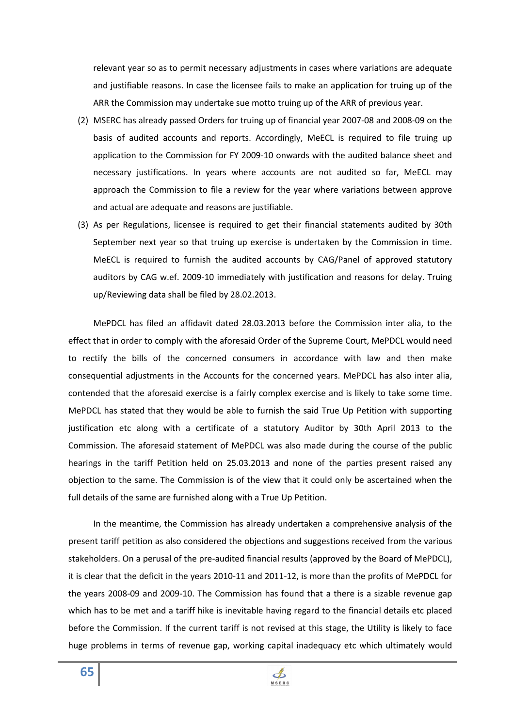relevant year so as to permit necessary adjustments in cases where variations are adequate and justifiable reasons. In case the licensee fails to make an application for truing up of the ARR the Commission may undertake sue motto truing up of the ARR of previous year.

(2) MSERC has already passed Orders for truing up of financial year 2007-08 and 2008-09 on the basis of audited accounts and reports. Accordingly, MeECL is required to file truing up application to the Commission for FY 2009-10 onwards with the audited balance sheet and necessary justifications. In years where accounts are not audited so far, MeECL may approach the Commission to file a review for the year where variations between approve and actual are adequate and reasons are justifiable.

(3) As per Regulations, licensee is required to get their financial statements audited by 30th September next year so that truing up exercise is undertaken by the Commission in time. MeECL is required to furnish the audited accounts by CAG/Panel of approved statutory auditors by CAG w.e.f. 2009-10 immediately with justification and reasons for delay. Truing up/Reviewing data shall be filed by 28.02.2013.

MePDCL has filed an affidavit dated 28.03.2013 before the Commission inter alia, to the effect that in order to comply with the aforesaid Order of the Supreme Court, MePDCL would need to rectify the bills of the concerned consumers in accordance with law and then make consequential adjustments in the Accounts for the concerned years. MePDCL has also inter alia, contended that the aforesaid exercise is a fairly complex exercise and is likely to take some time. MePDCL has stated that they would be able to furnish the said True Up Petition with supporting justification etc along with a certificate of a statutory Auditor by 30th April 2013 to the Commission. The aforesaid statement of MePDCL was also made during the course of the public hearings in the tariff Petition held on 25.03.2013 and none of the parties present raised any objection to the same. The Commission is of the view that it could only be ascertained when the full details of the same are furnished along with a True Up Petition.

In the meantime, the Commission has already undertaken a comprehensive analysis of the present tariff petition as also considered the objections and suggestions received from the various stakeholders. On a perusal of the pre-audited financial results (approved by the Board of MePDCL), it is clear that the deficit in the years 2010-11 and 2011-12, is more than the profits of MePDCL for the years 2008-09 and 2009-10. The Commission has found that a there is a sizable revenue gap which has to be met and a tariff hike is inevitable having regard to the financial details etc placed before the Commission. If the current tariff is not revised at this stage, the Utility is likely to face huge problems in terms of revenue gap, working capital inadequacy etc which ultimately would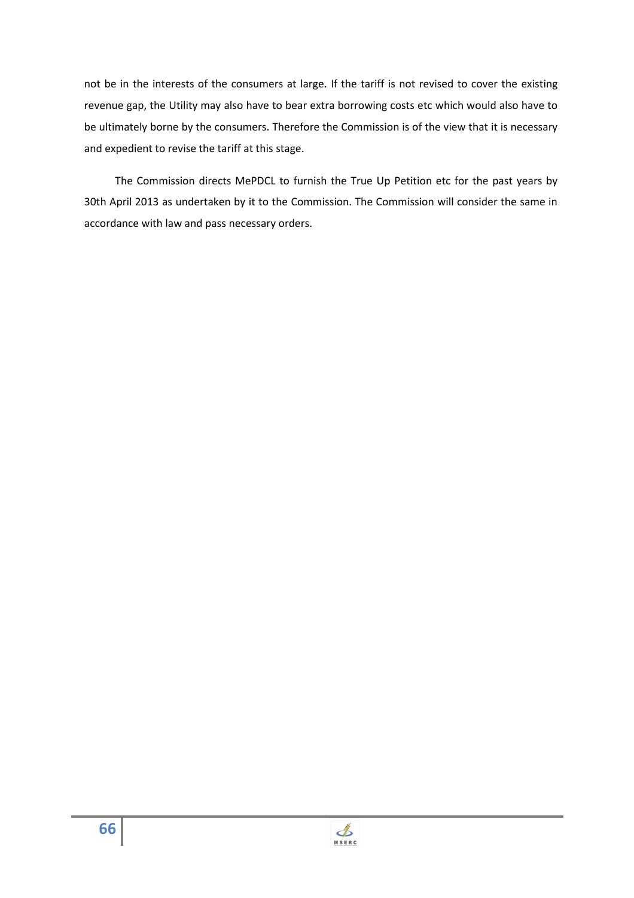not be in the interests of the consumers at large. If the tariff is not revised to cover the existing revenue gap, the Utility may also have to bear extra borrowing costs etc which would also have to be ultimately borne by the consumers. Therefore the Commission is of the view that it is necessary and expedient to revise the tariff at this stage.

The Commission directs MePDCL to furnish the True Up Petition etc for the past years by 30th April 2013 as undertaken by it to the Commission. The Commission will consider the same in accordance with law and pass necessary orders.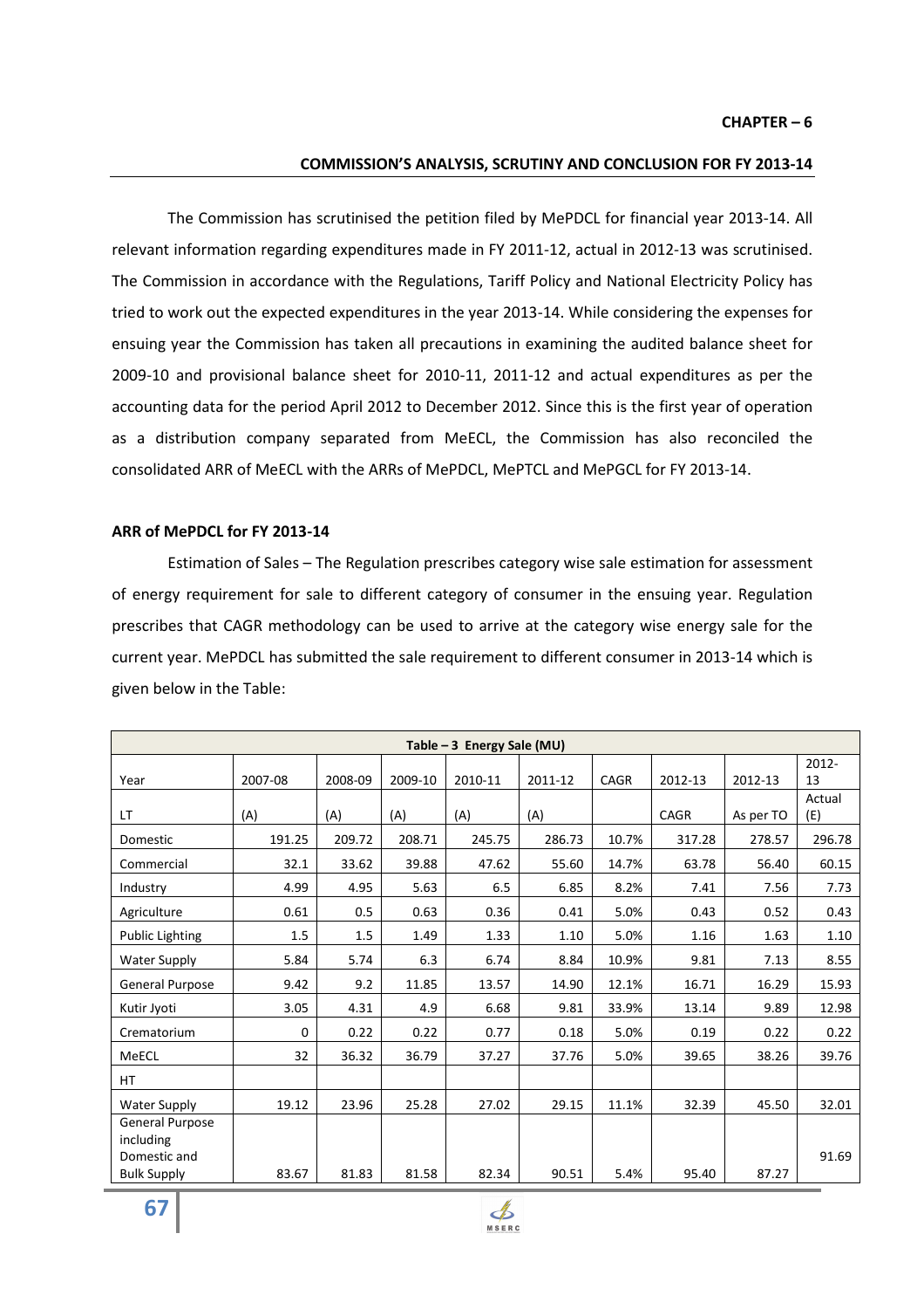**CHAPTER – 6**

**COMMISSION'S ANALYSIS, SCRUTINY AND CONCLUSION FOR FY 2013-14**

The Commission has scrutinised the petition filed by MePDCL for financial year 2013-14. All relevant information regarding expenditures made in FY 2011-12, actual in 2012-13 was scrutinised. The Commission in accordance with the Regulations, Tariff Policy and National Electricity Policy has tried to work out the expected expenditures in the year 2013-14. While considering the expenses for ensuing year the Commission has taken all precautions in examining the audited balance sheet for 2009-10 and provisional balance sheet for 2010-11, 2011-12 and actual expenditures as per the accounting data for the period April 2012 to December 2012. Since this is the first year of operation as a distribution company separated from MeECL, the Commission has also reconciled the consolidated ARR of MeECL with the ARRs of MePDCL, MePTCL and MePGCL for FY 2013-14.

**ARR of MePDCL for FY 2013-14**

Estimation of Sales – The Regulation prescribes category wise sale estimation for assessment of energy requirement for sale to different category of consumer in the ensuing year. Regulation prescribes that CAGR methodology can be used to arrive at the category wise energy sale for the current year. MePDCL has submitted the sale requirement to different consumer in 2013-14 which is given below in the Table:

**Table – 3 Energy Sale (MU)**

| Year | 2007-08 | 2008-09 | 2009-10 | 2010-11 | 2011-12 | CAGR | 2012-13 | 2012-13 | 2012-13 |
|---|---|---|---|---|---|---|---|---|---|
| LT | (A) | (A) | (A) | (A) | (A) | | CAGR | As per TO | Actual (E) |
| Domestic | 191.25 | 209.72 | 208.71 | 245.75 | 286.73 | 10.7% | 317.28 | 278.57 | 296.78 |
| Commercial | 32.1 | 33.62 | 39.88 | 47.62 | 55.60 | 14.7% | 63.78 | 56.40 | 60.15 |
| Industry | 4.99 | 4.95 | 5.63 | 6.5 | 6.85 | 8.2% | 7.41 | 7.56 | 7.73 |
| Agriculture | 0.61 | 0.5 | 0.63 | 0.36 | 0.41 | 5.0% | 0.43 | 0.52 | 0.43 |
| Public Lighting | 1.5 | 1.5 | 1.49 | 1.33 | 1.10 | 5.0% | 1.16 | 1.63 | 1.10 |
| Water Supply | 5.84 | 5.74 | 6.3 | 6.74 | 8.84 | 10.9% | 9.81 | 7.13 | 8.55 |
| General Purpose | 9.42 | 9.2 | 11.85 | 13.57 | 14.90 | 12.1% | 16.71 | 16.29 | 15.93 |
| Kutir Jyoti | 3.05 | 4.31 | 4.9 | 6.68 | 9.81 | 33.9% | 13.14 | 9.89 | 12.98 |
| Crematorium | 0 | 0.22 | 0.22 | 0.77 | 0.18 | 5.0% | 0.19 | 0.22 | 0.22 |
| MeECL | 32 | 36.32 | 36.79 | 37.27 | 37.76 | 5.0% | 39.65 | 38.26 | 39.76 |
| HT | | | | | | | | | |
| Water Supply | 19.12 | 23.96 | 25.28 | 27.02 | 29.15 | 11.1% | 32.39 | 45.50 | 32.01 |
| General Purpose including Domestic and Bulk Supply | 83.67 | 81.83 | 81.58 | 82.34 | 90.51 | 5.4% | 95.40 | 87.27 | 91.69 |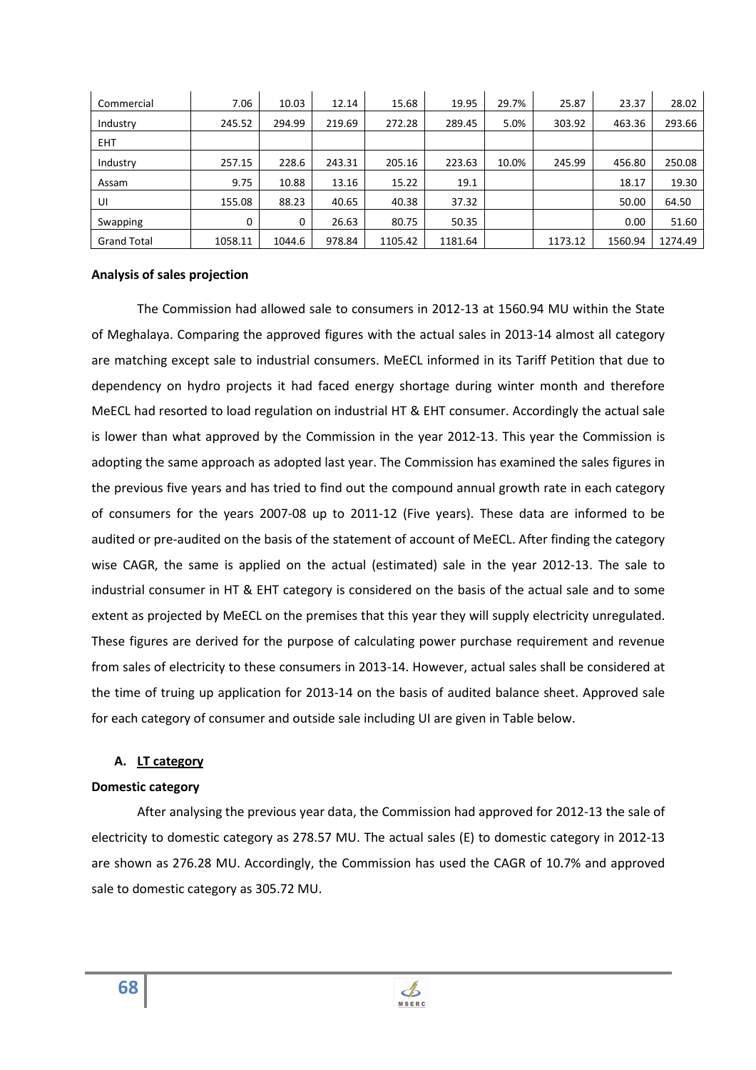| Commercial | 7.06 | 10.03 | 12.14 | 15.68 | 19.95 | 29.7% | 25.87 | 23.37 | 28.02 |
|---|---|---|---|---|---|---|---|---|---|
| Industry | 245.52 | 294.99 | 219.69 | 272.28 | 289.45 | 5.0% | 303.92 | 463.36 | 293.66 |
| EHT | | | | | | | | | |
| Industry | 257.15 | 228.6 | 243.31 | 205.16 | 223.63 | 10.0% | 245.99 | 456.80 | 250.08 |
| Assam | 9.75 | 10.88 | 13.16 | 15.22 | 19.1 | | | 18.17 | 19.30 |
| UI | 155.08 | 88.23 | 40.65 | 40.38 | 37.32 | | | 50.00 | 64.50 |
| Swapping | 0 | 0 | 26.63 | 80.75 | 50.35 | | | 0.00 | 51.60 |
| Grand Total | 1058.11 | 1044.6 | 978.84 | 1105.42 | 1181.64 | | 1173.12 | 1560.94 | 1274.49 |

**Analysis of sales projection**

The Commission had allowed sale to consumers in 2012-13 at 1560.94 MU within the State of Meghalaya. Comparing the approved figures with the actual sales in 2013-14 almost all category are matching except sale to industrial consumers. MeECL informed in its Tariff Petition that due to dependency on hydro projects it had faced energy shortage during winter month and therefore MeECL had resorted to load regulation on industrial HT & EHT consumer. Accordingly the actual sale is lower than what approved by the Commission in the year 2012-13. This year the Commission is adopting the same approach as adopted last year. The Commission has examined the sales figures in the previous five years and has tried to find out the compound annual growth rate in each category of consumers for the years 2007-08 up to 2011-12 (Five years). These data are informed to be audited or pre-audited on the basis of the statement of account of MeECL. After finding the category wise CAGR, the same is applied on the actual (estimated) sale in the year 2012-13. The sale to industrial consumer in HT & EHT category is considered on the basis of the actual sale and to some extent as projected by MeECL on the premises that this year they will supply electricity unregulated. These figures are derived for the purpose of calculating power purchase requirement and revenue from sales of electricity to these consumers in 2013-14. However, actual sales shall be considered at the time of truing up application for 2013-14 on the basis of audited balance sheet. Approved sale for each category of consumer and outside sale including UI are given in Table below.

**A. <u>LT category</u>**

**Domestic category**

After analysing the previous year data, the Commission had approved for 2012-13 the sale of electricity to domestic category as 278.57 MU. The actual sales (E) to domestic category in 2012-13 are shown as 276.28 MU. Accordingly, the Commission has used the CAGR of 10.7% and approved sale to domestic category as 305.72 MU.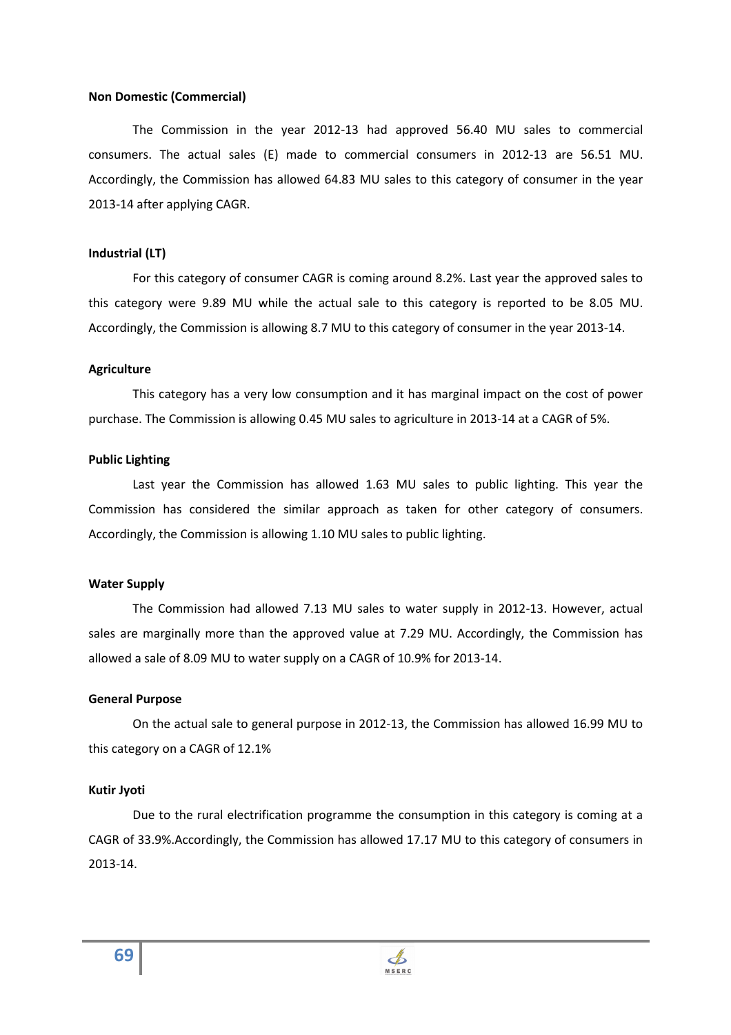**Non Domestic (Commercial)**

The Commission in the year 2012-13 had approved 56.40 MU sales to commercial consumers. The actual sales (E) made to commercial consumers in 2012-13 are 56.51 MU. Accordingly, the Commission has allowed 64.83 MU sales to this category of consumer in the year 2013-14 after applying CAGR.

**Industrial (LT)**

For this category of consumer CAGR is coming around 8.2%. Last year the approved sales to this category were 9.89 MU while the actual sale to this category is reported to be 8.05 MU. Accordingly, the Commission is allowing 8.7 MU to this category of consumer in the year 2013-14.

**Agriculture**

This category has a very low consumption and it has marginal impact on the cost of power purchase. The Commission is allowing 0.45 MU sales to agriculture in 2013-14 at a CAGR of 5%.

**Public Lighting**

Last year the Commission has allowed 1.63 MU sales to public lighting. This year the Commission has considered the similar approach as taken for other category of consumers. Accordingly, the Commission is allowing 1.10 MU sales to public lighting.

**Water Supply**

The Commission had allowed 7.13 MU sales to water supply in 2012-13. However, actual sales are marginally more than the approved value at 7.29 MU. Accordingly, the Commission has allowed a sale of 8.09 MU to water supply on a CAGR of 10.9% for 2013-14.

**General Purpose**

On the actual sale to general purpose in 2012-13, the Commission has allowed 16.99 MU to this category on a CAGR of 12.1%

**Kutir Jyoti**

Due to the rural electrification programme the consumption in this category is coming at a CAGR of 33.9%.Accordingly, the Commission has allowed 17.17 MU to this category of consumers in 2013-14.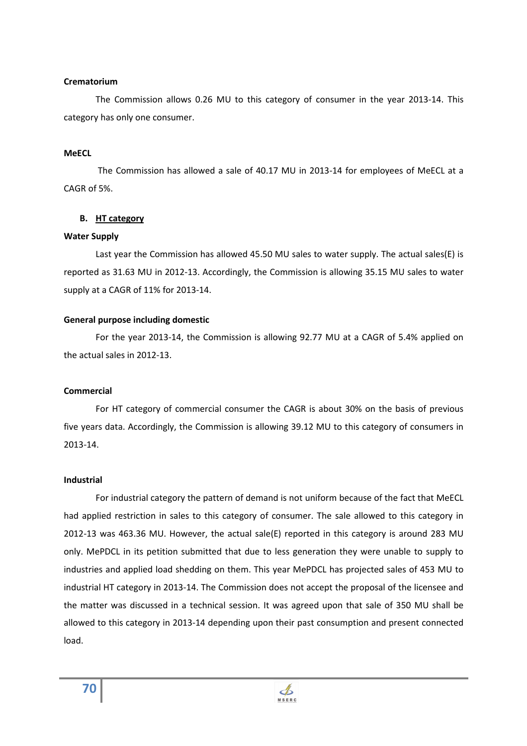**Crematorium**

The Commission allows 0.26 MU to this category of consumer in the year 2013-14. This category has only one consumer.

**MeECL**

The Commission has allowed a sale of 40.17 MU in 2013-14 for employees of MeECL at a CAGR of 5%.

**B. HT category**

**Water Supply**

Last year the Commission has allowed 45.50 MU sales to water supply. The actual sales(E) is reported as 31.63 MU in 2012-13. Accordingly, the Commission is allowing 35.15 MU sales to water supply at a CAGR of 11% for 2013-14.

**General purpose including domestic**

For the year 2013-14, the Commission is allowing 92.77 MU at a CAGR of 5.4% applied on the actual sales in 2012-13.

**Commercial**

For HT category of commercial consumer the CAGR is about 30% on the basis of previous five years data. Accordingly, the Commission is allowing 39.12 MU to this category of consumers in 2013-14.

**Industrial**

For industrial category the pattern of demand is not uniform because of the fact that MeECL had applied restriction in sales to this category of consumer. The sale allowed to this category in 2012-13 was 463.36 MU. However, the actual sale(E) reported in this category is around 283 MU only. MePDCL in its petition submitted that due to less generation they were unable to supply to industries and applied load shedding on them. This year MePDCL has projected sales of 453 MU to industrial HT category in 2013-14. The Commission does not accept the proposal of the licensee and the matter was discussed in a technical session. It was agreed upon that sale of 350 MU shall be allowed to this category in 2013-14 depending upon their past consumption and present connected load.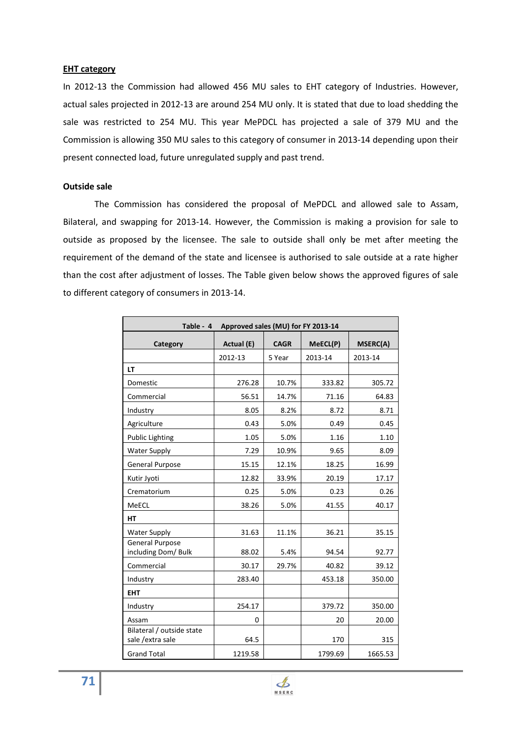**<u>EHT category</u>**

In 2012-13 the Commission had allowed 456 MU sales to EHT category of Industries. However, actual sales projected in 2012-13 are around 254 MU only. It is stated that due to load shedding the sale was restricted to 254 MU. This year MePDCL has projected a sale of 379 MU and the Commission is allowing 350 MU sales to this category of consumer in 2013-14 depending upon their present connected load, future unregulated supply and past trend.

**Outside sale**

The Commission has considered the proposal of MePDCL and allowed sale to Assam, Bilateral, and swapping for 2013-14. However, the Commission is making a provision for sale to outside as proposed by the licensee. The sale to outside shall only be met after meeting the requirement of the demand of the state and licensee is authorised to sale outside at a rate higher than the cost after adjustment of losses. The Table given below shows the approved figures of sale to different category of consumers in 2013-14.

**Table - 4 Approved sales (MU) for FY 2013-14**

| Category | Actual (E) | CAGR | MeECL(P) | MSERC(A) |
|---|---|---|---|---|
| | 2012-13 | 5 Year | 2013-14 | 2013-14 |
| **LT** | | | | |
| Domestic | 276.28 | 10.7% | 333.82 | 305.72 |
| Commercial | 56.51 | 14.7% | 71.16 | 64.83 |
| Industry | 8.05 | 8.2% | 8.72 | 8.71 |
| Agriculture | 0.43 | 5.0% | 0.49 | 0.45 |
| Public Lighting | 1.05 | 5.0% | 1.16 | 1.10 |
| Water Supply | 7.29 | 10.9% | 9.65 | 8.09 |
| General Purpose | 15.15 | 12.1% | 18.25 | 16.99 |
| Kutir Jyoti | 12.82 | 33.9% | 20.19 | 17.17 |
| Crematorium | 0.25 | 5.0% | 0.23 | 0.26 |
| MeECL | 38.26 | 5.0% | 41.55 | 40.17 |
| **HT** | | | | |
| Water Supply | 31.63 | 11.1% | 36.21 | 35.15 |
| General Purpose including Dom/ Bulk | 88.02 | 5.4% | 94.54 | 92.77 |
| Commercial | 30.17 | 29.7% | 40.82 | 39.12 |
| Industry | 283.40 | | 453.18 | 350.00 |
| **EHT** | | | | |
| Industry | 254.17 | | 379.72 | 350.00 |
| Assam | 0 | | 20 | 20.00 |
| Bilateral / outside state sale /extra sale | 64.5 | | 170 | 315 |
| Grand Total | 1219.58 | | 1799.69 | 1665.53 |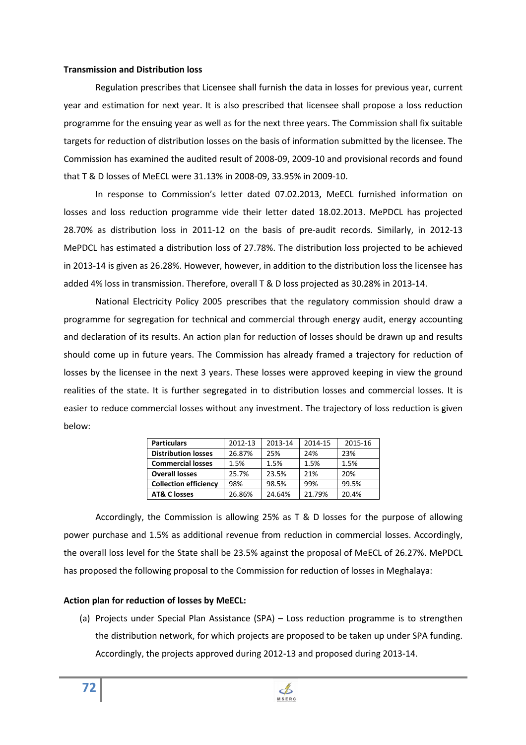**Transmission and Distribution loss**

Regulation prescribes that Licensee shall furnish the data in losses for previous year, current year and estimation for next year. It is also prescribed that licensee shall propose a loss reduction programme for the ensuing year as well as for the next three years. The Commission shall fix suitable targets for reduction of distribution losses on the basis of information submitted by the licensee. The Commission has examined the audited result of 2008-09, 2009-10 and provisional records and found that T & D losses of MeECL were 31.13% in 2008-09, 33.95% in 2009-10.

In response to Commission's letter dated 07.02.2013, MeECL furnished information on losses and loss reduction programme vide their letter dated 18.02.2013. MePDCL has projected 28.70% as distribution loss in 2011-12 on the basis of pre-audit records. Similarly, in 2012-13 MePDCL has estimated a distribution loss of 27.78%. The distribution loss projected to be achieved in 2013-14 is given as 26.28%. However, however, in addition to the distribution loss the licensee has added 4% loss in transmission. Therefore, overall T & D loss projected as 30.28% in 2013-14.

National Electricity Policy 2005 prescribes that the regulatory commission should draw a programme for segregation for technical and commercial through energy audit, energy accounting and declaration of its results. An action plan for reduction of losses should be drawn up and results should come up in future years. The Commission has already framed a trajectory for reduction of losses by the licensee in the next 3 years. These losses were approved keeping in view the ground realities of the state. It is further segregated in to distribution losses and commercial losses. It is easier to reduce commercial losses without any investment. The trajectory of loss reduction is given below:

| **Particulars** | 2012-13 | 2013-14 | 2014-15 | 2015-16 |
|---|---|---|---|---|
| **Distribution losses** | 26.87% | 25% | 24% | 23% |
| **Commercial losses** | 1.5% | 1.5% | 1.5% | 1.5% |
| **Overall losses** | 25.7% | 23.5% | 21% | 20% |
| **Collection efficiency** | 98% | 98.5% | 99% | 99.5% |
| **AT& C losses** | 26.86% | 24.64% | 21.79% | 20.4% |

Accordingly, the Commission is allowing 25% as T & D losses for the purpose of allowing power purchase and 1.5% as additional revenue from reduction in commercial losses. Accordingly, the overall loss level for the State shall be 23.5% against the proposal of MeECL of 26.27%. MePDCL has proposed the following proposal to the Commission for reduction of losses in Meghalaya:

**Action plan for reduction of losses by MeECL:**

(a) Projects under Special Plan Assistance (SPA) – Loss reduction programme is to strengthen the distribution network, for which projects are proposed to be taken up under SPA funding. Accordingly, the projects approved during 2012-13 and proposed during 2013-14.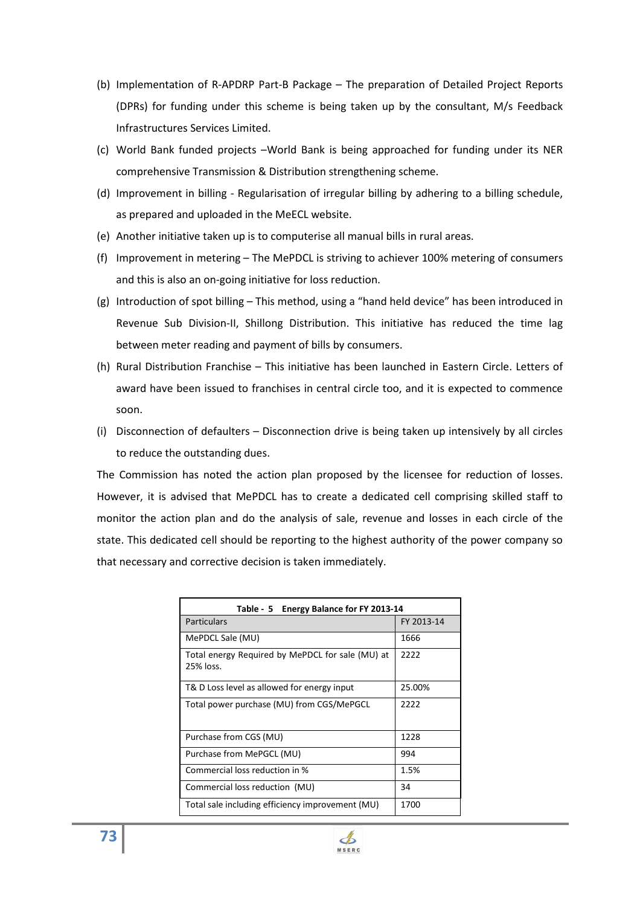(b) Implementation of R-APDRP Part-B Package – The preparation of Detailed Project Reports (DPRs) for funding under this scheme is being taken up by the consultant, M/s Feedback Infrastructures Services Limited.

(c) World Bank funded projects –World Bank is being approached for funding under its NER comprehensive Transmission & Distribution strengthening scheme.

(d) Improvement in billing - Regularisation of irregular billing by adhering to a billing schedule, as prepared and uploaded in the MeECL website.

(e) Another initiative taken up is to computerise all manual bills in rural areas.

(f) Improvement in metering – The MePDCL is striving to achiever 100% metering of consumers and this is also an on-going initiative for loss reduction.

(g) Introduction of spot billing – This method, using a "hand held device" has been introduced in Revenue Sub Division-II, Shillong Distribution. This initiative has reduced the time lag between meter reading and payment of bills by consumers.

(h) Rural Distribution Franchise – This initiative has been launched in Eastern Circle. Letters of award have been issued to franchises in central circle too, and it is expected to commence soon.

(i) Disconnection of defaulters – Disconnection drive is being taken up intensively by all circles to reduce the outstanding dues.

The Commission has noted the action plan proposed by the licensee for reduction of losses. However, it is advised that MePDCL has to create a dedicated cell comprising skilled staff to monitor the action plan and do the analysis of sale, revenue and losses in each circle of the state. This dedicated cell should be reporting to the highest authority of the power company so that necessary and corrective decision is taken immediately.

**Table - 5 Energy Balance for FY 2013-14**

| Particulars | FY 2013-14 |
|---|---|
| MePDCL Sale (MU) | 1666 |
| Total energy Required by MePDCL for sale (MU) at 25% loss. | 2222 |
| T& D Loss level as allowed for energy input | 25.00% |
| Total power purchase (MU) from CGS/MePGCL | 2222 |
| Purchase from CGS (MU) | 1228 |
| Purchase from MePGCL (MU) | 994 |
| Commercial loss reduction in % | 1.5% |
| Commercial loss reduction (MU) | 34 |
| Total sale including efficiency improvement (MU) | 1700 |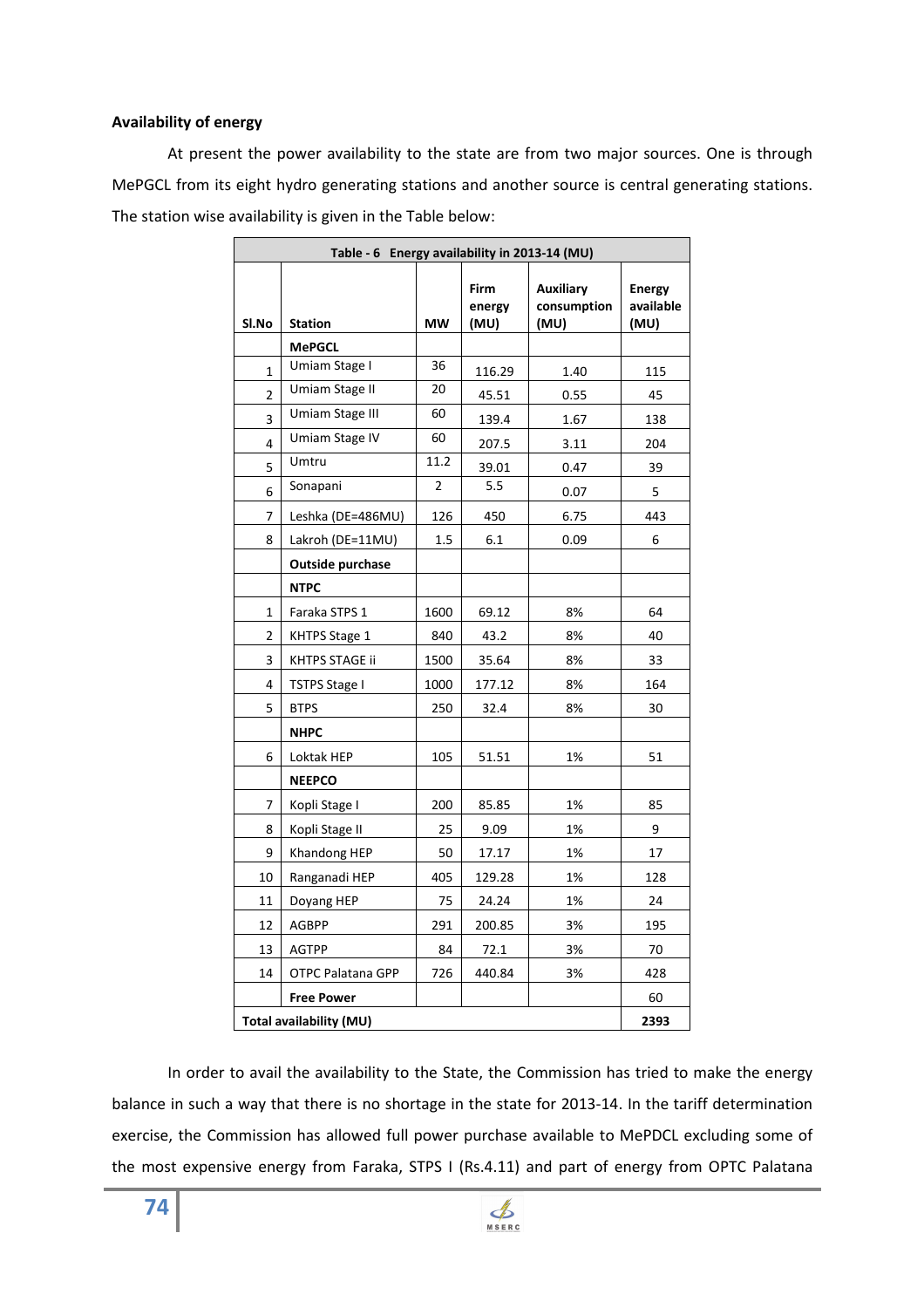**Availability of energy**

At present the power availability to the state are from two major sources. One is through MePGCL from its eight hydro generating stations and another source is central generating stations. The station wise availability is given in the Table below:

| Table - 6 Energy availability in 2013-14 (MU) | | | | | |
|---|---|---|---|---|---|
| **Sl.No** | **Station** | **MW** | **Firm energy (MU)** | **Auxiliary consumption (MU)** | **Energy available (MU)** |
| | **MePGCL** | | | | |
| 1 | Umiam Stage I | 36 | 116.29 | 1.40 | 115 |
| 2 | Umiam Stage II | 20 | 45.51 | 0.55 | 45 |
| 3 | Umiam Stage III | 60 | 139.4 | 1.67 | 138 |
| 4 | Umiam Stage IV | 60 | 207.5 | 3.11 | 204 |
| 5 | Umtru | 11.2 | 39.01 | 0.47 | 39 |
| 6 | Sonapani | 2 | 5.5 | 0.07 | 5 |
| 7 | Leshka (DE=486MU) | 126 | 450 | 6.75 | 443 |
| 8 | Lakroh (DE=11MU) | 1.5 | 6.1 | 0.09 | 6 |
| | **Outside purchase** | | | | |
| | **NTPC** | | | | |
| 1 | Faraka STPS 1 | 1600 | 69.12 | 8% | 64 |
| 2 | KHTPS Stage 1 | 840 | 43.2 | 8% | 40 |
| 3 | KHTPS STAGE ii | 1500 | 35.64 | 8% | 33 |
| 4 | TSTPS Stage I | 1000 | 177.12 | 8% | 164 |
| 5 | BTPS | 250 | 32.4 | 8% | 30 |
| | **NHPC** | | | | |
| 6 | Loktak HEP | 105 | 51.51 | 1% | 51 |
| | **NEEPCO** | | | | |
| 7 | Kopli Stage I | 200 | 85.85 | 1% | 85 |
| 8 | Kopli Stage II | 25 | 9.09 | 1% | 9 |
| 9 | Khandong HEP | 50 | 17.17 | 1% | 17 |
| 10 | Ranganadi HEP | 405 | 129.28 | 1% | 128 |
| 11 | Doyang HEP | 75 | 24.24 | 1% | 24 |
| 12 | AGBPP | 291 | 200.85 | 3% | 195 |
| 13 | AGTPP | 84 | 72.1 | 3% | 70 |
| 14 | OTPC Palatana GPP | 726 | 440.84 | 3% | 428 |
| | **Free Power** | | | | 60 |
| **Total availability (MU)** | | | | | **2393** |

In order to avail the availability to the State, the Commission has tried to make the energy balance in such a way that there is no shortage in the state for 2013-14. In the tariff determination exercise, the Commission has allowed full power purchase available to MePDCL excluding some of the most expensive energy from Faraka, STPS I (Rs.4.11) and part of energy from OPTC Palatana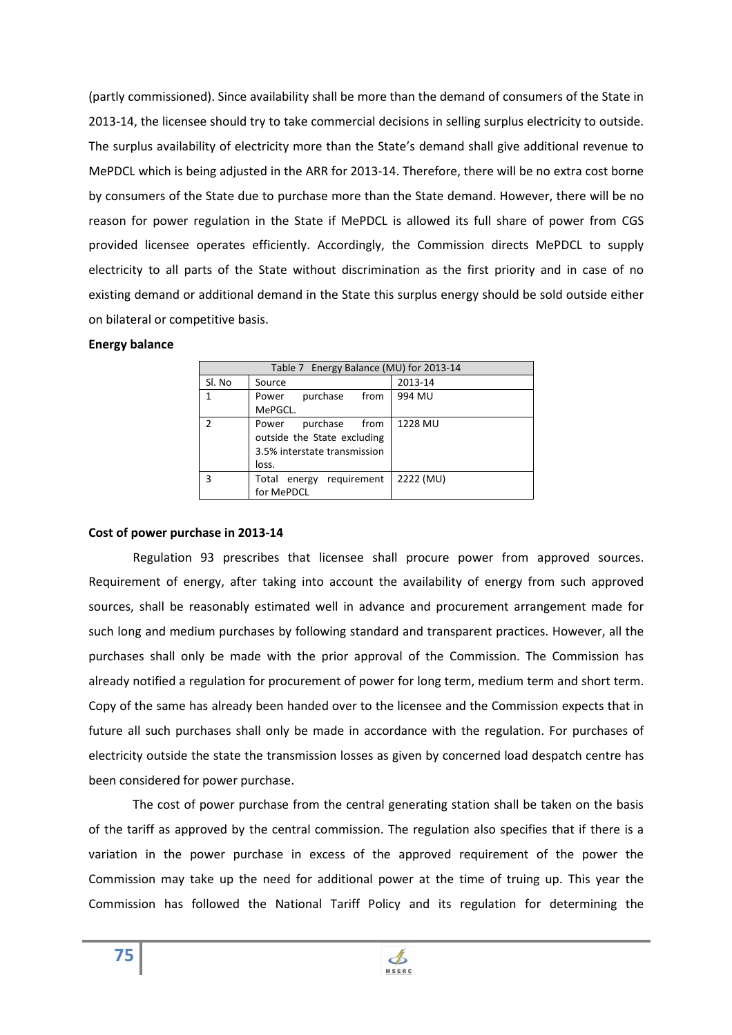(partly commissioned). Since availability shall be more than the demand of consumers of the State in 2013-14, the licensee should try to take commercial decisions in selling surplus electricity to outside. The surplus availability of electricity more than the State's demand shall give additional revenue to MePDCL which is being adjusted in the ARR for 2013-14. Therefore, there will be no extra cost borne by consumers of the State due to purchase more than the State demand. However, there will be no reason for power regulation in the State if MePDCL is allowed its full share of power from CGS provided licensee operates efficiently. Accordingly, the Commission directs MePDCL to supply electricity to all parts of the State without discrimination as the first priority and in case of no existing demand or additional demand in the State this surplus energy should be sold outside either on bilateral or competitive basis.

**Energy balance**

Table 7 Energy Balance (MU) for 2013-14

| Sl. No | Source | 2013-14 |
|---|---|---|
| 1 | Power purchase from MePGCL. | 994 MU |
| 2 | Power purchase from outside the State excluding 3.5% interstate transmission loss. | 1228 MU |
| 3 | Total energy requirement for MePDCL | 2222 (MU) |

**Cost of power purchase in 2013-14**

Regulation 93 prescribes that licensee shall procure power from approved sources. Requirement of energy, after taking into account the availability of energy from such approved sources, shall be reasonably estimated well in advance and procurement arrangement made for such long and medium purchases by following standard and transparent practices. However, all the purchases shall only be made with the prior approval of the Commission. The Commission has already notified a regulation for procurement of power for long term, medium term and short term. Copy of the same has already been handed over to the licensee and the Commission expects that in future all such purchases shall only be made in accordance with the regulation. For purchases of electricity outside the state the transmission losses as given by concerned load despatch centre has been considered for power purchase.

The cost of power purchase from the central generating station shall be taken on the basis of the tariff as approved by the central commission. The regulation also specifies that if there is a variation in the power purchase in excess of the approved requirement of the power the Commission may take up the need for additional power at the time of truing up. This year the Commission has followed the National Tariff Policy and its regulation for determining the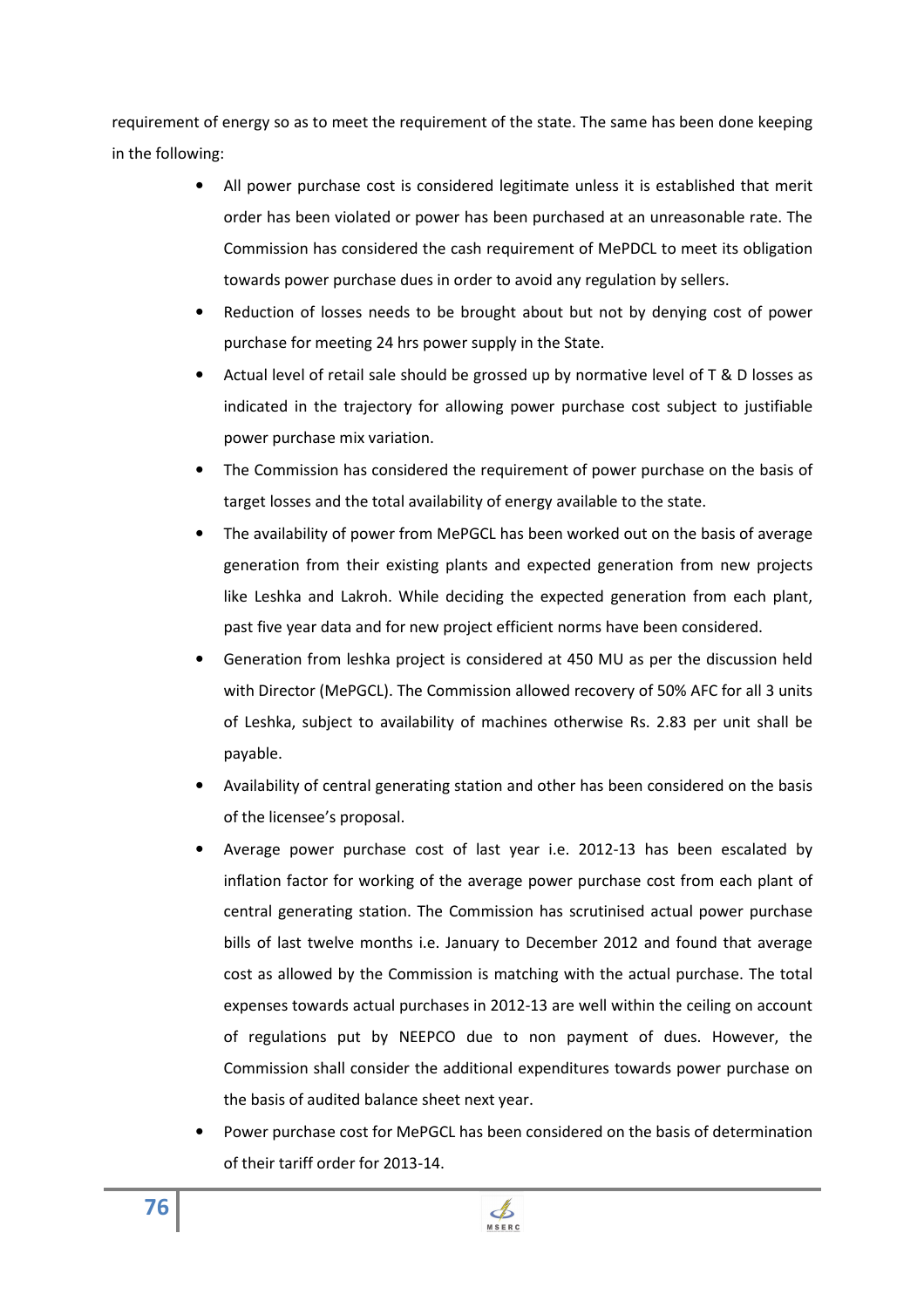requirement of energy so as to meet the requirement of the state. The same has been done keeping in the following:

- All power purchase cost is considered legitimate unless it is established that merit order has been violated or power has been purchased at an unreasonable rate. The Commission has considered the cash requirement of MePDCL to meet its obligation towards power purchase dues in order to avoid any regulation by sellers.
- Reduction of losses needs to be brought about but not by denying cost of power purchase for meeting 24 hrs power supply in the State.
- Actual level of retail sale should be grossed up by normative level of T & D losses as indicated in the trajectory for allowing power purchase cost subject to justifiable power purchase mix variation.
- The Commission has considered the requirement of power purchase on the basis of target losses and the total availability of energy available to the state.
- The availability of power from MePGCL has been worked out on the basis of average generation from their existing plants and expected generation from new projects like Leshka and Lakroh. While deciding the expected generation from each plant, past five year data and for new project efficient norms have been considered.
- Generation from leshka project is considered at 450 MU as per the discussion held with Director (MePGCL). The Commission allowed recovery of 50% AFC for all 3 units of Leshka, subject to availability of machines otherwise Rs. 2.83 per unit shall be payable.
- Availability of central generating station and other has been considered on the basis of the licensee's proposal.
- Average power purchase cost of last year i.e. 2012-13 has been escalated by inflation factor for working of the average power purchase cost from each plant of central generating station. The Commission has scrutinised actual power purchase bills of last twelve months i.e. January to December 2012 and found that average cost as allowed by the Commission is matching with the actual purchase. The total expenses towards actual purchases in 2012-13 are well within the ceiling on account of regulations put by NEEPCO due to non payment of dues. However, the Commission shall consider the additional expenditures towards power purchase on the basis of audited balance sheet next year.
- Power purchase cost for MePGCL has been considered on the basis of determination of their tariff order for 2013-14.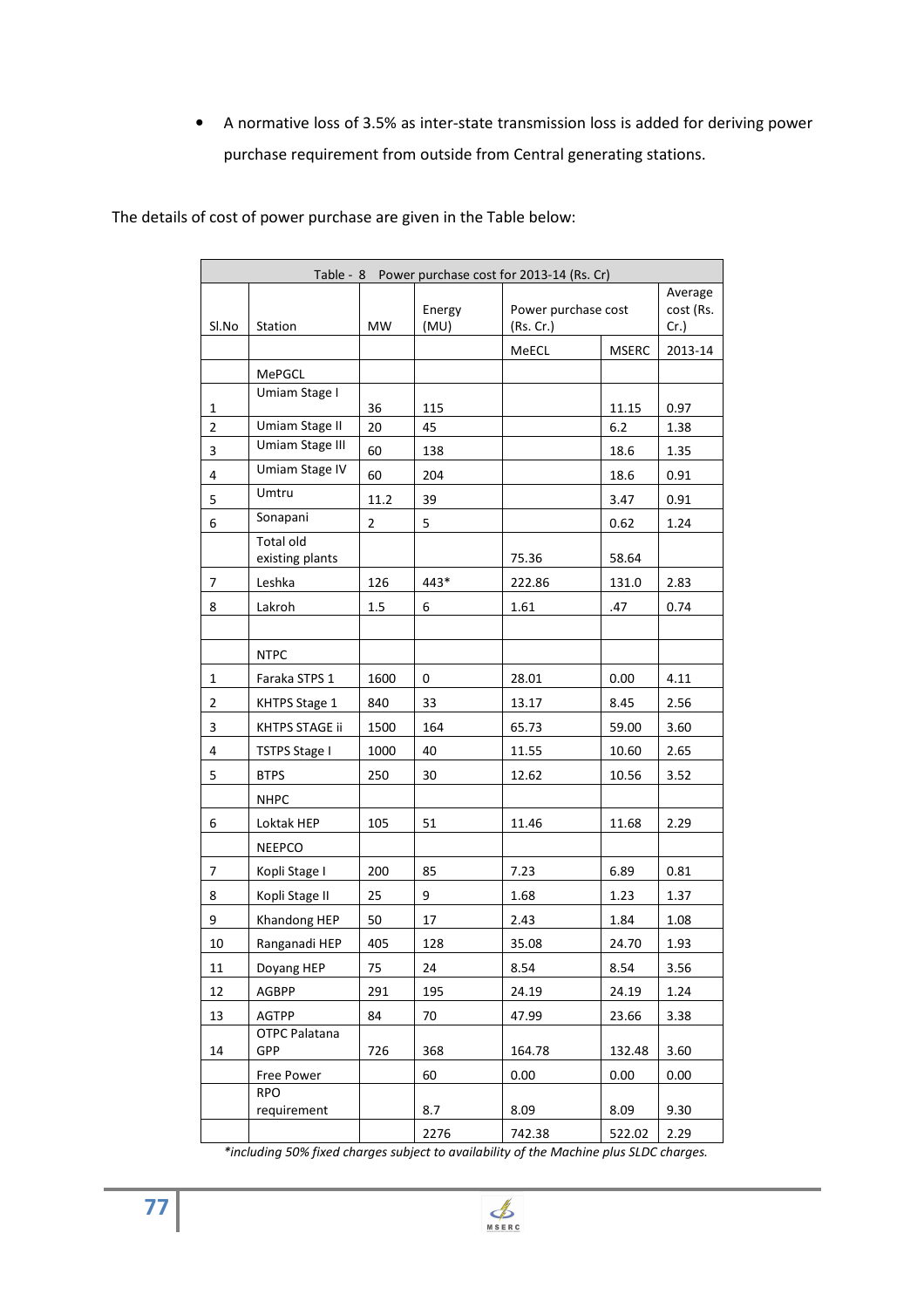- A normative loss of 3.5% as inter-state transmission loss is added for deriving power purchase requirement from outside from Central generating stations.

The details of cost of power purchase are given in the Table below:

| Table - 8 Power purchase cost for 2013-14 (Rs. Cr) | | | | | | |
|---|---|---|---|---|---|---|
| Sl.No | Station | MW | Energy (MU) | Power purchase cost (Rs. Cr.) | | Average cost (Rs. Cr.) |
| | | | | MeECL | MSERC | 2013-14 |
| | MePGCL | | | | | |
| 1 | Umiam Stage I | 36 | 115 | | 11.15 | 0.97 |
| 2 | Umiam Stage II | 20 | 45 | | 6.2 | 1.38 |
| 3 | Umiam Stage III | 60 | 138 | | 18.6 | 1.35 |
| 4 | Umiam Stage IV | 60 | 204 | | 18.6 | 0.91 |
| 5 | Umtru | 11.2 | 39 | | 3.47 | 0.91 |
| 6 | Sonapani | 2 | 5 | | 0.62 | 1.24 |
| | Total old existing plants | | | 75.36 | 58.64 | |
| 7 | Leshka | 126 | 443* | 222.86 | 131.0 | 2.83 |
| 8 | Lakroh | 1.5 | 6 | 1.61 | .47 | 0.74 |
| | | | | | | |
| | NTPC | | | | | |
| 1 | Faraka STPS 1 | 1600 | 0 | 28.01 | 0.00 | 4.11 |
| 2 | KHTPS Stage 1 | 840 | 33 | 13.17 | 8.45 | 2.56 |
| 3 | KHTPS STAGE ii | 1500 | 164 | 65.73 | 59.00 | 3.60 |
| 4 | TSTPS Stage I | 1000 | 40 | 11.55 | 10.60 | 2.65 |
| 5 | BTPS | 250 | 30 | 12.62 | 10.56 | 3.52 |
| | NHPC | | | | | |
| 6 | Loktak HEP | 105 | 51 | 11.46 | 11.68 | 2.29 |
| | NEEPCO | | | | | |
| 7 | Kopli Stage I | 200 | 85 | 7.23 | 6.89 | 0.81 |
| 8 | Kopli Stage II | 25 | 9 | 1.68 | 1.23 | 1.37 |
| 9 | Khandong HEP | 50 | 17 | 2.43 | 1.84 | 1.08 |
| 10 | Ranganadi HEP | 405 | 128 | 35.08 | 24.70 | 1.93 |
| 11 | Doyang HEP | 75 | 24 | 8.54 | 8.54 | 3.56 |
| 12 | AGBPP | 291 | 195 | 24.19 | 24.19 | 1.24 |
| 13 | AGTPP | 84 | 70 | 47.99 | 23.66 | 3.38 |
| 14 | OTPC Palatana GPP | 726 | 368 | 164.78 | 132.48 | 3.60 |
| | Free Power | | 60 | 0.00 | 0.00 | 0.00 |
| | RPO requirement | | 8.7 | 8.09 | 8.09 | 9.30 |
| | | | 2276 | 742.38 | 522.02 | 2.29 |

*\*including 50% fixed charges subject to availability of the Machine plus SLDC charges.*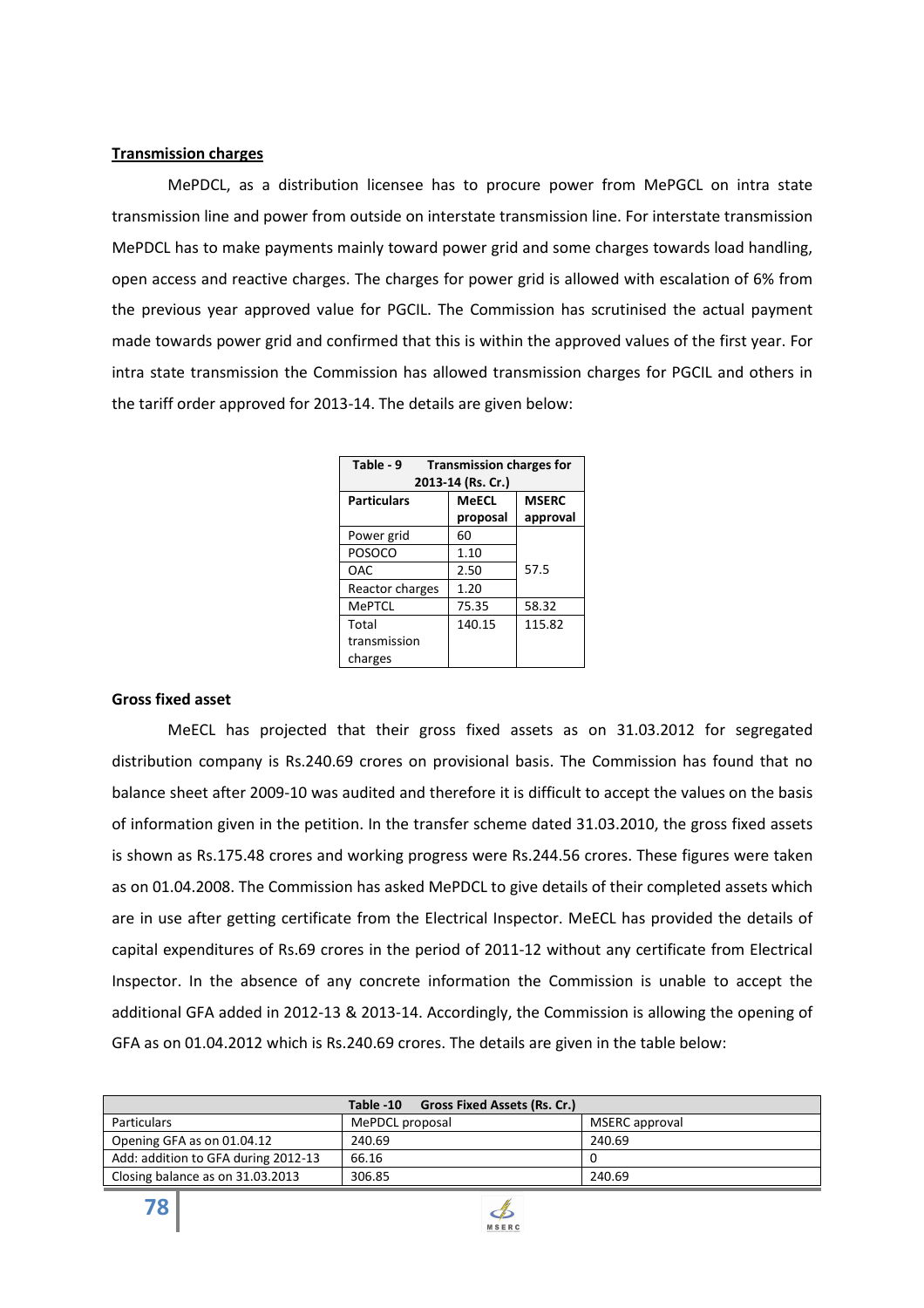## Transmission charges

MePDCL, as a distribution licensee has to procure power from MePGCL on intra state transmission line and power from outside on interstate transmission line. For interstate transmission MePDCL has to make payments mainly toward power grid and some charges towards load handling, open access and reactive charges. The charges for power grid is allowed with escalation of 6% from the previous year approved value for PGCIL. The Commission has scrutinised the actual payment made towards power grid and confirmed that this is within the approved values of the first year. For intra state transmission the Commission has allowed transmission charges for PGCIL and others in the tariff order approved for 2013-14. The details are given below:

**Table - 9 Transmission charges for 2013-14 (Rs. Cr.)**

| Particulars | MeECL proposal | MSERC approval |
|---|---|---|
| Power grid | 60 | 57.5 |
| POSOCO | 1.10 | |
| OAC | 2.50 | |
| Reactor charges | 1.20 | |
| MePTCL | 75.35 | 58.32 |
| Total transmission charges | 140.15 | 115.82 |

### Gross fixed asset

MeECL has projected that their gross fixed assets as on 31.03.2012 for segregated distribution company is Rs.240.69 crores on provisional basis. The Commission has found that no balance sheet after 2009-10 was audited and therefore it is difficult to accept the values on the basis of information given in the petition. In the transfer scheme dated 31.03.2010, the gross fixed assets is shown as Rs.175.48 crores and working progress were Rs.244.56 crores. These figures were taken as on 01.04.2008. The Commission has asked MePDCL to give details of their completed assets which are in use after getting certificate from the Electrical Inspector. MeECL has provided the details of capital expenditures of Rs.69 crores in the period of 2011-12 without any certificate from Electrical Inspector. In the absence of any concrete information the Commission is unable to accept the additional GFA added in 2012-13 & 2013-14. Accordingly, the Commission is allowing the opening of GFA as on 01.04.2012 which is Rs.240.69 crores. The details are given in the table below:

**Table -10 Gross Fixed Assets (Rs. Cr.)**

| Particulars | MePDCL proposal | MSERC approval |
|---|---|---|
| Opening GFA as on 01.04.12 | 240.69 | 240.69 |
| Add: addition to GFA during 2012-13 | 66.16 | 0 |
| Closing balance as on 31.03.2013 | 306.85 | 240.69 |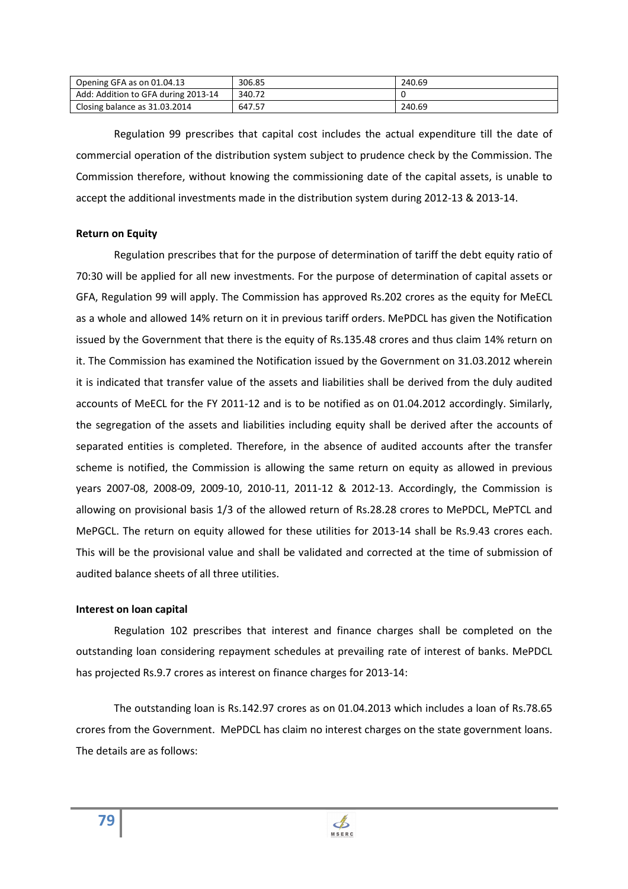| Opening GFA as on 01.04.13 | 306.85 | 240.69 |
|---|---|---|
| Add: Addition to GFA during 2013-14 | 340.72 | 0 |
| Closing balance as 31.03.2014 | 647.57 | 240.69 |

Regulation 99 prescribes that capital cost includes the actual expenditure till the date of commercial operation of the distribution system subject to prudence check by the Commission. The Commission therefore, without knowing the commissioning date of the capital assets, is unable to accept the additional investments made in the distribution system during 2012-13 & 2013-14.

**Return on Equity**

Regulation prescribes that for the purpose of determination of tariff the debt equity ratio of 70:30 will be applied for all new investments. For the purpose of determination of capital assets or GFA, Regulation 99 will apply. The Commission has approved Rs.202 crores as the equity for MeECL as a whole and allowed 14% return on it in previous tariff orders. MePDCL has given the Notification issued by the Government that there is the equity of Rs.135.48 crores and thus claim 14% return on it. The Commission has examined the Notification issued by the Government on 31.03.2012 wherein it is indicated that transfer value of the assets and liabilities shall be derived from the duly audited accounts of MeECL for the FY 2011-12 and is to be notified as on 01.04.2012 accordingly. Similarly, the segregation of the assets and liabilities including equity shall be derived after the accounts of separated entities is completed. Therefore, in the absence of audited accounts after the transfer scheme is notified, the Commission is allowing the same return on equity as allowed in previous years 2007-08, 2008-09, 2009-10, 2010-11, 2011-12 & 2012-13. Accordingly, the Commission is allowing on provisional basis 1/3 of the allowed return of Rs.28.28 crores to MePDCL, MePTCL and MePGCL. The return on equity allowed for these utilities for 2013-14 shall be Rs.9.43 crores each. This will be the provisional value and shall be validated and corrected at the time of submission of audited balance sheets of all three utilities.

**Interest on loan capital**

Regulation 102 prescribes that interest and finance charges shall be completed on the outstanding loan considering repayment schedules at prevailing rate of interest of banks. MePDCL has projected Rs.9.7 crores as interest on finance charges for 2013-14:

The outstanding loan is Rs.142.97 crores as on 01.04.2013 which includes a loan of Rs.78.65 crores from the Government. MePDCL has claim no interest charges on the state government loans. The details are as follows: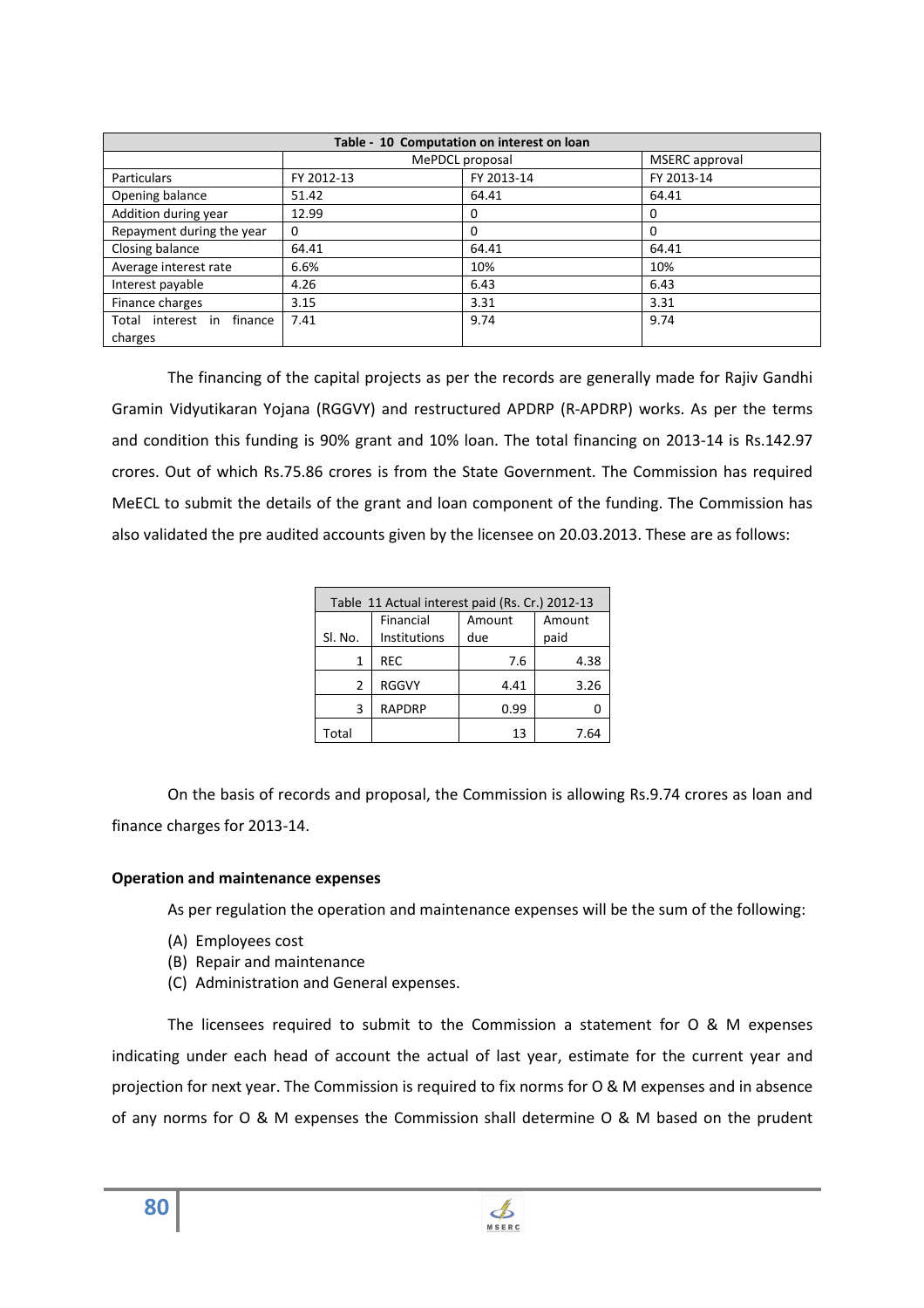| Table - 10 Computation on interest on loan | | | |
|---|---|---|---|
| | MePDCL proposal | | MSERC approval |
| Particulars | FY 2012-13 | FY 2013-14 | FY 2013-14 |
| Opening balance | 51.42 | 64.41 | 64.41 |
| Addition during year | 12.99 | 0 | 0 |
| Repayment during the year | 0 | 0 | 0 |
| Closing balance | 64.41 | 64.41 | 64.41 |
| Average interest rate | 6.6% | 10% | 10% |
| Interest payable | 4.26 | 6.43 | 6.43 |
| Finance charges | 3.15 | 3.31 | 3.31 |
| Total interest in finance charges | 7.41 | 9.74 | 9.74 |

The financing of the capital projects as per the records are generally made for Rajiv Gandhi Gramin Vidyutikaran Yojana (RGGVY) and restructured APDRP (R-APDRP) works. As per the terms and condition this funding is 90% grant and 10% loan. The total financing on 2013-14 is Rs.142.97 crores. Out of which Rs.75.86 crores is from the State Government. The Commission has required MeECL to submit the details of the grant and loan component of the funding. The Commission has also validated the pre audited accounts given by the licensee on 20.03.2013. These are as follows:

| Table 11 Actual interest paid (Rs. Cr.) 2012-13 | | | |
|---|---|---|---|
| Sl. No. | Financial Institutions | Amount due | Amount paid |
| 1 | REC | 7.6 | 4.38 |
| 2 | RGGVY | 4.41 | 3.26 |
| 3 | RAPDRP | 0.99 | 0 |
| Total | | 13 | 7.64 |

On the basis of records and proposal, the Commission is allowing Rs.9.74 crores as loan and finance charges for 2013-14.

**Operation and maintenance expenses**

As per regulation the operation and maintenance expenses will be the sum of the following:

(A) Employees cost
(B) Repair and maintenance
(C) Administration and General expenses.

The licensees required to submit to the Commission a statement for O & M expenses indicating under each head of account the actual of last year, estimate for the current year and projection for next year. The Commission is required to fix norms for O & M expenses and in absence of any norms for O & M expenses the Commission shall determine O & M based on the prudent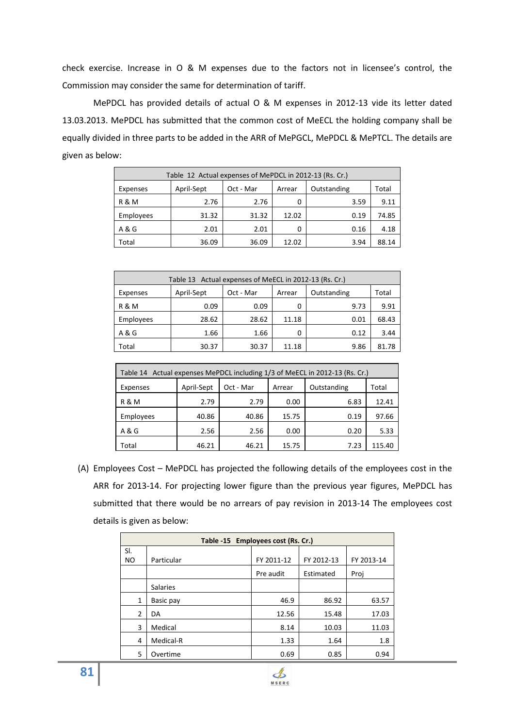check exercise. Increase in O & M expenses due to the factors not in licensee's control, the Commission may consider the same for determination of tariff.

MePDCL has provided details of actual O & M expenses in 2012-13 vide its letter dated 13.03.2013. MePDCL has submitted that the common cost of MeECL the holding company shall be equally divided in three parts to be added in the ARR of MePGCL, MePDCL & MePTCL. The details are given as below:

| Table 12 Actual expenses of MePDCL in 2012-13 (Rs. Cr.) | | | | | |
|---|---|---|---|---|---|
| Expenses | April-Sept | Oct - Mar | Arrear | Outstanding | Total |
| R & M | 2.76 | 2.76 | 0 | 3.59 | 9.11 |
| Employees | 31.32 | 31.32 | 12.02 | 0.19 | 74.85 |
| A & G | 2.01 | 2.01 | 0 | 0.16 | 4.18 |
| Total | 36.09 | 36.09 | 12.02 | 3.94 | 88.14 |

| Table 13 Actual expenses of MeECL in 2012-13 (Rs. Cr.) | | | | | |
|---|---|---|---|---|---|
| Expenses | April-Sept | Oct - Mar | Arrear | Outstanding | Total |
| R & M | 0.09 | 0.09 | 0 | 9.73 | 9.91 |
| Employees | 28.62 | 28.62 | 11.18 | 0.01 | 68.43 |
| A & G | 1.66 | 1.66 | 0 | 0.12 | 3.44 |
| Total | 30.37 | 30.37 | 11.18 | 9.86 | 81.78 |

| Table 14 Actual expenses MePDCL including 1/3 of MeECL in 2012-13 (Rs. Cr.) | | | | | |
|---|---|---|---|---|---|
| Expenses | April-Sept | Oct - Mar | Arrear | Outstanding | Total |
| R & M | 2.79 | 2.79 | 0.00 | 6.83 | 12.41 |
| Employees | 40.86 | 40.86 | 15.75 | 0.19 | 97.66 |
| A & G | 2.56 | 2.56 | 0.00 | 0.20 | 5.33 |
| Total | 46.21 | 46.21 | 15.75 | 7.23 | 115.40 |

(A) Employees Cost – MePDCL has projected the following details of the employees cost in the ARR for 2013-14. For projecting lower figure than the previous year figures, MePDCL has submitted that there would be no arrears of pay revision in 2013-14 The employees cost details is given as below:

| **Table -15 Employees cost (Rs. Cr.)** | | | | |
|---|---|---|---|---|
| Sl. NO | Particular | FY 2011-12 | FY 2012-13 | FY 2013-14 |
| | | Pre audit | Estimated | Proj |
| | Salaries | | | |
| 1 | Basic pay | 46.9 | 86.92 | 63.57 |
| 2 | DA | 12.56 | 15.48 | 17.03 |
| 3 | Medical | 8.14 | 10.03 | 11.03 |
| 4 | Medical-R | 1.33 | 1.64 | 1.8 |
| 5 | Overtime | 0.69 | 0.85 | 0.94 |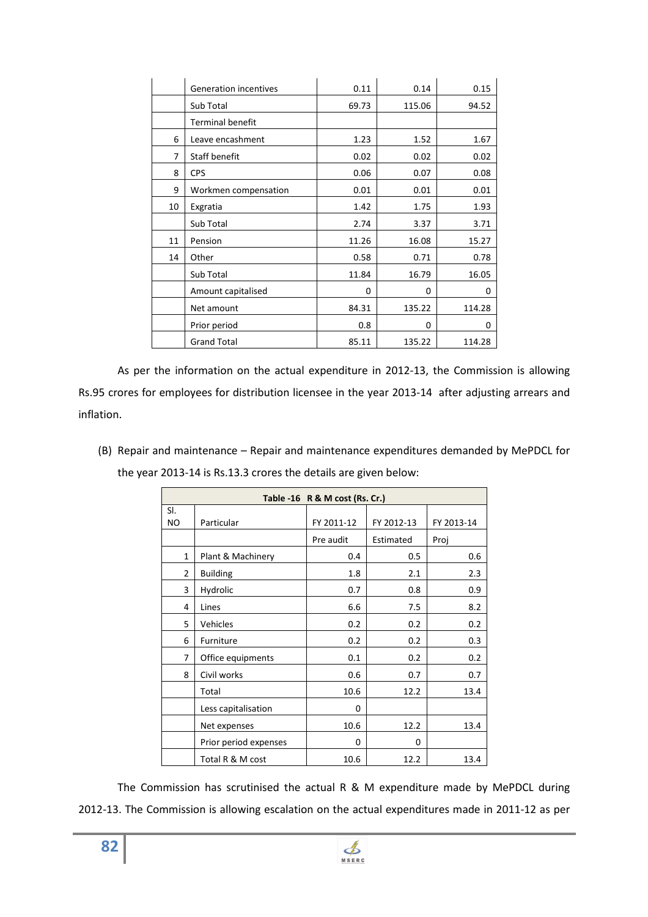| | | | | |
|---|---|---|---|---|
| | Generation incentives | 0.11 | 0.14 | 0.15 |
| | Sub Total | 69.73 | 115.06 | 94.52 |
| | Terminal benefit | | | |
| 6 | Leave encashment | 1.23 | 1.52 | 1.67 |
| 7 | Staff benefit | 0.02 | 0.02 | 0.02 |
| 8 | CPS | 0.06 | 0.07 | 0.08 |
| 9 | Workmen compensation | 0.01 | 0.01 | 0.01 |
| 10 | Exgratia | 1.42 | 1.75 | 1.93 |
| | Sub Total | 2.74 | 3.37 | 3.71 |
| 11 | Pension | 11.26 | 16.08 | 15.27 |
| 14 | Other | 0.58 | 0.71 | 0.78 |
| | Sub Total | 11.84 | 16.79 | 16.05 |
| | Amount capitalised | 0 | 0 | 0 |
| | Net amount | 84.31 | 135.22 | 114.28 |
| | Prior period | 0.8 | 0 | 0 |
| | Grand Total | 85.11 | 135.22 | 114.28 |

As per the information on the actual expenditure in 2012-13, the Commission is allowing Rs.95 crores for employees for distribution licensee in the year 2013-14 after adjusting arrears and inflation.

(B) Repair and maintenance – Repair and maintenance expenditures demanded by MePDCL for the year 2013-14 is Rs.13.3 crores the details are given below:

**Table -16 R & M cost (Rs. Cr.)**

| Sl. NO | Particular | FY 2011-12 | FY 2012-13 | FY 2013-14 |
|---|---|---|---|---|
| | | Pre audit | Estimated | Proj |
| 1 | Plant & Machinery | 0.4 | 0.5 | 0.6 |
| 2 | Building | 1.8 | 2.1 | 2.3 |
| 3 | Hydrolic | 0.7 | 0.8 | 0.9 |
| 4 | Lines | 6.6 | 7.5 | 8.2 |
| 5 | Vehicles | 0.2 | 0.2 | 0.2 |
| 6 | Furniture | 0.2 | 0.2 | 0.3 |
| 7 | Office equipments | 0.1 | 0.2 | 0.2 |
| 8 | Civil works | 0.6 | 0.7 | 0.7 |
| | Total | 10.6 | 12.2 | 13.4 |
| | Less capitalisation | 0 | | |
| | Net expenses | 10.6 | 12.2 | 13.4 |
| | Prior period expenses | 0 | 0 | |
| | Total R & M cost | 10.6 | 12.2 | 13.4 |

The Commission has scrutinised the actual R & M expenditure made by MePDCL during 2012-13. The Commission is allowing escalation on the actual expenditures made in 2011-12 as per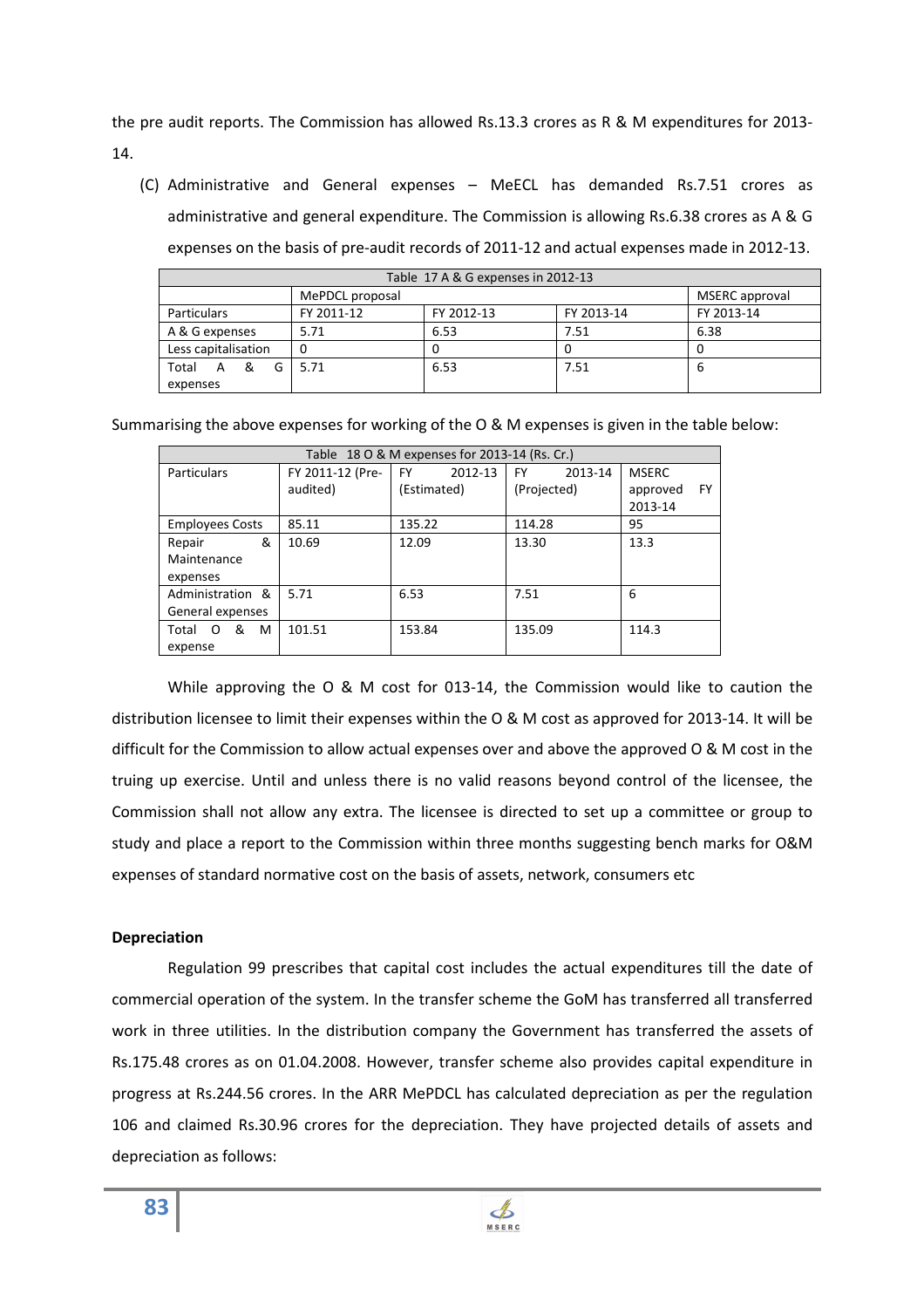the pre audit reports. The Commission has allowed Rs.13.3 crores as R & M expenditures for 2013-14.

(C) Administrative and General expenses – MeECL has demanded Rs.7.51 crores as administrative and general expenditure. The Commission is allowing Rs.6.38 crores as A & G expenses on the basis of pre-audit records of 2011-12 and actual expenses made in 2012-13.

| Table 17 A & G expenses in 2012-13 | | | | |
|---|---|---|---|---|
| | MePDCL proposal | | | MSERC approval |
| Particulars | FY 2011-12 | FY 2012-13 | FY 2013-14 | FY 2013-14 |
| A & G expenses | 5.71 | 6.53 | 7.51 | 6.38 |
| Less capitalisation | 0 | 0 | 0 | 0 |
| Total A & G expenses | 5.71 | 6.53 | 7.51 | 6 |

Summarising the above expenses for working of the O & M expenses is given in the table below:

| Table 18 O & M expenses for 2013-14 (Rs. Cr.) | | | | |
|---|---|---|---|---|
| Particulars | FY 2011-12 (Pre-audited) | FY 2012-13 (Estimated) | FY 2013-14 (Projected) | MSERC approved FY 2013-14 |
| Employees Costs | 85.11 | 135.22 | 114.28 | 95 |
| Repair & Maintenance expenses | 10.69 | 12.09 | 13.30 | 13.3 |
| Administration & General expenses | 5.71 | 6.53 | 7.51 | 6 |
| Total O & M expense | 101.51 | 153.84 | 135.09 | 114.3 |

While approving the O & M cost for 013-14, the Commission would like to caution the distribution licensee to limit their expenses within the O & M cost as approved for 2013-14. It will be difficult for the Commission to allow actual expenses over and above the approved O & M cost in the truing up exercise. Until and unless there is no valid reasons beyond control of the licensee, the Commission shall not allow any extra. The licensee is directed to set up a committee or group to study and place a report to the Commission within three months suggesting bench marks for O&M expenses of standard normative cost on the basis of assets, network, consumers etc

**Depreciation**

Regulation 99 prescribes that capital cost includes the actual expenditures till the date of commercial operation of the system. In the transfer scheme the GoM has transferred all transferred work in three utilities. In the distribution company the Government has transferred the assets of Rs.175.48 crores as on 01.04.2008. However, transfer scheme also provides capital expenditure in progress at Rs.244.56 crores. In the ARR MePDCL has calculated depreciation as per the regulation 106 and claimed Rs.30.96 crores for the depreciation. They have projected details of assets and depreciation as follows: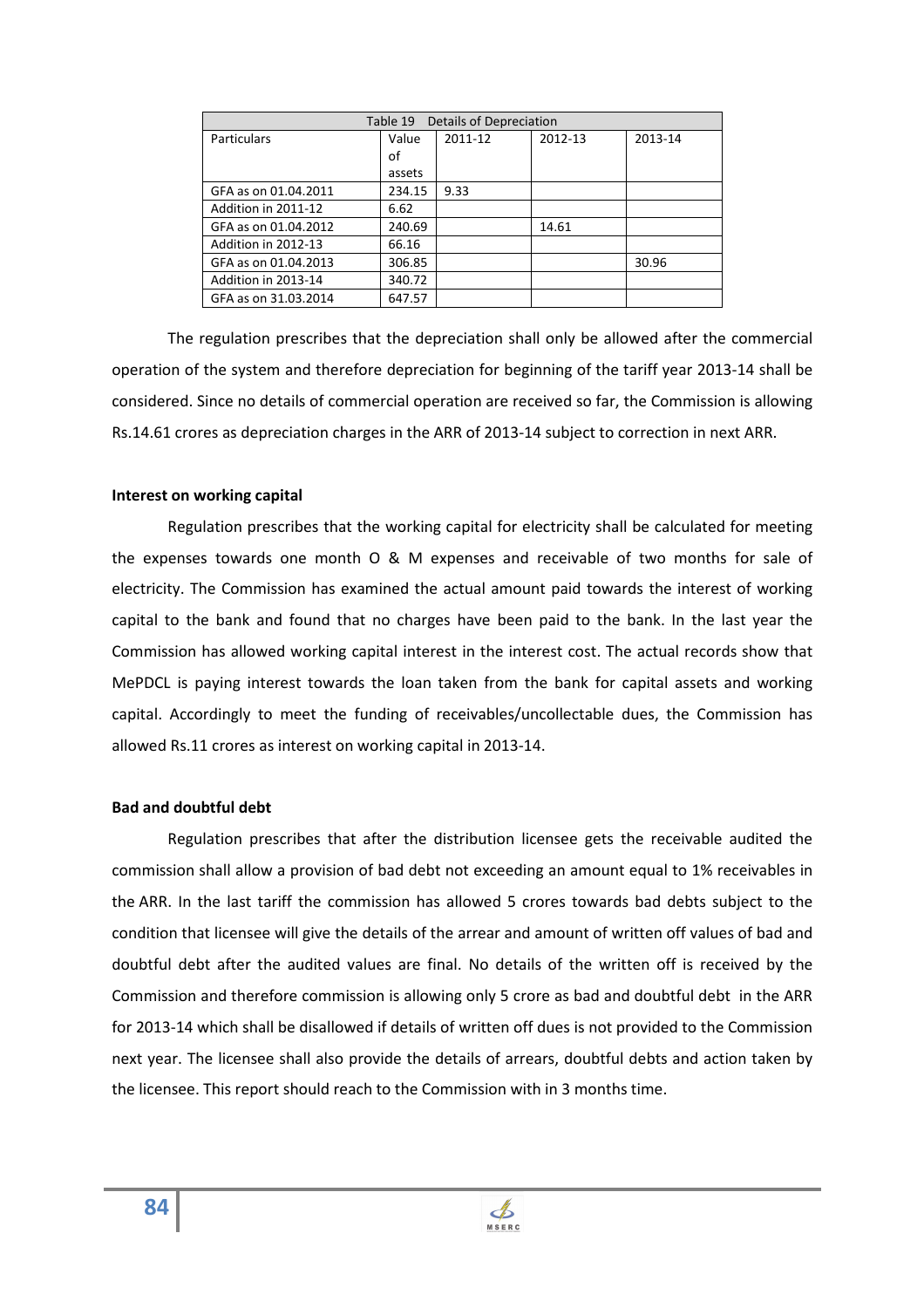| Table 19 Details of Depreciation | | | | |
|---|---|---|---|---|
| Particulars | Value of assets | 2011-12 | 2012-13 | 2013-14 |
| GFA as on 01.04.2011 | 234.15 | 9.33 | | |
| Addition in 2011-12 | 6.62 | | | |
| GFA as on 01.04.2012 | 240.69 | | 14.61 | |
| Addition in 2012-13 | 66.16 | | | |
| GFA as on 01.04.2013 | 306.85 | | | 30.96 |
| Addition in 2013-14 | 340.72 | | | |
| GFA as on 31.03.2014 | 647.57 | | | |

The regulation prescribes that the depreciation shall only be allowed after the commercial operation of the system and therefore depreciation for beginning of the tariff year 2013-14 shall be considered. Since no details of commercial operation are received so far, the Commission is allowing Rs.14.61 crores as depreciation charges in the ARR of 2013-14 subject to correction in next ARR.

**Interest on working capital**

Regulation prescribes that the working capital for electricity shall be calculated for meeting the expenses towards one month O & M expenses and receivable of two months for sale of electricity. The Commission has examined the actual amount paid towards the interest of working capital to the bank and found that no charges have been paid to the bank. In the last year the Commission has allowed working capital interest in the interest cost. The actual records show that MePDCL is paying interest towards the loan taken from the bank for capital assets and working capital. Accordingly to meet the funding of receivables/uncollectable dues, the Commission has allowed Rs.11 crores as interest on working capital in 2013-14.

**Bad and doubtful debt**

Regulation prescribes that after the distribution licensee gets the receivable audited the commission shall allow a provision of bad debt not exceeding an amount equal to 1% receivables in the ARR. In the last tariff the commission has allowed 5 crores towards bad debts subject to the condition that licensee will give the details of the arrear and amount of written off values of bad and doubtful debt after the audited values are final. No details of the written off is received by the Commission and therefore commission is allowing only 5 crore as bad and doubtful debt in the ARR for 2013-14 which shall be disallowed if details of written off dues is not provided to the Commission next year. The licensee shall also provide the details of arrears, doubtful debts and action taken by the licensee. This report should reach to the Commission with in 3 months time.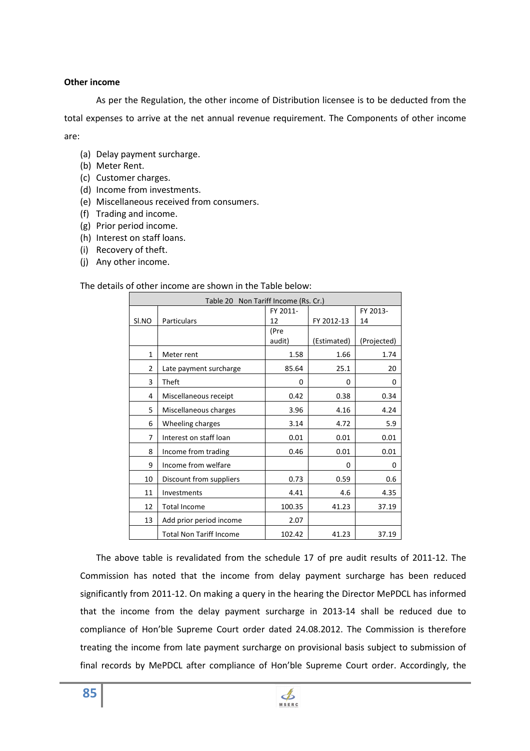**Other income**

As per the Regulation, the other income of Distribution licensee is to be deducted from the total expenses to arrive at the net annual revenue requirement. The Components of other income are:

(a) Delay payment surcharge.
(b) Meter Rent.
(c) Customer charges.
(d) Income from investments.
(e) Miscellaneous received from consumers.
(f) Trading and income.
(g) Prior period income.
(h) Interest on staff loans.
(i) Recovery of theft.
(j) Any other income.

The details of other income are shown in the Table below:

| Table 20 Non Tariff Income (Rs. Cr.) | | | | |
|---|---|---|---|---|
| Sl.NO | Particulars | FY 2011-12 | FY 2012-13 | FY 2013-14 |
| | | (Pre audit) | (Estimated) | (Projected) |
| 1 | Meter rent | 1.58 | 1.66 | 1.74 |
| 2 | Late payment surcharge | 85.64 | 25.1 | 20 |
| 3 | Theft | 0 | 0 | 0 |
| 4 | Miscellaneous receipt | 0.42 | 0.38 | 0.34 |
| 5 | Miscellaneous charges | 3.96 | 4.16 | 4.24 |
| 6 | Wheeling charges | 3.14 | 4.72 | 5.9 |
| 7 | Interest on staff loan | 0.01 | 0.01 | 0.01 |
| 8 | Income from trading | 0.46 | 0.01 | 0.01 |
| 9 | Income from welfare | | 0 | 0 |
| 10 | Discount from suppliers | 0.73 | 0.59 | 0.6 |
| 11 | Investments | 4.41 | 4.6 | 4.35 |
| 12 | Total Income | 100.35 | 41.23 | 37.19 |
| 13 | Add prior period income | 2.07 | | |
| | Total Non Tariff Income | 102.42 | 41.23 | 37.19 |

The above table is revalidated from the schedule 17 of pre audit results of 2011-12. The Commission has noted that the income from delay payment surcharge has been reduced significantly from 2011-12. On making a query in the hearing the Director MePDCL has informed that the income from the delay payment surcharge in 2013-14 shall be reduced due to compliance of Hon'ble Supreme Court order dated 24.08.2012. The Commission is therefore treating the income from late payment surcharge on provisional basis subject to submission of final records by MePDCL after compliance of Hon'ble Supreme Court order. Accordingly, the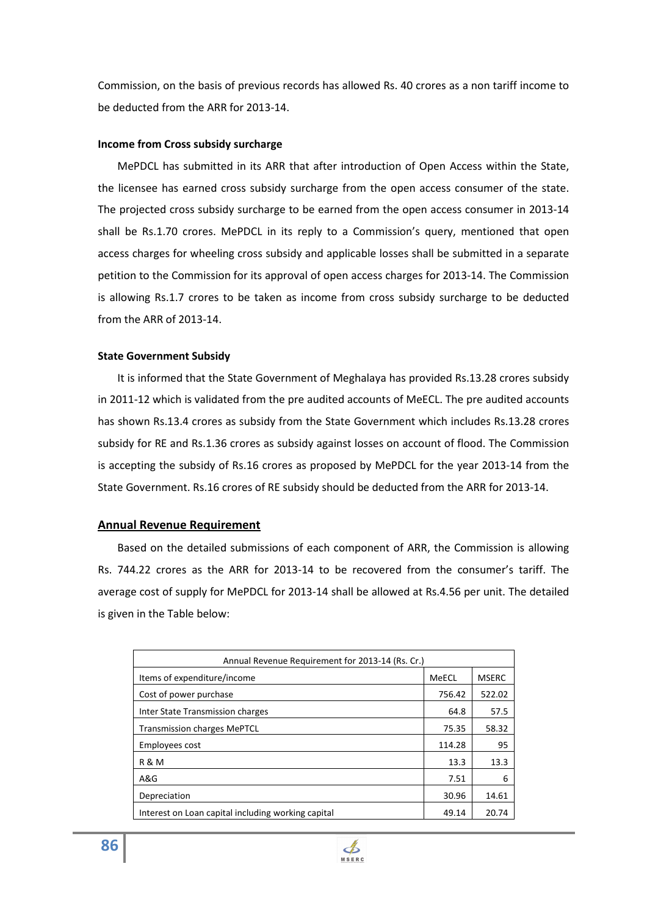Commission, on the basis of previous records has allowed Rs. 40 crores as a non tariff income to be deducted from the ARR for 2013-14.

**Income from Cross subsidy surcharge**

MePDCL has submitted in its ARR that after introduction of Open Access within the State, the licensee has earned cross subsidy surcharge from the open access consumer of the state. The projected cross subsidy surcharge to be earned from the open access consumer in 2013-14 shall be Rs.1.70 crores. MePDCL in its reply to a Commission's query, mentioned that open access charges for wheeling cross subsidy and applicable losses shall be submitted in a separate petition to the Commission for its approval of open access charges for 2013-14. The Commission is allowing Rs.1.7 crores to be taken as income from cross subsidy surcharge to be deducted from the ARR of 2013-14.

**State Government Subsidy**

It is informed that the State Government of Meghalaya has provided Rs.13.28 crores subsidy in 2011-12 which is validated from the pre audited accounts of MeECL. The pre audited accounts has shown Rs.13.4 crores as subsidy from the State Government which includes Rs.13.28 crores subsidy for RE and Rs.1.36 crores as subsidy against losses on account of flood. The Commission is accepting the subsidy of Rs.16 crores as proposed by MePDCL for the year 2013-14 from the State Government. Rs.16 crores of RE subsidy should be deducted from the ARR for 2013-14.

## Annual Revenue Requirement

Based on the detailed submissions of each component of ARR, the Commission is allowing Rs. 744.22 crores as the ARR for 2013-14 to be recovered from the consumer's tariff. The average cost of supply for MePDCL for 2013-14 shall be allowed at Rs.4.56 per unit. The detailed is given in the Table below:

| Annual Revenue Requirement for 2013-14 (Rs. Cr.) | | |
|---|---|---|
| Items of expenditure/income | MeECL | MSERC |
| Cost of power purchase | 756.42 | 522.02 |
| Inter State Transmission charges | 64.8 | 57.5 |
| Transmission charges MePTCL | 75.35 | 58.32 |
| Employees cost | 114.28 | 95 |
| R & M | 13.3 | 13.3 |
| A&G | 7.51 | 6 |
| Depreciation | 30.96 | 14.61 |
| Interest on Loan capital including working capital | 49.14 | 20.74 |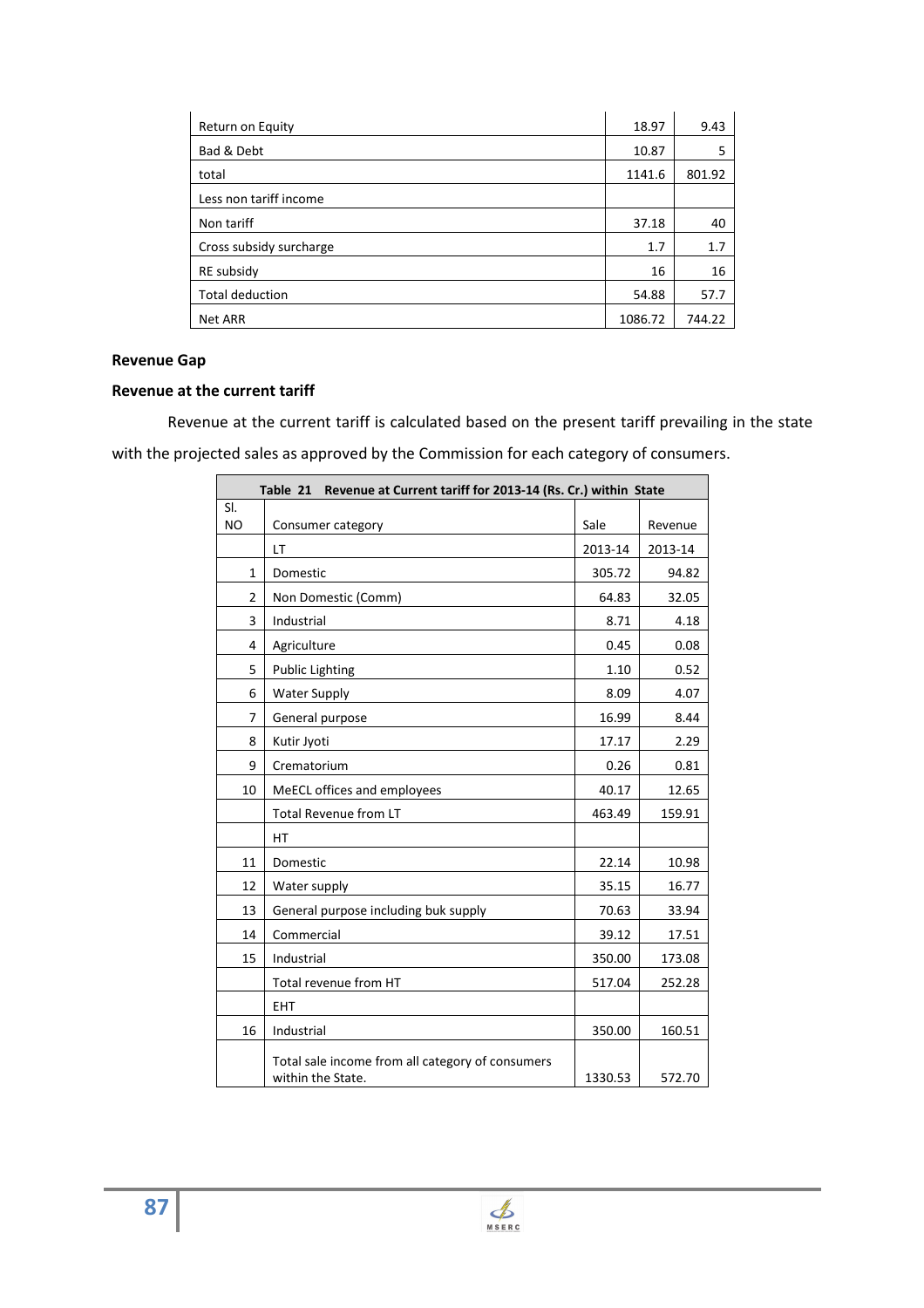| Return on Equity | 18.97 | 9.43 |
|---|---|---|
| Bad & Debt | 10.87 | 5 |
| total | 1141.6 | 801.92 |
| Less non tariff income | | |
| Non tariff | 37.18 | 40 |
| Cross subsidy surcharge | 1.7 | 1.7 |
| RE subsidy | 16 | 16 |
| Total deduction | 54.88 | 57.7 |
| Net ARR | 1086.72 | 744.22 |

**Revenue Gap**

**Revenue at the current tariff**

Revenue at the current tariff is calculated based on the present tariff prevailing in the state with the projected sales as approved by the Commission for each category of consumers.

**Table 21 Revenue at Current tariff for 2013-14 (Rs. Cr.) within State**

| Sl. NO | Consumer category | Sale | Revenue |
|---|---|---|---|
| | LT | 2013-14 | 2013-14 |
| 1 | Domestic | 305.72 | 94.82 |
| 2 | Non Domestic (Comm) | 64.83 | 32.05 |
| 3 | Industrial | 8.71 | 4.18 |
| 4 | Agriculture | 0.45 | 0.08 |
| 5 | Public Lighting | 1.10 | 0.52 |
| 6 | Water Supply | 8.09 | 4.07 |
| 7 | General purpose | 16.99 | 8.44 |
| 8 | Kutir Jyoti | 17.17 | 2.29 |
| 9 | Crematorium | 0.26 | 0.81 |
| 10 | MeECL offices and employees | 40.17 | 12.65 |
| | Total Revenue from LT | 463.49 | 159.91 |
| | HT | | |
| 11 | Domestic | 22.14 | 10.98 |
| 12 | Water supply | 35.15 | 16.77 |
| 13 | General purpose including buk supply | 70.63 | 33.94 |
| 14 | Commercial | 39.12 | 17.51 |
| 15 | Industrial | 350.00 | 173.08 |
| | Total revenue from HT | 517.04 | 252.28 |
| | EHT | | |
| 16 | Industrial | 350.00 | 160.51 |
| | Total sale income from all category of consumers within the State. | 1330.53 | 572.70 |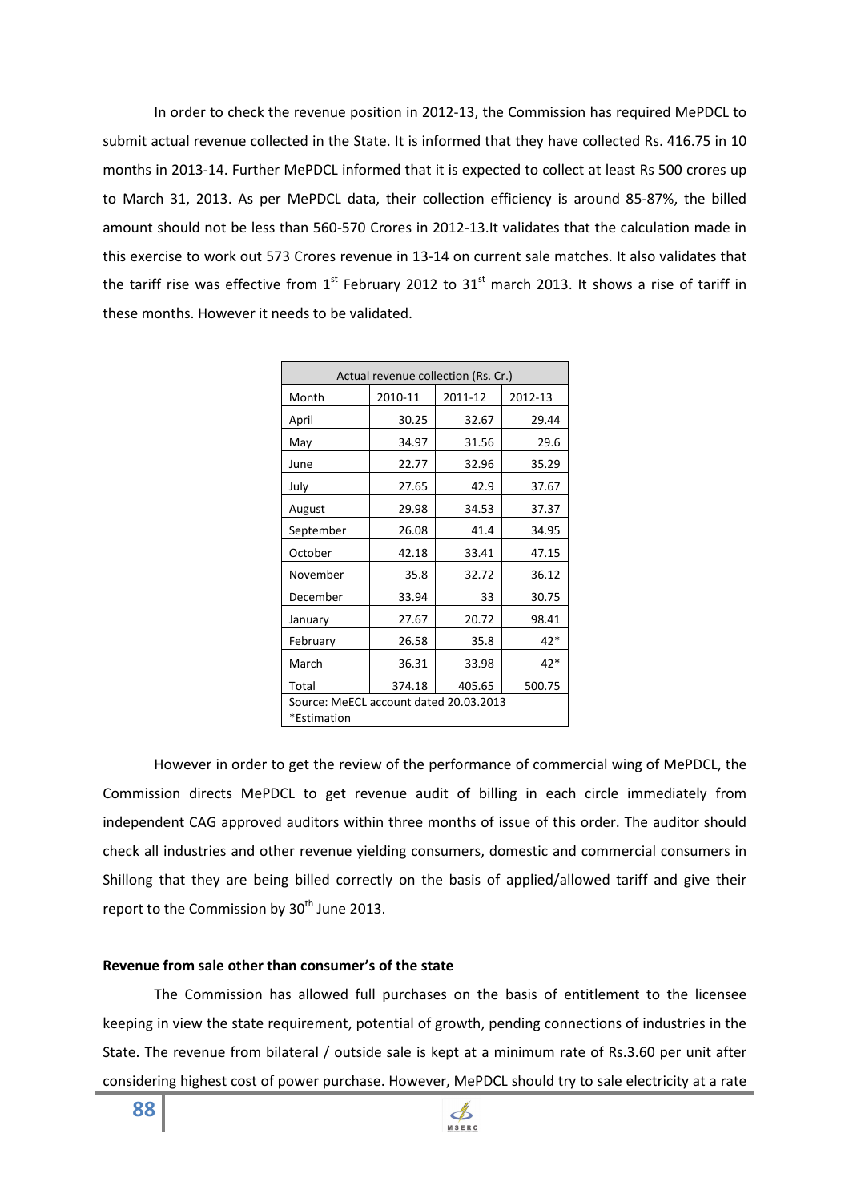In order to check the revenue position in 2012-13, the Commission has required MePDCL to submit actual revenue collected in the State. It is informed that they have collected Rs. 416.75 in 10 months in 2013-14. Further MePDCL informed that it is expected to collect at least Rs 500 crores up to March 31, 2013. As per MePDCL data, their collection efficiency is around 85-87%, the billed amount should not be less than 560-570 Crores in 2012-13.It validates that the calculation made in this exercise to work out 573 Crores revenue in 13-14 on current sale matches. It also validates that the tariff rise was effective from 1st February 2012 to 31st march 2013. It shows a rise of tariff in these months. However it needs to be validated.

| Actual revenue collection (Rs. Cr.) | | | |
|---|---|---|---|
| Month | 2010-11 | 2011-12 | 2012-13 |
| April | 30.25 | 32.67 | 29.44 |
| May | 34.97 | 31.56 | 29.6 |
| June | 22.77 | 32.96 | 35.29 |
| July | 27.65 | 42.9 | 37.67 |
| August | 29.98 | 34.53 | 37.37 |
| September | 26.08 | 41.4 | 34.95 |
| October | 42.18 | 33.41 | 47.15 |
| November | 35.8 | 32.72 | 36.12 |
| December | 33.94 | 33 | 30.75 |
| January | 27.67 | 20.72 | 98.41 |
| February | 26.58 | 35.8 | 42* |
| March | 36.31 | 33.98 | 42* |
| Total | 374.18 | 405.65 | 500.75 |
| Source: MeECL account dated 20.03.2013 *Estimation | | | |

However in order to get the review of the performance of commercial wing of MePDCL, the Commission directs MePDCL to get revenue audit of billing in each circle immediately from independent CAG approved auditors within three months of issue of this order. The auditor should check all industries and other revenue yielding consumers, domestic and commercial consumers in Shillong that they are being billed correctly on the basis of applied/allowed tariff and give their report to the Commission by 30th June 2013.

**Revenue from sale other than consumer's of the state**

The Commission has allowed full purchases on the basis of entitlement to the licensee keeping in view the state requirement, potential of growth, pending connections of industries in the State. The revenue from bilateral / outside sale is kept at a minimum rate of Rs.3.60 per unit after considering highest cost of power purchase. However, MePDCL should try to sale electricity at a rate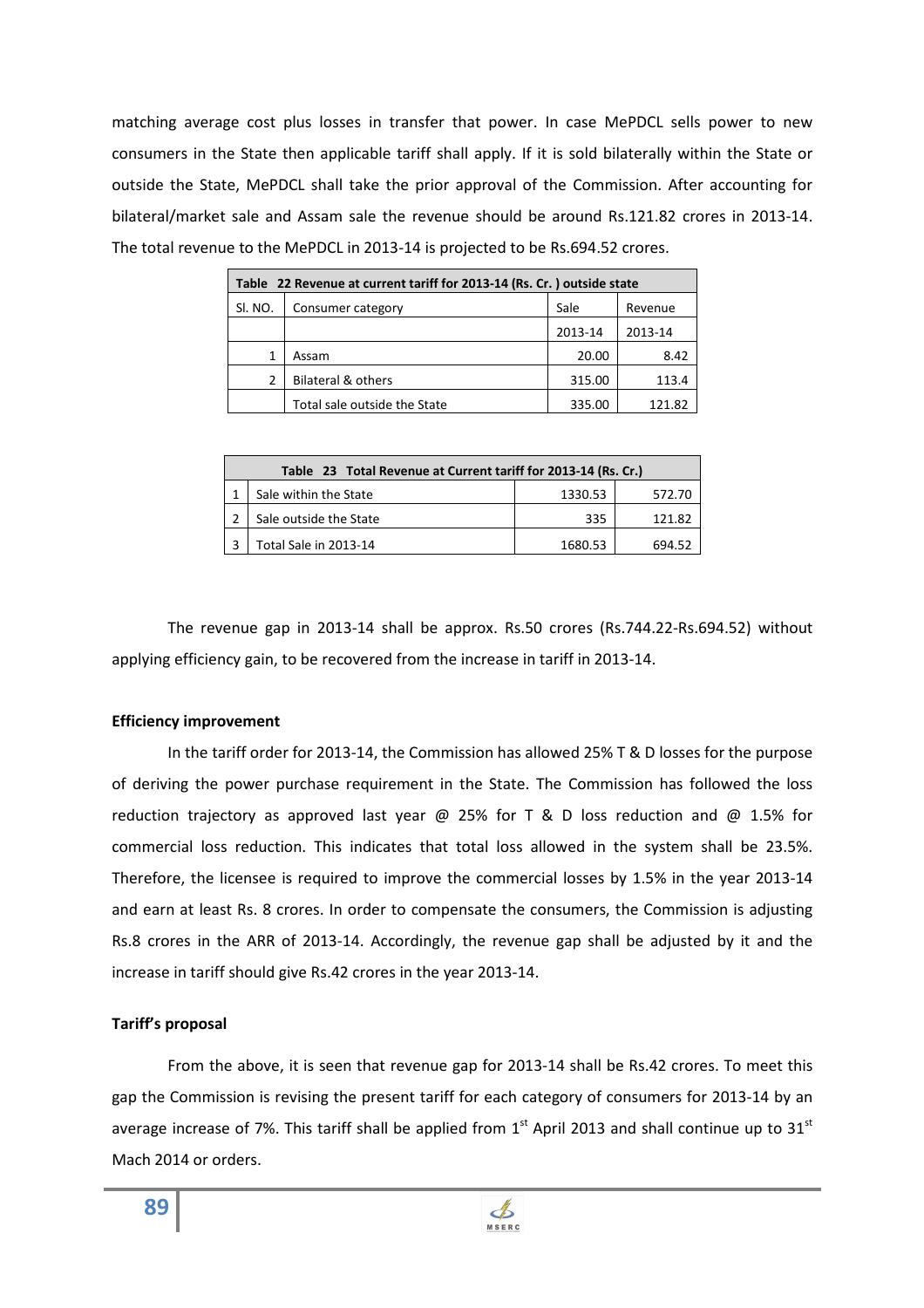matching average cost plus losses in transfer that power. In case MePDCL sells power to new consumers in the State then applicable tariff shall apply. If it is sold bilaterally within the State or outside the State, MePDCL shall take the prior approval of the Commission. After accounting for bilateral/market sale and Assam sale the revenue should be around Rs.121.82 crores in 2013-14. The total revenue to the MePDCL in 2013-14 is projected to be Rs.694.52 crores.

| Table 22 Revenue at current tariff for 2013-14 (Rs. Cr. ) outside state | | | |
|---|---|---|---|
| Sl. NO. | Consumer category | Sale | Revenue |
| | | 2013-14 | 2013-14 |
| 1 | Assam | 20.00 | 8.42 |
| 2 | Bilateral & others | 315.00 | 113.4 |
| | Total sale outside the State | 335.00 | 121.82 |

| Table 23 Total Revenue at Current tariff for 2013-14 (Rs. Cr.) | | | |
|---|---|---|---|
| 1 | Sale within the State | 1330.53 | 572.70 |
| 2 | Sale outside the State | 335 | 121.82 |
| 3 | Total Sale in 2013-14 | 1680.53 | 694.52 |

The revenue gap in 2013-14 shall be approx. Rs.50 crores (Rs.744.22-Rs.694.52) without applying efficiency gain, to be recovered from the increase in tariff in 2013-14.

**Efficiency improvement**

In the tariff order for 2013-14, the Commission has allowed 25% T & D losses for the purpose of deriving the power purchase requirement in the State. The Commission has followed the loss reduction trajectory as approved last year @ 25% for T & D loss reduction and @ 1.5% for commercial loss reduction. This indicates that total loss allowed in the system shall be 23.5%. Therefore, the licensee is required to improve the commercial losses by 1.5% in the year 2013-14 and earn at least Rs. 8 crores. In order to compensate the consumers, the Commission is adjusting Rs.8 crores in the ARR of 2013-14. Accordingly, the revenue gap shall be adjusted by it and the increase in tariff should give Rs.42 crores in the year 2013-14.

**Tariff's proposal**

From the above, it is seen that revenue gap for 2013-14 shall be Rs.42 crores. To meet this gap the Commission is revising the present tariff for each category of consumers for 2013-14 by an average increase of 7%. This tariff shall be applied from 1st April 2013 and shall continue up to 31st Mach 2014 or orders.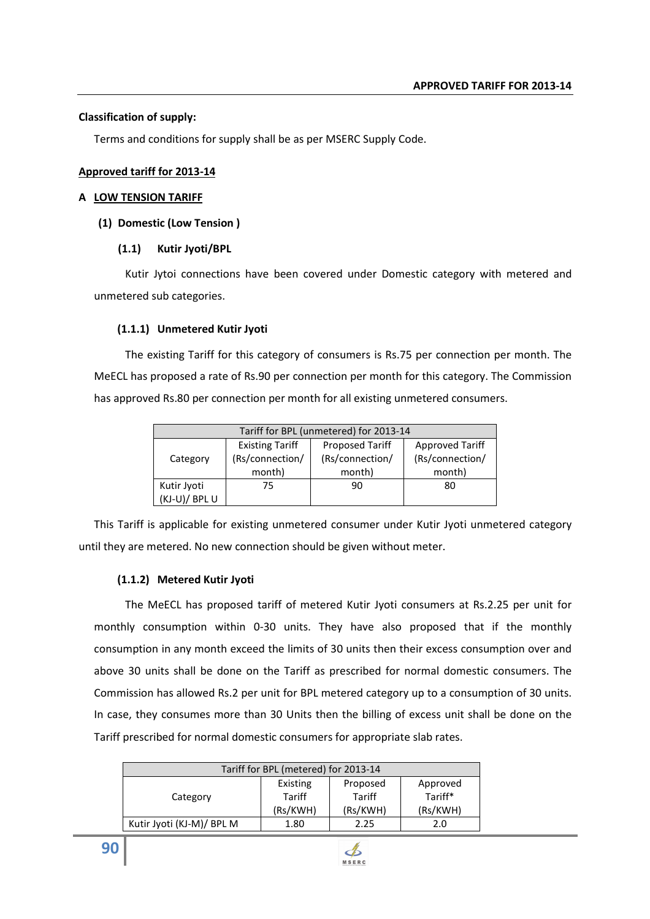**Classification of supply:**

Terms and conditions for supply shall be as per MSERC Supply Code.

**Approved tariff for 2013-14**

## A LOW TENSION TARIFF

### (1) Domestic (Low Tension )

#### (1.1) Kutir Jyoti/BPL

Kutir Jytoi connections have been covered under Domestic category with metered and unmetered sub categories.

#### (1.1.1) Unmetered Kutir Jyoti

The existing Tariff for this category of consumers is Rs.75 per connection per month. The MeECL has proposed a rate of Rs.90 per connection per month for this category. The Commission has approved Rs.80 per connection per month for all existing unmetered consumers.

| Tariff for BPL (unmetered) for 2013-14 | | | |
|---|---|---|---|
| Category | Existing Tariff (Rs/connection/ month) | Proposed Tariff (Rs/connection/ month) | Approved Tariff (Rs/connection/ month) |
| Kutir Jyoti (KJ-U)/ BPL U | 75 | 90 | 80 |

This Tariff is applicable for existing unmetered consumer under Kutir Jyoti unmetered category until they are metered. No new connection should be given without meter.

#### (1.1.2) Metered Kutir Jyoti

The MeECL has proposed tariff of metered Kutir Jyoti consumers at Rs.2.25 per unit for monthly consumption within 0-30 units. They have also proposed that if the monthly consumption in any month exceed the limits of 30 units then their excess consumption over and above 30 units shall be done on the Tariff as prescribed for normal domestic consumers. The Commission has allowed Rs.2 per unit for BPL metered category up to a consumption of 30 units. In case, they consumes more than 30 Units then the billing of excess unit shall be done on the Tariff prescribed for normal domestic consumers for appropriate slab rates.

| Tariff for BPL (metered) for 2013-14 | | | |
|---|---|---|---|
| Category | Existing Tariff (Rs/KWH) | Proposed Tariff (Rs/KWH) | Approved Tariff* (Rs/KWH) |
| Kutir Jyoti (KJ-M)/ BPL M | 1.80 | 2.25 | 2.0 |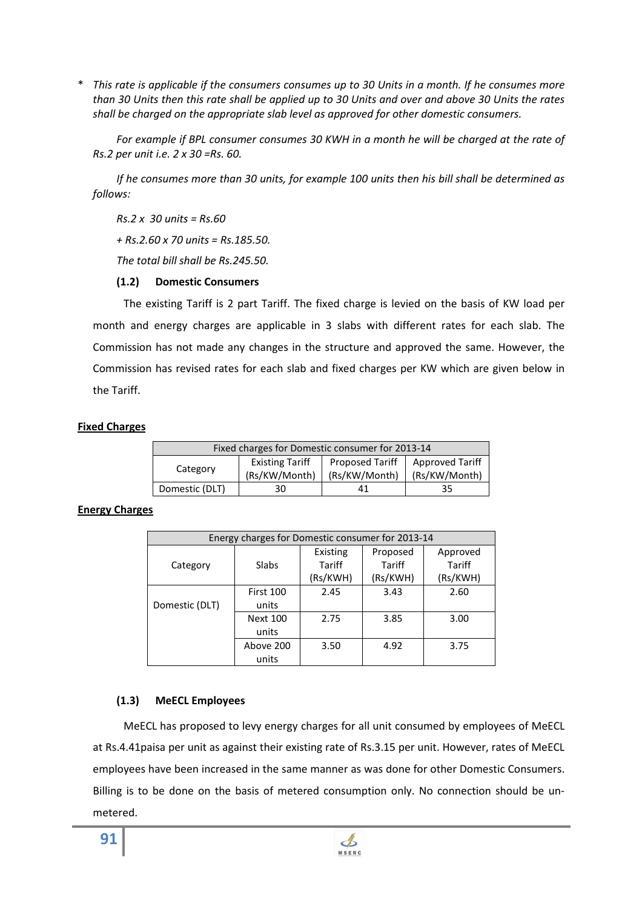\* *This rate is applicable if the consumers consumes up to 30 Units in a month. If he consumes more than 30 Units then this rate shall be applied up to 30 Units and over and above 30 Units the rates shall be charged on the appropriate slab level as approved for other domestic consumers.*

*For example if BPL consumer consumes 30 KWH in a month he will be charged at the rate of Rs.2 per unit i.e. 2 x 30 =Rs. 60.*

*If he consumes more than 30 units, for example 100 units then his bill shall be determined as follows:*

*Rs.2 x 30 units = Rs.60*

*+ Rs.2.60 x 70 units = Rs.185.50.*

*The total bill shall be Rs.245.50.*

**(1.2) Domestic Consumers**

The existing Tariff is 2 part Tariff. The fixed charge is levied on the basis of KW load per month and energy charges are applicable in 3 slabs with different rates for each slab. The Commission has not made any changes in the structure and approved the same. However, the Commission has revised rates for each slab and fixed charges per KW which are given below in the Tariff.

**<u>Fixed Charges</u>**

| Fixed charges for Domestic consumer for 2013-14 | | | |
|---|---|---|---|
| Category | Existing Tariff (Rs/KW/Month) | Proposed Tariff (Rs/KW/Month) | Approved Tariff (Rs/KW/Month) |
| Domestic (DLT) | 30 | 41 | 35 |

**<u>Energy Charges</u>**

| Energy charges for Domestic consumer for 2013-14 | | | | |
|---|---|---|---|---|
| Category | Slabs | Existing Tariff (Rs/KWH) | Proposed Tariff (Rs/KWH) | Approved Tariff (Rs/KWH) |
| Domestic (DLT) | First 100 units | 2.45 | 3.43 | 2.60 |
| | Next 100 units | 2.75 | 3.85 | 3.00 |
| | Above 200 units | 3.50 | 4.92 | 3.75 |

**(1.3) MeECL Employees**

MeECL has proposed to levy energy charges for all unit consumed by employees of MeECL at Rs.4.41paisa per unit as against their existing rate of Rs.3.15 per unit. However, rates of MeECL employees have been increased in the same manner as was done for other Domestic Consumers. Billing is to be done on the basis of metered consumption only. No connection should be un-metered.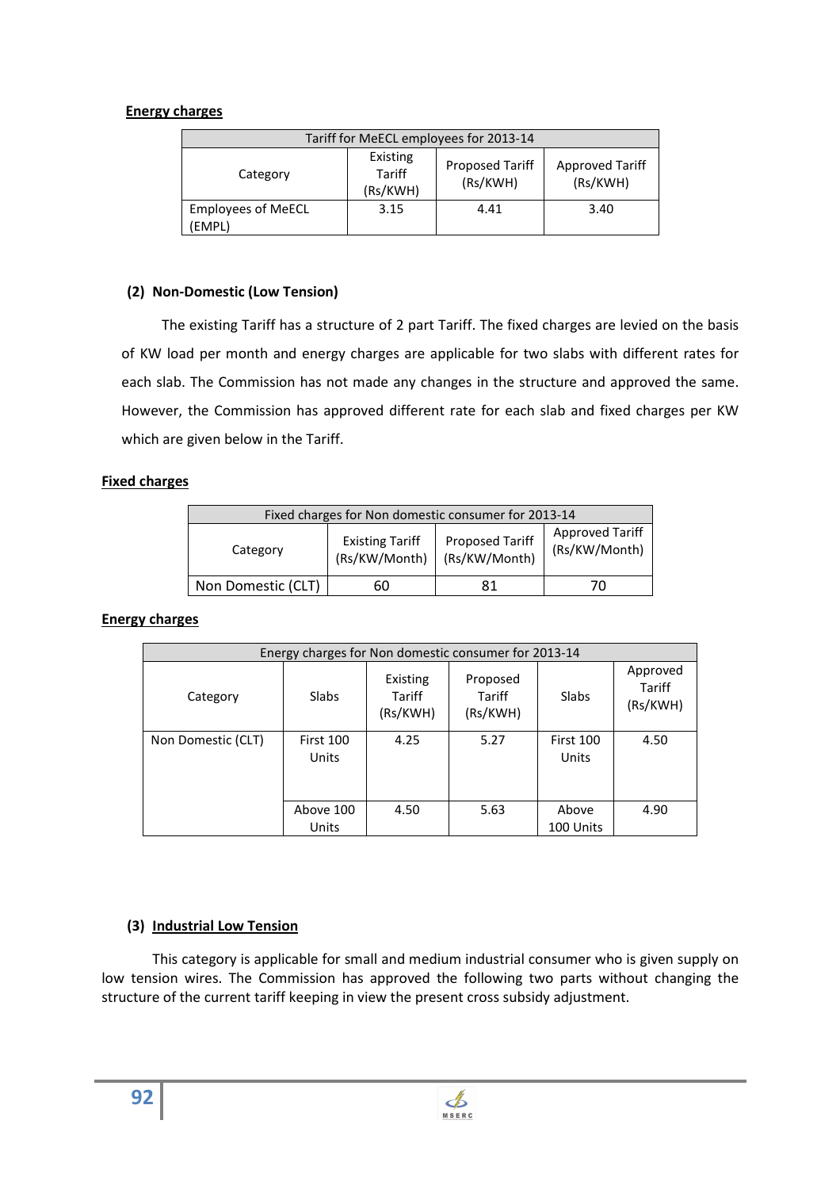**Energy charges**

| Tariff for MeECL employees for 2013-14 | | | |
|---|---|---|---|
| Category | Existing Tariff (Rs/KWH) | Proposed Tariff (Rs/KWH) | Approved Tariff (Rs/KWH) |
| Employees of MeECL (EMPL) | 3.15 | 4.41 | 3.40 |

**(2) Non-Domestic (Low Tension)**

The existing Tariff has a structure of 2 part Tariff. The fixed charges are levied on the basis of KW load per month and energy charges are applicable for two slabs with different rates for each slab. The Commission has not made any changes in the structure and approved the same. However, the Commission has approved different rate for each slab and fixed charges per KW which are given below in the Tariff.

**Fixed charges**

| Fixed charges for Non domestic consumer for 2013-14 | | | |
|---|---|---|---|
| Category | Existing Tariff (Rs/KW/Month) | Proposed Tariff (Rs/KW/Month) | Approved Tariff (Rs/KW/Month) |
| Non Domestic (CLT) | 60 | 81 | 70 |

**Energy charges**

| Energy charges for Non domestic consumer for 2013-14 | | | | | |
|---|---|---|---|---|---|
| Category | Slabs | Existing Tariff (Rs/KWH) | Proposed Tariff (Rs/KWH) | Slabs | Approved Tariff (Rs/KWH) |
| Non Domestic (CLT) | First 100 Units | 4.25 | 5.27 | First 100 Units | 4.50 |
| | Above 100 Units | 4.50 | 5.63 | Above 100 Units | 4.90 |

**(3) Industrial Low Tension**

This category is applicable for small and medium industrial consumer who is given supply on low tension wires. The Commission has approved the following two parts without changing the structure of the current tariff keeping in view the present cross subsidy adjustment.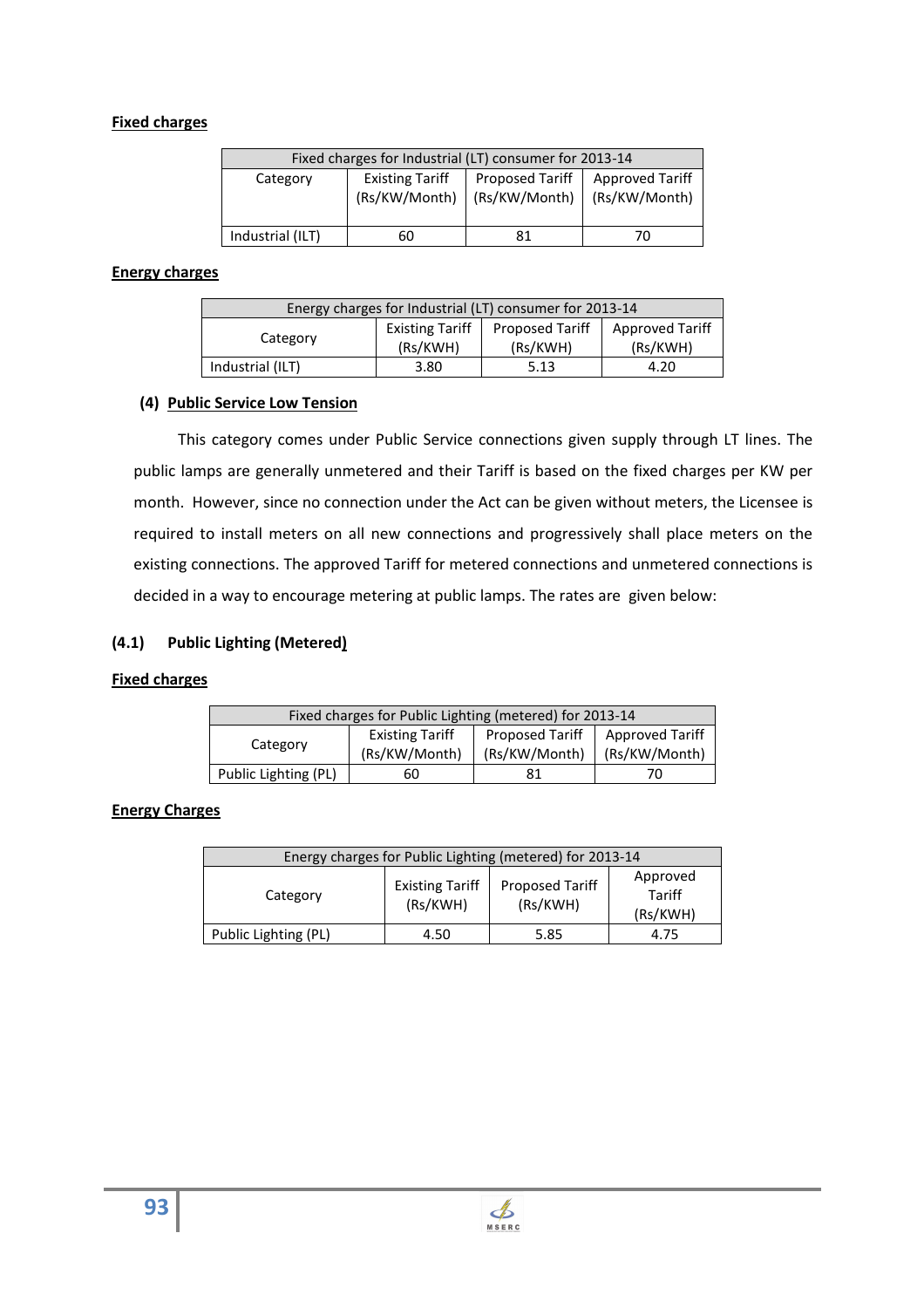**Fixed charges**

| Fixed charges for Industrial (LT) consumer for 2013-14 | | | |
|---|---|---|---|
| Category | Existing Tariff (Rs/KW/Month) | Proposed Tariff (Rs/KW/Month) | Approved Tariff (Rs/KW/Month) |
| Industrial (ILT) | 60 | 81 | 70 |

**Energy charges**

| Energy charges for Industrial (LT) consumer for 2013-14 | | | |
|---|---|---|---|
| Category | Existing Tariff (Rs/KWH) | Proposed Tariff (Rs/KWH) | Approved Tariff (Rs/KWH) |
| Industrial (ILT) | 3.80 | 5.13 | 4.20 |

### (4) Public Service Low Tension

This category comes under Public Service connections given supply through LT lines. The public lamps are generally unmetered and their Tariff is based on the fixed charges per KW per month. However, since no connection under the Act can be given without meters, the Licensee is required to install meters on all new connections and progressively shall place meters on the existing connections. The approved Tariff for metered connections and unmetered connections is decided in a way to encourage metering at public lamps. The rates are given below:

#### (4.1) Public Lighting (Metered)

**Fixed charges**

| Fixed charges for Public Lighting (metered) for 2013-14 | | | |
|---|---|---|---|
| Category | Existing Tariff (Rs/KW/Month) | Proposed Tariff (Rs/KW/Month) | Approved Tariff (Rs/KW/Month) |
| Public Lighting (PL) | 60 | 81 | 70 |

**Energy Charges**

| Energy charges for Public Lighting (metered) for 2013-14 | | | |
|---|---|---|---|
| Category | Existing Tariff (Rs/KWH) | Proposed Tariff (Rs/KWH) | Approved Tariff (Rs/KWH) |
| Public Lighting (PL) | 4.50 | 5.85 | 4.75 |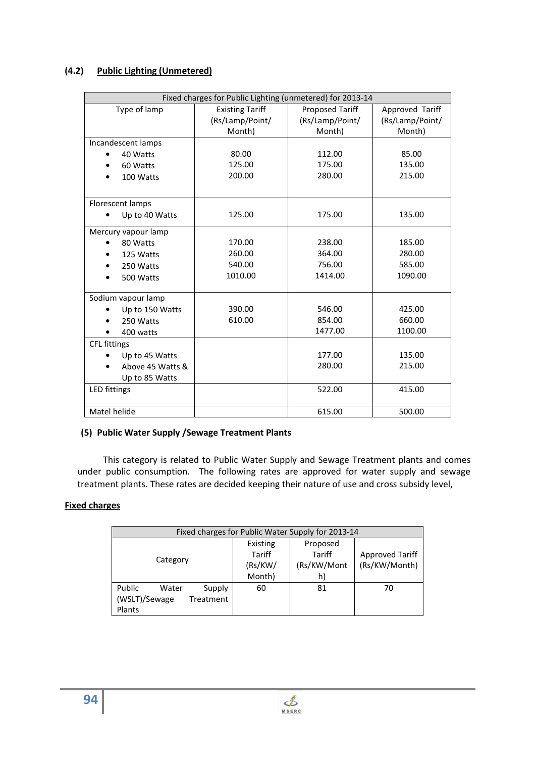### (4.2) Public Lighting (Unmetered)

| Fixed charges for Public Lighting (unmetered) for 2013-14 | | | |
|---|---|---|---|
| Type of lamp | Existing Tariff (Rs/Lamp/Point/ Month) | Proposed Tariff (Rs/Lamp/Point/ Month) | Approved Tariff (Rs/Lamp/Point/ Month) |
| **Incandescent lamps** | | | |
| • 40 Watts | 80.00 | 112.00 | 85.00 |
| • 60 Watts | 125.00 | 175.00 | 135.00 |
| • 100 Watts | 200.00 | 280.00 | 215.00 |
| **Florescent lamps** | | | |
| • Up to 40 Watts | 125.00 | 175.00 | 135.00 |
| **Mercury vapour lamp** | | | |
| • 80 Watts | 170.00 | 238.00 | 185.00 |
| • 125 Watts | 260.00 | 364.00 | 280.00 |
| • 250 Watts | 540.00 | 756.00 | 585.00 |
| • 500 Watts | 1010.00 | 1414.00 | 1090.00 |
| **Sodium vapour lamp** | | | |
| • Up to 150 Watts | 390.00 | 546.00 | 425.00 |
| • 250 Watts | 610.00 | 854.00 | 660.00 |
| • 400 watts | | 1477.00 | 1100.00 |
| **CFL fittings** | | | |
| • Up to 45 Watts | | 177.00 | 135.00 |
| • Above 45 Watts & Up to 85 Watts | | 280.00 | 215.00 |
| LED fittings | | 522.00 | 415.00 |
| Matel helide | | 615.00 | 500.00 |

### (5) Public Water Supply /Sewage Treatment Plants

This category is related to Public Water Supply and Sewage Treatment plants and comes under public consumption. The following rates are approved for water supply and sewage treatment plants. These rates are decided keeping their nature of use and cross subsidy level,

**Fixed charges**

| Fixed charges for Public Water Supply for 2013-14 | | | |
|---|---|---|---|
| Category | Existing Tariff (Rs/KW/ Month) | Proposed Tariff (Rs/KW/Month) | Approved Tariff (Rs/KW/Month) |
| Public Water Supply (WSLT)/Sewage Treatment Plants | 60 | 81 | 70 |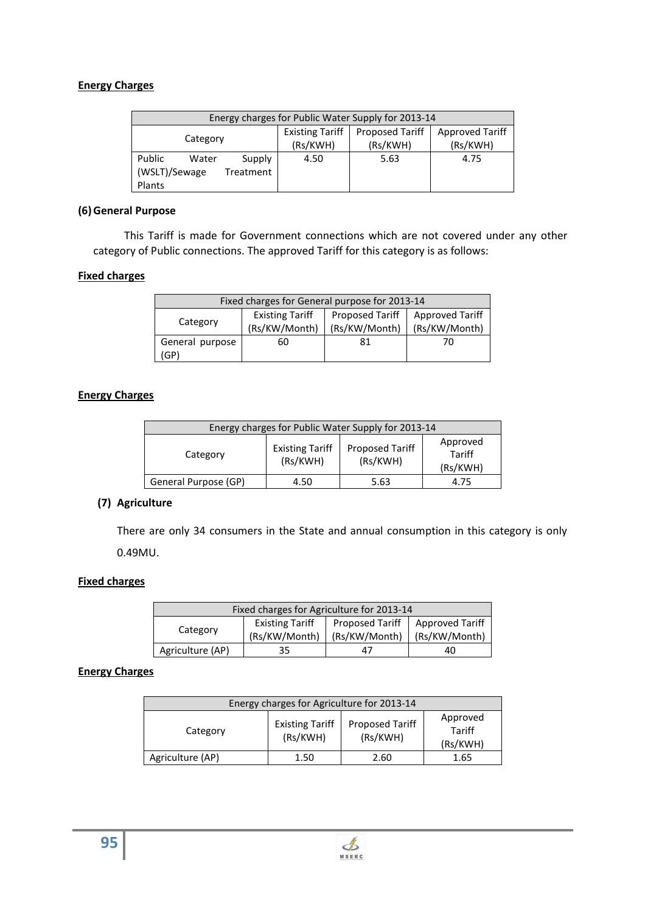**Energy Charges**

| Energy charges for Public Water Supply for 2013-14 | | | |
|---|---|---|---|
| Category | Existing Tariff (Rs/KWH) | Proposed Tariff (Rs/KWH) | Approved Tariff (Rs/KWH) |
| Public Water Supply (WSLT)/Sewage Treatment Plants | 4.50 | 5.63 | 4.75 |

### (6) General Purpose

This Tariff is made for Government connections which are not covered under any other category of Public connections. The approved Tariff for this category is as follows:

**Fixed charges**

| Fixed charges for General purpose for 2013-14 | | | |
|---|---|---|---|
| Category | Existing Tariff (Rs/KW/Month) | Proposed Tariff (Rs/KW/Month) | Approved Tariff (Rs/KW/Month) |
| General purpose (GP) | 60 | 81 | 70 |

**Energy Charges**

| Energy charges for Public Water Supply for 2013-14 | | | |
|---|---|---|---|
| Category | Existing Tariff (Rs/KWH) | Proposed Tariff (Rs/KWH) | Approved Tariff (Rs/KWH) |
| General Purpose (GP) | 4.50 | 5.63 | 4.75 |

### (7) Agriculture

There are only 34 consumers in the State and annual consumption in this category is only 0.49MU.

**Fixed charges**

| Fixed charges for Agriculture for 2013-14 | | | |
|---|---|---|---|
| Category | Existing Tariff (Rs/KW/Month) | Proposed Tariff (Rs/KW/Month) | Approved Tariff (Rs/KW/Month) |
| Agriculture (AP) | 35 | 47 | 40 |

**Energy Charges**

| Energy charges for Agriculture for 2013-14 | | | |
|---|---|---|---|
| Category | Existing Tariff (Rs/KWH) | Proposed Tariff (Rs/KWH) | Approved Tariff (Rs/KWH) |
| Agriculture (AP) | 1.50 | 2.60 | 1.65 |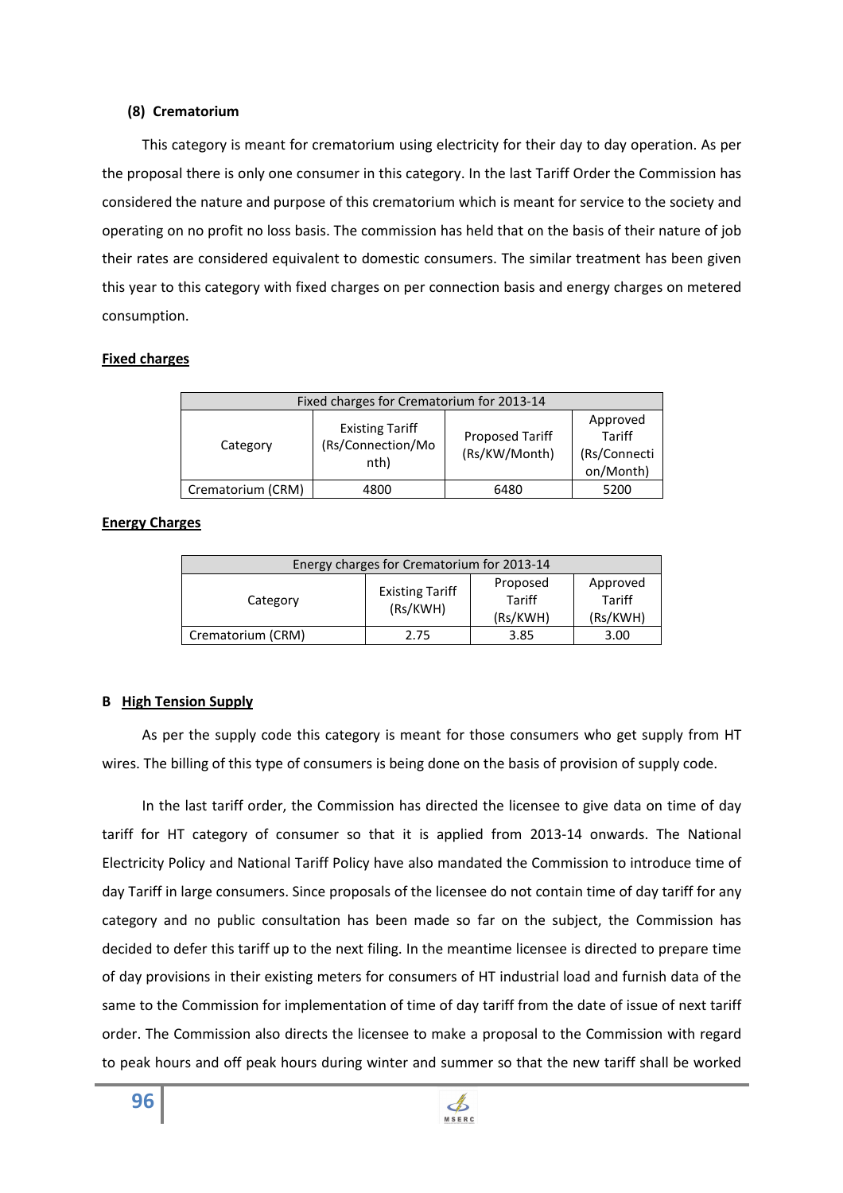### (8) Crematorium

This category is meant for crematorium using electricity for their day to day operation. As per the proposal there is only one consumer in this category. In the last Tariff Order the Commission has considered the nature and purpose of this crematorium which is meant for service to the society and operating on no profit no loss basis. The commission has held that on the basis of their nature of job their rates are considered equivalent to domestic consumers. The similar treatment has been given this year to this category with fixed charges on per connection basis and energy charges on metered consumption.

**Fixed charges**

| Fixed charges for Crematorium for 2013-14 | | | |
|---|---|---|---|
| Category | Existing Tariff (Rs/Connection/Month) | Proposed Tariff (Rs/KW/Month) | Approved Tariff (Rs/Connection/Month) |
| Crematorium (CRM) | 4800 | 6480 | 5200 |

**Energy Charges**

| Energy charges for Crematorium for 2013-14 | | | |
|---|---|---|---|
| Category | Existing Tariff (Rs/KWH) | Proposed Tariff (Rs/KWH) | Approved Tariff (Rs/KWH) |
| Crematorium (CRM) | 2.75 | 3.85 | 3.00 |

## B High Tension Supply

As per the supply code this category is meant for those consumers who get supply from HT wires. The billing of this type of consumers is being done on the basis of provision of supply code.

In the last tariff order, the Commission has directed the licensee to give data on time of day tariff for HT category of consumer so that it is applied from 2013-14 onwards. The National Electricity Policy and National Tariff Policy have also mandated the Commission to introduce time of day Tariff in large consumers. Since proposals of the licensee do not contain time of day tariff for any category and no public consultation has been made so far on the subject, the Commission has decided to defer this tariff up to the next filing. In the meantime licensee is directed to prepare time of day provisions in their existing meters for consumers of HT industrial load and furnish data of the same to the Commission for implementation of time of day tariff from the date of issue of next tariff order. The Commission also directs the licensee to make a proposal to the Commission with regard to peak hours and off peak hours during winter and summer so that the new tariff shall be worked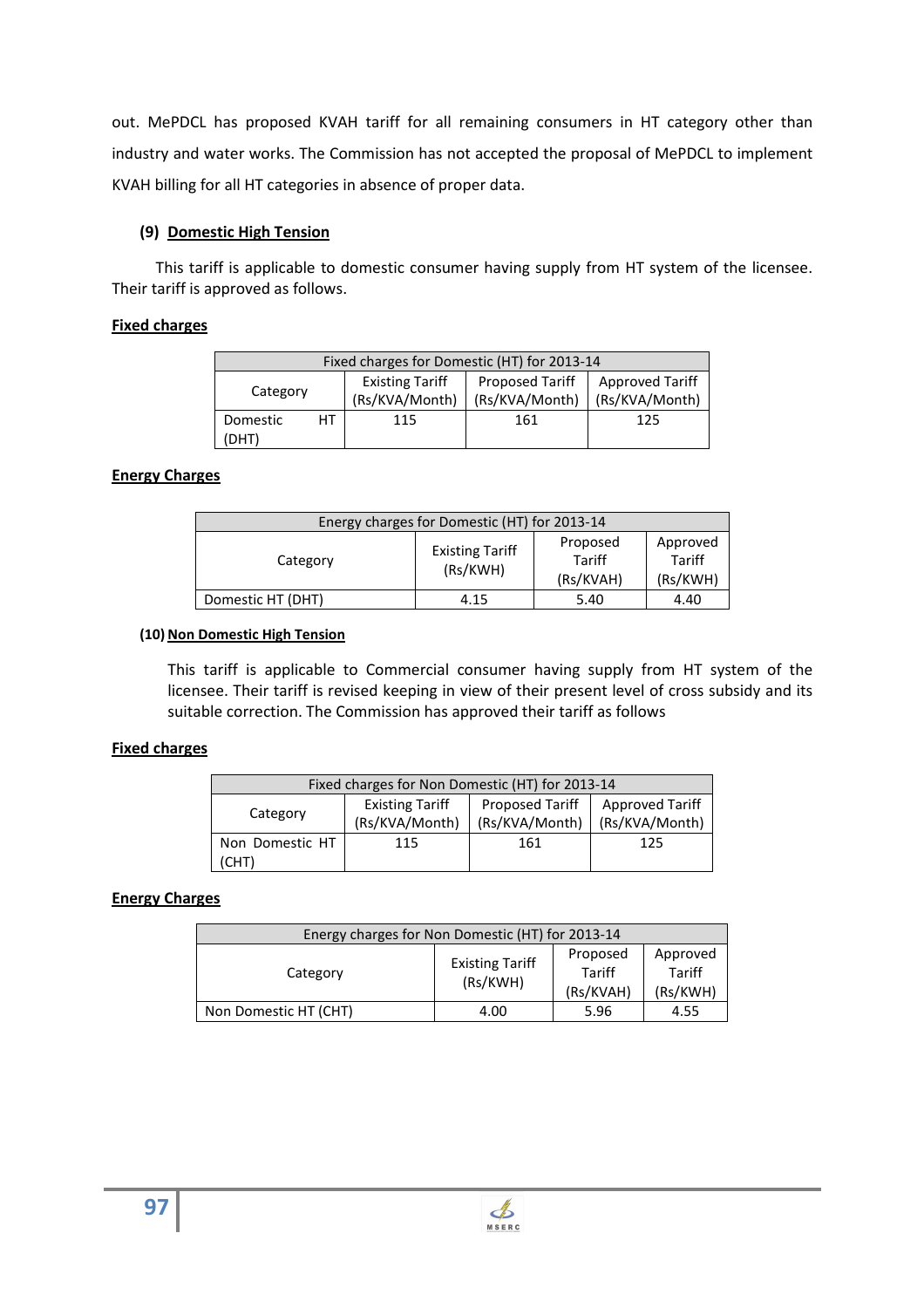out. MePDCL has proposed KVAH tariff for all remaining consumers in HT category other than industry and water works. The Commission has not accepted the proposal of MePDCL to implement KVAH billing for all HT categories in absence of proper data.

**(9) Domestic High Tension**

This tariff is applicable to domestic consumer having supply from HT system of the licensee. Their tariff is approved as follows.

**Fixed charges**

| Fixed charges for Domestic (HT) for 2013-14 | | | |
|---|---|---|---|
| Category | Existing Tariff (Rs/KVA/Month) | Proposed Tariff (Rs/KVA/Month) | Approved Tariff (Rs/KVA/Month) |
| Domestic HT (DHT) | 115 | 161 | 125 |

**Energy Charges**

| Energy charges for Domestic (HT) for 2013-14 | | | |
|---|---|---|---|
| Category | Existing Tariff (Rs/KWH) | Proposed Tariff (Rs/KVAH) | Approved Tariff (Rs/KWH) |
| Domestic HT (DHT) | 4.15 | 5.40 | 4.40 |

**(10) Non Domestic High Tension**

This tariff is applicable to Commercial consumer having supply from HT system of the licensee. Their tariff is revised keeping in view of their present level of cross subsidy and its suitable correction. The Commission has approved their tariff as follows

**Fixed charges**

| Fixed charges for Non Domestic (HT) for 2013-14 | | | |
|---|---|---|---|
| Category | Existing Tariff (Rs/KVA/Month) | Proposed Tariff (Rs/KVA/Month) | Approved Tariff (Rs/KVA/Month) |
| Non Domestic HT (CHT) | 115 | 161 | 125 |

**Energy Charges**

| Energy charges for Non Domestic (HT) for 2013-14 | | | |
|---|---|---|---|
| Category | Existing Tariff (Rs/KWH) | Proposed Tariff (Rs/KVAH) | Approved Tariff (Rs/KWH) |
| Non Domestic HT (CHT) | 4.00 | 5.96 | 4.55 |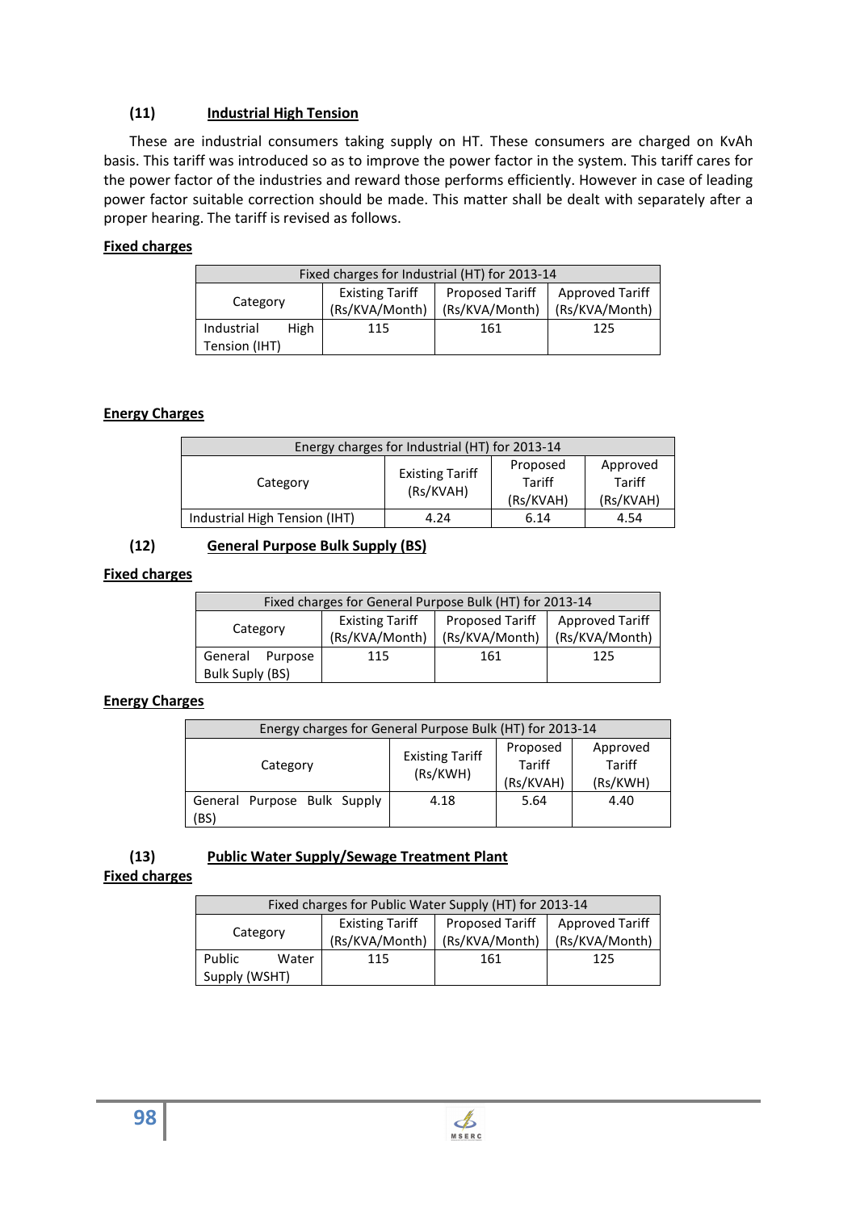### (11) Industrial High Tension

These are industrial consumers taking supply on HT. These consumers are charged on KvAh basis. This tariff was introduced so as to improve the power factor in the system. This tariff cares for the power factor of the industries and reward those performs efficiently. However in case of leading power factor suitable correction should be made. This matter shall be dealt with separately after a proper hearing. The tariff is revised as follows.

**Fixed charges**

| Fixed charges for Industrial (HT) for 2013-14 | | | |
|---|---|---|---|
| Category | Existing Tariff (Rs/KVA/Month) | Proposed Tariff (Rs/KVA/Month) | Approved Tariff (Rs/KVA/Month) |
| Industrial High Tension (IHT) | 115 | 161 | 125 |

**Energy Charges**

| Energy charges for Industrial (HT) for 2013-14 | | | |
|---|---|---|---|
| Category | Existing Tariff (Rs/KVAH) | Proposed Tariff (Rs/KVAH) | Approved Tariff (Rs/KVAH) |
| Industrial High Tension (IHT) | 4.24 | 6.14 | 4.54 |

### (12) General Purpose Bulk Supply (BS)

**Fixed charges**

| Fixed charges for General Purpose Bulk (HT) for 2013-14 | | | |
|---|---|---|---|
| Category | Existing Tariff (Rs/KVA/Month) | Proposed Tariff (Rs/KVA/Month) | Approved Tariff (Rs/KVA/Month) |
| General Purpose Bulk Suply (BS) | 115 | 161 | 125 |

**Energy Charges**

| Energy charges for General Purpose Bulk (HT) for 2013-14 | | | |
|---|---|---|---|
| Category | Existing Tariff (Rs/KWH) | Proposed Tariff (Rs/KVAH) | Approved Tariff (Rs/KWH) |
| General Purpose Bulk Supply (BS) | 4.18 | 5.64 | 4.40 |

### (13) Public Water Supply/Sewage Treatment Plant

**Fixed charges**

| Fixed charges for Public Water Supply (HT) for 2013-14 | | | |
|---|---|---|---|
| Category | Existing Tariff (Rs/KVA/Month) | Proposed Tariff (Rs/KVA/Month) | Approved Tariff (Rs/KVA/Month) |
| Public Water Supply (WSHT) | 115 | 161 | 125 |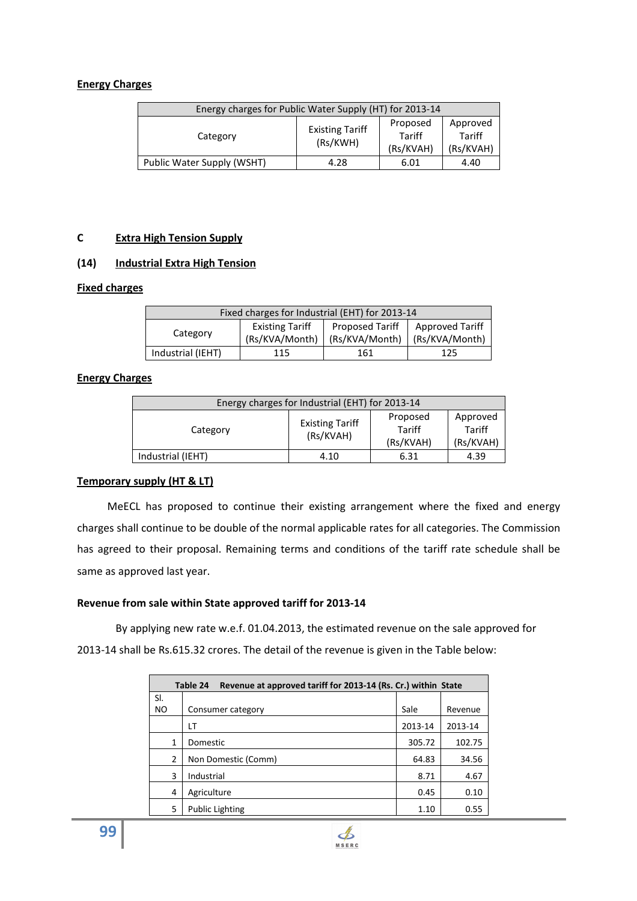**Energy Charges**

| Energy charges for Public Water Supply (HT) for 2013-14 | | | |
|---|---|---|---|
| Category | Existing Tariff (Rs/KWH) | Proposed Tariff (Rs/KVAH) | Approved Tariff (Rs/KVAH) |
| Public Water Supply (WSHT) | 4.28 | 6.01 | 4.40 |

## C Extra High Tension Supply

### (14) Industrial Extra High Tension

**Fixed charges**

| Fixed charges for Industrial (EHT) for 2013-14 | | | |
|---|---|---|---|
| Category | Existing Tariff (Rs/KVA/Month) | Proposed Tariff (Rs/KVA/Month) | Approved Tariff (Rs/KVA/Month) |
| Industrial (IEHT) | 115 | 161 | 125 |

**Energy Charges**

| Energy charges for Industrial (EHT) for 2013-14 | | | |
|---|---|---|---|
| Category | Existing Tariff (Rs/KVAH) | Proposed Tariff (Rs/KVAH) | Approved Tariff (Rs/KVAH) |
| Industrial (IEHT) | 4.10 | 6.31 | 4.39 |

**Temporary supply (HT & LT)**

MeECL has proposed to continue their existing arrangement where the fixed and energy charges shall continue to be double of the normal applicable rates for all categories. The Commission has agreed to their proposal. Remaining terms and conditions of the tariff rate schedule shall be same as approved last year.

**Revenue from sale within State approved tariff for 2013-14**

By applying new rate w.e.f. 01.04.2013, the estimated revenue on the sale approved for 2013-14 shall be Rs.615.32 crores. The detail of the revenue is given in the Table below:

| Table 24 Revenue at approved tariff for 2013-14 (Rs. Cr.) within State | | | |
|---|---|---|---|
| Sl. NO | Consumer category | Sale | Revenue |
| | LT | 2013-14 | 2013-14 |
| 1 | Domestic | 305.72 | 102.75 |
| 2 | Non Domestic (Comm) | 64.83 | 34.56 |
| 3 | Industrial | 8.71 | 4.67 |
| 4 | Agriculture | 0.45 | 0.10 |
| 5 | Public Lighting | 1.10 | 0.55 |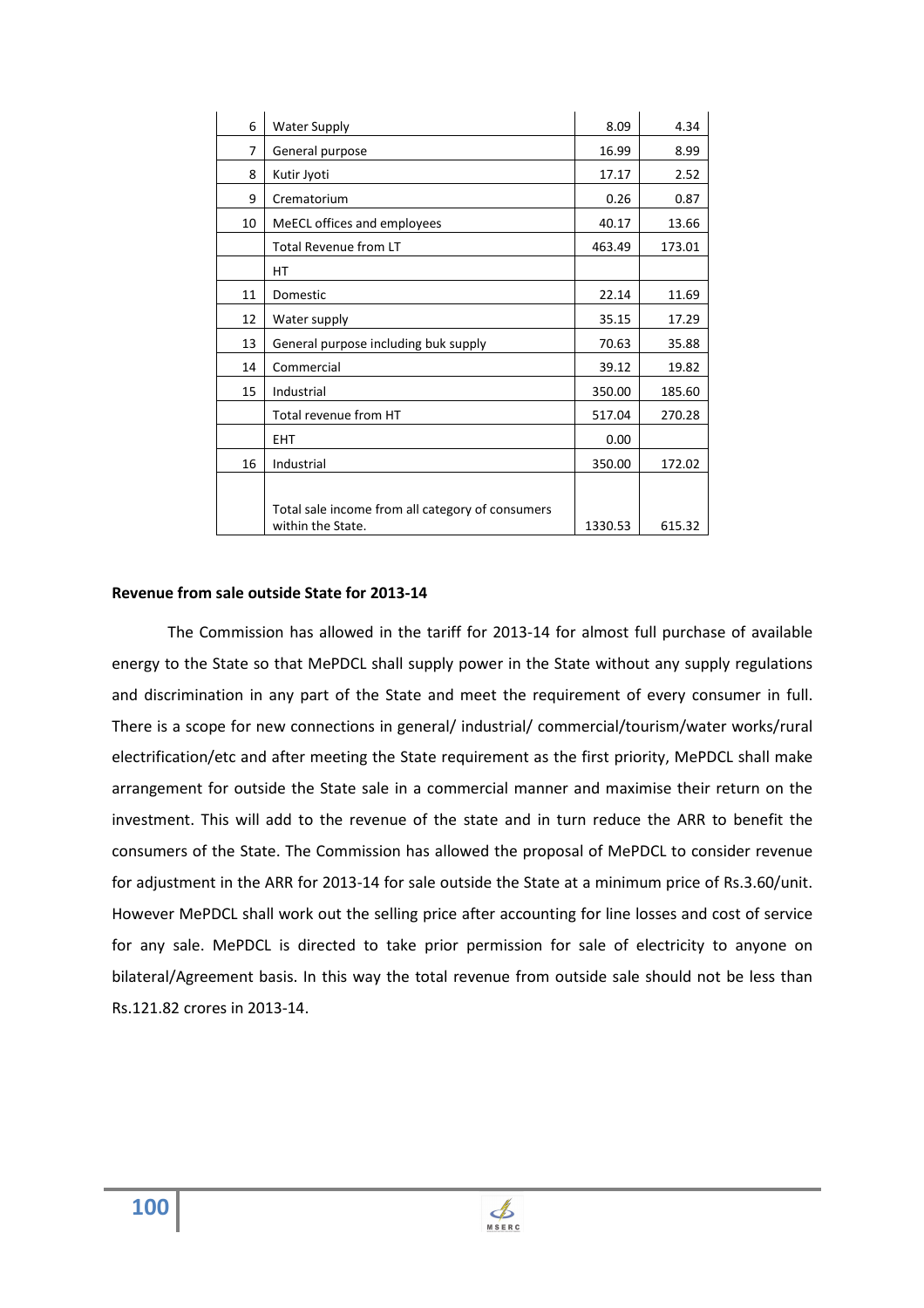| | | | |
|---|---|---|---|
| 6 | Water Supply | 8.09 | 4.34 |
| 7 | General purpose | 16.99 | 8.99 |
| 8 | Kutir Jyoti | 17.17 | 2.52 |
| 9 | Crematorium | 0.26 | 0.87 |
| 10 | MeECL offices and employees | 40.17 | 13.66 |
| | Total Revenue from LT | 463.49 | 173.01 |
| | HT | | |
| 11 | Domestic | 22.14 | 11.69 |
| 12 | Water supply | 35.15 | 17.29 |
| 13 | General purpose including buk supply | 70.63 | 35.88 |
| 14 | Commercial | 39.12 | 19.82 |
| 15 | Industrial | 350.00 | 185.60 |
| | Total revenue from HT | 517.04 | 270.28 |
| | EHT | 0.00 | |
| 16 | Industrial | 350.00 | 172.02 |
| | Total sale income from all category of consumers within the State. | 1330.53 | 615.32 |

**Revenue from sale outside State for 2013-14**

The Commission has allowed in the tariff for 2013-14 for almost full purchase of available energy to the State so that MePDCL shall supply power in the State without any supply regulations and discrimination in any part of the State and meet the requirement of every consumer in full. There is a scope for new connections in general/ industrial/ commercial/tourism/water works/rural electrification/etc and after meeting the State requirement as the first priority, MePDCL shall make arrangement for outside the State sale in a commercial manner and maximise their return on the investment. This will add to the revenue of the state and in turn reduce the ARR to benefit the consumers of the State. The Commission has allowed the proposal of MePDCL to consider revenue for adjustment in the ARR for 2013-14 for sale outside the State at a minimum price of Rs.3.60/unit. However MePDCL shall work out the selling price after accounting for line losses and cost of service for any sale. MePDCL is directed to take prior permission for sale of electricity to anyone on bilateral/Agreement basis. In this way the total revenue from outside sale should not be less than Rs.121.82 crores in 2013-14.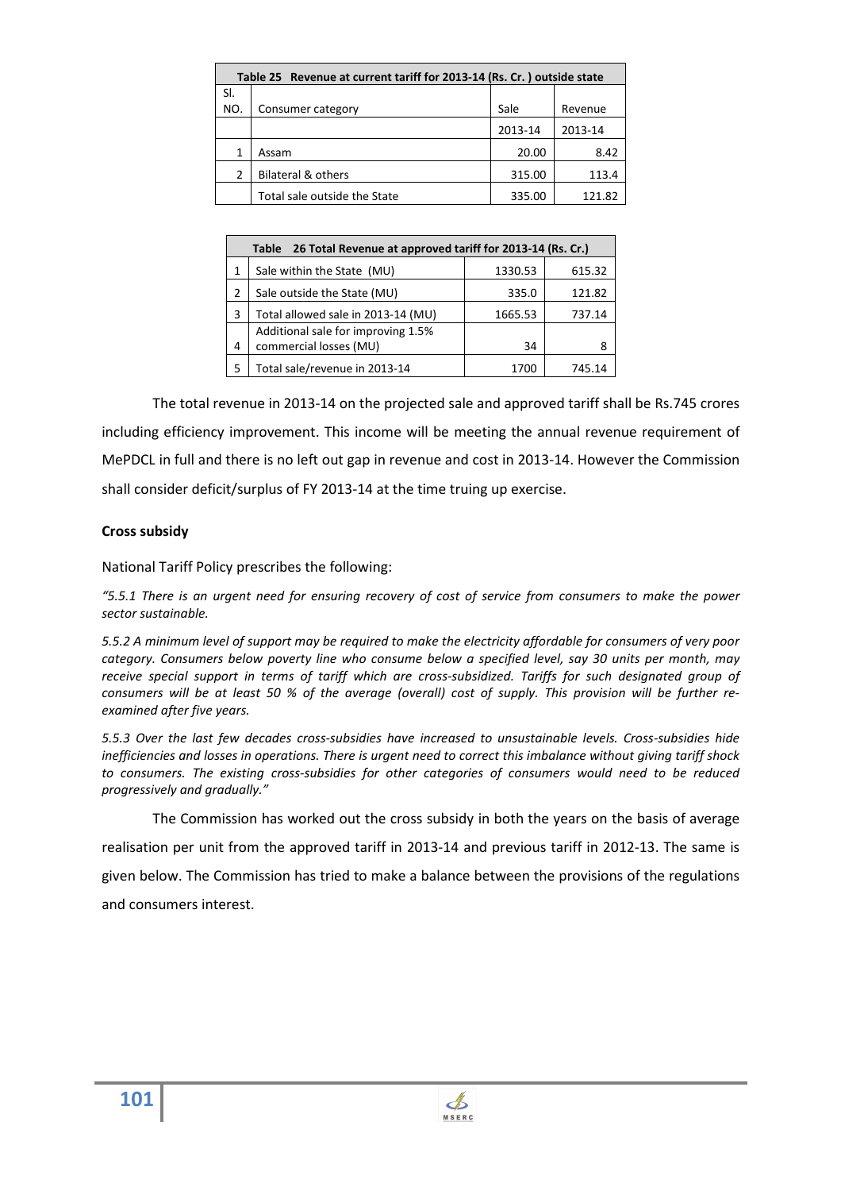| Table 25 Revenue at current tariff for 2013-14 (Rs. Cr. ) outside state | | | |
|---|---|---|---|
| Sl. NO. | Consumer category | Sale | Revenue |
| | | 2013-14 | 2013-14 |
| 1 | Assam | 20.00 | 8.42 |
| 2 | Bilateral & others | 315.00 | 113.4 |
| | Total sale outside the State | 335.00 | 121.82 |

| Table 26 Total Revenue at approved tariff for 2013-14 (Rs. Cr.) | | | |
|---|---|---|---|
| 1 | Sale within the State (MU) | 1330.53 | 615.32 |
| 2 | Sale outside the State (MU) | 335.0 | 121.82 |
| 3 | Total allowed sale in 2013-14 (MU) | 1665.53 | 737.14 |
| 4 | Additional sale for improving 1.5% commercial losses (MU) | 34 | 8 |
| 5 | Total sale/revenue in 2013-14 | 1700 | 745.14 |

The total revenue in 2013-14 on the projected sale and approved tariff shall be Rs.745 crores including efficiency improvement. This income will be meeting the annual revenue requirement of MePDCL in full and there is no left out gap in revenue and cost in 2013-14. However the Commission shall consider deficit/surplus of FY 2013-14 at the time truing up exercise.

**Cross subsidy**

National Tariff Policy prescribes the following:

*"5.5.1 There is an urgent need for ensuring recovery of cost of service from consumers to make the power sector sustainable.*

*5.5.2 A minimum level of support may be required to make the electricity affordable for consumers of very poor category. Consumers below poverty line who consume below a specified level, say 30 units per month, may receive special support in terms of tariff which are cross-subsidized. Tariffs for such designated group of consumers will be at least 50 % of the average (overall) cost of supply. This provision will be further re-examined after five years.*

*5.5.3 Over the last few decades cross-subsidies have increased to unsustainable levels. Cross-subsidies hide inefficiencies and losses in operations. There is urgent need to correct this imbalance without giving tariff shock to consumers. The existing cross-subsidies for other categories of consumers would need to be reduced progressively and gradually."*

The Commission has worked out the cross subsidy in both the years on the basis of average realisation per unit from the approved tariff in 2013-14 and previous tariff in 2012-13. The same is given below. The Commission has tried to make a balance between the provisions of the regulations and consumers interest.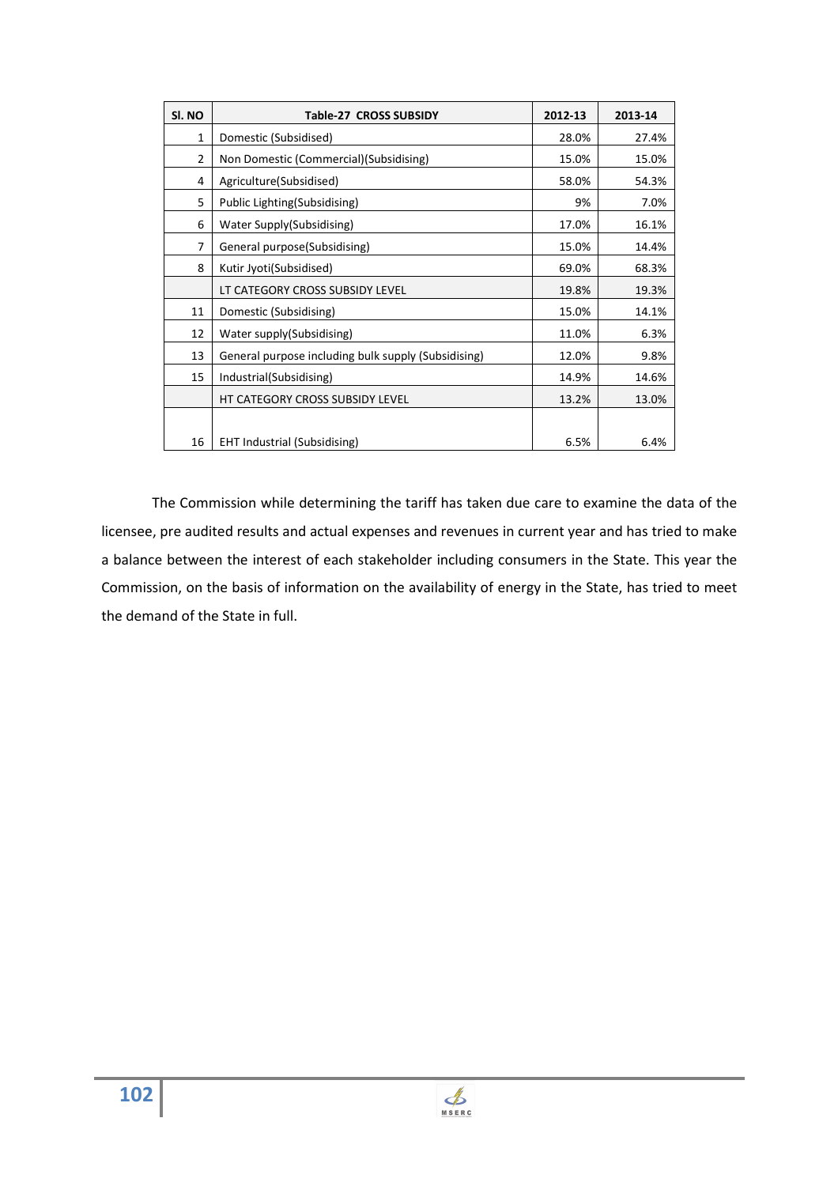| Sl. NO | Table-27 CROSS SUBSIDY | 2012-13 | 2013-14 |
|---|---|---|---|
| 1 | Domestic (Subsidised) | 28.0% | 27.4% |
| 2 | Non Domestic (Commercial)(Subsidising) | 15.0% | 15.0% |
| 4 | Agriculture(Subsidised) | 58.0% | 54.3% |
| 5 | Public Lighting(Subsidising) | 9% | 7.0% |
| 6 | Water Supply(Subsidising) | 17.0% | 16.1% |
| 7 | General purpose(Subsidising) | 15.0% | 14.4% |
| 8 | Kutir Jyoti(Subsidised) | 69.0% | 68.3% |
| | LT CATEGORY CROSS SUBSIDY LEVEL | 19.8% | 19.3% |
| 11 | Domestic (Subsidising) | 15.0% | 14.1% |
| 12 | Water supply(Subsidising) | 11.0% | 6.3% |
| 13 | General purpose including bulk supply (Subsidising) | 12.0% | 9.8% |
| 15 | Industrial(Subsidising) | 14.9% | 14.6% |
| | HT CATEGORY CROSS SUBSIDY LEVEL | 13.2% | 13.0% |
| 16 | EHT Industrial (Subsidising) | 6.5% | 6.4% |

The Commission while determining the tariff has taken due care to examine the data of the licensee, pre audited results and actual expenses and revenues in current year and has tried to make a balance between the interest of each stakeholder including consumers in the State. This year the Commission, on the basis of information on the availability of energy in the State, has tried to meet the demand of the State in full.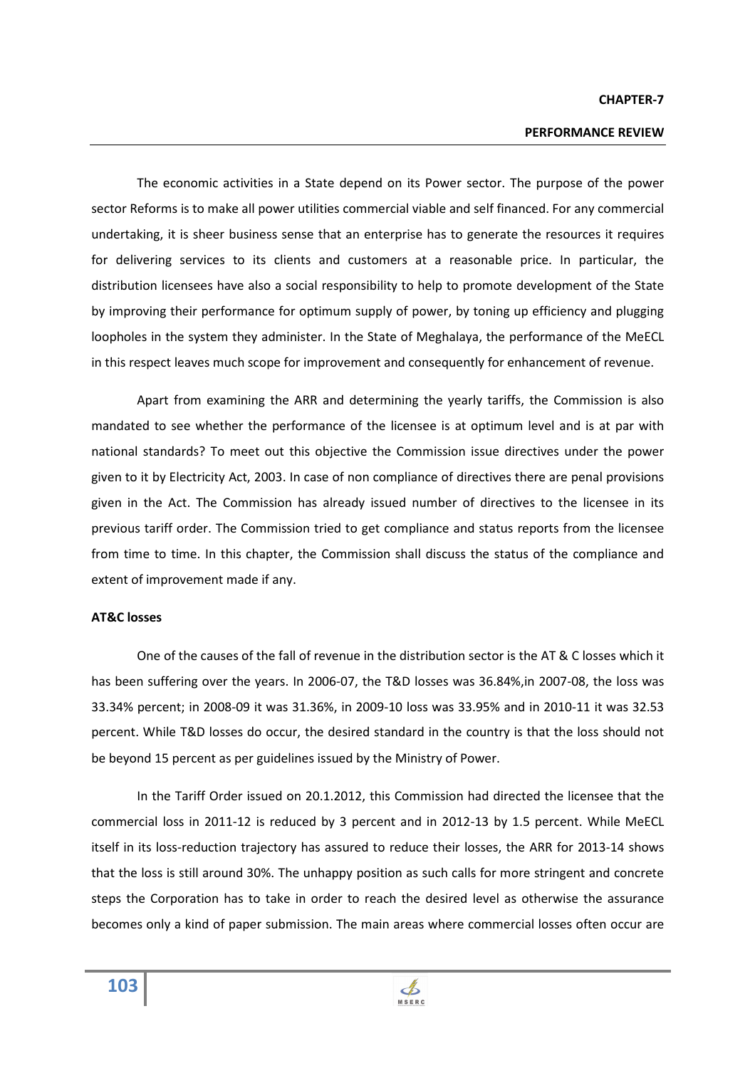# CHAPTER-7

## PERFORMANCE REVIEW

The economic activities in a State depend on its Power sector. The purpose of the power sector Reforms is to make all power utilities commercial viable and self financed. For any commercial undertaking, it is sheer business sense that an enterprise has to generate the resources it requires for delivering services to its clients and customers at a reasonable price. In particular, the distribution licensees have also a social responsibility to help to promote development of the State by improving their performance for optimum supply of power, by toning up efficiency and plugging loopholes in the system they administer. In the State of Meghalaya, the performance of the MeECL in this respect leaves much scope for improvement and consequently for enhancement of revenue.

Apart from examining the ARR and determining the yearly tariffs, the Commission is also mandated to see whether the performance of the licensee is at optimum level and is at par with national standards? To meet out this objective the Commission issue directives under the power given to it by Electricity Act, 2003. In case of non compliance of directives there are penal provisions given in the Act. The Commission has already issued number of directives to the licensee in its previous tariff order. The Commission tried to get compliance and status reports from the licensee from time to time. In this chapter, the Commission shall discuss the status of the compliance and extent of improvement made if any.

### AT&C losses

One of the causes of the fall of revenue in the distribution sector is the AT & C losses which it has been suffering over the years. In 2006-07, the T&D losses was 36.84%,in 2007-08, the loss was 33.34% percent; in 2008-09 it was 31.36%, in 2009-10 loss was 33.95% and in 2010-11 it was 32.53 percent. While T&D losses do occur, the desired standard in the country is that the loss should not be beyond 15 percent as per guidelines issued by the Ministry of Power.

In the Tariff Order issued on 20.1.2012, this Commission had directed the licensee that the commercial loss in 2011-12 is reduced by 3 percent and in 2012-13 by 1.5 percent. While MeECL itself in its loss-reduction trajectory has assured to reduce their losses, the ARR for 2013-14 shows that the loss is still around 30%. The unhappy position as such calls for more stringent and concrete steps the Corporation has to take in order to reach the desired level as otherwise the assurance becomes only a kind of paper submission. The main areas where commercial losses often occur are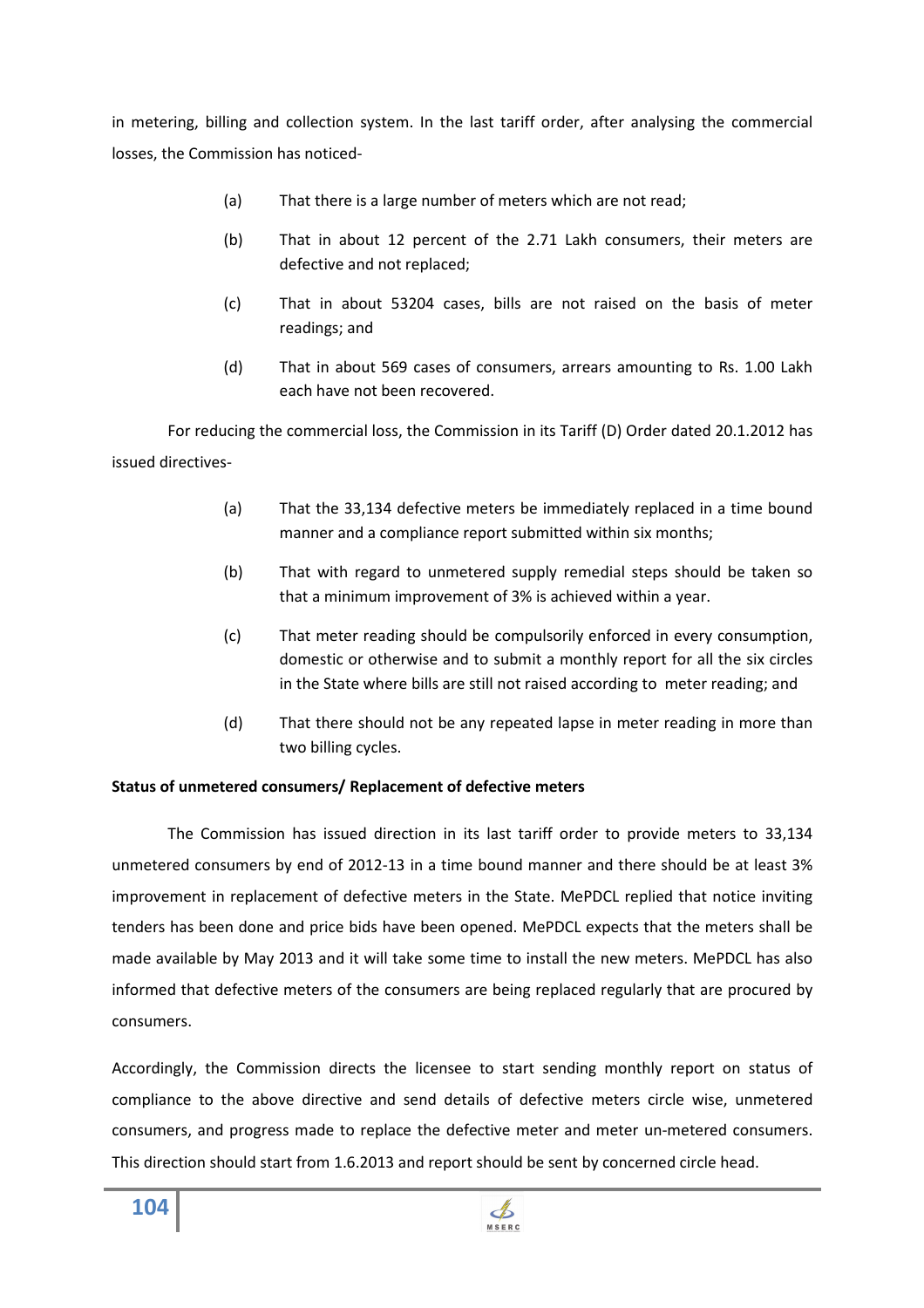in metering, billing and collection system. In the last tariff order, after analysing the commercial losses, the Commission has noticed-

(a) That there is a large number of meters which are not read;

(b) That in about 12 percent of the 2.71 Lakh consumers, their meters are defective and not replaced;

(c) That in about 53204 cases, bills are not raised on the basis of meter readings; and

(d) That in about 569 cases of consumers, arrears amounting to Rs. 1.00 Lakh each have not been recovered.

For reducing the commercial loss, the Commission in its Tariff (D) Order dated 20.1.2012 has issued directives-

(a) That the 33,134 defective meters be immediately replaced in a time bound manner and a compliance report submitted within six months;

(b) That with regard to unmetered supply remedial steps should be taken so that a minimum improvement of 3% is achieved within a year.

(c) That meter reading should be compulsorily enforced in every consumption, domestic or otherwise and to submit a monthly report for all the six circles in the State where bills are still not raised according to meter reading; and

(d) That there should not be any repeated lapse in meter reading in more than two billing cycles.

**Status of unmetered consumers/ Replacement of defective meters**

The Commission has issued direction in its last tariff order to provide meters to 33,134 unmetered consumers by end of 2012-13 in a time bound manner and there should be at least 3% improvement in replacement of defective meters in the State. MePDCL replied that notice inviting tenders has been done and price bids have been opened. MePDCL expects that the meters shall be made available by May 2013 and it will take some time to install the new meters. MePDCL has also informed that defective meters of the consumers are being replaced regularly that are procured by consumers.

Accordingly, the Commission directs the licensee to start sending monthly report on status of compliance to the above directive and send details of defective meters circle wise, unmetered consumers, and progress made to replace the defective meter and meter un-metered consumers. This direction should start from 1.6.2013 and report should be sent by concerned circle head.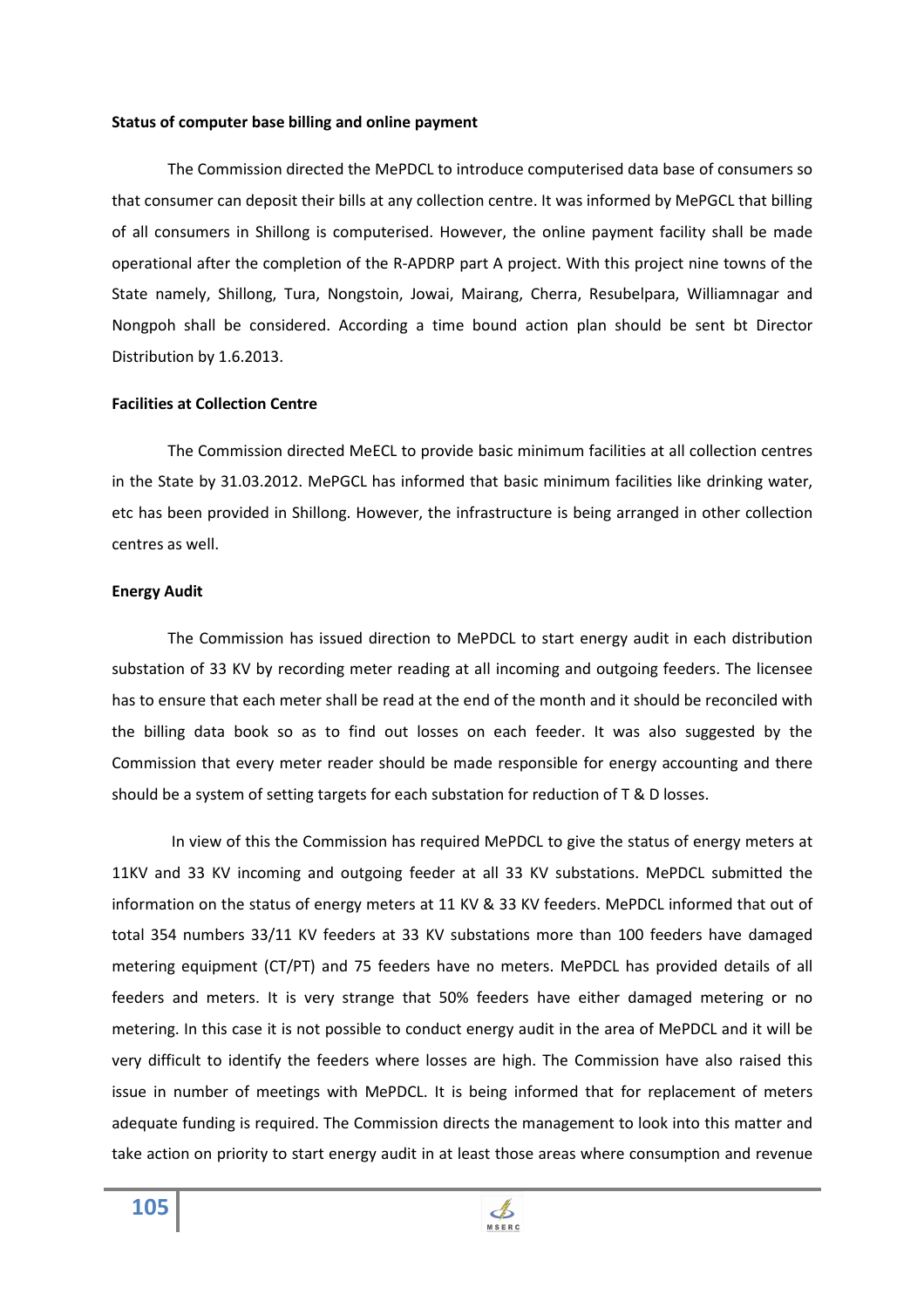**Status of computer base billing and online payment**

The Commission directed the MePDCL to introduce computerised data base of consumers so that consumer can deposit their bills at any collection centre. It was informed by MePGCL that billing of all consumers in Shillong is computerised. However, the online payment facility shall be made operational after the completion of the R-APDRP part A project. With this project nine towns of the State namely, Shillong, Tura, Nongstoin, Jowai, Mairang, Cherra, Resubelpara, Williamnagar and Nongpoh shall be considered. According a time bound action plan should be sent bt Director Distribution by 1.6.2013.

**Facilities at Collection Centre**

The Commission directed MeECL to provide basic minimum facilities at all collection centres in the State by 31.03.2012. MePGCL has informed that basic minimum facilities like drinking water, etc has been provided in Shillong. However, the infrastructure is being arranged in other collection centres as well.

**Energy Audit**

The Commission has issued direction to MePDCL to start energy audit in each distribution substation of 33 KV by recording meter reading at all incoming and outgoing feeders. The licensee has to ensure that each meter shall be read at the end of the month and it should be reconciled with the billing data book so as to find out losses on each feeder. It was also suggested by the Commission that every meter reader should be made responsible for energy accounting and there should be a system of setting targets for each substation for reduction of T & D losses.

In view of this the Commission has required MePDCL to give the status of energy meters at 11KV and 33 KV incoming and outgoing feeder at all 33 KV substations. MePDCL submitted the information on the status of energy meters at 11 KV & 33 KV feeders. MePDCL informed that out of total 354 numbers 33/11 KV feeders at 33 KV substations more than 100 feeders have damaged metering equipment (CT/PT) and 75 feeders have no meters. MePDCL has provided details of all feeders and meters. It is very strange that 50% feeders have either damaged metering or no metering. In this case it is not possible to conduct energy audit in the area of MePDCL and it will be very difficult to identify the feeders where losses are high. The Commission have also raised this issue in number of meetings with MePDCL. It is being informed that for replacement of meters adequate funding is required. The Commission directs the management to look into this matter and take action on priority to start energy audit in at least those areas where consumption and revenue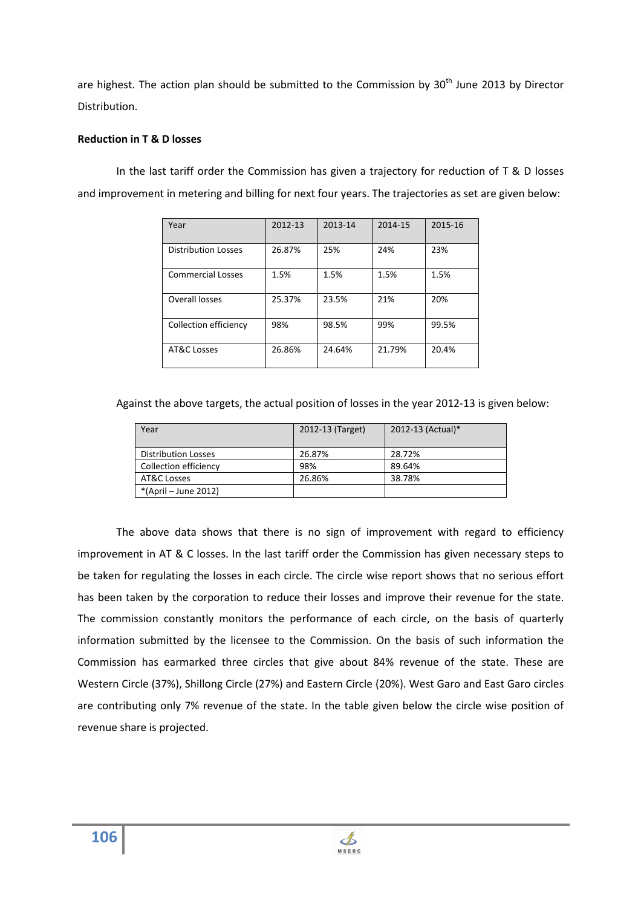are highest. The action plan should be submitted to the Commission by 30th June 2013 by Director Distribution.

**Reduction in T & D losses**

In the last tariff order the Commission has given a trajectory for reduction of T & D losses and improvement in metering and billing for next four years. The trajectories as set are given below:

| Year | 2012-13 | 2013-14 | 2014-15 | 2015-16 |
|---|---|---|---|---|
| Distribution Losses | 26.87% | 25% | 24% | 23% |
| Commercial Losses | 1.5% | 1.5% | 1.5% | 1.5% |
| Overall losses | 25.37% | 23.5% | 21% | 20% |
| Collection efficiency | 98% | 98.5% | 99% | 99.5% |
| AT&C Losses | 26.86% | 24.64% | 21.79% | 20.4% |

Against the above targets, the actual position of losses in the year 2012-13 is given below:

| Year | 2012-13 (Target) | 2012-13 (Actual)* |
|---|---|---|
| Distribution Losses | 26.87% | 28.72% |
| Collection efficiency | 98% | 89.64% |
| AT&C Losses | 26.86% | 38.78% |
| *(April – June 2012) | | |

The above data shows that there is no sign of improvement with regard to efficiency improvement in AT & C losses. In the last tariff order the Commission has given necessary steps to be taken for regulating the losses in each circle. The circle wise report shows that no serious effort has been taken by the corporation to reduce their losses and improve their revenue for the state. The commission constantly monitors the performance of each circle, on the basis of quarterly information submitted by the licensee to the Commission. On the basis of such information the Commission has earmarked three circles that give about 84% revenue of the state. These are Western Circle (37%), Shillong Circle (27%) and Eastern Circle (20%). West Garo and East Garo circles are contributing only 7% revenue of the state. In the table given below the circle wise position of revenue share is projected.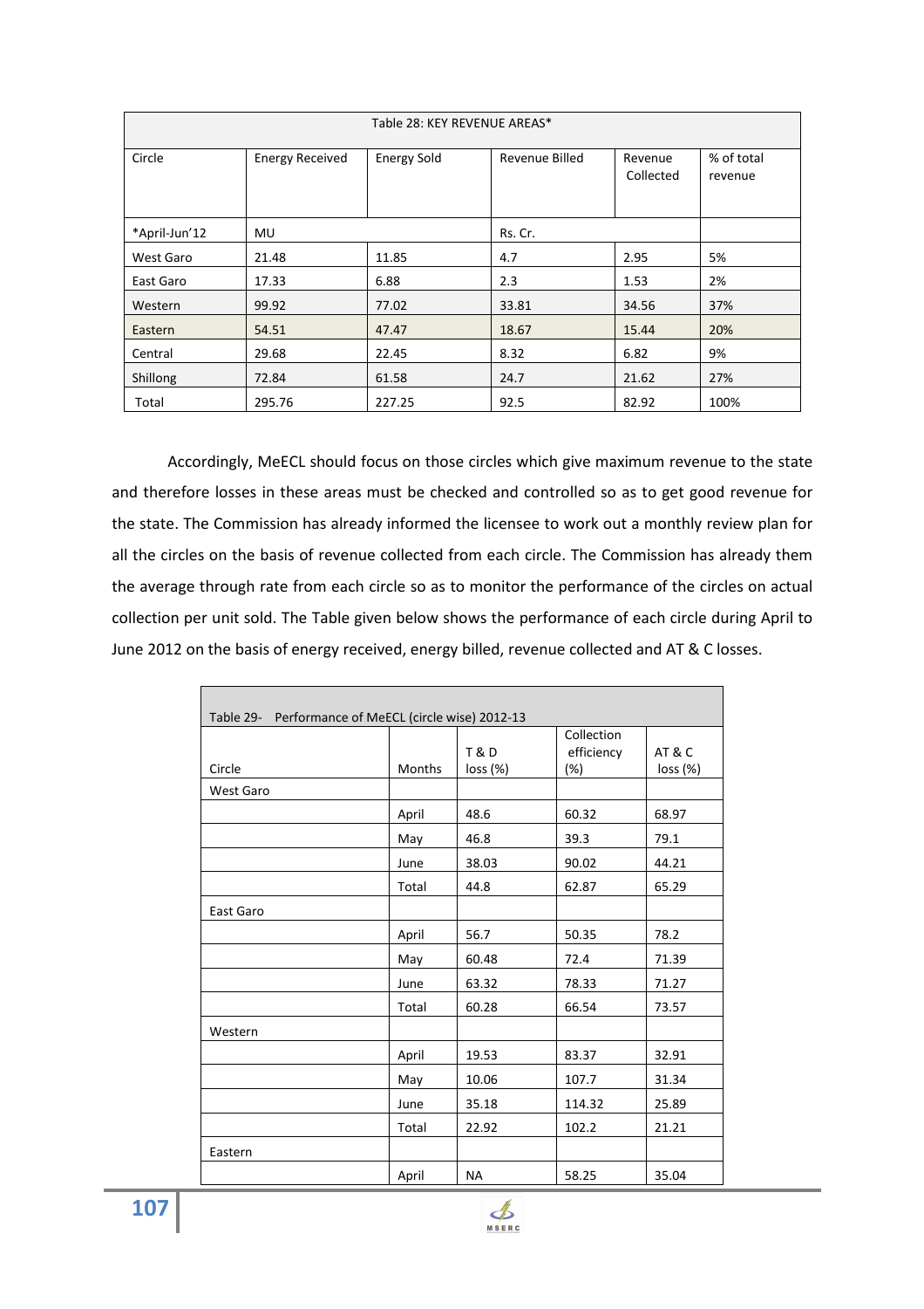| Table 28: KEY REVENUE AREAS* | | | | | |
|---|---|---|---|---|---|
| Circle | Energy Received | Energy Sold | Revenue Billed | Revenue Collected | % of total revenue |
| *April-Jun'12 | MU | | Rs. Cr. | | |
| West Garo | 21.48 | 11.85 | 4.7 | 2.95 | 5% |
| East Garo | 17.33 | 6.88 | 2.3 | 1.53 | 2% |
| Western | 99.92 | 77.02 | 33.81 | 34.56 | 37% |
| Eastern | 54.51 | 47.47 | 18.67 | 15.44 | 20% |
| Central | 29.68 | 22.45 | 8.32 | 6.82 | 9% |
| Shillong | 72.84 | 61.58 | 24.7 | 21.62 | 27% |
| Total | 295.76 | 227.25 | 92.5 | 82.92 | 100% |

Accordingly, MeECL should focus on those circles which give maximum revenue to the state and therefore losses in these areas must be checked and controlled so as to get good revenue for the state. The Commission has already informed the licensee to work out a monthly review plan for all the circles on the basis of revenue collected from each circle. The Commission has already them the average through rate from each circle so as to monitor the performance of the circles on actual collection per unit sold. The Table given below shows the performance of each circle during April to June 2012 on the basis of energy received, energy billed, revenue collected and AT & C losses.

| Table 29- Performance of MeECL (circle wise) 2012-13 | | | | |
|---|---|---|---|---|
| Circle | Months | T & D loss (%) | Collection efficiency (%) | AT & C loss (%) |
| West Garo | | | | |
| | April | 48.6 | 60.32 | 68.97 |
| | May | 46.8 | 39.3 | 79.1 |
| | June | 38.03 | 90.02 | 44.21 |
| | Total | 44.8 | 62.87 | 65.29 |
| East Garo | | | | |
| | April | 56.7 | 50.35 | 78.2 |
| | May | 60.48 | 72.4 | 71.39 |
| | June | 63.32 | 78.33 | 71.27 |
| | Total | 60.28 | 66.54 | 73.57 |
| Western | | | | |
| | April | 19.53 | 83.37 | 32.91 |
| | May | 10.06 | 107.7 | 31.34 |
| | June | 35.18 | 114.32 | 25.89 |
| | Total | 22.92 | 102.2 | 21.21 |
| Eastern | | | | |
| | April | NA | 58.25 | 35.04 |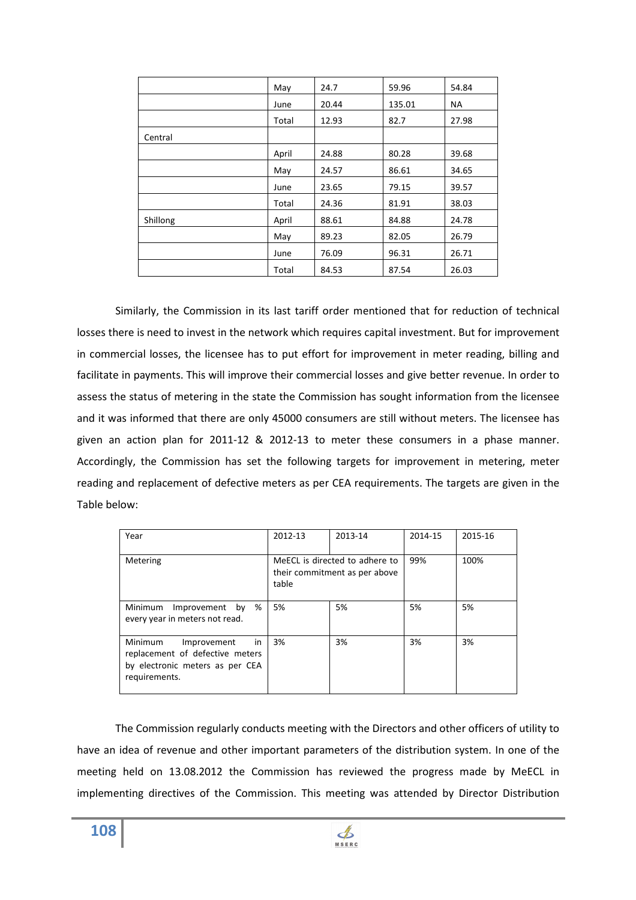|  |  |  |  |  |
|---|---|---|---|---|
|  | May | 24.7 | 59.96 | 54.84 |
|  | June | 20.44 | 135.01 | NA |
|  | Total | 12.93 | 82.7 | 27.98 |
| Central |  |  |  |  |
|  | April | 24.88 | 80.28 | 39.68 |
|  | May | 24.57 | 86.61 | 34.65 |
|  | June | 23.65 | 79.15 | 39.57 |
|  | Total | 24.36 | 81.91 | 38.03 |
| Shillong | April | 88.61 | 84.88 | 24.78 |
|  | May | 89.23 | 82.05 | 26.79 |
|  | June | 76.09 | 96.31 | 26.71 |
|  | Total | 84.53 | 87.54 | 26.03 |

Similarly, the Commission in its last tariff order mentioned that for reduction of technical losses there is need to invest in the network which requires capital investment. But for improvement in commercial losses, the licensee has to put effort for improvement in meter reading, billing and facilitate in payments. This will improve their commercial losses and give better revenue. In order to assess the status of metering in the state the Commission has sought information from the licensee and it was informed that there are only 45000 consumers are still without meters. The licensee has given an action plan for 2011-12 & 2012-13 to meter these consumers in a phase manner. Accordingly, the Commission has set the following targets for improvement in metering, meter reading and replacement of defective meters as per CEA requirements. The targets are given in the Table below:

| Year | 2012-13 | 2013-14 | 2014-15 | 2015-16 |
|---|---|---|---|---|
| Metering | MeECL is directed to adhere to their commitment as per above table |  | 99% | 100% |
| Minimum Improvement by % every year in meters not read. | 5% | 5% | 5% | 5% |
| Minimum Improvement in replacement of defective meters by electronic meters as per CEA requirements. | 3% | 3% | 3% | 3% |

The Commission regularly conducts meeting with the Directors and other officers of utility to have an idea of revenue and other important parameters of the distribution system. In one of the meeting held on 13.08.2012 the Commission has reviewed the progress made by MeECL in implementing directives of the Commission. This meeting was attended by Director Distribution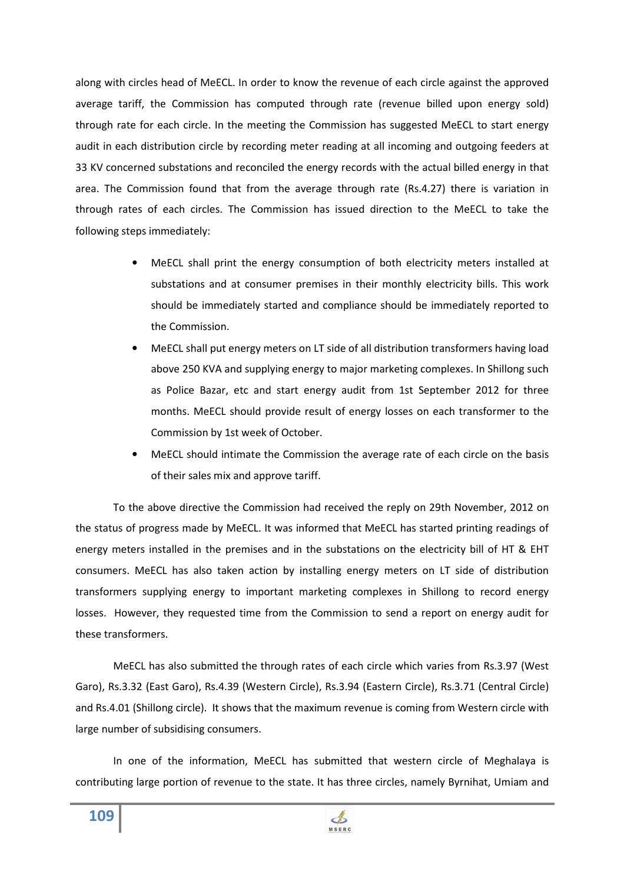along with circles head of MeECL. In order to know the revenue of each circle against the approved average tariff, the Commission has computed through rate (revenue billed upon energy sold) through rate for each circle. In the meeting the Commission has suggested MeECL to start energy audit in each distribution circle by recording meter reading at all incoming and outgoing feeders at 33 KV concerned substations and reconciled the energy records with the actual billed energy in that area. The Commission found that from the average through rate (Rs.4.27) there is variation in through rates of each circles. The Commission has issued direction to the MeECL to take the following steps immediately:

- MeECL shall print the energy consumption of both electricity meters installed at substations and at consumer premises in their monthly electricity bills. This work should be immediately started and compliance should be immediately reported to the Commission.
- MeECL shall put energy meters on LT side of all distribution transformers having load above 250 KVA and supplying energy to major marketing complexes. In Shillong such as Police Bazar, etc and start energy audit from 1st September 2012 for three months. MeECL should provide result of energy losses on each transformer to the Commission by 1st week of October.
- MeECL should intimate the Commission the average rate of each circle on the basis of their sales mix and approve tariff.

To the above directive the Commission had received the reply on 29th November, 2012 on the status of progress made by MeECL. It was informed that MeECL has started printing readings of energy meters installed in the premises and in the substations on the electricity bill of HT & EHT consumers. MeECL has also taken action by installing energy meters on LT side of distribution transformers supplying energy to important marketing complexes in Shillong to record energy losses. However, they requested time from the Commission to send a report on energy audit for these transformers.

MeECL has also submitted the through rates of each circle which varies from Rs.3.97 (West Garo), Rs.3.32 (East Garo), Rs.4.39 (Western Circle), Rs.3.94 (Eastern Circle), Rs.3.71 (Central Circle) and Rs.4.01 (Shillong circle). It shows that the maximum revenue is coming from Western circle with large number of subsidising consumers.

In one of the information, MeECL has submitted that western circle of Meghalaya is contributing large portion of revenue to the state. It has three circles, namely Byrnihat, Umiam and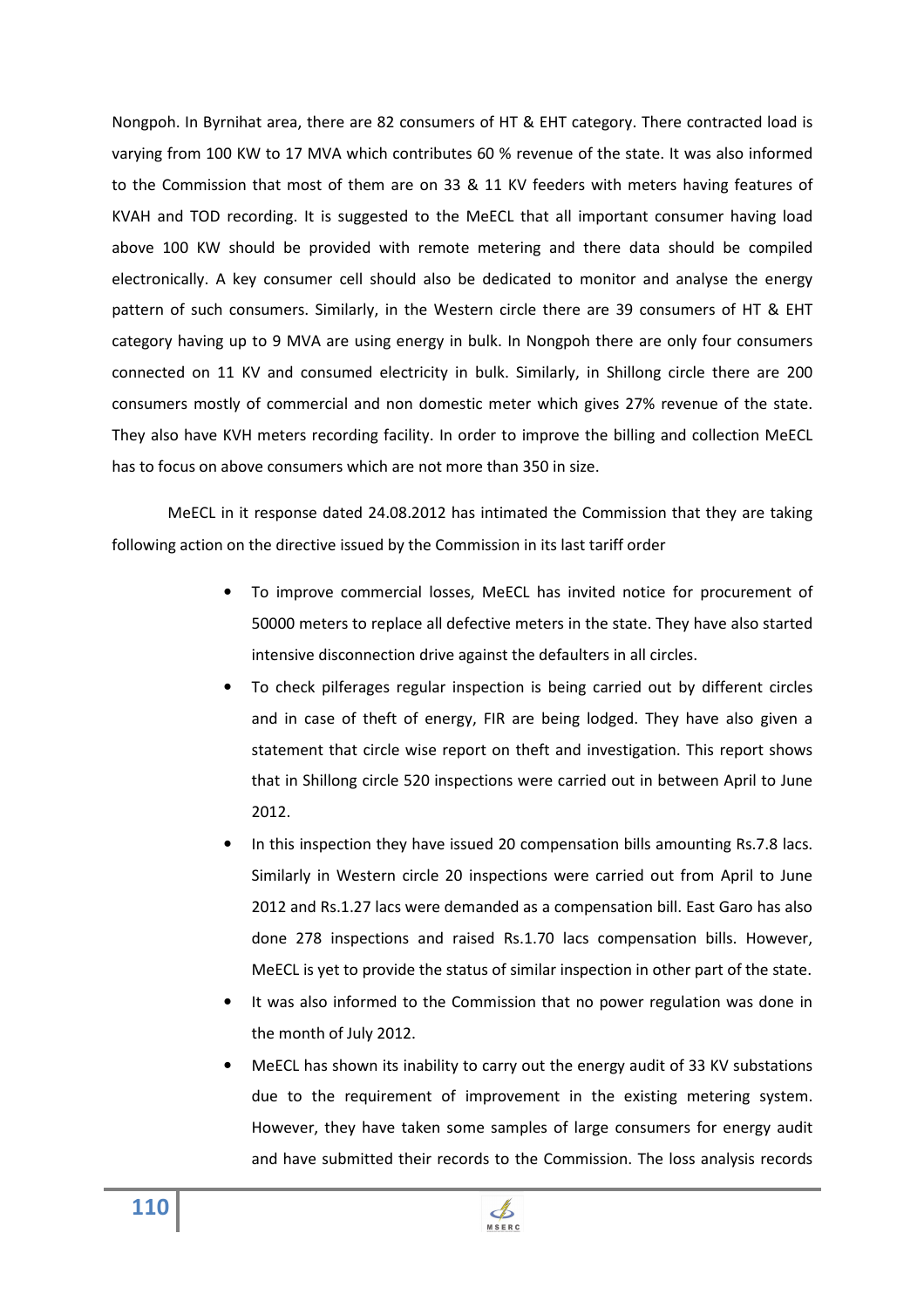Nongpoh. In Byrnihat area, there are 82 consumers of HT & EHT category. There contracted load is varying from 100 KW to 17 MVA which contributes 60 % revenue of the state. It was also informed to the Commission that most of them are on 33 & 11 KV feeders with meters having features of KVAH and TOD recording. It is suggested to the MeECL that all important consumer having load above 100 KW should be provided with remote metering and there data should be compiled electronically. A key consumer cell should also be dedicated to monitor and analyse the energy pattern of such consumers. Similarly, in the Western circle there are 39 consumers of HT & EHT category having up to 9 MVA are using energy in bulk. In Nongpoh there are only four consumers connected on 11 KV and consumed electricity in bulk. Similarly, in Shillong circle there are 200 consumers mostly of commercial and non domestic meter which gives 27% revenue of the state. They also have KVH meters recording facility. In order to improve the billing and collection MeECL has to focus on above consumers which are not more than 350 in size.

MeECL in it response dated 24.08.2012 has intimated the Commission that they are taking following action on the directive issued by the Commission in its last tariff order

- To improve commercial losses, MeECL has invited notice for procurement of 50000 meters to replace all defective meters in the state. They have also started intensive disconnection drive against the defaulters in all circles.
- To check pilferages regular inspection is being carried out by different circles and in case of theft of energy, FIR are being lodged. They have also given a statement that circle wise report on theft and investigation. This report shows that in Shillong circle 520 inspections were carried out in between April to June 2012.
- In this inspection they have issued 20 compensation bills amounting Rs.7.8 lacs. Similarly in Western circle 20 inspections were carried out from April to June 2012 and Rs.1.27 lacs were demanded as a compensation bill. East Garo has also done 278 inspections and raised Rs.1.70 lacs compensation bills. However, MeECL is yet to provide the status of similar inspection in other part of the state.
- It was also informed to the Commission that no power regulation was done in the month of July 2012.
- MeECL has shown its inability to carry out the energy audit of 33 KV substations due to the requirement of improvement in the existing metering system. However, they have taken some samples of large consumers for energy audit and have submitted their records to the Commission. The loss analysis records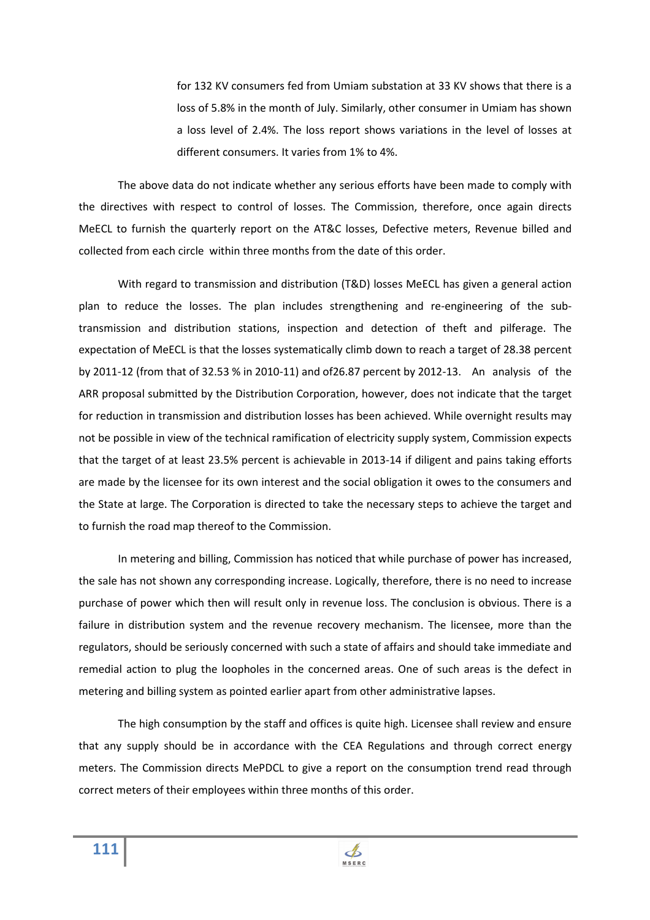for 132 KV consumers fed from Umiam substation at 33 KV shows that there is a loss of 5.8% in the month of July. Similarly, other consumer in Umiam has shown a loss level of 2.4%. The loss report shows variations in the level of losses at different consumers. It varies from 1% to 4%.

The above data do not indicate whether any serious efforts have been made to comply with the directives with respect to control of losses. The Commission, therefore, once again directs MeECL to furnish the quarterly report on the AT&C losses, Defective meters, Revenue billed and collected from each circle within three months from the date of this order.

With regard to transmission and distribution (T&D) losses MeECL has given a general action plan to reduce the losses. The plan includes strengthening and re-engineering of the sub-transmission and distribution stations, inspection and detection of theft and pilferage. The expectation of MeECL is that the losses systematically climb down to reach a target of 28.38 percent by 2011-12 (from that of 32.53 % in 2010-11) and of26.87 percent by 2012-13. An analysis of the ARR proposal submitted by the Distribution Corporation, however, does not indicate that the target for reduction in transmission and distribution losses has been achieved. While overnight results may not be possible in view of the technical ramification of electricity supply system, Commission expects that the target of at least 23.5% percent is achievable in 2013-14 if diligent and pains taking efforts are made by the licensee for its own interest and the social obligation it owes to the consumers and the State at large. The Corporation is directed to take the necessary steps to achieve the target and to furnish the road map thereof to the Commission.

In metering and billing, Commission has noticed that while purchase of power has increased, the sale has not shown any corresponding increase. Logically, therefore, there is no need to increase purchase of power which then will result only in revenue loss. The conclusion is obvious. There is a failure in distribution system and the revenue recovery mechanism. The licensee, more than the regulators, should be seriously concerned with such a state of affairs and should take immediate and remedial action to plug the loopholes in the concerned areas. One of such areas is the defect in metering and billing system as pointed earlier apart from other administrative lapses.

The high consumption by the staff and offices is quite high. Licensee shall review and ensure that any supply should be in accordance with the CEA Regulations and through correct energy meters. The Commission directs MePDCL to give a report on the consumption trend read through correct meters of their employees within three months of this order.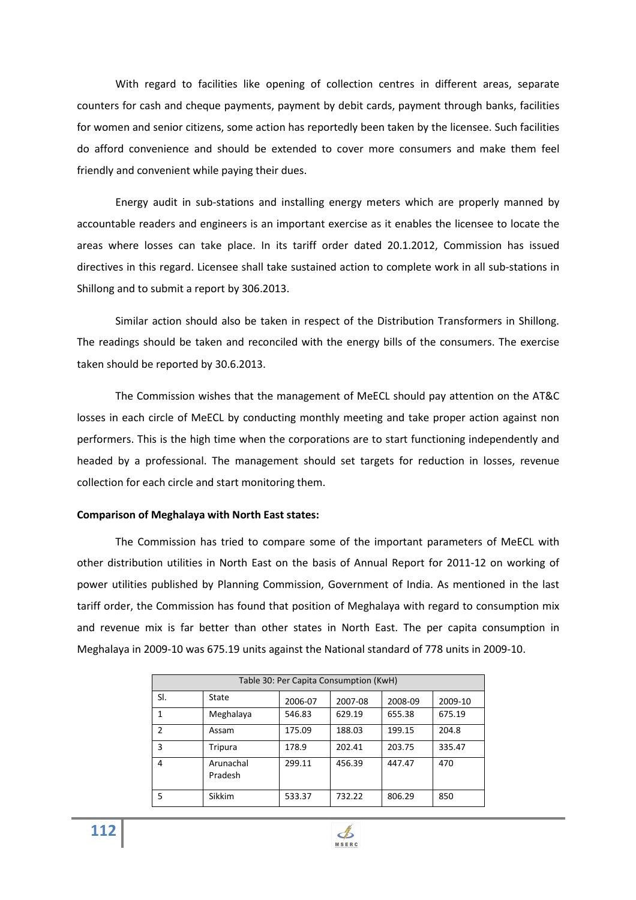With regard to facilities like opening of collection centres in different areas, separate counters for cash and cheque payments, payment by debit cards, payment through banks, facilities for women and senior citizens, some action has reportedly been taken by the licensee. Such facilities do afford convenience and should be extended to cover more consumers and make them feel friendly and convenient while paying their dues.

Energy audit in sub-stations and installing energy meters which are properly manned by accountable readers and engineers is an important exercise as it enables the licensee to locate the areas where losses can take place. In its tariff order dated 20.1.2012, Commission has issued directives in this regard. Licensee shall take sustained action to complete work in all sub-stations in Shillong and to submit a report by 306.2013.

Similar action should also be taken in respect of the Distribution Transformers in Shillong. The readings should be taken and reconciled with the energy bills of the consumers. The exercise taken should be reported by 30.6.2013.

The Commission wishes that the management of MeECL should pay attention on the AT&C losses in each circle of MeECL by conducting monthly meeting and take proper action against non performers. This is the high time when the corporations are to start functioning independently and headed by a professional. The management should set targets for reduction in losses, revenue collection for each circle and start monitoring them.

**Comparison of Meghalaya with North East states:**

The Commission has tried to compare some of the important parameters of MeECL with other distribution utilities in North East on the basis of Annual Report for 2011-12 on working of power utilities published by Planning Commission, Government of India. As mentioned in the last tariff order, the Commission has found that position of Meghalaya with regard to consumption mix and revenue mix is far better than other states in North East. The per capita consumption in Meghalaya in 2009-10 was 675.19 units against the National standard of 778 units in 2009-10.

| Table 30: Per Capita Consumption (KwH) | | | | | |
|---|---|---|---|---|---|
| Sl. | State | 2006-07 | 2007-08 | 2008-09 | 2009-10 |
| 1 | Meghalaya | 546.83 | 629.19 | 655.38 | 675.19 |
| 2 | Assam | 175.09 | 188.03 | 199.15 | 204.8 |
| 3 | Tripura | 178.9 | 202.41 | 203.75 | 335.47 |
| 4 | Arunachal Pradesh | 299.11 | 456.39 | 447.47 | 470 |
| 5 | Sikkim | 533.37 | 732.22 | 806.29 | 850 |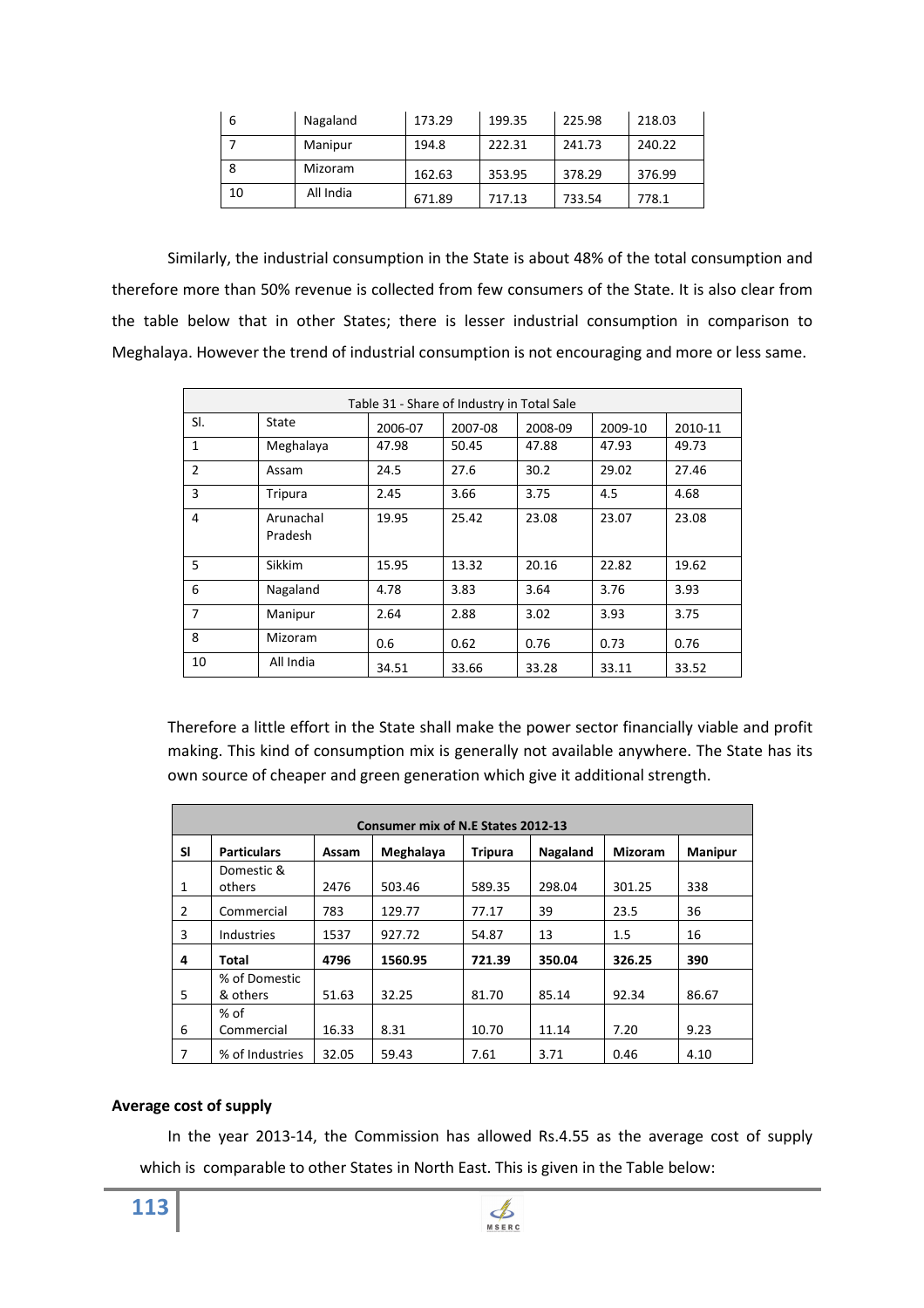| 6 | Nagaland | 173.29 | 199.35 | 225.98 | 218.03 |
|---|---|---|---|---|---|
| 7 | Manipur | 194.8 | 222.31 | 241.73 | 240.22 |
| 8 | Mizoram | 162.63 | 353.95 | 378.29 | 376.99 |
| 10 | All India | 671.89 | 717.13 | 733.54 | 778.1 |

Similarly, the industrial consumption in the State is about 48% of the total consumption and therefore more than 50% revenue is collected from few consumers of the State. It is also clear from the table below that in other States; there is lesser industrial consumption in comparison to Meghalaya. However the trend of industrial consumption is not encouraging and more or less same.

| Table 31 - Share of Industry in Total Sale | | | | | | |
|---|---|---|---|---|---|---|
| Sl. | State | 2006-07 | 2007-08 | 2008-09 | 2009-10 | 2010-11 |
| 1 | Meghalaya | 47.98 | 50.45 | 47.88 | 47.93 | 49.73 |
| 2 | Assam | 24.5 | 27.6 | 30.2 | 29.02 | 27.46 |
| 3 | Tripura | 2.45 | 3.66 | 3.75 | 4.5 | 4.68 |
| 4 | Arunachal Pradesh | 19.95 | 25.42 | 23.08 | 23.07 | 23.08 |
| 5 | Sikkim | 15.95 | 13.32 | 20.16 | 22.82 | 19.62 |
| 6 | Nagaland | 4.78 | 3.83 | 3.64 | 3.76 | 3.93 |
| 7 | Manipur | 2.64 | 2.88 | 3.02 | 3.93 | 3.75 |
| 8 | Mizoram | 0.6 | 0.62 | 0.76 | 0.73 | 0.76 |
| 10 | All India | 34.51 | 33.66 | 33.28 | 33.11 | 33.52 |

Therefore a little effort in the State shall make the power sector financially viable and profit making. This kind of consumption mix is generally not available anywhere. The State has its own source of cheaper and green generation which give it additional strength.

| Consumer mix of N.E States 2012-13 | | | | | | | |
|---|---|---|---|---|---|---|---|
| **Sl** | **Particulars** | **Assam** | **Meghalaya** | **Tripura** | **Nagaland** | **Mizoram** | **Manipur** |
| 1 | Domestic & others | 2476 | 503.46 | 589.35 | 298.04 | 301.25 | 338 |
| 2 | Commercial | 783 | 129.77 | 77.17 | 39 | 23.5 | 36 |
| 3 | Industries | 1537 | 927.72 | 54.87 | 13 | 1.5 | 16 |
| **4** | **Total** | **4796** | **1560.95** | **721.39** | **350.04** | **326.25** | **390** |
| 5 | % of Domestic & others | 51.63 | 32.25 | 81.70 | 85.14 | 92.34 | 86.67 |
| 6 | % of Commercial | 16.33 | 8.31 | 10.70 | 11.14 | 7.20 | 9.23 |
| 7 | % of Industries | 32.05 | 59.43 | 7.61 | 3.71 | 0.46 | 4.10 |

**Average cost of supply**

In the year 2013-14, the Commission has allowed Rs.4.55 as the average cost of supply which is comparable to other States in North East. This is given in the Table below: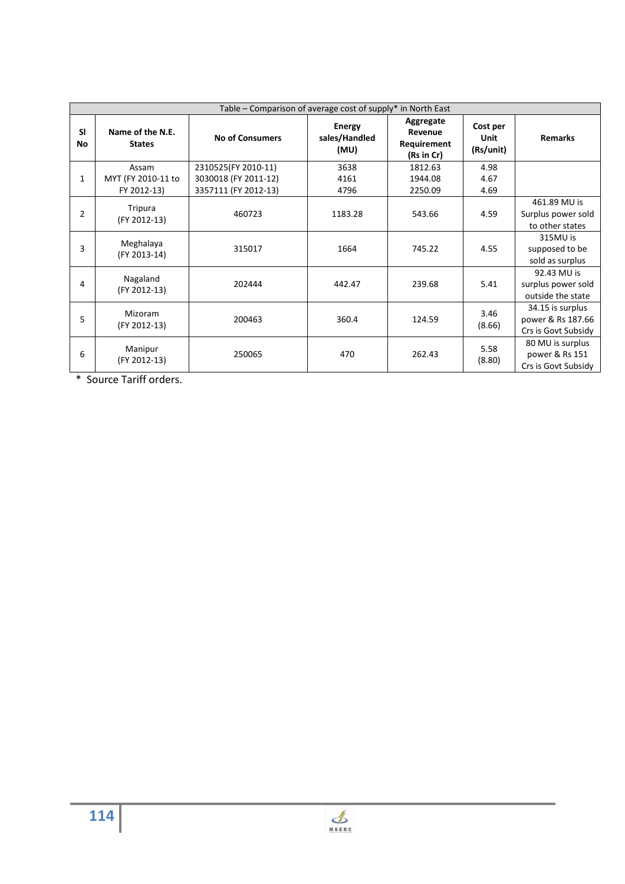Table – Comparison of average cost of supply* in North East

| Sl No | Name of the N.E. States | No of Consumers | Energy sales/Handled (MU) | Aggregate Revenue Requirement (Rs in Cr) | Cost per Unit (Rs/unit) | Remarks |
|---|---|---|---|---|---|---|
| 1 | Assam MYT (FY 2010-11 to FY 2012-13) | 2310525(FY 2010-11)<br>3030018 (FY 2011-12)<br>3357111 (FY 2012-13) | 3638<br>4161<br>4796 | 1812.63<br>1944.08<br>2250.09 | 4.98<br>4.67<br>4.69 | |
| 2 | Tripura (FY 2012-13) | 460723 | 1183.28 | 543.66 | 4.59 | 461.89 MU is Surplus power sold to other states |
| 3 | Meghalaya (FY 2013-14) | 315017 | 1664 | 745.22 | 4.55 | 315MU is supposed to be sold as surplus |
| 4 | Nagaland (FY 2012-13) | 202444 | 442.47 | 239.68 | 5.41 | 92.43 MU is surplus power sold outside the state |
| 5 | Mizoram (FY 2012-13) | 200463 | 360.4 | 124.59 | 3.46 (8.66) | 34.15 is surplus power & Rs 187.66 Crs is Govt Subsidy |
| 6 | Manipur (FY 2012-13) | 250065 | 470 | 262.43 | 5.58 (8.80) | 80 MU is surplus power & Rs 151 Crs is Govt Subsidy |

* Source Tariff orders.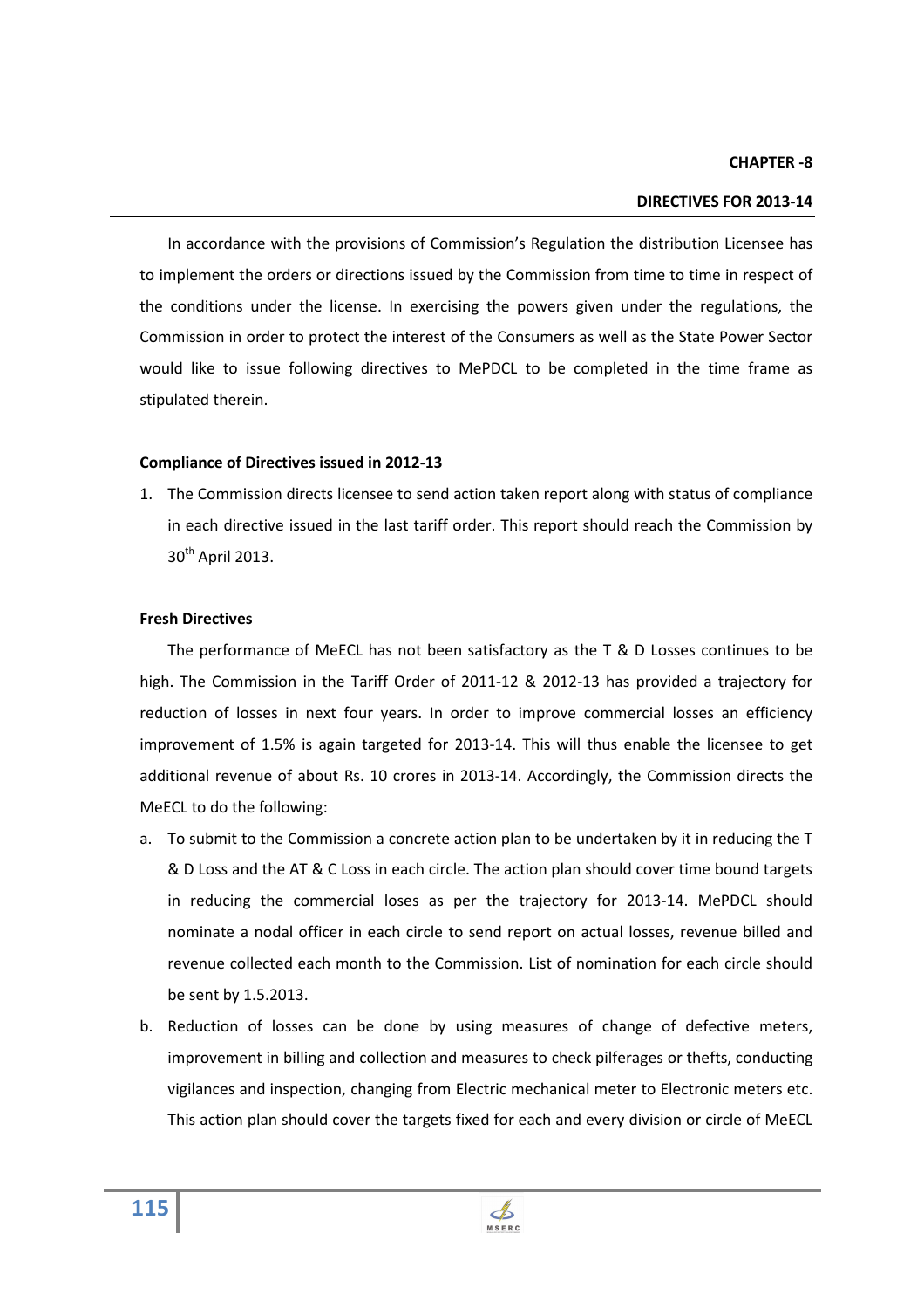# CHAPTER -8

## DIRECTIVES FOR 2013-14

In accordance with the provisions of Commission's Regulation the distribution Licensee has to implement the orders or directions issued by the Commission from time to time in respect of the conditions under the license. In exercising the powers given under the regulations, the Commission in order to protect the interest of the Consumers as well as the State Power Sector would like to issue following directives to MePDCL to be completed in the time frame as stipulated therein.

**Compliance of Directives issued in 2012-13**

1. The Commission directs licensee to send action taken report along with status of compliance in each directive issued in the last tariff order. This report should reach the Commission by 30th April 2013.

**Fresh Directives**

The performance of MeECL has not been satisfactory as the T & D Losses continues to be high. The Commission in the Tariff Order of 2011-12 & 2012-13 has provided a trajectory for reduction of losses in next four years. In order to improve commercial losses an efficiency improvement of 1.5% is again targeted for 2013-14. This will thus enable the licensee to get additional revenue of about Rs. 10 crores in 2013-14. Accordingly, the Commission directs the MeECL to do the following:

a. To submit to the Commission a concrete action plan to be undertaken by it in reducing the T & D Loss and the AT & C Loss in each circle. The action plan should cover time bound targets in reducing the commercial loses as per the trajectory for 2013-14. MePDCL should nominate a nodal officer in each circle to send report on actual losses, revenue billed and revenue collected each month to the Commission. List of nomination for each circle should be sent by 1.5.2013.

b. Reduction of losses can be done by using measures of change of defective meters, improvement in billing and collection and measures to check pilferages or thefts, conducting vigilances and inspection, changing from Electric mechanical meter to Electronic meters etc. This action plan should cover the targets fixed for each and every division or circle of MeECL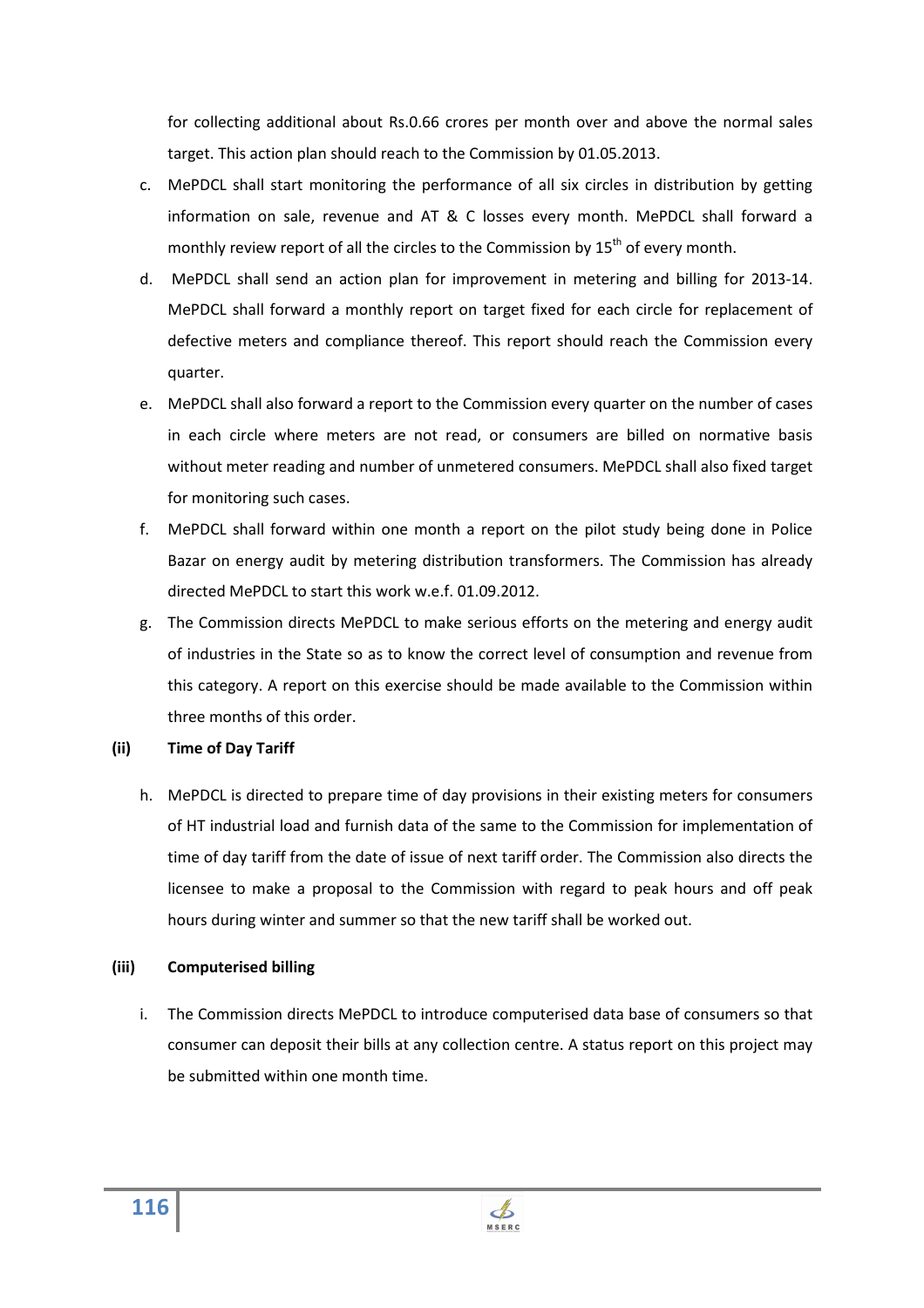for collecting additional about Rs.0.66 crores per month over and above the normal sales target. This action plan should reach to the Commission by 01.05.2013.

c. MePDCL shall start monitoring the performance of all six circles in distribution by getting information on sale, revenue and AT & C losses every month. MePDCL shall forward a monthly review report of all the circles to the Commission by 15th of every month.

d. MePDCL shall send an action plan for improvement in metering and billing for 2013-14. MePDCL shall forward a monthly report on target fixed for each circle for replacement of defective meters and compliance thereof. This report should reach the Commission every quarter.

e. MePDCL shall also forward a report to the Commission every quarter on the number of cases in each circle where meters are not read, or consumers are billed on normative basis without meter reading and number of unmetered consumers. MePDCL shall also fixed target for monitoring such cases.

f. MePDCL shall forward within one month a report on the pilot study being done in Police Bazar on energy audit by metering distribution transformers. The Commission has already directed MePDCL to start this work w.e.f. 01.09.2012.

g. The Commission directs MePDCL to make serious efforts on the metering and energy audit of industries in the State so as to know the correct level of consumption and revenue from this category. A report on this exercise should be made available to the Commission within three months of this order.

**(ii) Time of Day Tariff**

h. MePDCL is directed to prepare time of day provisions in their existing meters for consumers of HT industrial load and furnish data of the same to the Commission for implementation of time of day tariff from the date of issue of next tariff order. The Commission also directs the licensee to make a proposal to the Commission with regard to peak hours and off peak hours during winter and summer so that the new tariff shall be worked out.

**(iii) Computerised billing**

i. The Commission directs MePDCL to introduce computerised data base of consumers so that consumer can deposit their bills at any collection centre. A status report on this project may be submitted within one month time.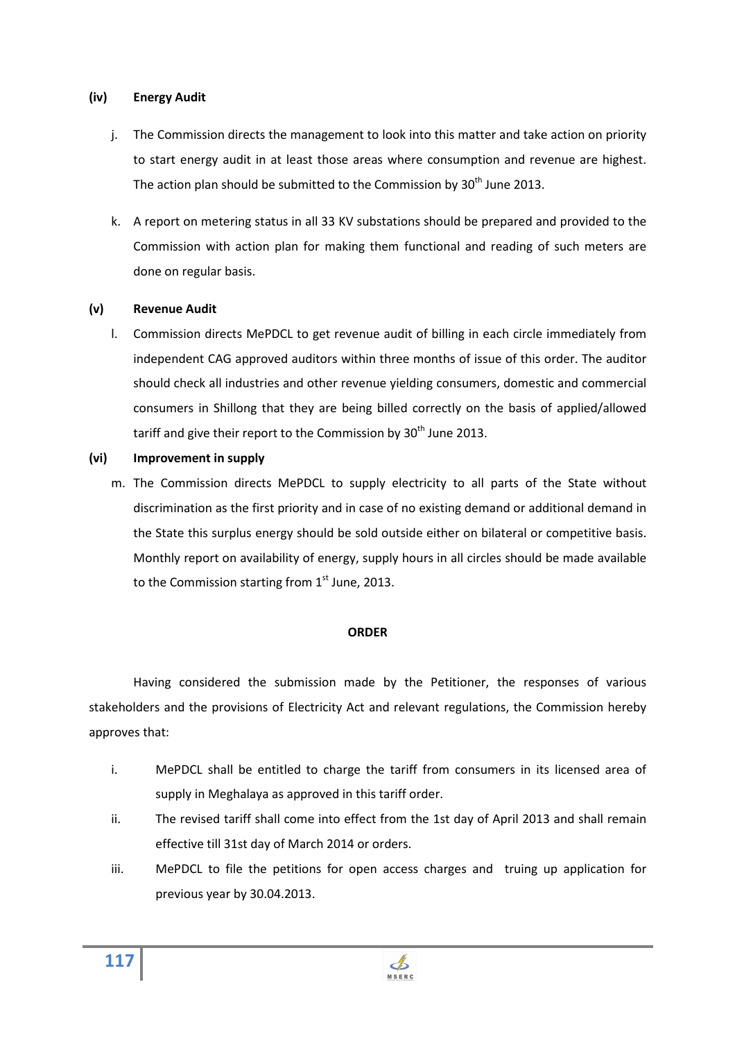**(iv) Energy Audit**

j. The Commission directs the management to look into this matter and take action on priority to start energy audit in at least those areas where consumption and revenue are highest. The action plan should be submitted to the Commission by 30th June 2013.

k. A report on metering status in all 33 KV substations should be prepared and provided to the Commission with action plan for making them functional and reading of such meters are done on regular basis.

**(v) Revenue Audit**

l. Commission directs MePDCL to get revenue audit of billing in each circle immediately from independent CAG approved auditors within three months of issue of this order. The auditor should check all industries and other revenue yielding consumers, domestic and commercial consumers in Shillong that they are being billed correctly on the basis of applied/allowed tariff and give their report to the Commission by 30th June 2013.

**(vi) Improvement in supply**

m. The Commission directs MePDCL to supply electricity to all parts of the State without discrimination as the first priority and in case of no existing demand or additional demand in the State this surplus energy should be sold outside either on bilateral or competitive basis. Monthly report on availability of energy, supply hours in all circles should be made available to the Commission starting from 1st June, 2013.

**ORDER**

Having considered the submission made by the Petitioner, the responses of various stakeholders and the provisions of Electricity Act and relevant regulations, the Commission hereby approves that:

i. MePDCL shall be entitled to charge the tariff from consumers in its licensed area of supply in Meghalaya as approved in this tariff order.

ii. The revised tariff shall come into effect from the 1st day of April 2013 and shall remain effective till 31st day of March 2014 or orders.

iii. MePDCL to file the petitions for open access charges and truing up application for previous year by 30.04.2013.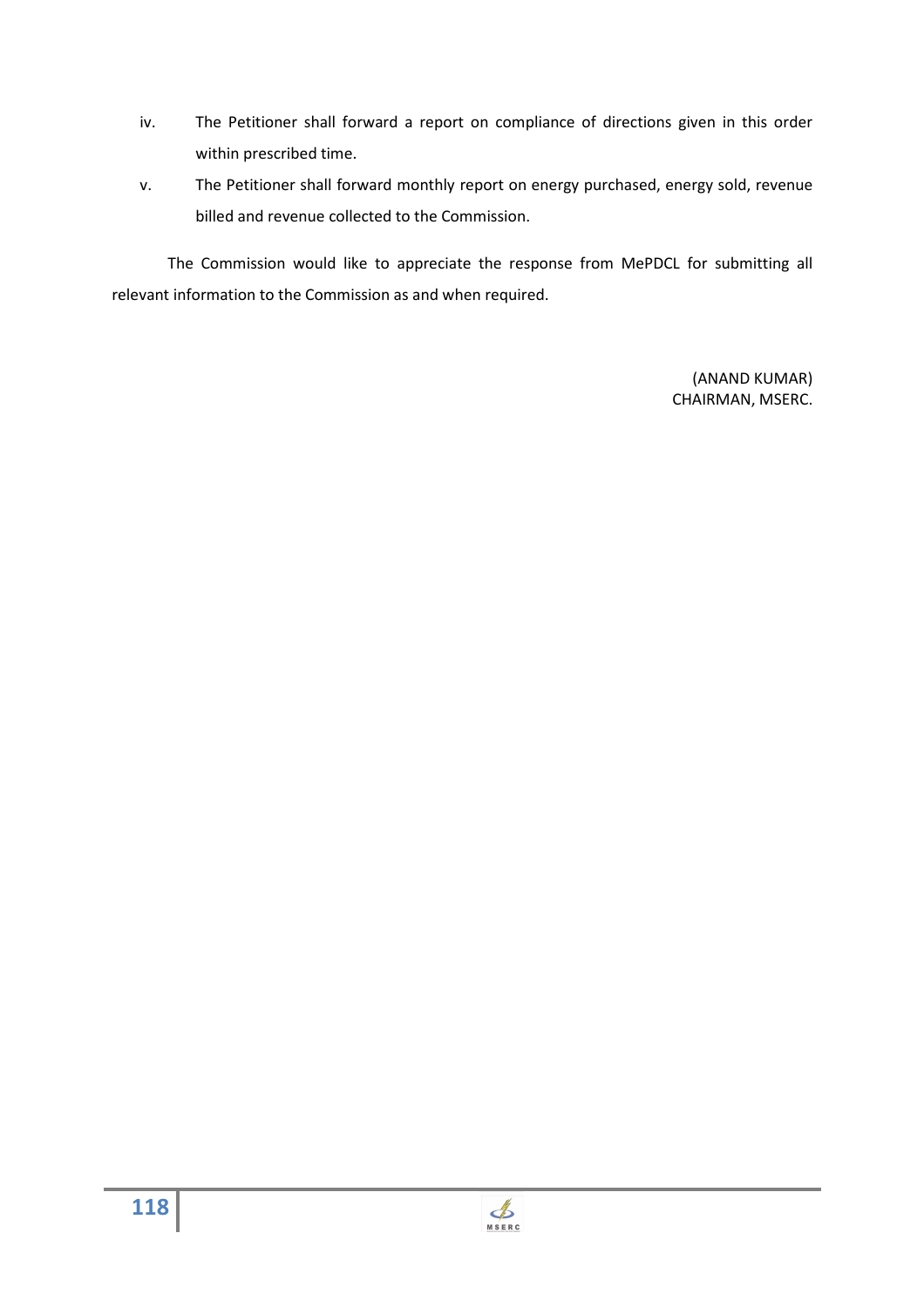iv. The Petitioner shall forward a report on compliance of directions given in this order within prescribed time.

v. The Petitioner shall forward monthly report on energy purchased, energy sold, revenue billed and revenue collected to the Commission.

The Commission would like to appreciate the response from MePDCL for submitting all relevant information to the Commission as and when required.

(ANAND KUMAR)
CHAIRMAN, MSERC.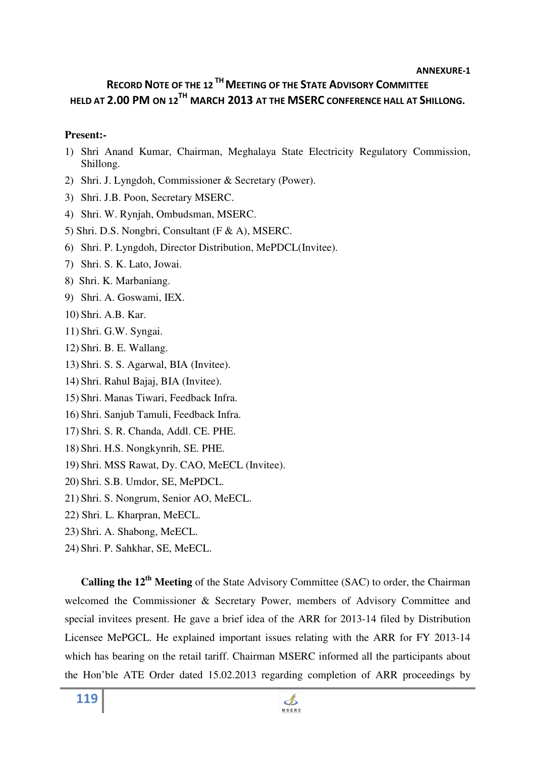ANNEXURE-1

## RECORD NOTE OF THE 12TH MEETING OF THE STATE ADVISORY COMMITTEE HELD AT 2.00 PM ON 12TH MARCH 2013 AT THE MSERC CONFERENCE HALL AT SHILLONG.

**Present:-**

1) Shri Anand Kumar, Chairman, Meghalaya State Electricity Regulatory Commission, Shillong.
2) Shri. J. Lyngdoh, Commissioner & Secretary (Power).
3) Shri. J.B. Poon, Secretary MSERC.
4) Shri. W. Rynjah, Ombudsman, MSERC.
5) Shri. D.S. Nongbri, Consultant (F & A), MSERC.
6) Shri. P. Lyngdoh, Director Distribution, MePDCL(Invitee).
7) Shri. S. K. Lato, Jowai.
8) Shri. K. Marbaniang.
9) Shri. A. Goswami, IEX.
10) Shri. A.B. Kar.
11) Shri. G.W. Syngai.
12) Shri. B. E. Wallang.
13) Shri. S. S. Agarwal, BIA (Invitee).
14) Shri. Rahul Bajaj, BIA (Invitee).
15) Shri. Manas Tiwari, Feedback Infra.
16) Shri. Sanjub Tamuli, Feedback Infra.
17) Shri. S. R. Chanda, Addl. CE. PHE.
18) Shri. H.S. Nongkynrih, SE. PHE.
19) Shri. MSS Rawat, Dy. CAO, MeECL (Invitee).
20) Shri. S.B. Umdor, SE, MePDCL.
21) Shri. S. Nongrum, Senior AO, MeECL.
22) Shri. L. Kharpran, MeECL.
23) Shri. A. Shabong, MeECL.
24) Shri. P. Sahkhar, SE, MeECL.

**Calling the 12th Meeting** of the State Advisory Committee (SAC) to order, the Chairman welcomed the Commissioner & Secretary Power, members of Advisory Committee and special invitees present. He gave a brief idea of the ARR for 2013-14 filed by Distribution Licensee MePGCL. He explained important issues relating with the ARR for FY 2013-14 which has bearing on the retail tariff. Chairman MSERC informed all the participants about the Hon'ble ATE Order dated 15.02.2013 regarding completion of ARR proceedings by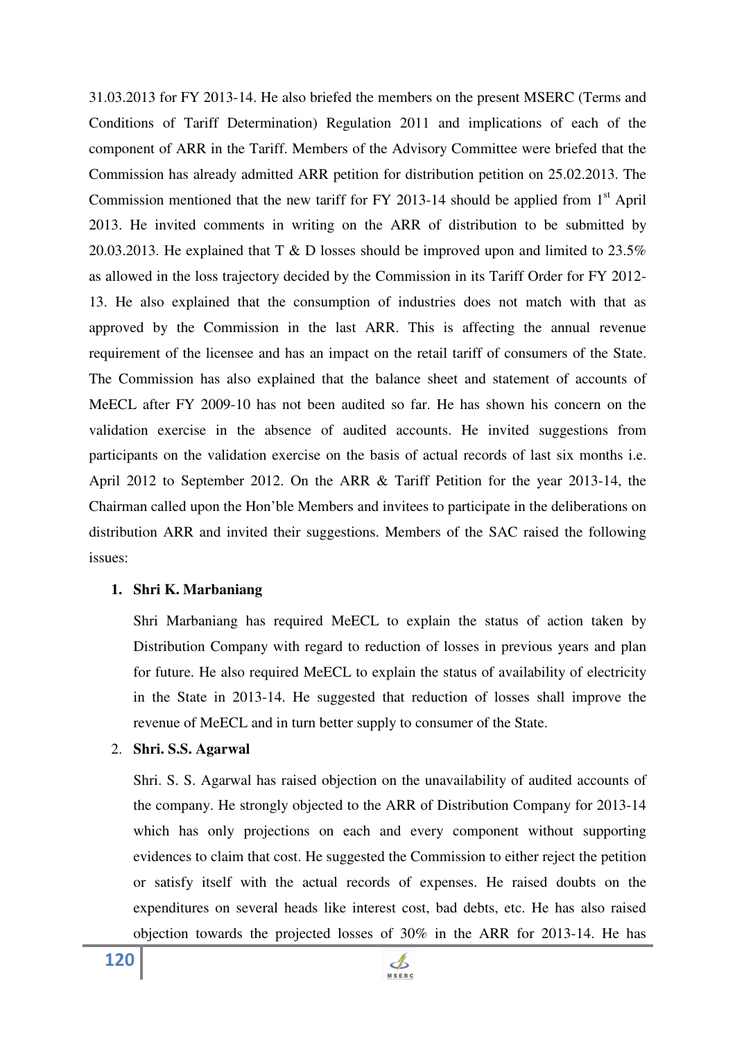31.03.2013 for FY 2013-14. He also briefed the members on the present MSERC (Terms and Conditions of Tariff Determination) Regulation 2011 and implications of each of the component of ARR in the Tariff. Members of the Advisory Committee were briefed that the Commission has already admitted ARR petition for distribution petition on 25.02.2013. The Commission mentioned that the new tariff for FY 2013-14 should be applied from 1st April 2013. He invited comments in writing on the ARR of distribution to be submitted by 20.03.2013. He explained that T & D losses should be improved upon and limited to 23.5% as allowed in the loss trajectory decided by the Commission in its Tariff Order for FY 2012-13. He also explained that the consumption of industries does not match with that as approved by the Commission in the last ARR. This is affecting the annual revenue requirement of the licensee and has an impact on the retail tariff of consumers of the State. The Commission has also explained that the balance sheet and statement of accounts of MeECL after FY 2009-10 has not been audited so far. He has shown his concern on the validation exercise in the absence of audited accounts. He invited suggestions from participants on the validation exercise on the basis of actual records of last six months i.e. April 2012 to September 2012. On the ARR & Tariff Petition for the year 2013-14, the Chairman called upon the Hon'ble Members and invitees to participate in the deliberations on distribution ARR and invited their suggestions. Members of the SAC raised the following issues:

1. **Shri K. Marbaniang**

   Shri Marbaniang has required MeECL to explain the status of action taken by Distribution Company with regard to reduction of losses in previous years and plan for future. He also required MeECL to explain the status of availability of electricity in the State in 2013-14. He suggested that reduction of losses shall improve the revenue of MeECL and in turn better supply to consumer of the State.

2. **Shri. S.S. Agarwal**

   Shri. S. S. Agarwal has raised objection on the unavailability of audited accounts of the company. He strongly objected to the ARR of Distribution Company for 2013-14 which has only projections on each and every component without supporting evidences to claim that cost. He suggested the Commission to either reject the petition or satisfy itself with the actual records of expenses. He raised doubts on the expenditures on several heads like interest cost, bad debts, etc. He has also raised objection towards the projected losses of 30% in the ARR for 2013-14. He has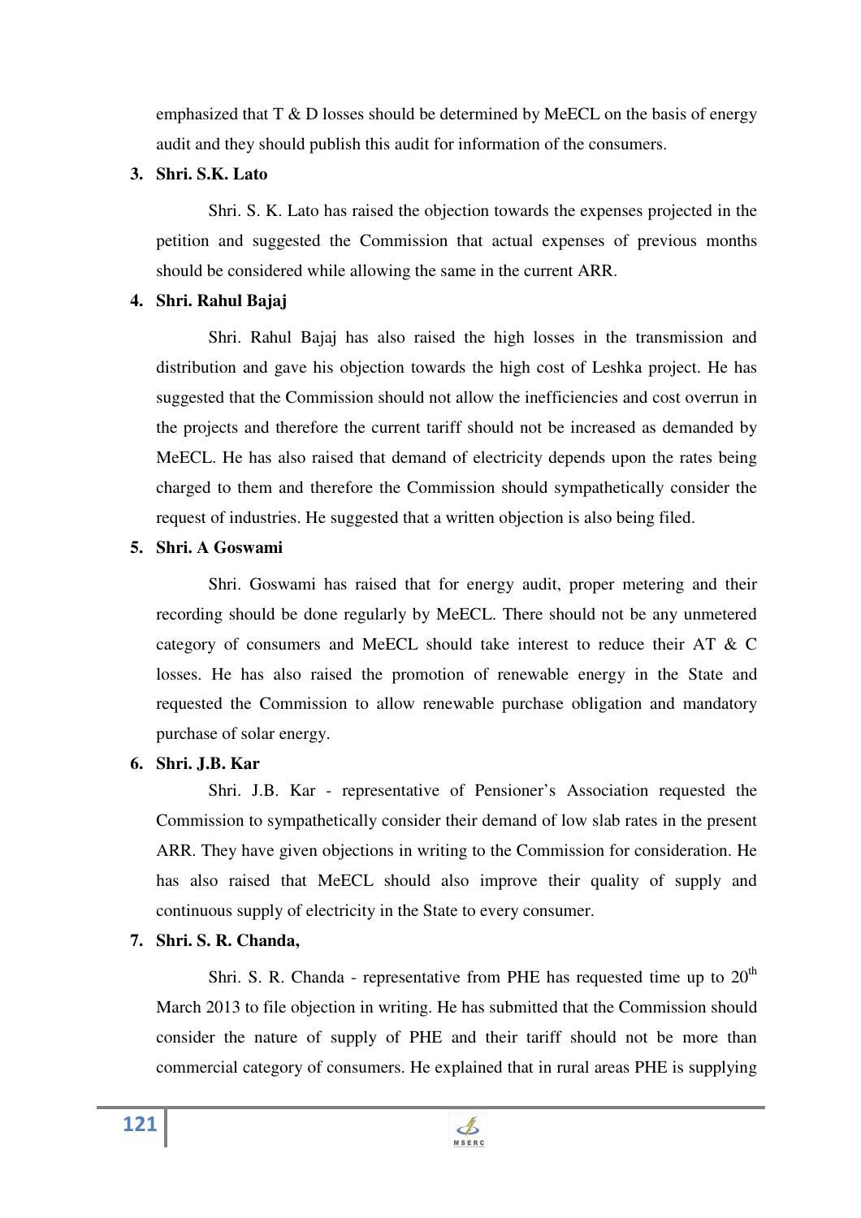emphasized that T & D losses should be determined by MeECL on the basis of energy audit and they should publish this audit for information of the consumers.

3. **Shri. S.K. Lato**

   Shri. S. K. Lato has raised the objection towards the expenses projected in the petition and suggested the Commission that actual expenses of previous months should be considered while allowing the same in the current ARR.

4. **Shri. Rahul Bajaj**

   Shri. Rahul Bajaj has also raised the high losses in the transmission and distribution and gave his objection towards the high cost of Leshka project. He has suggested that the Commission should not allow the inefficiencies and cost overrun in the projects and therefore the current tariff should not be increased as demanded by MeECL. He has also raised that demand of electricity depends upon the rates being charged to them and therefore the Commission should sympathetically consider the request of industries. He suggested that a written objection is also being filed.

5. **Shri. A Goswami**

   Shri. Goswami has raised that for energy audit, proper metering and their recording should be done regularly by MeECL. There should not be any unmetered category of consumers and MeECL should take interest to reduce their AT & C losses. He has also raised the promotion of renewable energy in the State and requested the Commission to allow renewable purchase obligation and mandatory purchase of solar energy.

6. **Shri. J.B. Kar**

   Shri. J.B. Kar - representative of Pensioner's Association requested the Commission to sympathetically consider their demand of low slab rates in the present ARR. They have given objections in writing to the Commission for consideration. He has also raised that MeECL should also improve their quality of supply and continuous supply of electricity in the State to every consumer.

7. **Shri. S. R. Chanda,**

   Shri. S. R. Chanda - representative from PHE has requested time up to 20th March 2013 to file objection in writing. He has submitted that the Commission should consider the nature of supply of PHE and their tariff should not be more than commercial category of consumers. He explained that in rural areas PHE is supplying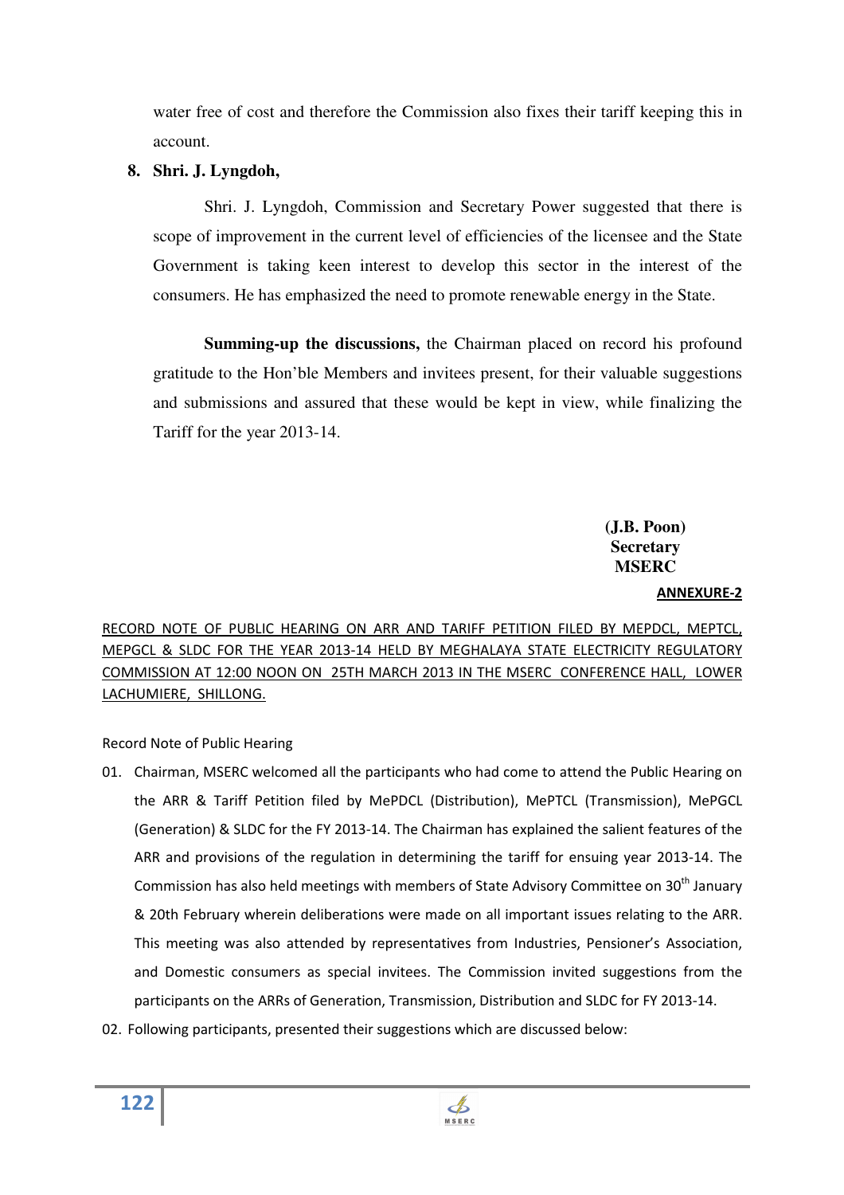water free of cost and therefore the Commission also fixes their tariff keeping this in account.

**8. Shri. J. Lyngdoh,**

Shri. J. Lyngdoh, Commission and Secretary Power suggested that there is scope of improvement in the current level of efficiencies of the licensee and the State Government is taking keen interest to develop this sector in the interest of the consumers. He has emphasized the need to promote renewable energy in the State.

**Summing-up the discussions,** the Chairman placed on record his profound gratitude to the Hon'ble Members and invitees present, for their valuable suggestions and submissions and assured that these would be kept in view, while finalizing the Tariff for the year 2013-14.

**(J.B. Poon)**
**Secretary**
**MSERC**

**ANNEXURE-2**

RECORD NOTE OF PUBLIC HEARING ON ARR AND TARIFF PETITION FILED BY MEPDCL, MEPTCL, MEPGCL & SLDC FOR THE YEAR 2013-14 HELD BY MEGHALAYA STATE ELECTRICITY REGULATORY COMMISSION AT 12:00 NOON ON 25TH MARCH 2013 IN THE MSERC CONFERENCE HALL, LOWER LACHUMIERE, SHILLONG.

Record Note of Public Hearing

01. Chairman, MSERC welcomed all the participants who had come to attend the Public Hearing on the ARR & Tariff Petition filed by MePDCL (Distribution), MePTCL (Transmission), MePGCL (Generation) & SLDC for the FY 2013-14. The Chairman has explained the salient features of the ARR and provisions of the regulation in determining the tariff for ensuing year 2013-14. The Commission has also held meetings with members of State Advisory Committee on 30th January & 20th February wherein deliberations were made on all important issues relating to the ARR. This meeting was also attended by representatives from Industries, Pensioner's Association, and Domestic consumers as special invitees. The Commission invited suggestions from the participants on the ARRs of Generation, Transmission, Distribution and SLDC for FY 2013-14.

02. Following participants, presented their suggestions which are discussed below: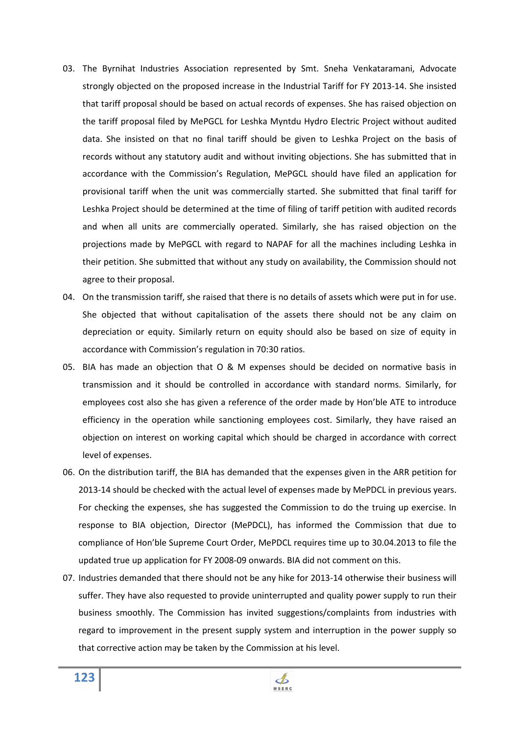03. The Byrnihat Industries Association represented by Smt. Sneha Venkataramani, Advocate strongly objected on the proposed increase in the Industrial Tariff for FY 2013-14. She insisted that tariff proposal should be based on actual records of expenses. She has raised objection on the tariff proposal filed by MePGCL for Leshka Myntdu Hydro Electric Project without audited data. She insisted on that no final tariff should be given to Leshka Project on the basis of records without any statutory audit and without inviting objections. She has submitted that in accordance with the Commission's Regulation, MePGCL should have filed an application for provisional tariff when the unit was commercially started. She submitted that final tariff for Leshka Project should be determined at the time of filing of tariff petition with audited records and when all units are commercially operated. Similarly, she has raised objection on the projections made by MePGCL with regard to NAPAF for all the machines including Leshka in their petition. She submitted that without any study on availability, the Commission should not agree to their proposal.

04. On the transmission tariff, she raised that there is no details of assets which were put in for use. She objected that without capitalisation of the assets there should not be any claim on depreciation or equity. Similarly return on equity should also be based on size of equity in accordance with Commission's regulation in 70:30 ratios.

05. BIA has made an objection that O & M expenses should be decided on normative basis in transmission and it should be controlled in accordance with standard norms. Similarly, for employees cost also she has given a reference of the order made by Hon'ble ATE to introduce efficiency in the operation while sanctioning employees cost. Similarly, they have raised an objection on interest on working capital which should be charged in accordance with correct level of expenses.

06. On the distribution tariff, the BIA has demanded that the expenses given in the ARR petition for 2013-14 should be checked with the actual level of expenses made by MePDCL in previous years. For checking the expenses, she has suggested the Commission to do the truing up exercise. In response to BIA objection, Director (MePDCL), has informed the Commission that due to compliance of Hon'ble Supreme Court Order, MePDCL requires time up to 30.04.2013 to file the updated true up application for FY 2008-09 onwards. BIA did not comment on this.

07. Industries demanded that there should not be any hike for 2013-14 otherwise their business will suffer. They have also requested to provide uninterrupted and quality power supply to run their business smoothly. The Commission has invited suggestions/complaints from industries with regard to improvement in the present supply system and interruption in the power supply so that corrective action may be taken by the Commission at his level.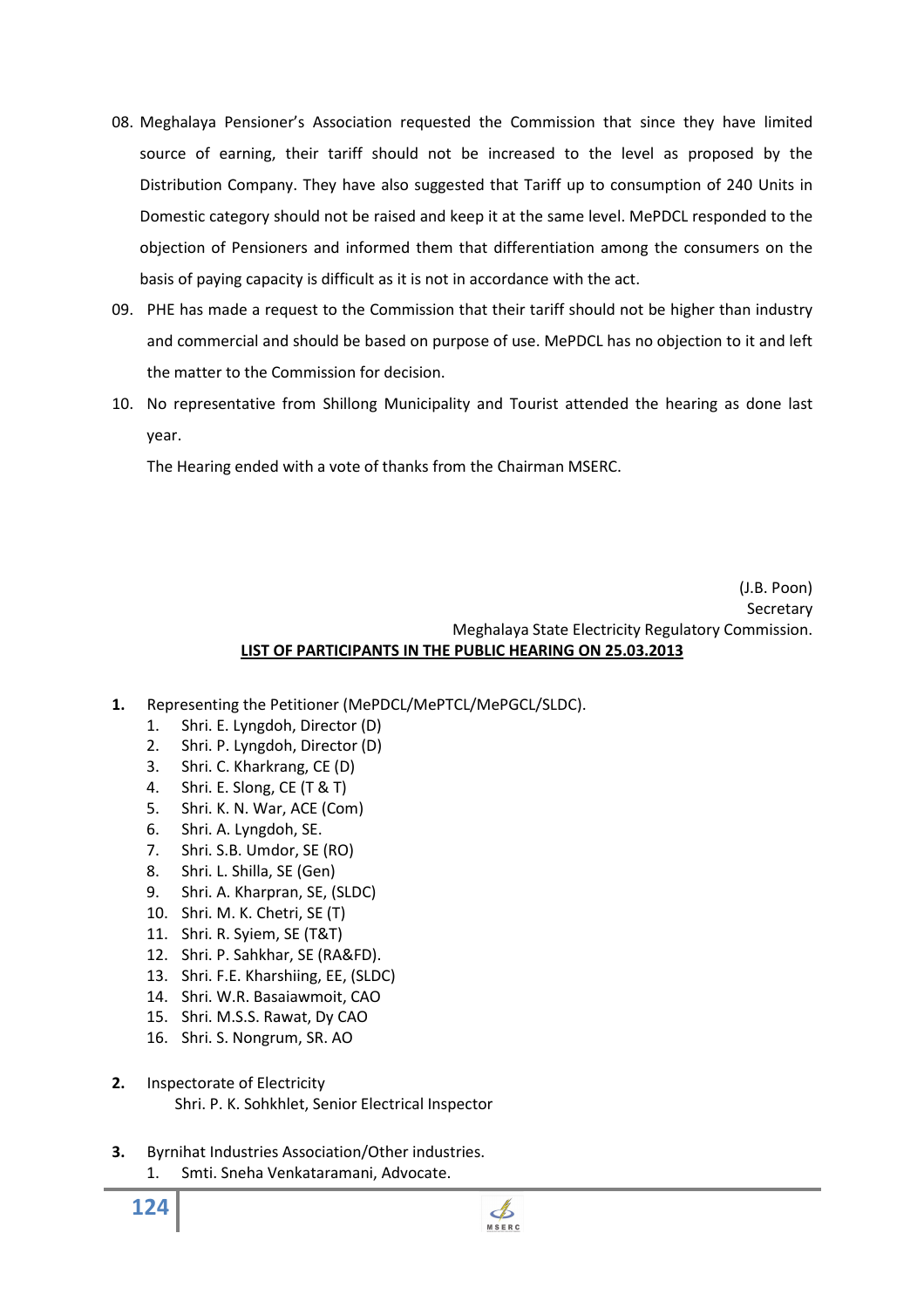08. Meghalaya Pensioner's Association requested the Commission that since they have limited source of earning, their tariff should not be increased to the level as proposed by the Distribution Company. They have also suggested that Tariff up to consumption of 240 Units in Domestic category should not be raised and keep it at the same level. MePDCL responded to the objection of Pensioners and informed them that differentiation among the consumers on the basis of paying capacity is difficult as it is not in accordance with the act.

09. PHE has made a request to the Commission that their tariff should not be higher than industry and commercial and should be based on purpose of use. MePDCL has no objection to it and left the matter to the Commission for decision.

10. No representative from Shillong Municipality and Tourist attended the hearing as done last year.

The Hearing ended with a vote of thanks from the Chairman MSERC.

(J.B. Poon)
Secretary
Meghalaya State Electricity Regulatory Commission.

**LIST OF PARTICIPANTS IN THE PUBLIC HEARING ON 25.03.2013**

**1.** Representing the Petitioner (MePDCL/MePTCL/MePGCL/SLDC).

1. Shri. E. Lyngdoh, Director (D)
2. Shri. P. Lyngdoh, Director (D)
3. Shri. C. Kharkrang, CE (D)
4. Shri. E. Slong, CE (T & T)
5. Shri. K. N. War, ACE (Com)
6. Shri. A. Lyngdoh, SE.
7. Shri. S.B. Umdor, SE (RO)
8. Shri. L. Shilla, SE (Gen)
9. Shri. A. Kharpran, SE, (SLDC)
10. Shri. M. K. Chetri, SE (T)
11. Shri. R. Syiem, SE (T&T)
12. Shri. P. Sahkhar, SE (RA&FD).
13. Shri. F.E. Kharshiing, EE, (SLDC)
14. Shri. W.R. Basaiawmoit, CAO
15. Shri. M.S.S. Rawat, Dy CAO
16. Shri. S. Nongrum, SR. AO

**2.** Inspectorate of Electricity

Shri. P. K. Sohkhlet, Senior Electrical Inspector

**3.** Byrnihat Industries Association/Other industries.

1. Smti. Sneha Venkataramani, Advocate.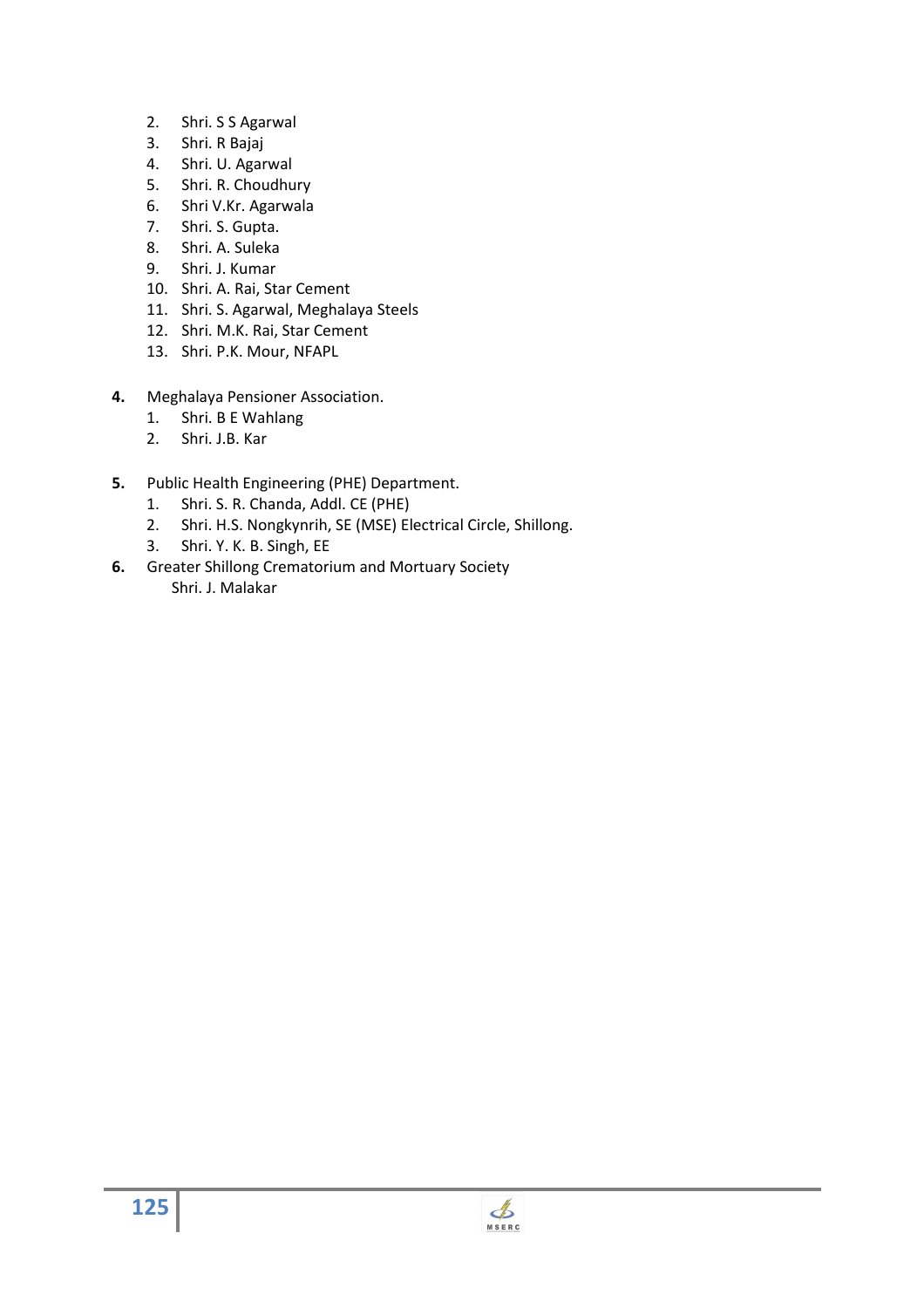2. Shri. S S Agarwal
3. Shri. R Bajaj
4. Shri. U. Agarwal
5. Shri. R. Choudhury
6. Shri V.Kr. Agarwala
7. Shri. S. Gupta.
8. Shri. A. Suleka
9. Shri. J. Kumar
10. Shri. A. Rai, Star Cement
11. Shri. S. Agarwal, Meghalaya Steels
12. Shri. M.K. Rai, Star Cement
13. Shri. P.K. Mour, NFAPL

**4.** Meghalaya Pensioner Association.

1. Shri. B E Wahlang
2. Shri. J.B. Kar

**5.** Public Health Engineering (PHE) Department.

1. Shri. S. R. Chanda, Addl. CE (PHE)
2. Shri. H.S. Nongkynrih, SE (MSE) Electrical Circle, Shillong.
3. Shri. Y. K. B. Singh, EE

**6.** Greater Shillong Crematorium and Mortuary Society

Shri. J. Malakar